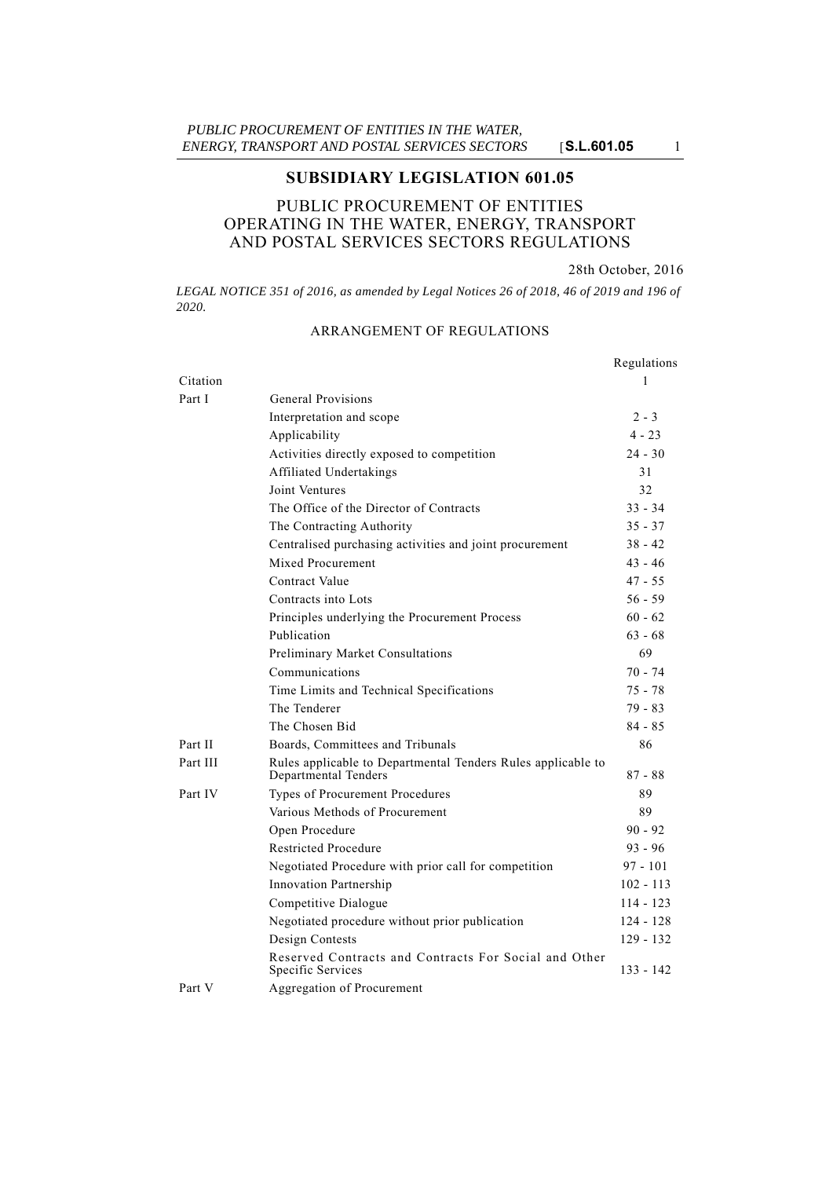# SUBSIDIARY LEGISLATION 601.05

## PUBLIC PROCUREMENT OF ENTITIES OPERATING IN THE WATER, ENERGY, TRANSPORT AND POSTAL SERVICES SECTORS REGULATIONS

28th October, 2016

*LEGAL NOTICE 351 of 2016, as amended by Legal Notices 26 of 2018, 46 of 2019 and 196 of 2020.*

### ARRANGEMENT OF REGULATIONS

| | | Regulations |
|---|---|---|
| Citation | | 1 |
| Part I | General Provisions | |
| | Interpretation and scope | 2 - 3 |
| | Applicability | 4 - 23 |
| | Activities directly exposed to competition | 24 - 30 |
| | Affiliated Undertakings | 31 |
| | Joint Ventures | 32 |
| | The Office of the Director of Contracts | 33 - 34 |
| | The Contracting Authority | 35 - 37 |
| | Centralised purchasing activities and joint procurement | 38 - 42 |
| | Mixed Procurement | 43 - 46 |
| | Contract Value | 47 - 55 |
| | Contracts into Lots | 56 - 59 |
| | Principles underlying the Procurement Process | 60 - 62 |
| | Publication | 63 - 68 |
| | Preliminary Market Consultations | 69 |
| | Communications | 70 - 74 |
| | Time Limits and Technical Specifications | 75 - 78 |
| | The Tenderer | 79 - 83 |
| | The Chosen Bid | 84 - 85 |
| Part II | Boards, Committees and Tribunals | 86 |
| Part III | Rules applicable to Departmental Tenders Rules applicable to Departmental Tenders | 87 - 88 |
| Part IV | Types of Procurement Procedures | 89 |
| | Various Methods of Procurement | 89 |
| | Open Procedure | 90 - 92 |
| | Restricted Procedure | 93 - 96 |
| | Negotiated Procedure with prior call for competition | 97 - 101 |
| | Innovation Partnership | 102 - 113 |
| | Competitive Dialogue | 114 - 123 |
| | Negotiated procedure without prior publication | 124 - 128 |
| | Design Contests | 129 - 132 |
| | Reserved Contracts and Contracts For Social and Other Specific Services | 133 - 142 |
| Part V | Aggregation of Procurement | |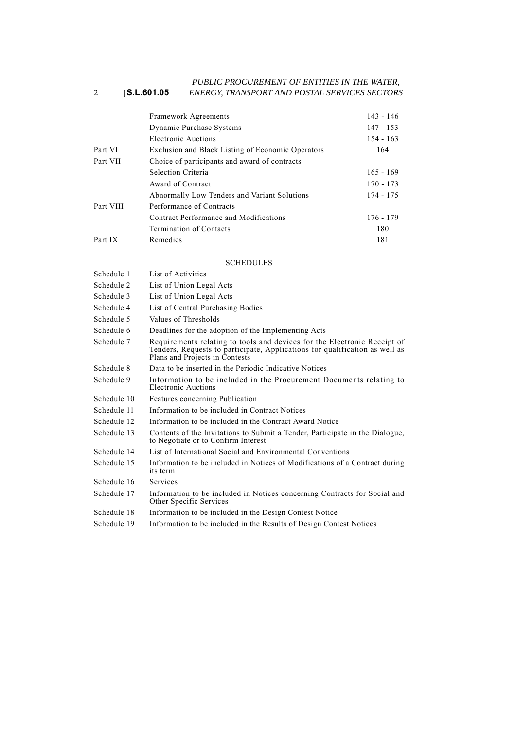| | | |
|---|---|---|
| | Framework Agreements | 143 - 146 |
| | Dynamic Purchase Systems | 147 - 153 |
| | Electronic Auctions | 154 - 163 |
| Part VI | Exclusion and Black Listing of Economic Operators | 164 |
| Part VII | Choice of participants and award of contracts | |
| | Selection Criteria | 165 - 169 |
| | Award of Contract | 170 - 173 |
| | Abnormally Low Tenders and Variant Solutions | 174 - 175 |
| Part VIII | Performance of Contracts | |
| | Contract Performance and Modifications | 176 - 179 |
| | Termination of Contacts | 180 |
| Part IX | Remedies | 181 |

SCHEDULES

| | |
|---|---|
| Schedule 1 | List of Activities |
| Schedule 2 | List of Union Legal Acts |
| Schedule 3 | List of Union Legal Acts |
| Schedule 4 | List of Central Purchasing Bodies |
| Schedule 5 | Values of Thresholds |
| Schedule 6 | Deadlines for the adoption of the Implementing Acts |
| Schedule 7 | Requirements relating to tools and devices for the Electronic Receipt of Tenders, Requests to participate, Applications for qualification as well as Plans and Projects in Contests |
| Schedule 8 | Data to be inserted in the Periodic Indicative Notices |
| Schedule 9 | Information to be included in the Procurement Documents relating to Electronic Auctions |
| Schedule 10 | Features concerning Publication |
| Schedule 11 | Information to be included in Contract Notices |
| Schedule 12 | Information to be included in the Contract Award Notice |
| Schedule 13 | Contents of the Invitations to Submit a Tender, Participate in the Dialogue, to Negotiate or to Confirm Interest |
| Schedule 14 | List of International Social and Environmental Conventions |
| Schedule 15 | Information to be included in Notices of Modifications of a Contract during its term |
| Schedule 16 | Services |
| Schedule 17 | Information to be included in Notices concerning Contracts for Social and Other Specific Services |
| Schedule 18 | Information to be included in the Design Contest Notice |
| Schedule 19 | Information to be included in the Results of Design Contest Notices |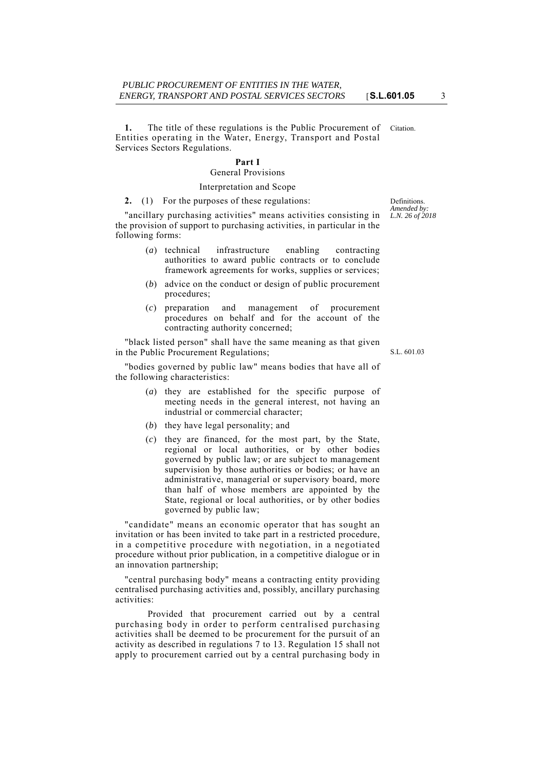**1.** The title of these regulations is the Public Procurement of Entities operating in the Water, Energy, Transport and Postal Services Sectors Regulations.

Citation.

## Part I

### General Provisions

#### Interpretation and Scope

**2.** (1) For the purposes of these regulations:

Definitions. *Amended by: L.N. 26 of 2018*

"ancillary purchasing activities" means activities consisting in the provision of support to purchasing activities, in particular in the following forms:

(*a*) technical infrastructure enabling contracting authorities to award public contracts or to conclude framework agreements for works, supplies or services;

(*b*) advice on the conduct or design of public procurement procedures;

(*c*) preparation and management of procurement procedures on behalf and for the account of the contracting authority concerned;

"black listed person" shall have the same meaning as that given in the Public Procurement Regulations;

S.L. 601.03

"bodies governed by public law" means bodies that have all of the following characteristics:

(*a*) they are established for the specific purpose of meeting needs in the general interest, not having an industrial or commercial character;

(*b*) they have legal personality; and

(*c*) they are financed, for the most part, by the State, regional or local authorities, or by other bodies governed by public law; or are subject to management supervision by those authorities or bodies; or have an administrative, managerial or supervisory board, more than half of whose members are appointed by the State, regional or local authorities, or by other bodies governed by public law;

"candidate" means an economic operator that has sought an invitation or has been invited to take part in a restricted procedure, in a competitive procedure with negotiation, in a negotiated procedure without prior publication, in a competitive dialogue or in an innovation partnership;

"central purchasing body" means a contracting entity providing centralised purchasing activities and, possibly, ancillary purchasing activities:

Provided that procurement carried out by a central purchasing body in order to perform centralised purchasing activities shall be deemed to be procurement for the pursuit of an activity as described in regulations 7 to 13. Regulation 15 shall not apply to procurement carried out by a central purchasing body in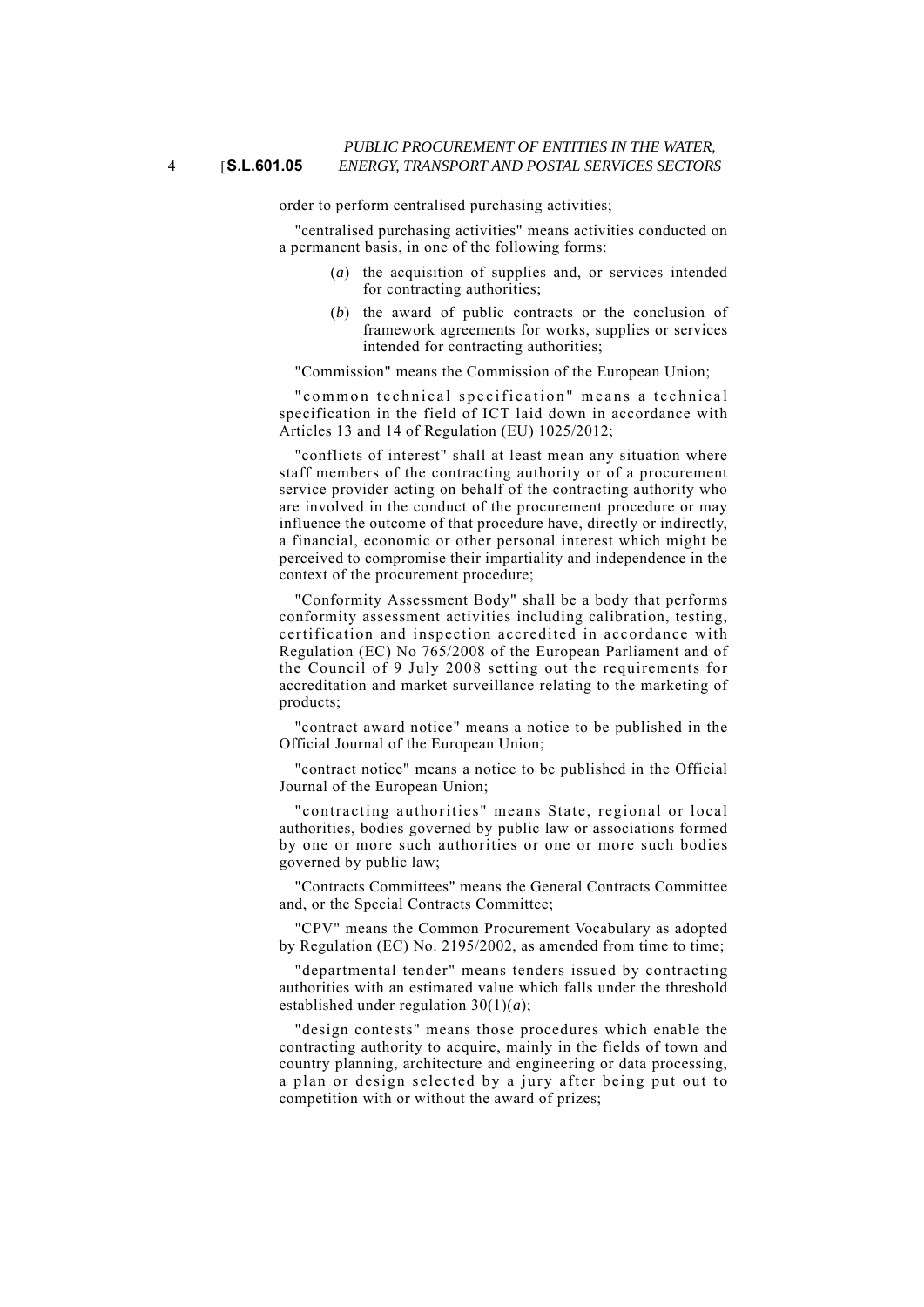order to perform centralised purchasing activities;

"centralised purchasing activities" means activities conducted on a permanent basis, in one of the following forms:

(*a*) the acquisition of supplies and, or services intended for contracting authorities;

(*b*) the award of public contracts or the conclusion of framework agreements for works, supplies or services intended for contracting authorities;

"Commission" means the Commission of the European Union;

"common technical specification" means a technical specification in the field of ICT laid down in accordance with Articles 13 and 14 of Regulation (EU) 1025/2012;

"conflicts of interest" shall at least mean any situation where staff members of the contracting authority or of a procurement service provider acting on behalf of the contracting authority who are involved in the conduct of the procurement procedure or may influence the outcome of that procedure have, directly or indirectly, a financial, economic or other personal interest which might be perceived to compromise their impartiality and independence in the context of the procurement procedure;

"Conformity Assessment Body" shall be a body that performs conformity assessment activities including calibration, testing, certification and inspection accredited in accordance with Regulation (EC) No 765/2008 of the European Parliament and of the Council of 9 July 2008 setting out the requirements for accreditation and market surveillance relating to the marketing of products;

"contract award notice" means a notice to be published in the Official Journal of the European Union;

"contract notice" means a notice to be published in the Official Journal of the European Union;

"contracting authorities" means State, regional or local authorities, bodies governed by public law or associations formed by one or more such authorities or one or more such bodies governed by public law;

"Contracts Committees" means the General Contracts Committee and, or the Special Contracts Committee;

"CPV" means the Common Procurement Vocabulary as adopted by Regulation (EC) No. 2195/2002, as amended from time to time;

"departmental tender" means tenders issued by contracting authorities with an estimated value which falls under the threshold established under regulation 30(1)(*a*);

"design contests" means those procedures which enable the contracting authority to acquire, mainly in the fields of town and country planning, architecture and engineering or data processing, a plan or design selected by a jury after being put out to competition with or without the award of prizes;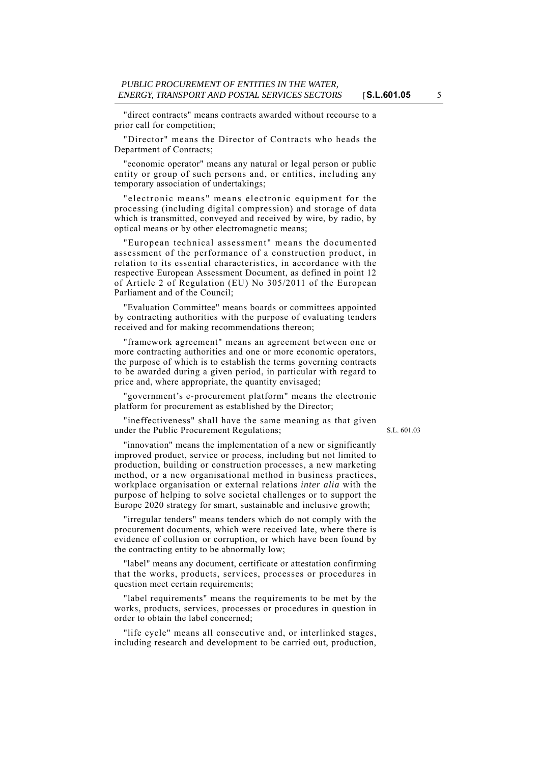"direct contracts" means contracts awarded without recourse to a prior call for competition;

"Director" means the Director of Contracts who heads the Department of Contracts;

"economic operator" means any natural or legal person or public entity or group of such persons and, or entities, including any temporary association of undertakings;

"electronic means" means electronic equipment for the processing (including digital compression) and storage of data which is transmitted, conveyed and received by wire, by radio, by optical means or by other electromagnetic means;

"European technical assessment" means the documented assessment of the performance of a construction product, in relation to its essential characteristics, in accordance with the respective European Assessment Document, as defined in point 12 of Article 2 of Regulation (EU) No 305/2011 of the European Parliament and of the Council;

"Evaluation Committee" means boards or committees appointed by contracting authorities with the purpose of evaluating tenders received and for making recommendations thereon;

"framework agreement" means an agreement between one or more contracting authorities and one or more economic operators, the purpose of which is to establish the terms governing contracts to be awarded during a given period, in particular with regard to price and, where appropriate, the quantity envisaged;

"government's e-procurement platform" means the electronic platform for procurement as established by the Director;

"ineffectiveness" shall have the same meaning as that given under the Public Procurement Regulations; S.L. 601.03

"innovation" means the implementation of a new or significantly improved product, service or process, including but not limited to production, building or construction processes, a new marketing method, or a new organisational method in business practices, workplace organisation or external relations *inter alia* with the purpose of helping to solve societal challenges or to support the Europe 2020 strategy for smart, sustainable and inclusive growth;

"irregular tenders" means tenders which do not comply with the procurement documents, which were received late, where there is evidence of collusion or corruption, or which have been found by the contracting entity to be abnormally low;

"label" means any document, certificate or attestation confirming that the works, products, services, processes or procedures in question meet certain requirements;

"label requirements" means the requirements to be met by the works, products, services, processes or procedures in question in order to obtain the label concerned;

"life cycle" means all consecutive and, or interlinked stages, including research and development to be carried out, production,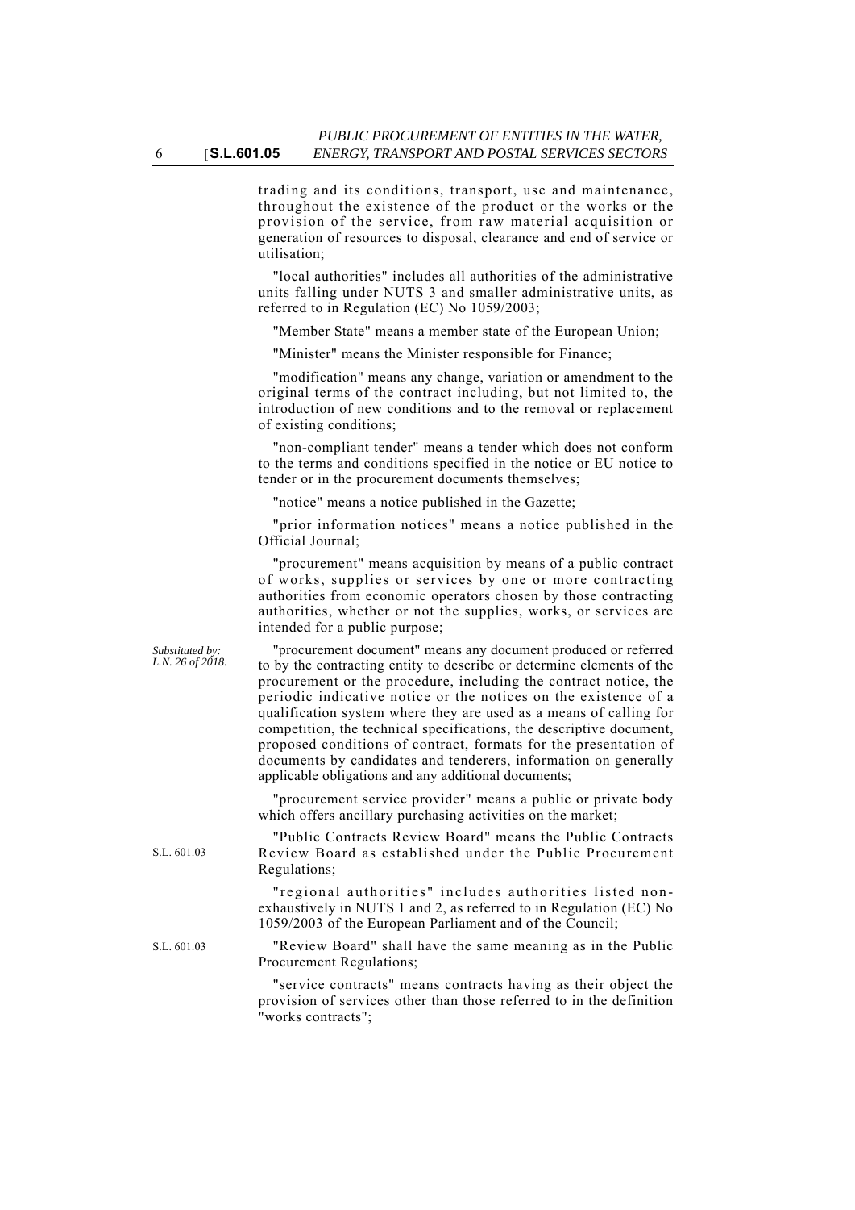trading and its conditions, transport, use and maintenance, throughout the existence of the product or the works or the provision of the service, from raw material acquisition or generation of resources to disposal, clearance and end of service or utilisation;

"local authorities" includes all authorities of the administrative units falling under NUTS 3 and smaller administrative units, as referred to in Regulation (EC) No 1059/2003;

"Member State" means a member state of the European Union;

"Minister" means the Minister responsible for Finance;

"modification" means any change, variation or amendment to the original terms of the contract including, but not limited to, the introduction of new conditions and to the removal or replacement of existing conditions;

"non-compliant tender" means a tender which does not conform to the terms and conditions specified in the notice or EU notice to tender or in the procurement documents themselves;

"notice" means a notice published in the Gazette;

"prior information notices" means a notice published in the Official Journal;

"procurement" means acquisition by means of a public contract of works, supplies or services by one or more contracting authorities from economic operators chosen by those contracting authorities, whether or not the supplies, works, or services are intended for a public purpose;

*Substituted by: L.N. 26 of 2018.*

"procurement document" means any document produced or referred to by the contracting entity to describe or determine elements of the procurement or the procedure, including the contract notice, the periodic indicative notice or the notices on the existence of a qualification system where they are used as a means of calling for competition, the technical specifications, the descriptive document, proposed conditions of contract, formats for the presentation of documents by candidates and tenderers, information on generally applicable obligations and any additional documents;

"procurement service provider" means a public or private body which offers ancillary purchasing activities on the market;

S.L. 601.03

"Public Contracts Review Board" means the Public Contracts Review Board as established under the Public Procurement Regulations;

"regional authorities" includes authorities listed non-exhaustively in NUTS 1 and 2, as referred to in Regulation (EC) No 1059/2003 of the European Parliament and of the Council;

S.L. 601.03

"Review Board" shall have the same meaning as in the Public Procurement Regulations;

"service contracts" means contracts having as their object the provision of services other than those referred to in the definition "works contracts";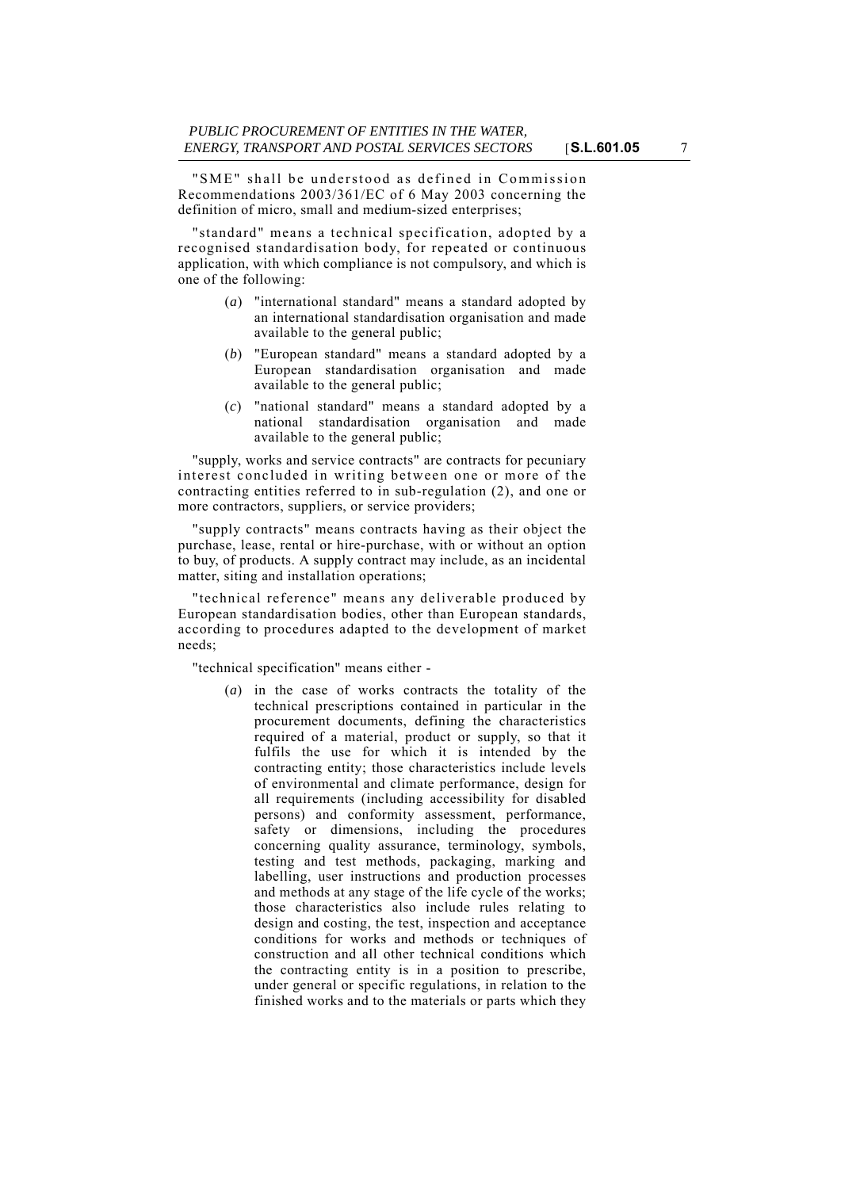"SME" shall be understood as defined in Commission Recommendations 2003/361/EC of 6 May 2003 concerning the definition of micro, small and medium-sized enterprises;

"standard" means a technical specification, adopted by a recognised standardisation body, for repeated or continuous application, with which compliance is not compulsory, and which is one of the following:

(*a*) "international standard" means a standard adopted by an international standardisation organisation and made available to the general public;

(*b*) "European standard" means a standard adopted by a European standardisation organisation and made available to the general public;

(*c*) "national standard" means a standard adopted by a national standardisation organisation and made available to the general public;

"supply, works and service contracts" are contracts for pecuniary interest concluded in writing between one or more of the contracting entities referred to in sub-regulation (2), and one or more contractors, suppliers, or service providers;

"supply contracts" means contracts having as their object the purchase, lease, rental or hire-purchase, with or without an option to buy, of products. A supply contract may include, as an incidental matter, siting and installation operations;

"technical reference" means any deliverable produced by European standardisation bodies, other than European standards, according to procedures adapted to the development of market needs;

"technical specification" means either -

(*a*) in the case of works contracts the totality of the technical prescriptions contained in particular in the procurement documents, defining the characteristics required of a material, product or supply, so that it fulfils the use for which it is intended by the contracting entity; those characteristics include levels of environmental and climate performance, design for all requirements (including accessibility for disabled persons) and conformity assessment, performance, safety or dimensions, including the procedures concerning quality assurance, terminology, symbols, testing and test methods, packaging, marking and labelling, user instructions and production processes and methods at any stage of the life cycle of the works; those characteristics also include rules relating to design and costing, the test, inspection and acceptance conditions for works and methods or techniques of construction and all other technical conditions which the contracting entity is in a position to prescribe, under general or specific regulations, in relation to the finished works and to the materials or parts which they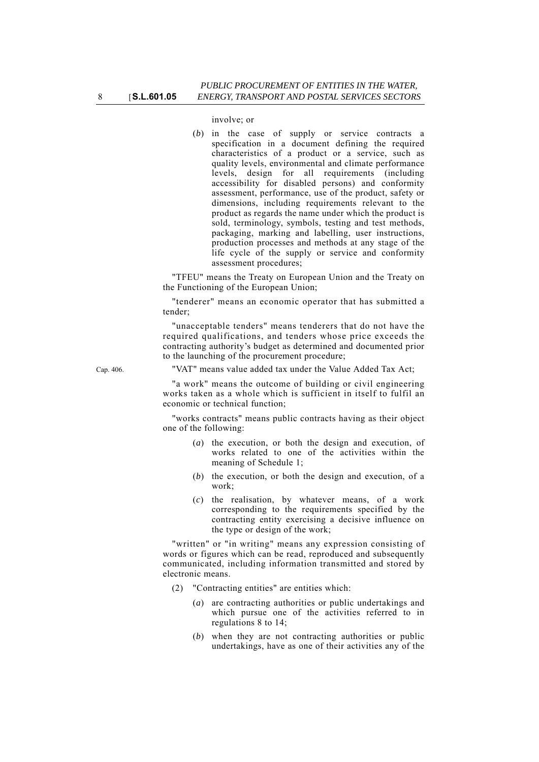involve; or

(*b*) in the case of supply or service contracts a specification in a document defining the required characteristics of a product or a service, such as quality levels, environmental and climate performance levels, design for all requirements (including accessibility for disabled persons) and conformity assessment, performance, use of the product, safety or dimensions, including requirements relevant to the product as regards the name under which the product is sold, terminology, symbols, testing and test methods, packaging, marking and labelling, user instructions, production processes and methods at any stage of the life cycle of the supply or service and conformity assessment procedures;

"TFEU" means the Treaty on European Union and the Treaty on the Functioning of the European Union;

"tenderer" means an economic operator that has submitted a tender;

"unacceptable tenders" means tenderers that do not have the required qualifications, and tenders whose price exceeds the contracting authority's budget as determined and documented prior to the launching of the procurement procedure;

Cap. 406.

"VAT" means value added tax under the Value Added Tax Act;

"a work" means the outcome of building or civil engineering works taken as a whole which is sufficient in itself to fulfil an economic or technical function;

"works contracts" means public contracts having as their object one of the following:

(*a*) the execution, or both the design and execution, of works related to one of the activities within the meaning of Schedule 1;

(*b*) the execution, or both the design and execution, of a work;

(*c*) the realisation, by whatever means, of a work corresponding to the requirements specified by the contracting entity exercising a decisive influence on the type or design of the work;

"written" or "in writing" means any expression consisting of words or figures which can be read, reproduced and subsequently communicated, including information transmitted and stored by electronic means.

(2) "Contracting entities" are entities which:

(*a*) are contracting authorities or public undertakings and which pursue one of the activities referred to in regulations 8 to 14;

(*b*) when they are not contracting authorities or public undertakings, have as one of their activities any of the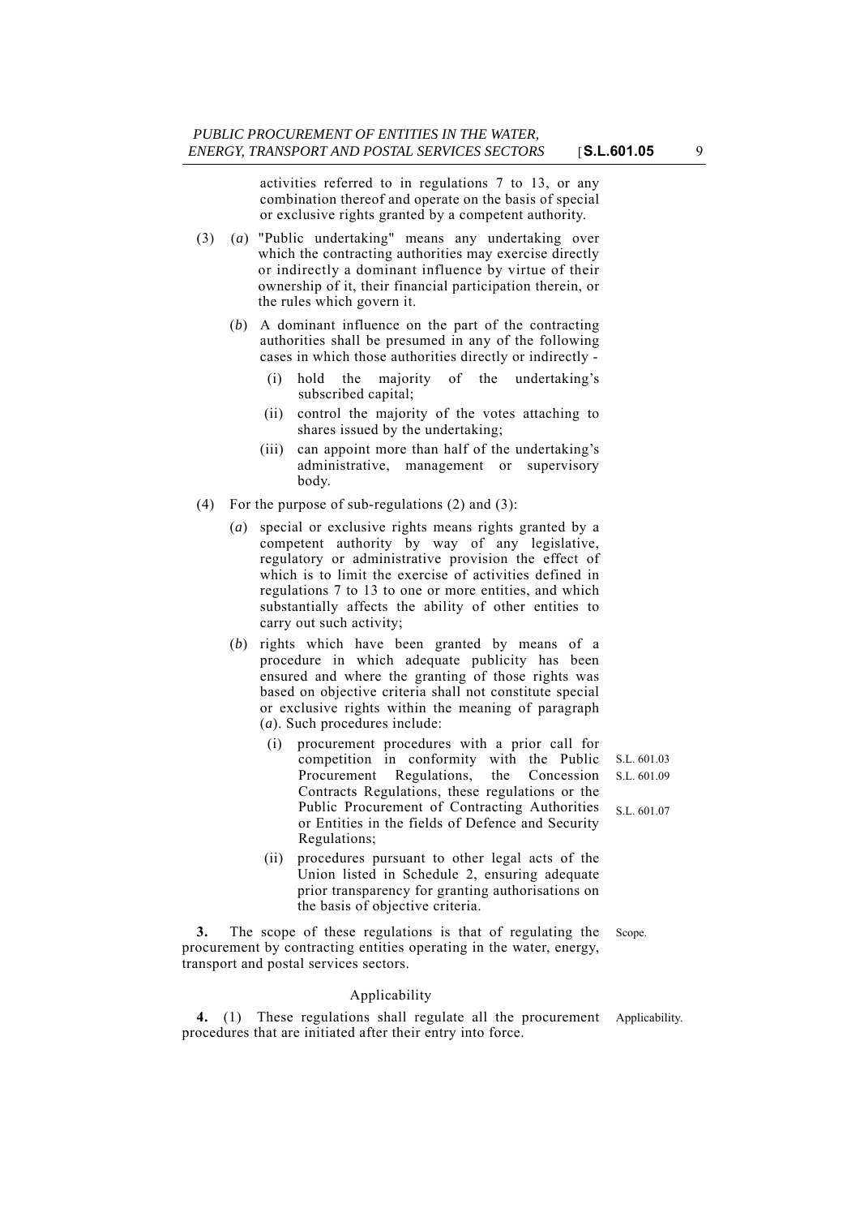activities referred to in regulations 7 to 13, or any combination thereof and operate on the basis of special or exclusive rights granted by a competent authority.

(3) (*a*) "Public undertaking" means any undertaking over which the contracting authorities may exercise directly or indirectly a dominant influence by virtue of their ownership of it, their financial participation therein, or the rules which govern it.

(*b*) A dominant influence on the part of the contracting authorities shall be presumed in any of the following cases in which those authorities directly or indirectly -

(i) hold the majority of the undertaking's subscribed capital;

(ii) control the majority of the votes attaching to shares issued by the undertaking;

(iii) can appoint more than half of the undertaking's administrative, management or supervisory body.

(4) For the purpose of sub-regulations (2) and (3):

(*a*) special or exclusive rights means rights granted by a competent authority by way of any legislative, regulatory or administrative provision the effect of which is to limit the exercise of activities defined in regulations 7 to 13 to one or more entities, and which substantially affects the ability of other entities to carry out such activity;

(*b*) rights which have been granted by means of a procedure in which adequate publicity has been ensured and where the granting of those rights was based on objective criteria shall not constitute special or exclusive rights within the meaning of paragraph (*a*). Such procedures include:

(i) procurement procedures with a prior call for competition in conformity with the Public Procurement Regulations, the Concession Contracts Regulations, these regulations or the Public Procurement of Contracting Authorities or Entities in the fields of Defence and Security Regulations;

S.L. 601.03
S.L. 601.09
S.L. 601.07

(ii) procedures pursuant to other legal acts of the Union listed in Schedule 2, ensuring adequate prior transparency for granting authorisations on the basis of objective criteria.

Scope.

**3.** The scope of these regulations is that of regulating the procurement by contracting entities operating in the water, energy, transport and postal services sectors.

Applicability

Applicability.

**4.** (1) These regulations shall regulate all the procurement procedures that are initiated after their entry into force.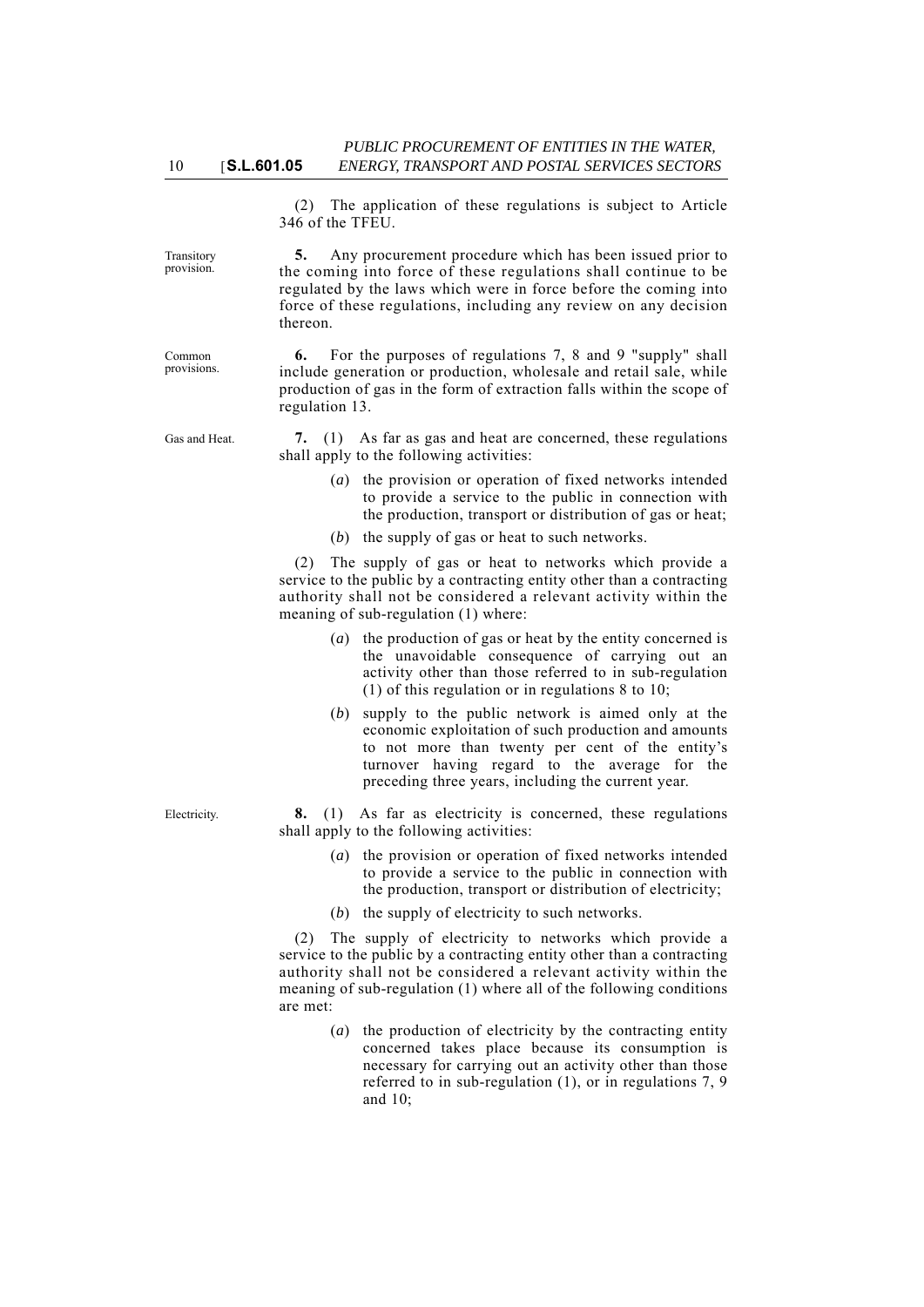(2) The application of these regulations is subject to Article 346 of the TFEU.

Transitory provision.

**5.** Any procurement procedure which has been issued prior to the coming into force of these regulations shall continue to be regulated by the laws which were in force before the coming into force of these regulations, including any review on any decision thereon.

Common provisions.

**6.** For the purposes of regulations 7, 8 and 9 "supply" shall include generation or production, wholesale and retail sale, while production of gas in the form of extraction falls within the scope of regulation 13.

Gas and Heat.

**7.** (1) As far as gas and heat are concerned, these regulations shall apply to the following activities:

(*a*) the provision or operation of fixed networks intended to provide a service to the public in connection with the production, transport or distribution of gas or heat;

(*b*) the supply of gas or heat to such networks.

(2) The supply of gas or heat to networks which provide a service to the public by a contracting entity other than a contracting authority shall not be considered a relevant activity within the meaning of sub-regulation (1) where:

(*a*) the production of gas or heat by the entity concerned is the unavoidable consequence of carrying out an activity other than those referred to in sub-regulation (1) of this regulation or in regulations 8 to 10;

(*b*) supply to the public network is aimed only at the economic exploitation of such production and amounts to not more than twenty per cent of the entity's turnover having regard to the average for the preceding three years, including the current year.

Electricity.

**8.** (1) As far as electricity is concerned, these regulations shall apply to the following activities:

(*a*) the provision or operation of fixed networks intended to provide a service to the public in connection with the production, transport or distribution of electricity;

(*b*) the supply of electricity to such networks.

(2) The supply of electricity to networks which provide a service to the public by a contracting entity other than a contracting authority shall not be considered a relevant activity within the meaning of sub-regulation (1) where all of the following conditions are met:

(*a*) the production of electricity by the contracting entity concerned takes place because its consumption is necessary for carrying out an activity other than those referred to in sub-regulation (1), or in regulations 7, 9 and 10;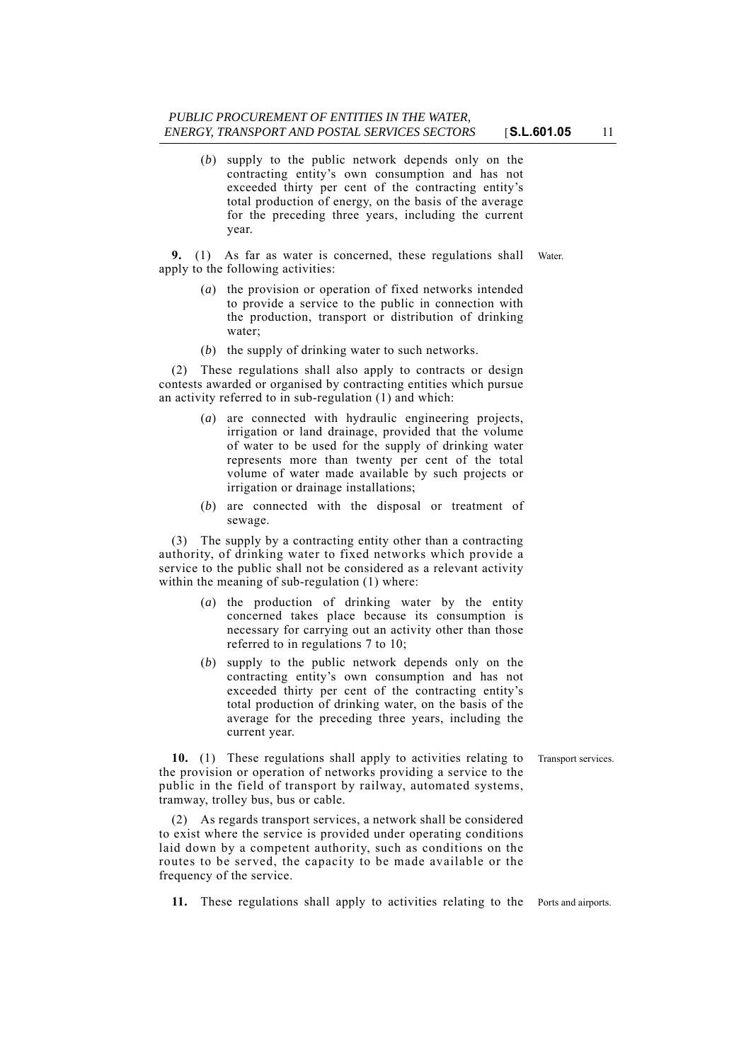(*b*) supply to the public network depends only on the contracting entity's own consumption and has not exceeded thirty per cent of the contracting entity's total production of energy, on the basis of the average for the preceding three years, including the current year.

**9.** (1) As far as water is concerned, these regulations shall apply to the following activities:

Water.

(*a*) the provision or operation of fixed networks intended to provide a service to the public in connection with the production, transport or distribution of drinking water;

(*b*) the supply of drinking water to such networks.

(2) These regulations shall also apply to contracts or design contests awarded or organised by contracting entities which pursue an activity referred to in sub-regulation (1) and which:

(*a*) are connected with hydraulic engineering projects, irrigation or land drainage, provided that the volume of water to be used for the supply of drinking water represents more than twenty per cent of the total volume of water made available by such projects or irrigation or drainage installations;

(*b*) are connected with the disposal or treatment of sewage.

(3) The supply by a contracting entity other than a contracting authority, of drinking water to fixed networks which provide a service to the public shall not be considered as a relevant activity within the meaning of sub-regulation (1) where:

(*a*) the production of drinking water by the entity concerned takes place because its consumption is necessary for carrying out an activity other than those referred to in regulations 7 to 10;

(*b*) supply to the public network depends only on the contracting entity's own consumption and has not exceeded thirty per cent of the contracting entity's total production of drinking water, on the basis of the average for the preceding three years, including the current year.

**10.** (1) These regulations shall apply to activities relating to the provision or operation of networks providing a service to the public in the field of transport by railway, automated systems, tramway, trolley bus, bus or cable.

Transport services.

(2) As regards transport services, a network shall be considered to exist where the service is provided under operating conditions laid down by a competent authority, such as conditions on the routes to be served, the capacity to be made available or the frequency of the service.

**11.** These regulations shall apply to activities relating to the

Ports and airports.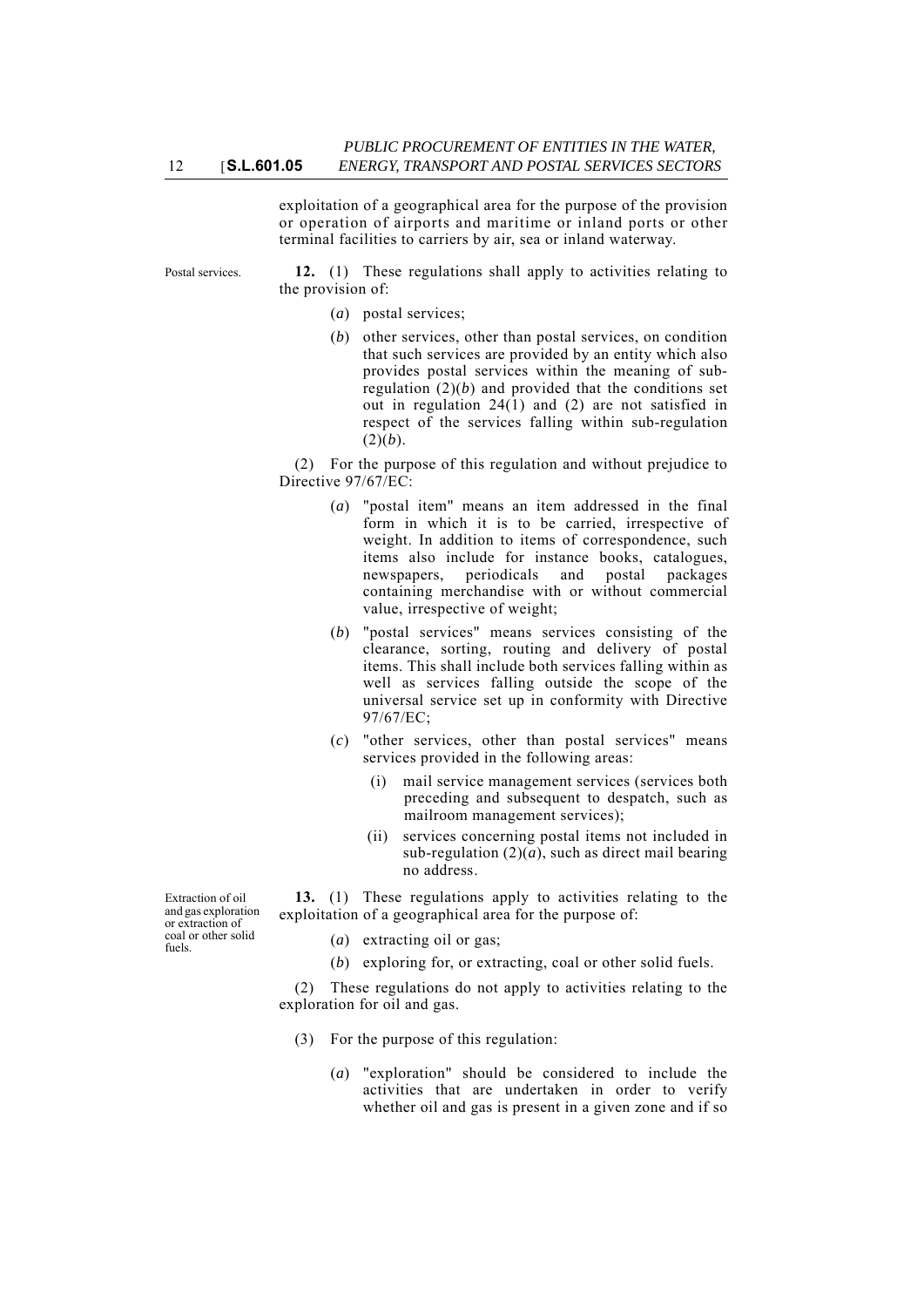exploitation of a geographical area for the purpose of the provision or operation of airports and maritime or inland ports or other terminal facilities to carriers by air, sea or inland waterway.

Postal services.

**12.** (1) These regulations shall apply to activities relating to the provision of:

(*a*) postal services;

(*b*) other services, other than postal services, on condition that such services are provided by an entity which also provides postal services within the meaning of sub-regulation (2)(*b*) and provided that the conditions set out in regulation 24(1) and (2) are not satisfied in respect of the services falling within sub-regulation (2)(*b*).

(2) For the purpose of this regulation and without prejudice to Directive 97/67/EC:

(*a*) "postal item" means an item addressed in the final form in which it is to be carried, irrespective of weight. In addition to items of correspondence, such items also include for instance books, catalogues, newspapers, periodicals and postal packages containing merchandise with or without commercial value, irrespective of weight;

(*b*) "postal services" means services consisting of the clearance, sorting, routing and delivery of postal items. This shall include both services falling within as well as services falling outside the scope of the universal service set up in conformity with Directive 97/67/EC;

(*c*) "other services, other than postal services" means services provided in the following areas:

(i) mail service management services (services both preceding and subsequent to despatch, such as mailroom management services);

(ii) services concerning postal items not included in sub-regulation (2)(*a*), such as direct mail bearing no address.

Extraction of oil and gas exploration or extraction of coal or other solid fuels.

**13.** (1) These regulations apply to activities relating to the exploitation of a geographical area for the purpose of:

(*a*) extracting oil or gas;

(*b*) exploring for, or extracting, coal or other solid fuels.

(2) These regulations do not apply to activities relating to the exploration for oil and gas.

(3) For the purpose of this regulation:

(*a*) "exploration" should be considered to include the activities that are undertaken in order to verify whether oil and gas is present in a given zone and if so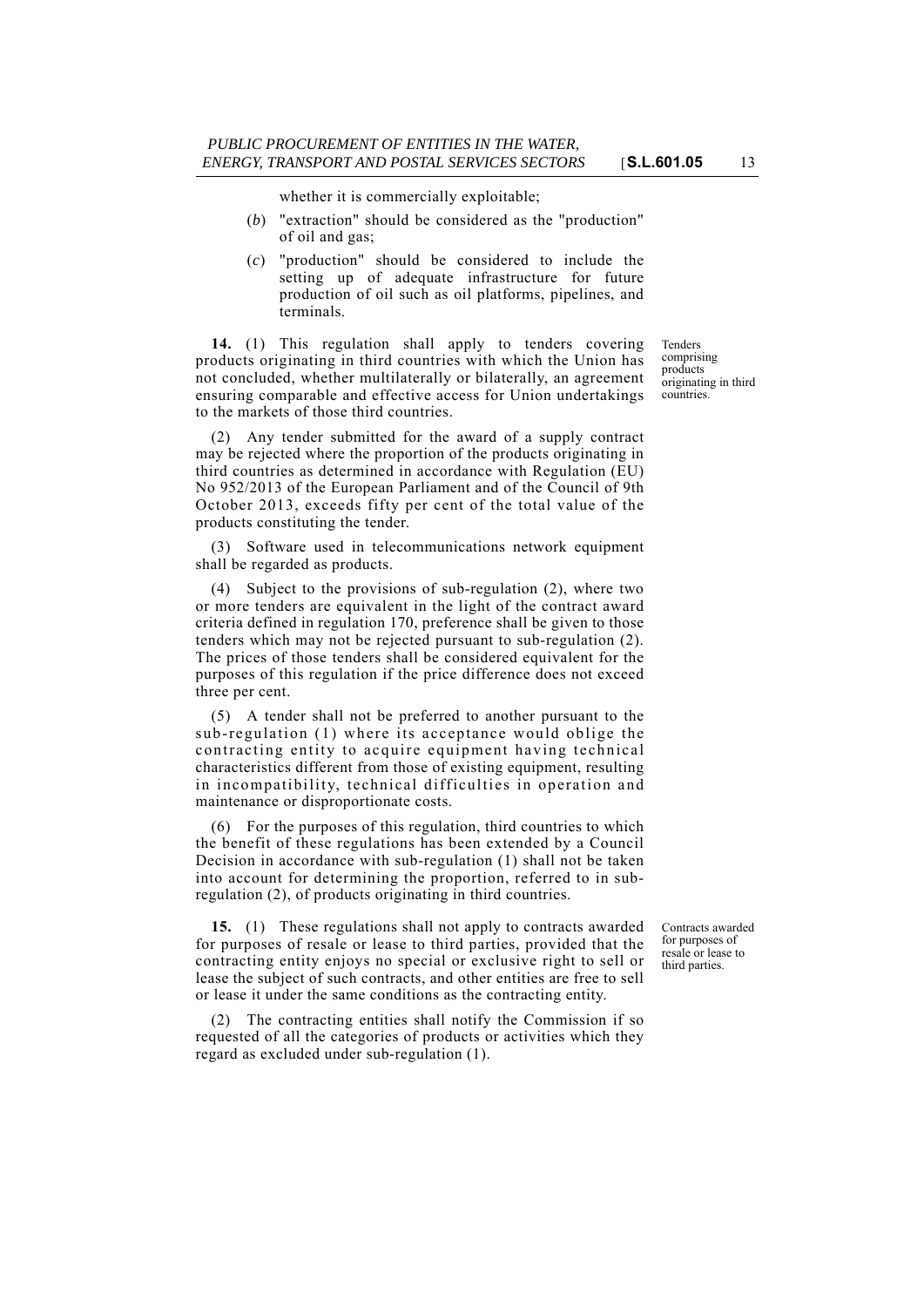whether it is commercially exploitable;

(*b*) "extraction" should be considered as the "production" of oil and gas;

(*c*) "production" should be considered to include the setting up of adequate infrastructure for future production of oil such as oil platforms, pipelines, and terminals.

Tenders comprising products originating in third countries.

**14.** (1) This regulation shall apply to tenders covering products originating in third countries with which the Union has not concluded, whether multilaterally or bilaterally, an agreement ensuring comparable and effective access for Union undertakings to the markets of those third countries.

(2) Any tender submitted for the award of a supply contract may be rejected where the proportion of the products originating in third countries as determined in accordance with Regulation (EU) No 952/2013 of the European Parliament and of the Council of 9th October 2013, exceeds fifty per cent of the total value of the products constituting the tender.

(3) Software used in telecommunications network equipment shall be regarded as products.

(4) Subject to the provisions of sub-regulation (2), where two or more tenders are equivalent in the light of the contract award criteria defined in regulation 170, preference shall be given to those tenders which may not be rejected pursuant to sub-regulation (2). The prices of those tenders shall be considered equivalent for the purposes of this regulation if the price difference does not exceed three per cent.

(5) A tender shall not be preferred to another pursuant to the sub-regulation (1) where its acceptance would oblige the contracting entity to acquire equipment having technical characteristics different from those of existing equipment, resulting in incompatibility, technical difficulties in operation and maintenance or disproportionate costs.

(6) For the purposes of this regulation, third countries to which the benefit of these regulations has been extended by a Council Decision in accordance with sub-regulation (1) shall not be taken into account for determining the proportion, referred to in sub-regulation (2), of products originating in third countries.

Contracts awarded for purposes of resale or lease to third parties.

**15.** (1) These regulations shall not apply to contracts awarded for purposes of resale or lease to third parties, provided that the contracting entity enjoys no special or exclusive right to sell or lease the subject of such contracts, and other entities are free to sell or lease it under the same conditions as the contracting entity.

(2) The contracting entities shall notify the Commission if so requested of all the categories of products or activities which they regard as excluded under sub-regulation (1).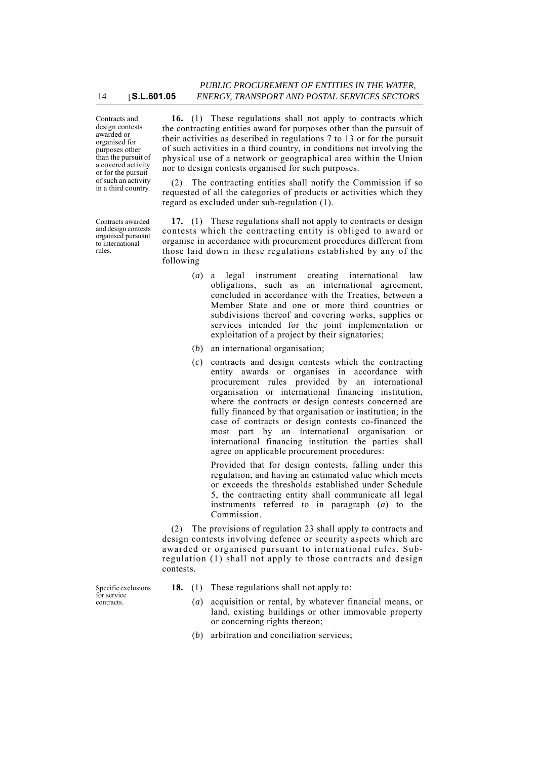Contracts and design contests awarded or organised for purposes other than the pursuit of a covered activity or for the pursuit of such an activity in a third country.

**16.** (1) These regulations shall not apply to contracts which the contracting entities award for purposes other than the pursuit of their activities as described in regulations 7 to 13 or for the pursuit of such activities in a third country, in conditions not involving the physical use of a network or geographical area within the Union nor to design contests organised for such purposes.

(2) The contracting entities shall notify the Commission if so requested of all the categories of products or activities which they regard as excluded under sub-regulation (1).

Contracts awarded and design contests organised pursuant to international rules.

**17.** (1) These regulations shall not apply to contracts or design contests which the contracting entity is obliged to award or organise in accordance with procurement procedures different from those laid down in these regulations established by any of the following

(*a*) a legal instrument creating international law obligations, such as an international agreement, concluded in accordance with the Treaties, between a Member State and one or more third countries or subdivisions thereof and covering works, supplies or services intended for the joint implementation or exploitation of a project by their signatories;

(*b*) an international organisation;

(*c*) contracts and design contests which the contracting entity awards or organises in accordance with procurement rules provided by an international organisation or international financing institution, where the contracts or design contests concerned are fully financed by that organisation or institution; in the case of contracts or design contests co-financed the most part by an international organisation or international financing institution the parties shall agree on applicable procurement procedures:

Provided that for design contests, falling under this regulation, and having an estimated value which meets or exceeds the thresholds established under Schedule 5, the contracting entity shall communicate all legal instruments referred to in paragraph (*a*) to the Commission.

(2) The provisions of regulation 23 shall apply to contracts and design contests involving defence or security aspects which are awarded or organised pursuant to international rules. Sub-regulation (1) shall not apply to those contracts and design contests.

Specific exclusions for service contracts.

**18.** (1) These regulations shall not apply to:

(*a*) acquisition or rental, by whatever financial means, or land, existing buildings or other immovable property or concerning rights thereon;

(*b*) arbitration and conciliation services;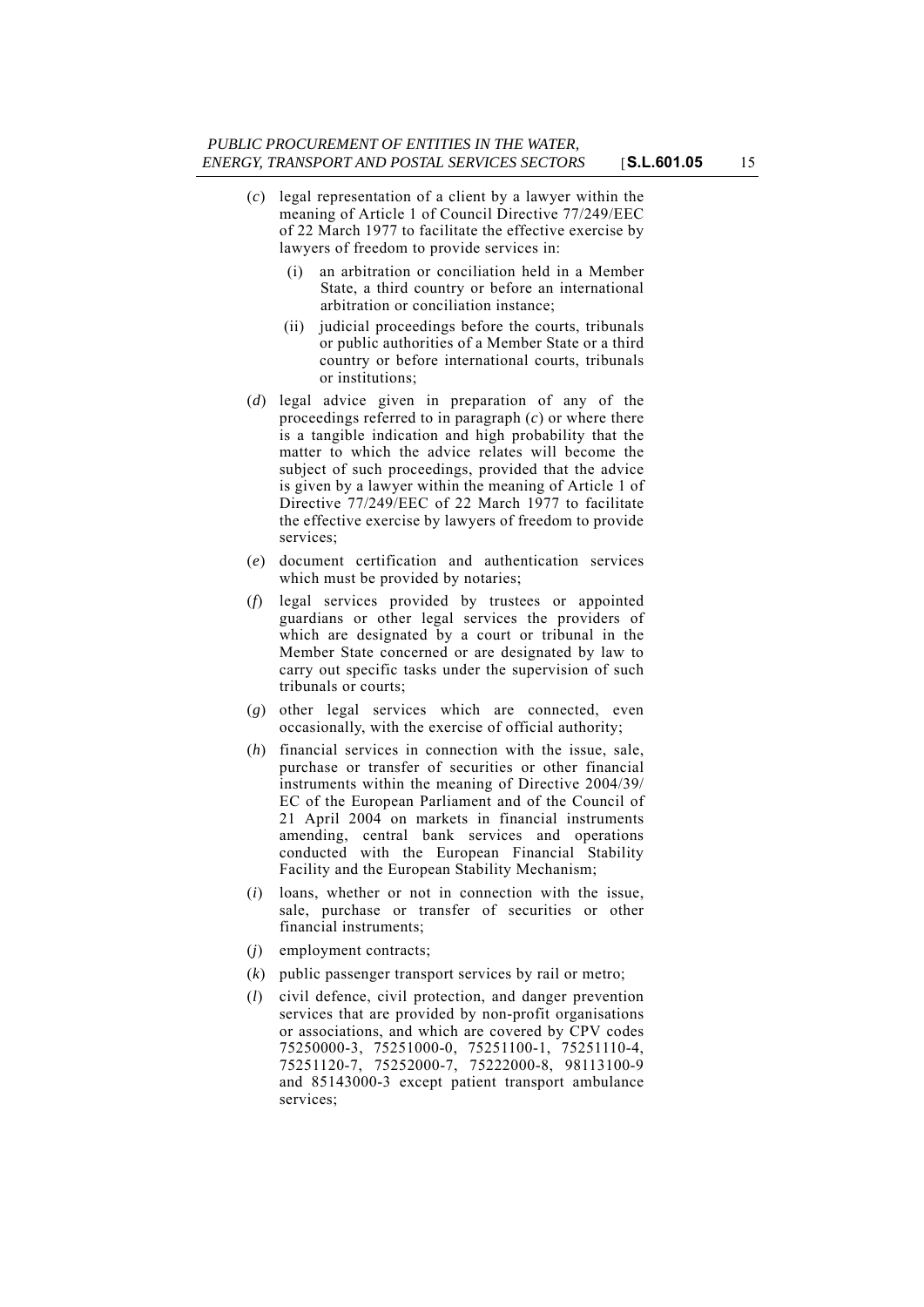(*c*) legal representation of a client by a lawyer within the meaning of Article 1 of Council Directive 77/249/EEC of 22 March 1977 to facilitate the effective exercise by lawyers of freedom to provide services in:

  (i) an arbitration or conciliation held in a Member State, a third country or before an international arbitration or conciliation instance;

  (ii) judicial proceedings before the courts, tribunals or public authorities of a Member State or a third country or before international courts, tribunals or institutions;

(*d*) legal advice given in preparation of any of the proceedings referred to in paragraph (*c*) or where there is a tangible indication and high probability that the matter to which the advice relates will become the subject of such proceedings, provided that the advice is given by a lawyer within the meaning of Article 1 of Directive 77/249/EEC of 22 March 1977 to facilitate the effective exercise by lawyers of freedom to provide services;

(*e*) document certification and authentication services which must be provided by notaries;

(*f*) legal services provided by trustees or appointed guardians or other legal services the providers of which are designated by a court or tribunal in the Member State concerned or are designated by law to carry out specific tasks under the supervision of such tribunals or courts;

(*g*) other legal services which are connected, even occasionally, with the exercise of official authority;

(*h*) financial services in connection with the issue, sale, purchase or transfer of securities or other financial instruments within the meaning of Directive 2004/39/EC of the European Parliament and of the Council of 21 April 2004 on markets in financial instruments amending, central bank services and operations conducted with the European Financial Stability Facility and the European Stability Mechanism;

(*i*) loans, whether or not in connection with the issue, sale, purchase or transfer of securities or other financial instruments;

(*j*) employment contracts;

(*k*) public passenger transport services by rail or metro;

(*l*) civil defence, civil protection, and danger prevention services that are provided by non-profit organisations or associations, and which are covered by CPV codes 75250000-3, 75251000-0, 75251100-1, 75251110-4, 75251120-7, 75252000-7, 75222000-8, 98113100-9 and 85143000-3 except patient transport ambulance services;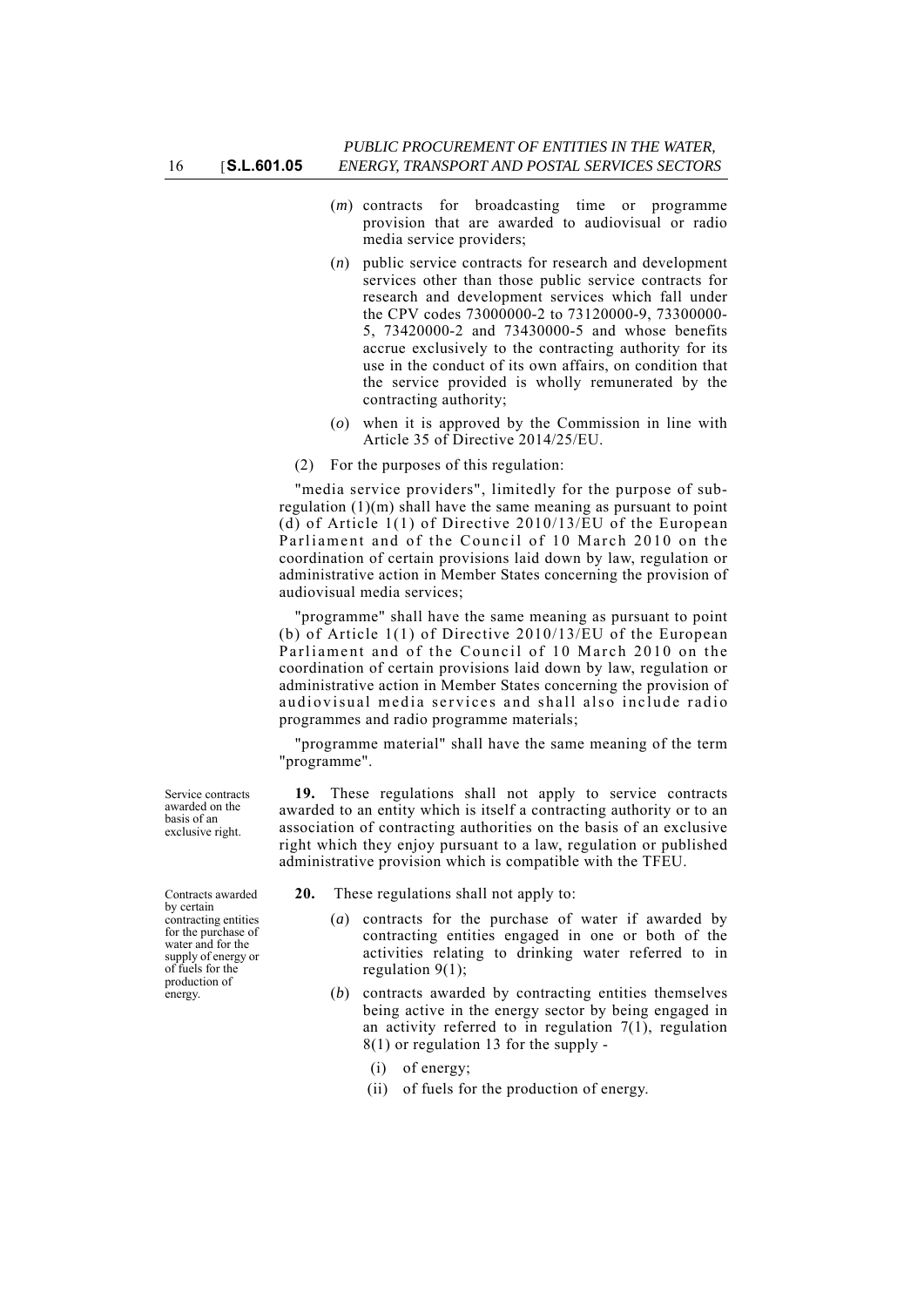(*m*) contracts for broadcasting time or programme provision that are awarded to audiovisual or radio media service providers;

(*n*) public service contracts for research and development services other than those public service contracts for research and development services which fall under the CPV codes 73000000-2 to 73120000-9, 73300000-5, 73420000-2 and 73430000-5 and whose benefits accrue exclusively to the contracting authority for its use in the conduct of its own affairs, on condition that the service provided is wholly remunerated by the contracting authority;

(*o*) when it is approved by the Commission in line with Article 35 of Directive 2014/25/EU.

(2) For the purposes of this regulation:

"media service providers", limitedly for the purpose of sub-regulation (1)(m) shall have the same meaning as pursuant to point (d) of Article 1(1) of Directive 2010/13/EU of the European Parliament and of the Council of 10 March 2010 on the coordination of certain provisions laid down by law, regulation or administrative action in Member States concerning the provision of audiovisual media services;

"programme" shall have the same meaning as pursuant to point (b) of Article 1(1) of Directive 2010/13/EU of the European Parliament and of the Council of 10 March 2010 on the coordination of certain provisions laid down by law, regulation or administrative action in Member States concerning the provision of audiovisual media services and shall also include radio programmes and radio programme materials;

"programme material" shall have the same meaning of the term "programme".

Service contracts awarded on the basis of an exclusive right.

**19.** These regulations shall not apply to service contracts awarded to an entity which is itself a contracting authority or to an association of contracting authorities on the basis of an exclusive right which they enjoy pursuant to a law, regulation or published administrative provision which is compatible with the TFEU.

Contracts awarded by certain contracting entities for the purchase of water and for the supply of energy or of fuels for the production of energy.

**20.** These regulations shall not apply to:

(*a*) contracts for the purchase of water if awarded by contracting entities engaged in one or both of the activities relating to drinking water referred to in regulation 9(1);

(*b*) contracts awarded by contracting entities themselves being active in the energy sector by being engaged in an activity referred to in regulation 7(1), regulation 8(1) or regulation 13 for the supply -

(i) of energy;

(ii) of fuels for the production of energy.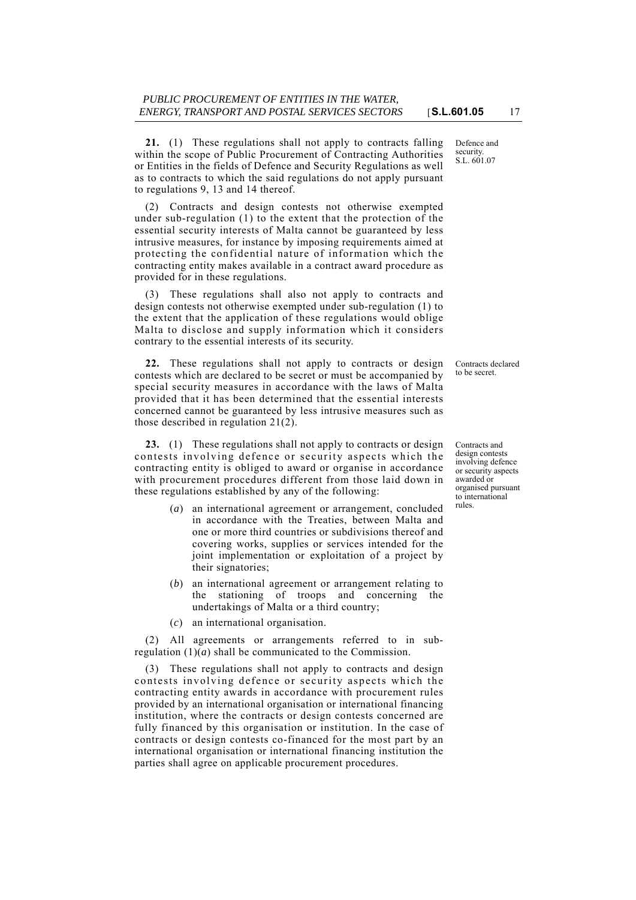Defence and security. S.L. 601.07

**21.** (1) These regulations shall not apply to contracts falling within the scope of Public Procurement of Contracting Authorities or Entities in the fields of Defence and Security Regulations as well as to contracts to which the said regulations do not apply pursuant to regulations 9, 13 and 14 thereof.

(2) Contracts and design contests not otherwise exempted under sub-regulation (1) to the extent that the protection of the essential security interests of Malta cannot be guaranteed by less intrusive measures, for instance by imposing requirements aimed at protecting the confidential nature of information which the contracting entity makes available in a contract award procedure as provided for in these regulations.

(3) These regulations shall also not apply to contracts and design contests not otherwise exempted under sub-regulation (1) to the extent that the application of these regulations would oblige Malta to disclose and supply information which it considers contrary to the essential interests of its security.

Contracts declared to be secret.

**22.** These regulations shall not apply to contracts or design contests which are declared to be secret or must be accompanied by special security measures in accordance with the laws of Malta provided that it has been determined that the essential interests concerned cannot be guaranteed by less intrusive measures such as those described in regulation 21(2).

Contracts and design contests involving defence or security aspects awarded or organised pursuant to international rules.

**23.** (1) These regulations shall not apply to contracts or design contests involving defence or security aspects which the contracting entity is obliged to award or organise in accordance with procurement procedures different from those laid down in these regulations established by any of the following:

(*a*) an international agreement or arrangement, concluded in accordance with the Treaties, between Malta and one or more third countries or subdivisions thereof and covering works, supplies or services intended for the joint implementation or exploitation of a project by their signatories;

(*b*) an international agreement or arrangement relating to the stationing of troops and concerning the undertakings of Malta or a third country;

(*c*) an international organisation.

(2) All agreements or arrangements referred to in sub-regulation (1)(*a*) shall be communicated to the Commission.

(3) These regulations shall not apply to contracts and design contests involving defence or security aspects which the contracting entity awards in accordance with procurement rules provided by an international organisation or international financing institution, where the contracts or design contests concerned are fully financed by this organisation or institution. In the case of contracts or design contests co-financed for the most part by an international organisation or international financing institution the parties shall agree on applicable procurement procedures.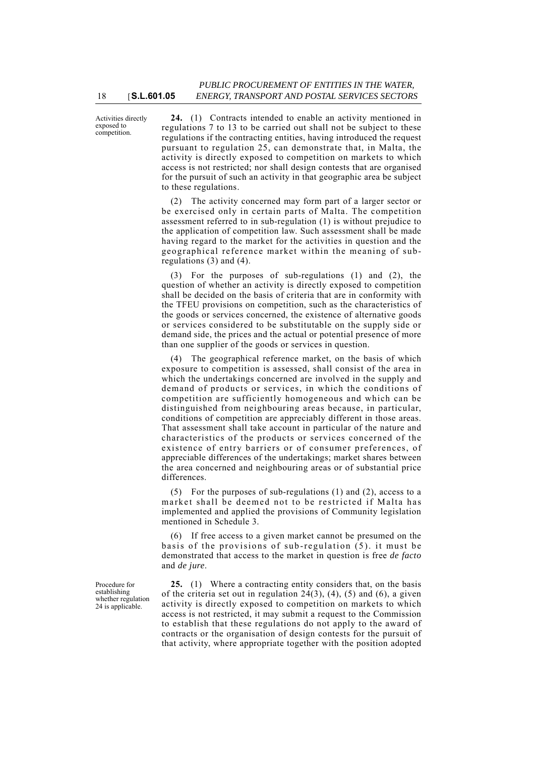Activities directly exposed to competition.

**24.** (1) Contracts intended to enable an activity mentioned in regulations 7 to 13 to be carried out shall not be subject to these regulations if the contracting entities, having introduced the request pursuant to regulation 25, can demonstrate that, in Malta, the activity is directly exposed to competition on markets to which access is not restricted; nor shall design contests that are organised for the pursuit of such an activity in that geographic area be subject to these regulations.

(2) The activity concerned may form part of a larger sector or be exercised only in certain parts of Malta. The competition assessment referred to in sub-regulation (1) is without prejudice to the application of competition law. Such assessment shall be made having regard to the market for the activities in question and the geographical reference market within the meaning of sub-regulations (3) and (4).

(3) For the purposes of sub-regulations (1) and (2), the question of whether an activity is directly exposed to competition shall be decided on the basis of criteria that are in conformity with the TFEU provisions on competition, such as the characteristics of the goods or services concerned, the existence of alternative goods or services considered to be substitutable on the supply side or demand side, the prices and the actual or potential presence of more than one supplier of the goods or services in question.

(4) The geographical reference market, on the basis of which exposure to competition is assessed, shall consist of the area in which the undertakings concerned are involved in the supply and demand of products or services, in which the conditions of competition are sufficiently homogeneous and which can be distinguished from neighbouring areas because, in particular, conditions of competition are appreciably different in those areas. That assessment shall take account in particular of the nature and characteristics of the products or services concerned of the existence of entry barriers or of consumer preferences, of appreciable differences of the undertakings; market shares between the area concerned and neighbouring areas or of substantial price differences.

(5) For the purposes of sub-regulations (1) and (2), access to a market shall be deemed not to be restricted if Malta has implemented and applied the provisions of Community legislation mentioned in Schedule 3.

(6) If free access to a given market cannot be presumed on the basis of the provisions of sub-regulation (5). it must be demonstrated that access to the market in question is free *de facto* and *de jure*.

Procedure for establishing whether regulation 24 is applicable.

**25.** (1) Where a contracting entity considers that, on the basis of the criteria set out in regulation 24(3), (4), (5) and (6), a given activity is directly exposed to competition on markets to which access is not restricted, it may submit a request to the Commission to establish that these regulations do not apply to the award of contracts or the organisation of design contests for the pursuit of that activity, where appropriate together with the position adopted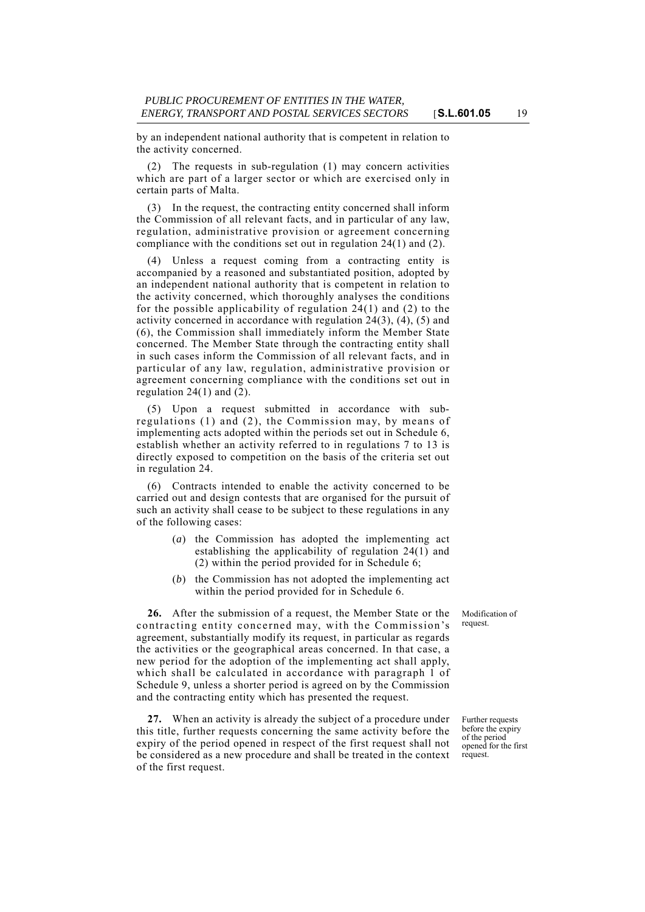by an independent national authority that is competent in relation to the activity concerned.

(2) The requests in sub-regulation (1) may concern activities which are part of a larger sector or which are exercised only in certain parts of Malta.

(3) In the request, the contracting entity concerned shall inform the Commission of all relevant facts, and in particular of any law, regulation, administrative provision or agreement concerning compliance with the conditions set out in regulation 24(1) and (2).

(4) Unless a request coming from a contracting entity is accompanied by a reasoned and substantiated position, adopted by an independent national authority that is competent in relation to the activity concerned, which thoroughly analyses the conditions for the possible applicability of regulation 24(1) and (2) to the activity concerned in accordance with regulation 24(3), (4), (5) and (6), the Commission shall immediately inform the Member State concerned. The Member State through the contracting entity shall in such cases inform the Commission of all relevant facts, and in particular of any law, regulation, administrative provision or agreement concerning compliance with the conditions set out in regulation 24(1) and (2).

(5) Upon a request submitted in accordance with sub-regulations (1) and (2), the Commission may, by means of implementing acts adopted within the periods set out in Schedule 6, establish whether an activity referred to in regulations 7 to 13 is directly exposed to competition on the basis of the criteria set out in regulation 24.

(6) Contracts intended to enable the activity concerned to be carried out and design contests that are organised for the pursuit of such an activity shall cease to be subject to these regulations in any of the following cases:

(*a*) the Commission has adopted the implementing act establishing the applicability of regulation 24(1) and (2) within the period provided for in Schedule 6;

(*b*) the Commission has not adopted the implementing act within the period provided for in Schedule 6.

*Modification of request.*

**26.** After the submission of a request, the Member State or the contracting entity concerned may, with the Commission's agreement, substantially modify its request, in particular as regards the activities or the geographical areas concerned. In that case, a new period for the adoption of the implementing act shall apply, which shall be calculated in accordance with paragraph 1 of Schedule 9, unless a shorter period is agreed on by the Commission and the contracting entity which has presented the request.

*Further requests before the expiry of the period opened for the first request.*

**27.** When an activity is already the subject of a procedure under this title, further requests concerning the same activity before the expiry of the period opened in respect of the first request shall not be considered as a new procedure and shall be treated in the context of the first request.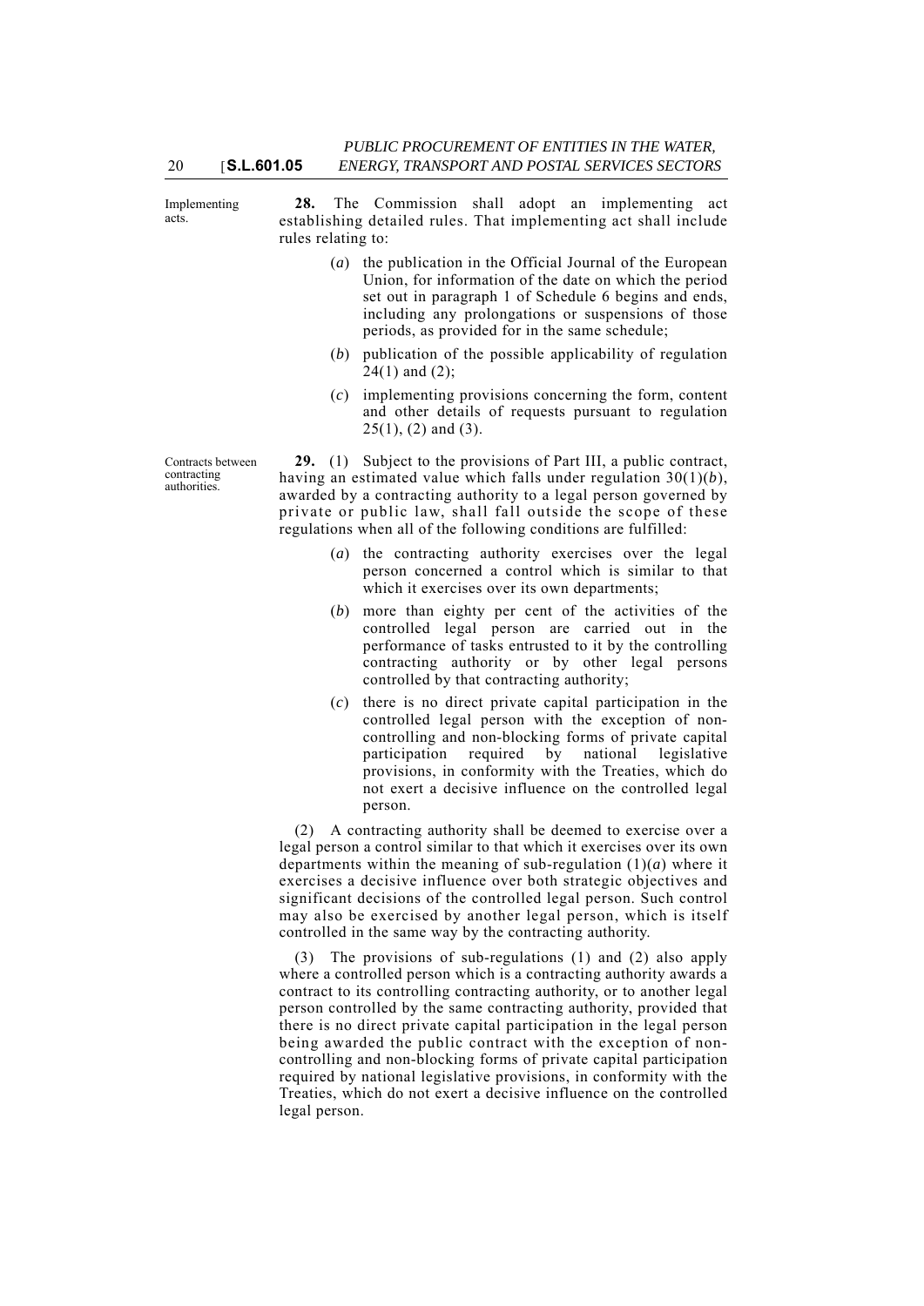Implementing acts.

**28.** The Commission shall adopt an implementing act establishing detailed rules. That implementing act shall include rules relating to:

(*a*) the publication in the Official Journal of the European Union, for information of the date on which the period set out in paragraph 1 of Schedule 6 begins and ends, including any prolongations or suspensions of those periods, as provided for in the same schedule;

(*b*) publication of the possible applicability of regulation 24(1) and (2);

(*c*) implementing provisions concerning the form, content and other details of requests pursuant to regulation 25(1), (2) and (3).

Contracts between contracting authorities.

**29.** (1) Subject to the provisions of Part III, a public contract, having an estimated value which falls under regulation 30(1)(*b*), awarded by a contracting authority to a legal person governed by private or public law, shall fall outside the scope of these regulations when all of the following conditions are fulfilled:

(*a*) the contracting authority exercises over the legal person concerned a control which is similar to that which it exercises over its own departments;

(*b*) more than eighty per cent of the activities of the controlled legal person are carried out in the performance of tasks entrusted to it by the controlling contracting authority or by other legal persons controlled by that contracting authority;

(*c*) there is no direct private capital participation in the controlled legal person with the exception of non-controlling and non-blocking forms of private capital participation required by national legislative provisions, in conformity with the Treaties, which do not exert a decisive influence on the controlled legal person.

(2) A contracting authority shall be deemed to exercise over a legal person a control similar to that which it exercises over its own departments within the meaning of sub-regulation (1)(*a*) where it exercises a decisive influence over both strategic objectives and significant decisions of the controlled legal person. Such control may also be exercised by another legal person, which is itself controlled in the same way by the contracting authority.

(3) The provisions of sub-regulations (1) and (2) also apply where a controlled person which is a contracting authority awards a contract to its controlling contracting authority, or to another legal person controlled by the same contracting authority, provided that there is no direct private capital participation in the legal person being awarded the public contract with the exception of non-controlling and non-blocking forms of private capital participation required by national legislative provisions, in conformity with the Treaties, which do not exert a decisive influence on the controlled legal person.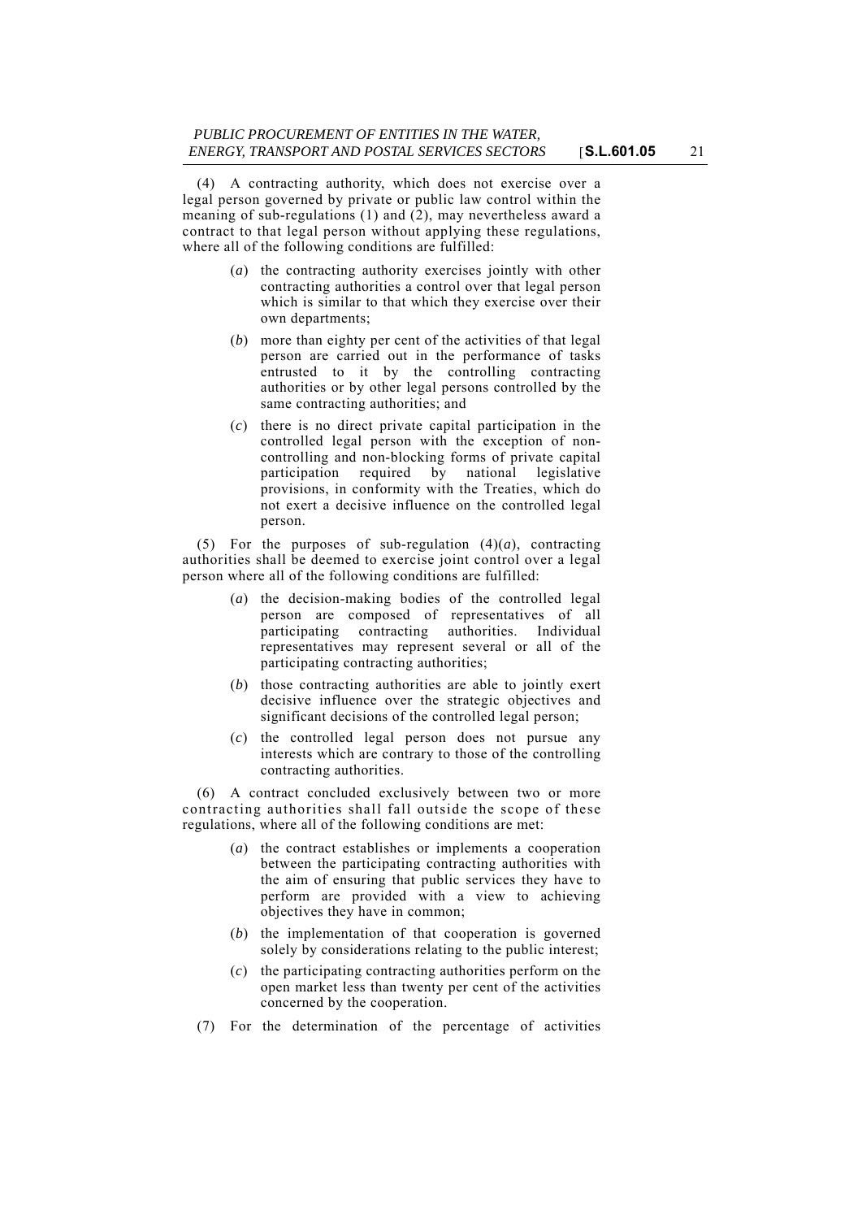(4) A contracting authority, which does not exercise over a legal person governed by private or public law control within the meaning of sub-regulations (1) and (2), may nevertheless award a contract to that legal person without applying these regulations, where all of the following conditions are fulfilled:

(*a*) the contracting authority exercises jointly with other contracting authorities a control over that legal person which is similar to that which they exercise over their own departments;

(*b*) more than eighty per cent of the activities of that legal person are carried out in the performance of tasks entrusted to it by the controlling contracting authorities or by other legal persons controlled by the same contracting authorities; and

(*c*) there is no direct private capital participation in the controlled legal person with the exception of non-controlling and non-blocking forms of private capital participation required by national legislative provisions, in conformity with the Treaties, which do not exert a decisive influence on the controlled legal person.

(5) For the purposes of sub-regulation (4)(*a*), contracting authorities shall be deemed to exercise joint control over a legal person where all of the following conditions are fulfilled:

(*a*) the decision-making bodies of the controlled legal person are composed of representatives of all participating contracting authorities. Individual representatives may represent several or all of the participating contracting authorities;

(*b*) those contracting authorities are able to jointly exert decisive influence over the strategic objectives and significant decisions of the controlled legal person;

(*c*) the controlled legal person does not pursue any interests which are contrary to those of the controlling contracting authorities.

(6) A contract concluded exclusively between two or more contracting authorities shall fall outside the scope of these regulations, where all of the following conditions are met:

(*a*) the contract establishes or implements a cooperation between the participating contracting authorities with the aim of ensuring that public services they have to perform are provided with a view to achieving objectives they have in common;

(*b*) the implementation of that cooperation is governed solely by considerations relating to the public interest;

(*c*) the participating contracting authorities perform on the open market less than twenty per cent of the activities concerned by the cooperation.

(7) For the determination of the percentage of activities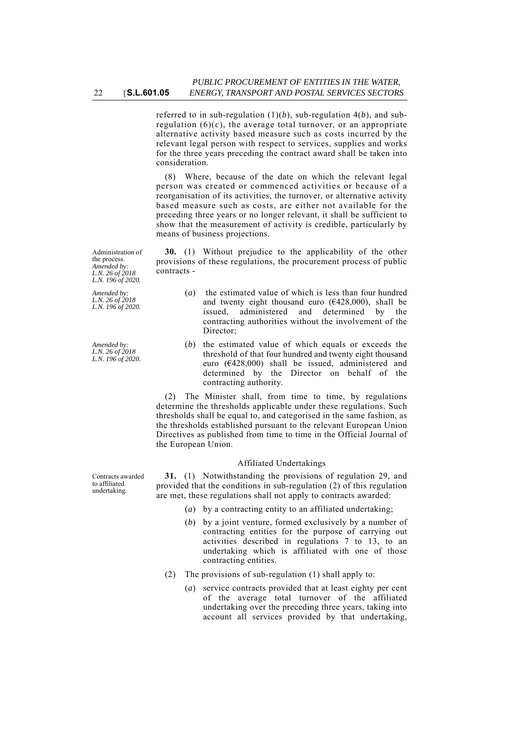referred to in sub-regulation (1)(*b*), sub-regulation 4(*b*), and sub-regulation (6)(*c*), the average total turnover, or an appropriate alternative activity based measure such as costs incurred by the relevant legal person with respect to services, supplies and works for the three years preceding the contract award shall be taken into consideration.

(8) Where, because of the date on which the relevant legal person was created or commenced activities or because of a reorganisation of its activities, the turnover, or alternative activity based measure such as costs, are either not available for the preceding three years or no longer relevant, it shall be sufficient to show that the measurement of activity is credible, particularly by means of business projections.

Administration of the process.
*Amended by:*
*L.N. 26 of 2018*
*L.N. 196 of 2020.*

**30.** (1) Without prejudice to the applicability of the other provisions of these regulations, the procurement process of public contracts -

*Amended by:*
*L.N. 26 of 2018*
*L.N. 196 of 2020.*

(*a*) the estimated value of which is less than four hundred and twenty eight thousand euro (€428,000), shall be issued, administered and determined by the contracting authorities without the involvement of the Director;

*Amended by:*
*L.N. 26 of 2018*
*L.N. 196 of 2020.*

(*b*) the estimated value of which equals or exceeds the threshold of that four hundred and twenty eight thousand euro (€428,000) shall be issued, administered and determined by the Director on behalf of the contracting authority.

(2) The Minister shall, from time to time, by regulations determine the thresholds applicable under these regulations. Such thresholds shall be equal to, and categorised in the same fashion, as the thresholds established pursuant to the relevant European Union Directives as published from time to time in the Official Journal of the European Union.

### Affiliated Undertakings

Contracts awarded to affiliated undertaking.

**31.** (1) Notwithstanding the provisions of regulation 29, and provided that the conditions in sub-regulation (2) of this regulation are met, these regulations shall not apply to contracts awarded:

(*a*) by a contracting entity to an affiliated undertaking;

(*b*) by a joint venture, formed exclusively by a number of contracting entities for the purpose of carrying out activities described in regulations 7 to 13, to an undertaking which is affiliated with one of those contracting entities.

(2) The provisions of sub-regulation (1) shall apply to:

(*a*) service contracts provided that at least eighty per cent of the average total turnover of the affiliated undertaking over the preceding three years, taking into account all services provided by that undertaking,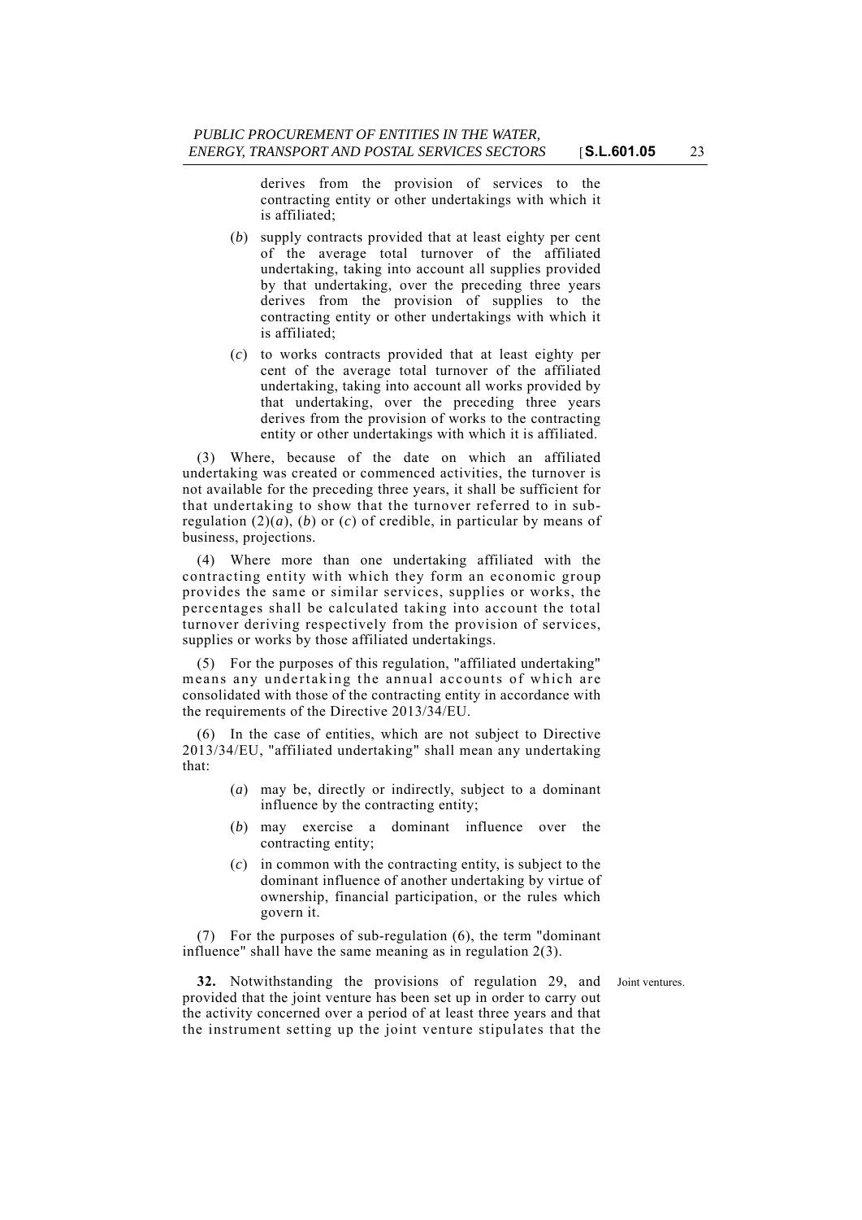derives from the provision of services to the contracting entity or other undertakings with which it is affiliated;

(*b*) supply contracts provided that at least eighty per cent of the average total turnover of the affiliated undertaking, taking into account all supplies provided by that undertaking, over the preceding three years derives from the provision of supplies to the contracting entity or other undertakings with which it is affiliated;

(*c*) to works contracts provided that at least eighty per cent of the average total turnover of the affiliated undertaking, taking into account all works provided by that undertaking, over the preceding three years derives from the provision of works to the contracting entity or other undertakings with which it is affiliated.

(3) Where, because of the date on which an affiliated undertaking was created or commenced activities, the turnover is not available for the preceding three years, it shall be sufficient for that undertaking to show that the turnover referred to in sub-regulation (2)(*a*), (*b*) or (*c*) of credible, in particular by means of business, projections.

(4) Where more than one undertaking affiliated with the contracting entity with which they form an economic group provides the same or similar services, supplies or works, the percentages shall be calculated taking into account the total turnover deriving respectively from the provision of services, supplies or works by those affiliated undertakings.

(5) For the purposes of this regulation, "affiliated undertaking" means any undertaking the annual accounts of which are consolidated with those of the contracting entity in accordance with the requirements of the Directive 2013/34/EU.

(6) In the case of entities, which are not subject to Directive 2013/34/EU, "affiliated undertaking" shall mean any undertaking that:

(*a*) may be, directly or indirectly, subject to a dominant influence by the contracting entity;

(*b*) may exercise a dominant influence over the contracting entity;

(*c*) in common with the contracting entity, is subject to the dominant influence of another undertaking by virtue of ownership, financial participation, or the rules which govern it.

(7) For the purposes of sub-regulation (6), the term "dominant influence" shall have the same meaning as in regulation 2(3).

Joint ventures.

**32.** Notwithstanding the provisions of regulation 29, and provided that the joint venture has been set up in order to carry out the activity concerned over a period of at least three years and that the instrument setting up the joint venture stipulates that the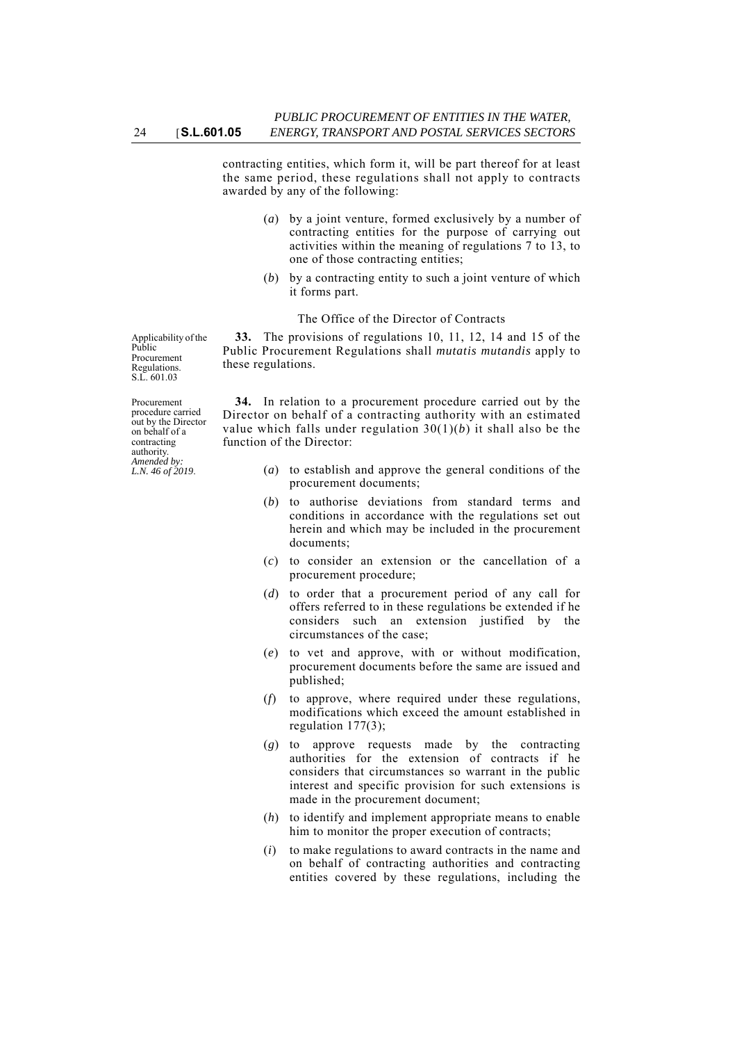contracting entities, which form it, will be part thereof for at least the same period, these regulations shall not apply to contracts awarded by any of the following:

(*a*) by a joint venture, formed exclusively by a number of contracting entities for the purpose of carrying out activities within the meaning of regulations 7 to 13, to one of those contracting entities;

(*b*) by a contracting entity to such a joint venture of which it forms part.

The Office of the Director of Contracts

Applicability of the Public Procurement Regulations. S.L. 601.03

**33.** The provisions of regulations 10, 11, 12, 14 and 15 of the Public Procurement Regulations shall *mutatis mutandis* apply to these regulations.

Procurement procedure carried out by the Director on behalf of a contracting authority. *Amended by: L.N. 46 of 2019.*

**34.** In relation to a procurement procedure carried out by the Director on behalf of a contracting authority with an estimated value which falls under regulation 30(1)(*b*) it shall also be the function of the Director:

(*a*) to establish and approve the general conditions of the procurement documents;

(*b*) to authorise deviations from standard terms and conditions in accordance with the regulations set out herein and which may be included in the procurement documents;

(*c*) to consider an extension or the cancellation of a procurement procedure;

(*d*) to order that a procurement period of any call for offers referred to in these regulations be extended if he considers such an extension justified by the circumstances of the case;

(*e*) to vet and approve, with or without modification, procurement documents before the same are issued and published;

(*f*) to approve, where required under these regulations, modifications which exceed the amount established in regulation 177(3);

(*g*) to approve requests made by the contracting authorities for the extension of contracts if he considers that circumstances so warrant in the public interest and specific provision for such extensions is made in the procurement document;

(*h*) to identify and implement appropriate means to enable him to monitor the proper execution of contracts;

(*i*) to make regulations to award contracts in the name and on behalf of contracting authorities and contracting entities covered by these regulations, including the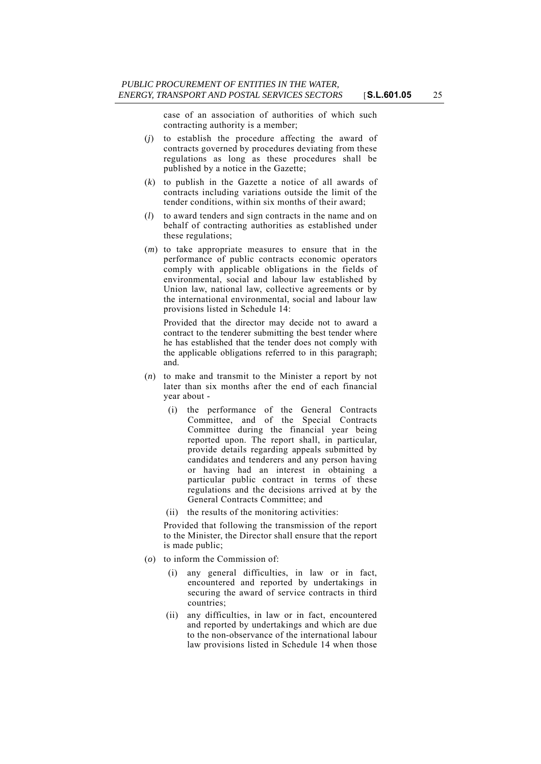case of an association of authorities of which such contracting authority is a member;

(*j*) to establish the procedure affecting the award of contracts governed by procedures deviating from these regulations as long as these procedures shall be published by a notice in the Gazette;

(*k*) to publish in the Gazette a notice of all awards of contracts including variations outside the limit of the tender conditions, within six months of their award;

(*l*) to award tenders and sign contracts in the name and on behalf of contracting authorities as established under these regulations;

(*m*) to take appropriate measures to ensure that in the performance of public contracts economic operators comply with applicable obligations in the fields of environmental, social and labour law established by Union law, national law, collective agreements or by the international environmental, social and labour law provisions listed in Schedule 14:

Provided that the director may decide not to award a contract to the tenderer submitting the best tender where he has established that the tender does not comply with the applicable obligations referred to in this paragraph; and.

(*n*) to make and transmit to the Minister a report by not later than six months after the end of each financial year about -

(i) the performance of the General Contracts Committee, and of the Special Contracts Committee during the financial year being reported upon. The report shall, in particular, provide details regarding appeals submitted by candidates and tenderers and any person having or having had an interest in obtaining a particular public contract in terms of these regulations and the decisions arrived at by the General Contracts Committee; and

(ii) the results of the monitoring activities:

Provided that following the transmission of the report to the Minister, the Director shall ensure that the report is made public;

(*o*) to inform the Commission of:

(i) any general difficulties, in law or in fact, encountered and reported by undertakings in securing the award of service contracts in third countries;

(ii) any difficulties, in law or in fact, encountered and reported by undertakings and which are due to the non-observance of the international labour law provisions listed in Schedule 14 when those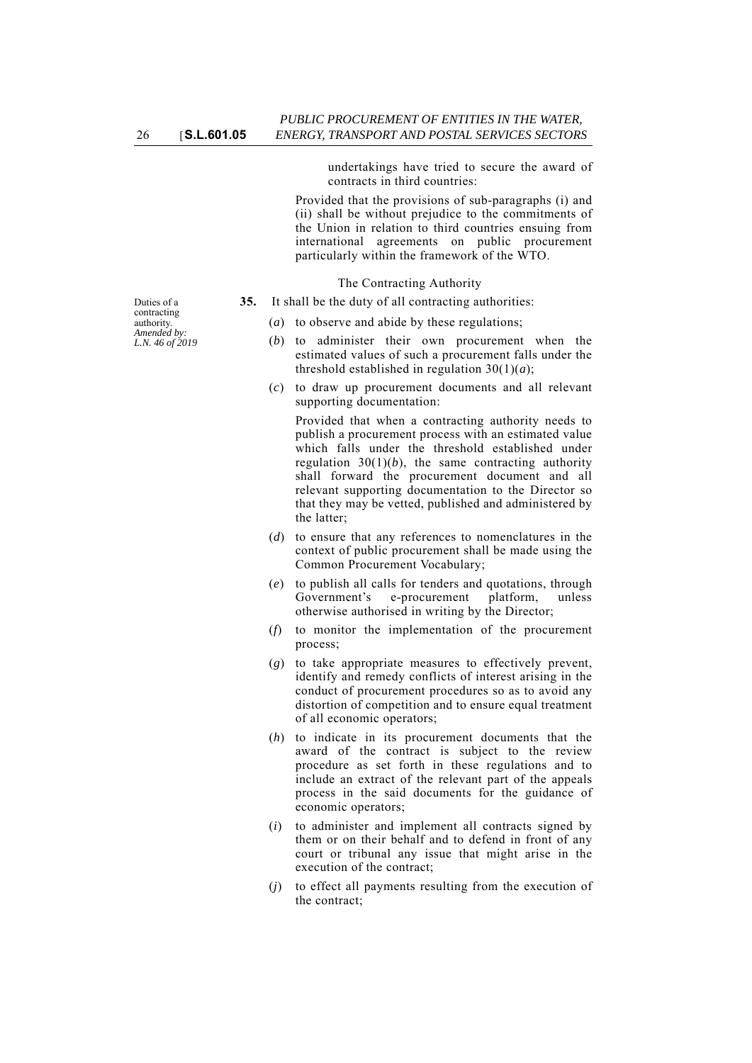undertakings have tried to secure the award of contracts in third countries:

Provided that the provisions of sub-paragraphs (i) and (ii) shall be without prejudice to the commitments of the Union in relation to third countries ensuing from international agreements on public procurement particularly within the framework of the WTO.

The Contracting Authority

Duties of a contracting authority.
*Amended by: L.N. 46 of 2019*

**35.** It shall be the duty of all contracting authorities:

(*a*) to observe and abide by these regulations;

(*b*) to administer their own procurement when the estimated values of such a procurement falls under the threshold established in regulation 30(1)(*a*);

(*c*) to draw up procurement documents and all relevant supporting documentation:

Provided that when a contracting authority needs to publish a procurement process with an estimated value which falls under the threshold established under regulation 30(1)(*b*), the same contracting authority shall forward the procurement document and all relevant supporting documentation to the Director so that they may be vetted, published and administered by the latter;

(*d*) to ensure that any references to nomenclatures in the context of public procurement shall be made using the Common Procurement Vocabulary;

(*e*) to publish all calls for tenders and quotations, through Government's e-procurement platform, unless otherwise authorised in writing by the Director;

(*f*) to monitor the implementation of the procurement process;

(*g*) to take appropriate measures to effectively prevent, identify and remedy conflicts of interest arising in the conduct of procurement procedures so as to avoid any distortion of competition and to ensure equal treatment of all economic operators;

(*h*) to indicate in its procurement documents that the award of the contract is subject to the review procedure as set forth in these regulations and to include an extract of the relevant part of the appeals process in the said documents for the guidance of economic operators;

(*i*) to administer and implement all contracts signed by them or on their behalf and to defend in front of any court or tribunal any issue that might arise in the execution of the contract;

(*j*) to effect all payments resulting from the execution of the contract;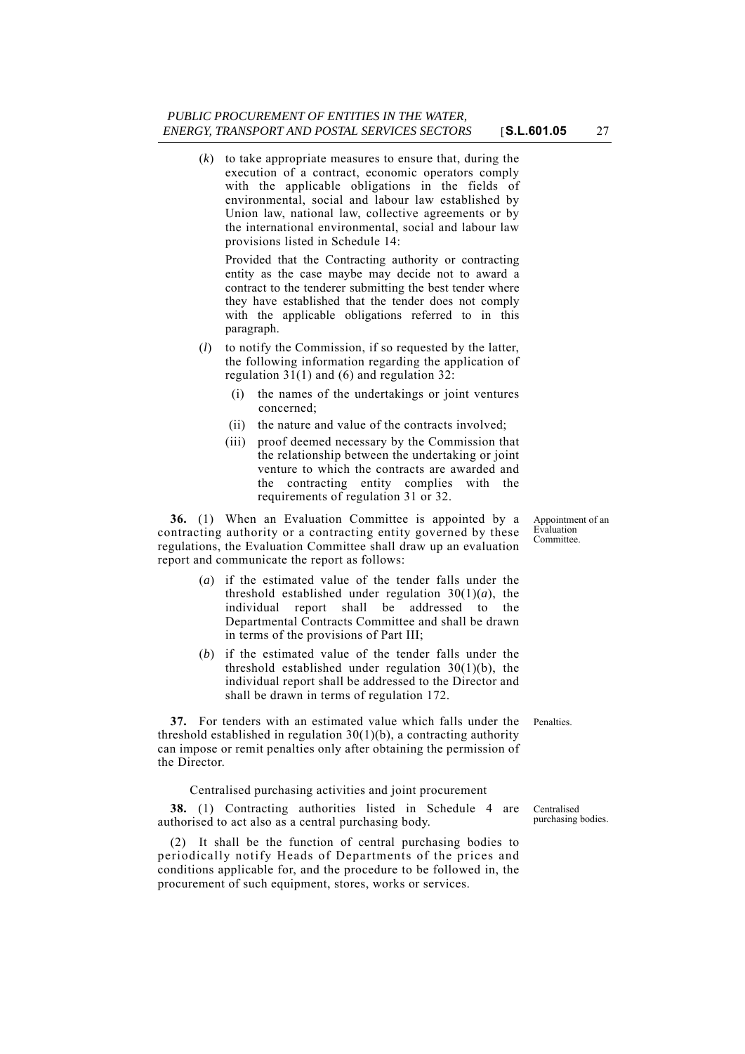(*k*) to take appropriate measures to ensure that, during the execution of a contract, economic operators comply with the applicable obligations in the fields of environmental, social and labour law established by Union law, national law, collective agreements or by the international environmental, social and labour law provisions listed in Schedule 14:

Provided that the Contracting authority or contracting entity as the case maybe may decide not to award a contract to the tenderer submitting the best tender where they have established that the tender does not comply with the applicable obligations referred to in this paragraph.

(*l*) to notify the Commission, if so requested by the latter, the following information regarding the application of regulation 31(1) and (6) and regulation 32:

(i) the names of the undertakings or joint ventures concerned;

(ii) the nature and value of the contracts involved;

(iii) proof deemed necessary by the Commission that the relationship between the undertaking or joint venture to which the contracts are awarded and the contracting entity complies with the requirements of regulation 31 or 32.

Appointment of an Evaluation Committee.

**36.** (1) When an Evaluation Committee is appointed by a contracting authority or a contracting entity governed by these regulations, the Evaluation Committee shall draw up an evaluation report and communicate the report as follows:

(*a*) if the estimated value of the tender falls under the threshold established under regulation 30(1)(*a*), the individual report shall be addressed to the Departmental Contracts Committee and shall be drawn in terms of the provisions of Part III;

(*b*) if the estimated value of the tender falls under the threshold established under regulation 30(1)(b), the individual report shall be addressed to the Director and shall be drawn in terms of regulation 172.

Penalties.

**37.** For tenders with an estimated value which falls under the threshold established in regulation 30(1)(b), a contracting authority can impose or remit penalties only after obtaining the permission of the Director.

Centralised purchasing activities and joint procurement

Centralised purchasing bodies.

**38.** (1) Contracting authorities listed in Schedule 4 are authorised to act also as a central purchasing body.

(2) It shall be the function of central purchasing bodies to periodically notify Heads of Departments of the prices and conditions applicable for, and the procedure to be followed in, the procurement of such equipment, stores, works or services.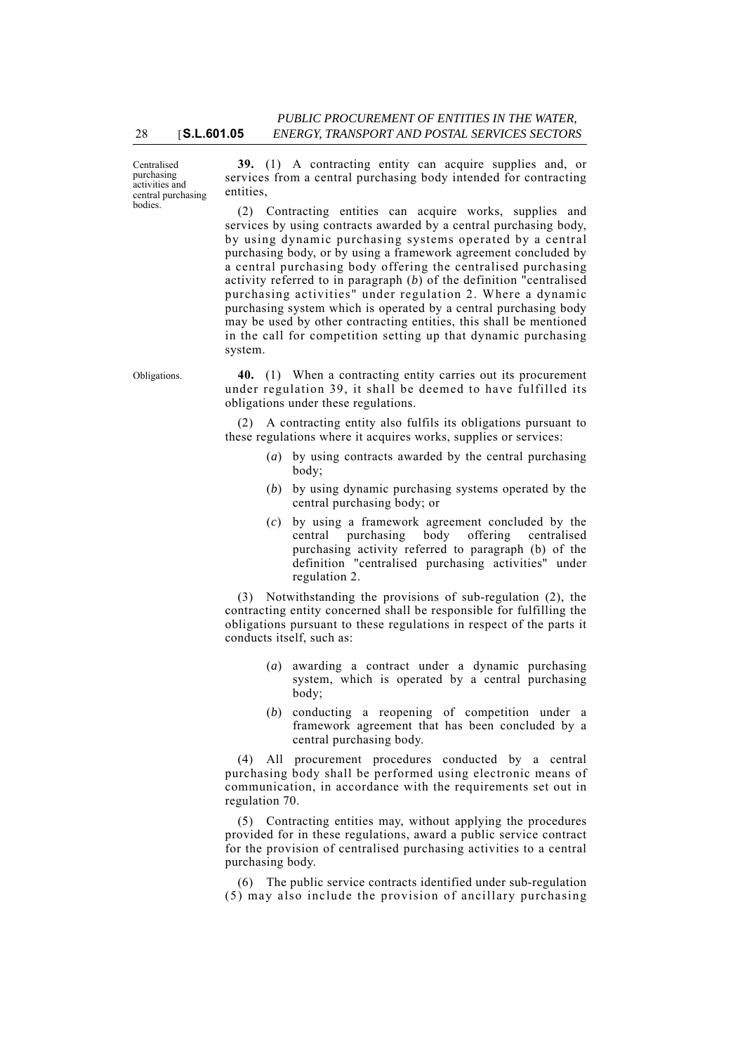**Centralised purchasing activities and central purchasing bodies.**

**39.** (1) A contracting entity can acquire supplies and, or services from a central purchasing body intended for contracting entities,

(2) Contracting entities can acquire works, supplies and services by using contracts awarded by a central purchasing body, by using dynamic purchasing systems operated by a central purchasing body, or by using a framework agreement concluded by a central purchasing body offering the centralised purchasing activity referred to in paragraph (*b*) of the definition "centralised purchasing activities" under regulation 2. Where a dynamic purchasing system which is operated by a central purchasing body may be used by other contracting entities, this shall be mentioned in the call for competition setting up that dynamic purchasing system.

**Obligations.**

**40.** (1) When a contracting entity carries out its procurement under regulation 39, it shall be deemed to have fulfilled its obligations under these regulations.

(2) A contracting entity also fulfils its obligations pursuant to these regulations where it acquires works, supplies or services:

(*a*) by using contracts awarded by the central purchasing body;

(*b*) by using dynamic purchasing systems operated by the central purchasing body; or

(*c*) by using a framework agreement concluded by the central purchasing body offering centralised purchasing activity referred to paragraph (b) of the definition "centralised purchasing activities" under regulation 2.

(3) Notwithstanding the provisions of sub-regulation (2), the contracting entity concerned shall be responsible for fulfilling the obligations pursuant to these regulations in respect of the parts it conducts itself, such as:

(*a*) awarding a contract under a dynamic purchasing system, which is operated by a central purchasing body;

(*b*) conducting a reopening of competition under a framework agreement that has been concluded by a central purchasing body.

(4) All procurement procedures conducted by a central purchasing body shall be performed using electronic means of communication, in accordance with the requirements set out in regulation 70.

(5) Contracting entities may, without applying the procedures provided for in these regulations, award a public service contract for the provision of centralised purchasing activities to a central purchasing body.

(6) The public service contracts identified under sub-regulation (5) may also include the provision of ancillary purchasing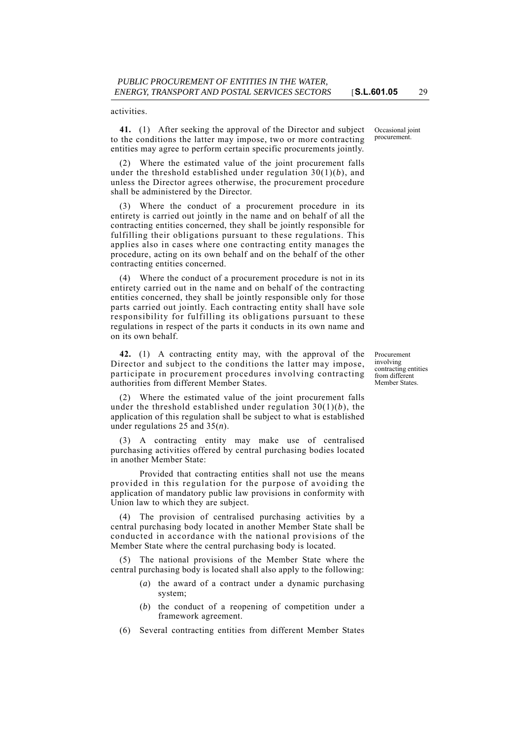activities.

**41.** (1) After seeking the approval of the Director and subject to the conditions the latter may impose, two or more contracting entities may agree to perform certain specific procurements jointly.

Occasional joint procurement.

(2) Where the estimated value of the joint procurement falls under the threshold established under regulation 30(1)(*b*), and unless the Director agrees otherwise, the procurement procedure shall be administered by the Director.

(3) Where the conduct of a procurement procedure in its entirety is carried out jointly in the name and on behalf of all the contracting entities concerned, they shall be jointly responsible for fulfilling their obligations pursuant to these regulations. This applies also in cases where one contracting entity manages the procedure, acting on its own behalf and on the behalf of the other contracting entities concerned.

(4) Where the conduct of a procurement procedure is not in its entirety carried out in the name and on behalf of the contracting entities concerned, they shall be jointly responsible only for those parts carried out jointly. Each contracting entity shall have sole responsibility for fulfilling its obligations pursuant to these regulations in respect of the parts it conducts in its own name and on its own behalf.

**42.** (1) A contracting entity may, with the approval of the Director and subject to the conditions the latter may impose, participate in procurement procedures involving contracting authorities from different Member States.

Procurement involving contracting entities from different Member States.

(2) Where the estimated value of the joint procurement falls under the threshold established under regulation 30(1)(*b*), the application of this regulation shall be subject to what is established under regulations 25 and 35(*n*).

(3) A contracting entity may make use of centralised purchasing activities offered by central purchasing bodies located in another Member State:

Provided that contracting entities shall not use the means provided in this regulation for the purpose of avoiding the application of mandatory public law provisions in conformity with Union law to which they are subject.

(4) The provision of centralised purchasing activities by a central purchasing body located in another Member State shall be conducted in accordance with the national provisions of the Member State where the central purchasing body is located.

(5) The national provisions of the Member State where the central purchasing body is located shall also apply to the following:

(*a*) the award of a contract under a dynamic purchasing system;

(*b*) the conduct of a reopening of competition under a framework agreement.

(6) Several contracting entities from different Member States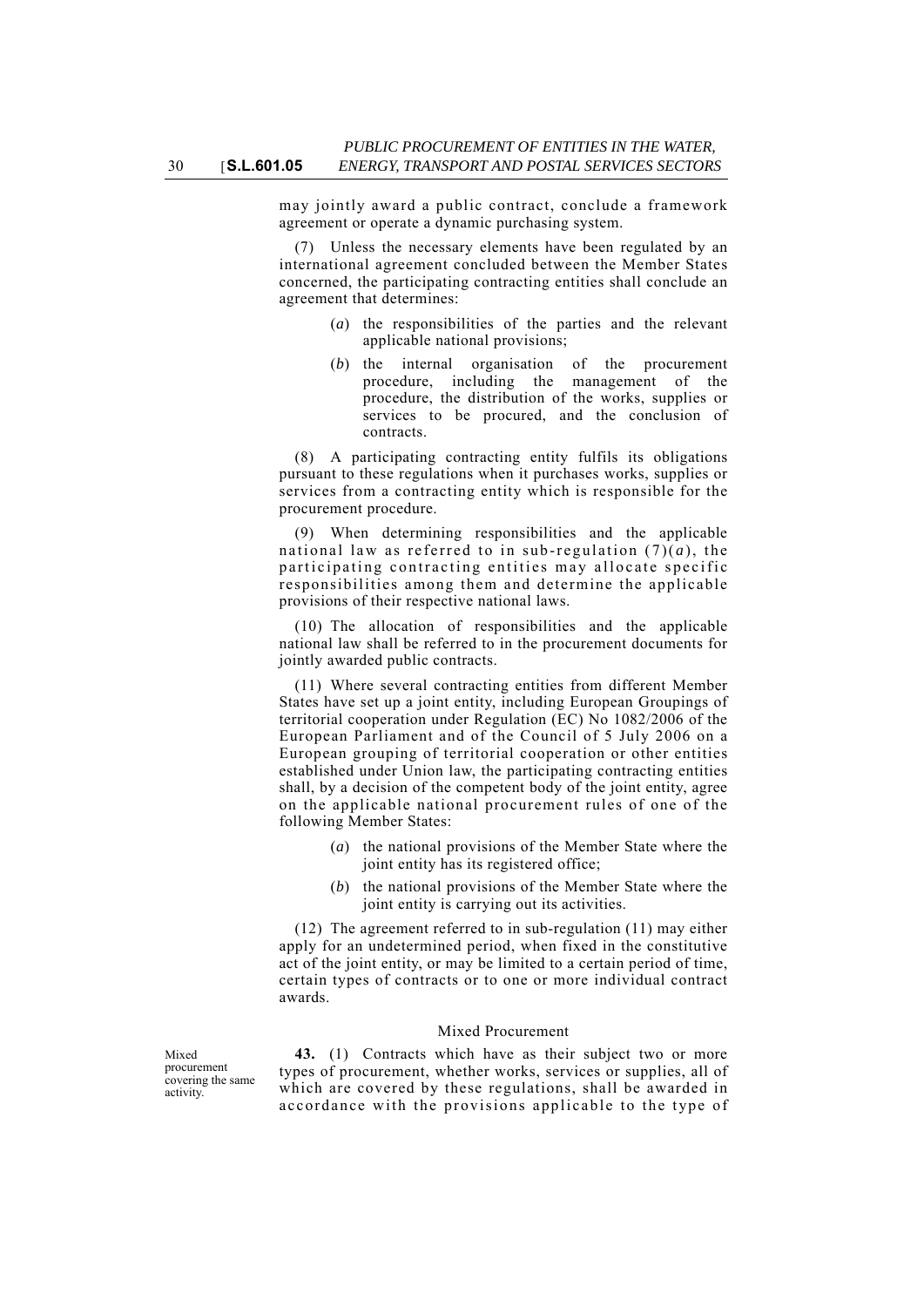may jointly award a public contract, conclude a framework agreement or operate a dynamic purchasing system.

(7) Unless the necessary elements have been regulated by an international agreement concluded between the Member States concerned, the participating contracting entities shall conclude an agreement that determines:

(*a*) the responsibilities of the parties and the relevant applicable national provisions;

(*b*) the internal organisation of the procurement procedure, including the management of the procedure, the distribution of the works, supplies or services to be procured, and the conclusion of contracts.

(8) A participating contracting entity fulfils its obligations pursuant to these regulations when it purchases works, supplies or services from a contracting entity which is responsible for the procurement procedure.

(9) When determining responsibilities and the applicable national law as referred to in sub-regulation (7)(*a*), the participating contracting entities may allocate specific responsibilities among them and determine the applicable provisions of their respective national laws.

(10) The allocation of responsibilities and the applicable national law shall be referred to in the procurement documents for jointly awarded public contracts.

(11) Where several contracting entities from different Member States have set up a joint entity, including European Groupings of territorial cooperation under Regulation (EC) No 1082/2006 of the European Parliament and of the Council of 5 July 2006 on a European grouping of territorial cooperation or other entities established under Union law, the participating contracting entities shall, by a decision of the competent body of the joint entity, agree on the applicable national procurement rules of one of the following Member States:

(*a*) the national provisions of the Member State where the joint entity has its registered office;

(*b*) the national provisions of the Member State where the joint entity is carrying out its activities.

(12) The agreement referred to in sub-regulation (11) may either apply for an undetermined period, when fixed in the constitutive act of the joint entity, or may be limited to a certain period of time, certain types of contracts or to one or more individual contract awards.

### Mixed Procurement

Mixed procurement covering the same activity.

**43.** (1) Contracts which have as their subject two or more types of procurement, whether works, services or supplies, all of which are covered by these regulations, shall be awarded in accordance with the provisions applicable to the type of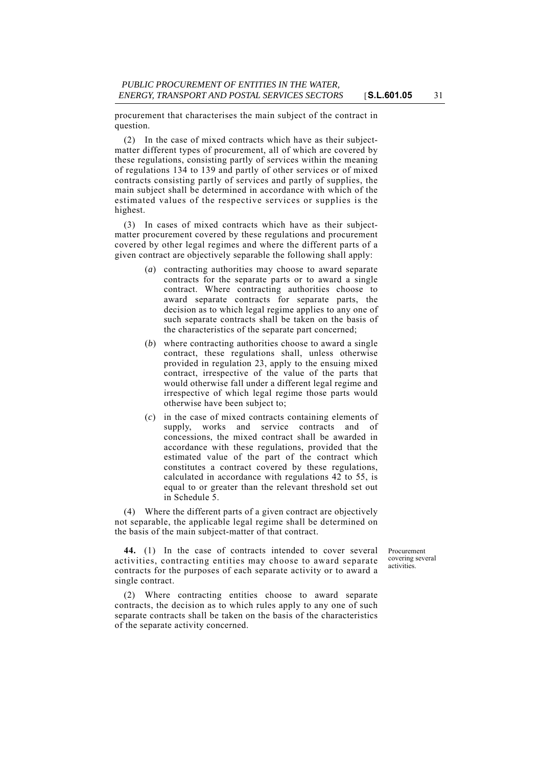procurement that characterises the main subject of the contract in question.

(2) In the case of mixed contracts which have as their subject-matter different types of procurement, all of which are covered by these regulations, consisting partly of services within the meaning of regulations 134 to 139 and partly of other services or of mixed contracts consisting partly of services and partly of supplies, the main subject shall be determined in accordance with which of the estimated values of the respective services or supplies is the highest.

(3) In cases of mixed contracts which have as their subject-matter procurement covered by these regulations and procurement covered by other legal regimes and where the different parts of a given contract are objectively separable the following shall apply:

(*a*) contracting authorities may choose to award separate contracts for the separate parts or to award a single contract. Where contracting authorities choose to award separate contracts for separate parts, the decision as to which legal regime applies to any one of such separate contracts shall be taken on the basis of the characteristics of the separate part concerned;

(*b*) where contracting authorities choose to award a single contract, these regulations shall, unless otherwise provided in regulation 23, apply to the ensuing mixed contract, irrespective of the value of the parts that would otherwise fall under a different legal regime and irrespective of which legal regime those parts would otherwise have been subject to;

(*c*) in the case of mixed contracts containing elements of supply, works and service contracts and of concessions, the mixed contract shall be awarded in accordance with these regulations, provided that the estimated value of the part of the contract which constitutes a contract covered by these regulations, calculated in accordance with regulations 42 to 55, is equal to or greater than the relevant threshold set out in Schedule 5.

(4) Where the different parts of a given contract are objectively not separable, the applicable legal regime shall be determined on the basis of the main subject-matter of that contract.

Procurement covering several activities.

**44.** (1) In the case of contracts intended to cover several activities, contracting entities may choose to award separate contracts for the purposes of each separate activity or to award a single contract.

(2) Where contracting entities choose to award separate contracts, the decision as to which rules apply to any one of such separate contracts shall be taken on the basis of the characteristics of the separate activity concerned.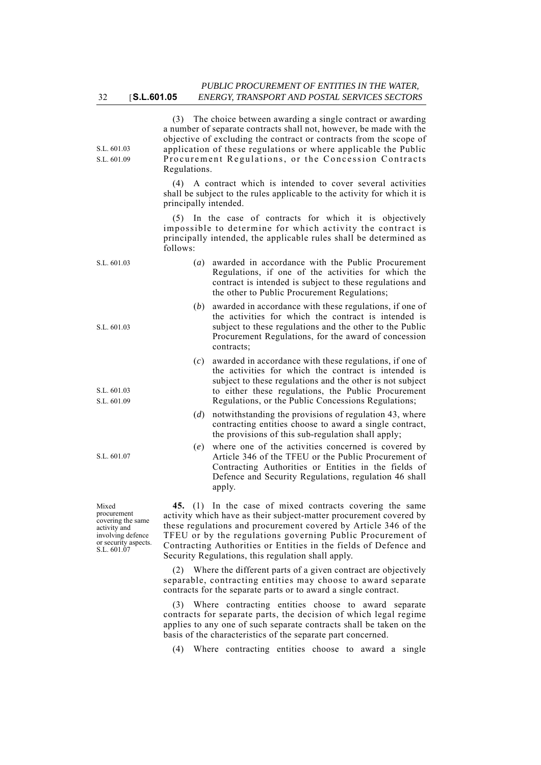(3) The choice between awarding a single contract or awarding a number of separate contracts shall not, however, be made with the objective of excluding the contract or contracts from the scope of application of these regulations or where applicable the Public Procurement Regulations, or the Concession Contracts Regulations.

S.L. 601.03
S.L. 601.09

(4) A contract which is intended to cover several activities shall be subject to the rules applicable to the activity for which it is principally intended.

(5) In the case of contracts for which it is objectively impossible to determine for which activity the contract is principally intended, the applicable rules shall be determined as follows:

S.L. 601.03

(*a*) awarded in accordance with the Public Procurement Regulations, if one of the activities for which the contract is intended is subject to these regulations and the other to Public Procurement Regulations;

S.L. 601.03

(*b*) awarded in accordance with these regulations, if one of the activities for which the contract is intended is subject to these regulations and the other to the Public Procurement Regulations, for the award of concession contracts;

S.L. 601.03
S.L. 601.09

(*c*) awarded in accordance with these regulations, if one of the activities for which the contract is intended is subject to these regulations and the other is not subject to either these regulations, the Public Procurement Regulations, or the Public Concessions Regulations;

(*d*) notwithstanding the provisions of regulation 43, where contracting entities choose to award a single contract, the provisions of this sub-regulation shall apply;

S.L. 601.07

(*e*) where one of the activities concerned is covered by Article 346 of the TFEU or the Public Procurement of Contracting Authorities or Entities in the fields of Defence and Security Regulations, regulation 46 shall apply.

Mixed procurement covering the same activity and involving defence or security aspects.
S.L. 601.07

**45.** (1) In the case of mixed contracts covering the same activity which have as their subject-matter procurement covered by these regulations and procurement covered by Article 346 of the TFEU or by the regulations governing Public Procurement of Contracting Authorities or Entities in the fields of Defence and Security Regulations, this regulation shall apply.

(2) Where the different parts of a given contract are objectively separable, contracting entities may choose to award separate contracts for the separate parts or to award a single contract.

(3) Where contracting entities choose to award separate contracts for separate parts, the decision of which legal regime applies to any one of such separate contracts shall be taken on the basis of the characteristics of the separate part concerned.

(4) Where contracting entities choose to award a single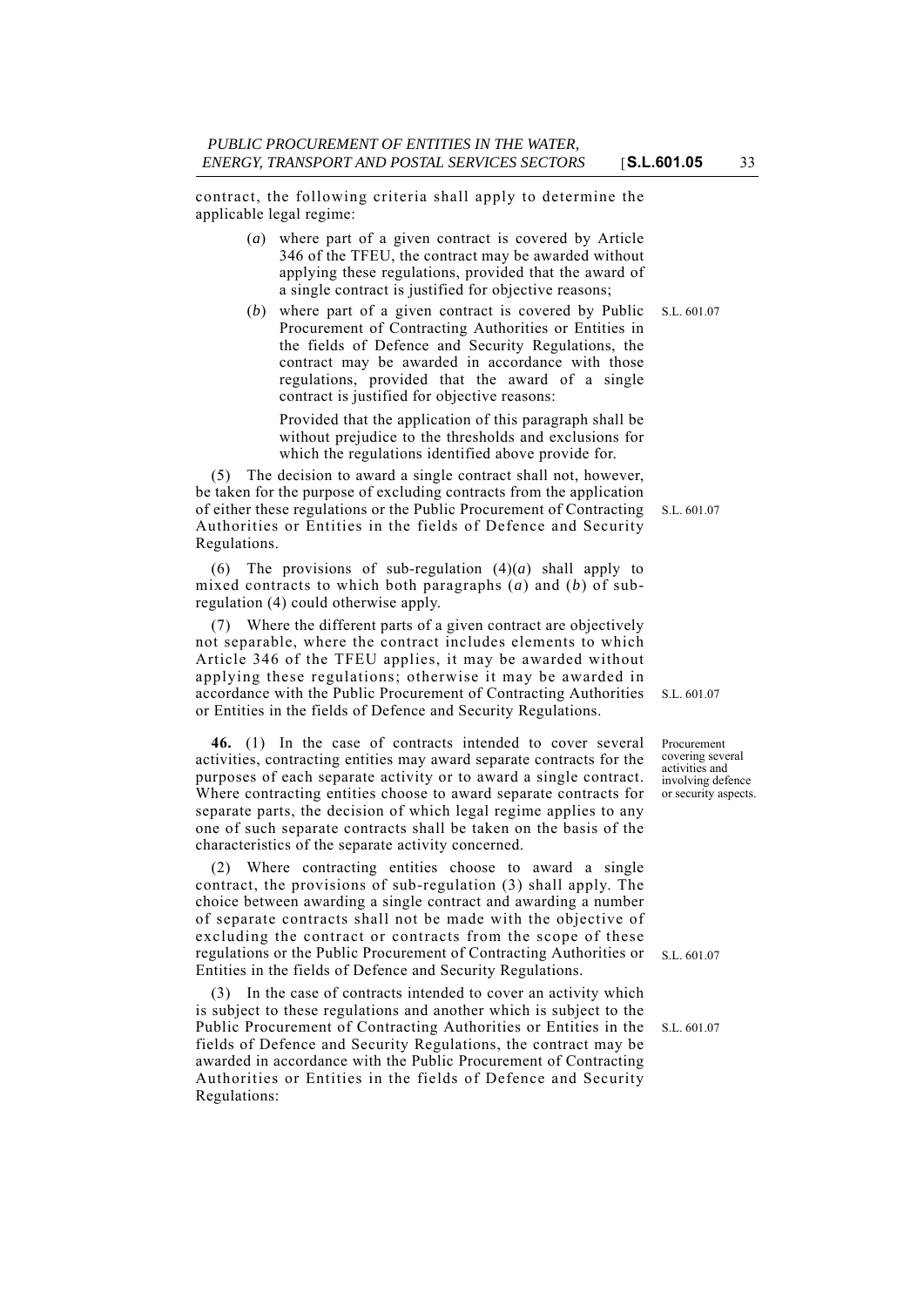contract, the following criteria shall apply to determine the applicable legal regime:

(*a*) where part of a given contract is covered by Article 346 of the TFEU, the contract may be awarded without applying these regulations, provided that the award of a single contract is justified for objective reasons;

(*b*) where part of a given contract is covered by Public Procurement of Contracting Authorities or Entities in the fields of Defence and Security Regulations, the contract may be awarded in accordance with those regulations, provided that the award of a single contract is justified for objective reasons: S.L. 601.07

Provided that the application of this paragraph shall be without prejudice to the thresholds and exclusions for which the regulations identified above provide for.

(5) The decision to award a single contract shall not, however, be taken for the purpose of excluding contracts from the application of either these regulations or the Public Procurement of Contracting Authorities or Entities in the fields of Defence and Security Regulations. S.L. 601.07

(6) The provisions of sub-regulation (4)(*a*) shall apply to mixed contracts to which both paragraphs (*a*) and (*b*) of sub-regulation (4) could otherwise apply.

(7) Where the different parts of a given contract are objectively not separable, where the contract includes elements to which Article 346 of the TFEU applies, it may be awarded without applying these regulations; otherwise it may be awarded in accordance with the Public Procurement of Contracting Authorities or Entities in the fields of Defence and Security Regulations. S.L. 601.07

*Procurement covering several activities and involving defence or security aspects.*

**46.** (1) In the case of contracts intended to cover several activities, contracting entities may award separate contracts for the purposes of each separate activity or to award a single contract. Where contracting entities choose to award separate contracts for separate parts, the decision of which legal regime applies to any one of such separate contracts shall be taken on the basis of the characteristics of the separate activity concerned.

(2) Where contracting entities choose to award a single contract, the provisions of sub-regulation (3) shall apply. The choice between awarding a single contract and awarding a number of separate contracts shall not be made with the objective of excluding the contract or contracts from the scope of these regulations or the Public Procurement of Contracting Authorities or Entities in the fields of Defence and Security Regulations. S.L. 601.07

(3) In the case of contracts intended to cover an activity which is subject to these regulations and another which is subject to the Public Procurement of Contracting Authorities or Entities in the fields of Defence and Security Regulations, the contract may be awarded in accordance with the Public Procurement of Contracting Authorities or Entities in the fields of Defence and Security Regulations: S.L. 601.07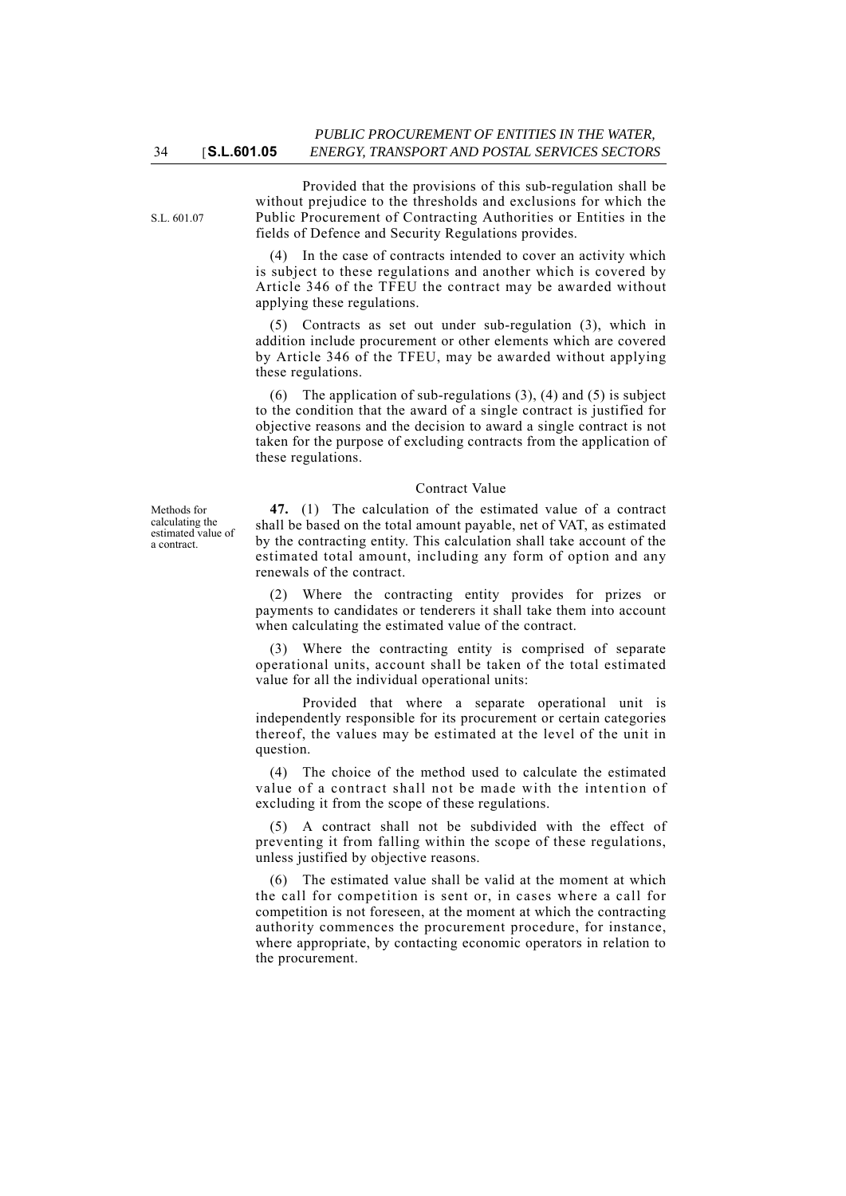Provided that the provisions of this sub-regulation shall be without prejudice to the thresholds and exclusions for which the Public Procurement of Contracting Authorities or Entities in the fields of Defence and Security Regulations provides.

S.L. 601.07

(4) In the case of contracts intended to cover an activity which is subject to these regulations and another which is covered by Article 346 of the TFEU the contract may be awarded without applying these regulations.

(5) Contracts as set out under sub-regulation (3), which in addition include procurement or other elements which are covered by Article 346 of the TFEU, may be awarded without applying these regulations.

(6) The application of sub-regulations (3), (4) and (5) is subject to the condition that the award of a single contract is justified for objective reasons and the decision to award a single contract is not taken for the purpose of excluding contracts from the application of these regulations.

### Contract Value

Methods for calculating the estimated value of a contract.

**47.** (1) The calculation of the estimated value of a contract shall be based on the total amount payable, net of VAT, as estimated by the contracting entity. This calculation shall take account of the estimated total amount, including any form of option and any renewals of the contract.

(2) Where the contracting entity provides for prizes or payments to candidates or tenderers it shall take them into account when calculating the estimated value of the contract.

(3) Where the contracting entity is comprised of separate operational units, account shall be taken of the total estimated value for all the individual operational units:

Provided that where a separate operational unit is independently responsible for its procurement or certain categories thereof, the values may be estimated at the level of the unit in question.

(4) The choice of the method used to calculate the estimated value of a contract shall not be made with the intention of excluding it from the scope of these regulations.

(5) A contract shall not be subdivided with the effect of preventing it from falling within the scope of these regulations, unless justified by objective reasons.

(6) The estimated value shall be valid at the moment at which the call for competition is sent or, in cases where a call for competition is not foreseen, at the moment at which the contracting authority commences the procurement procedure, for instance, where appropriate, by contacting economic operators in relation to the procurement.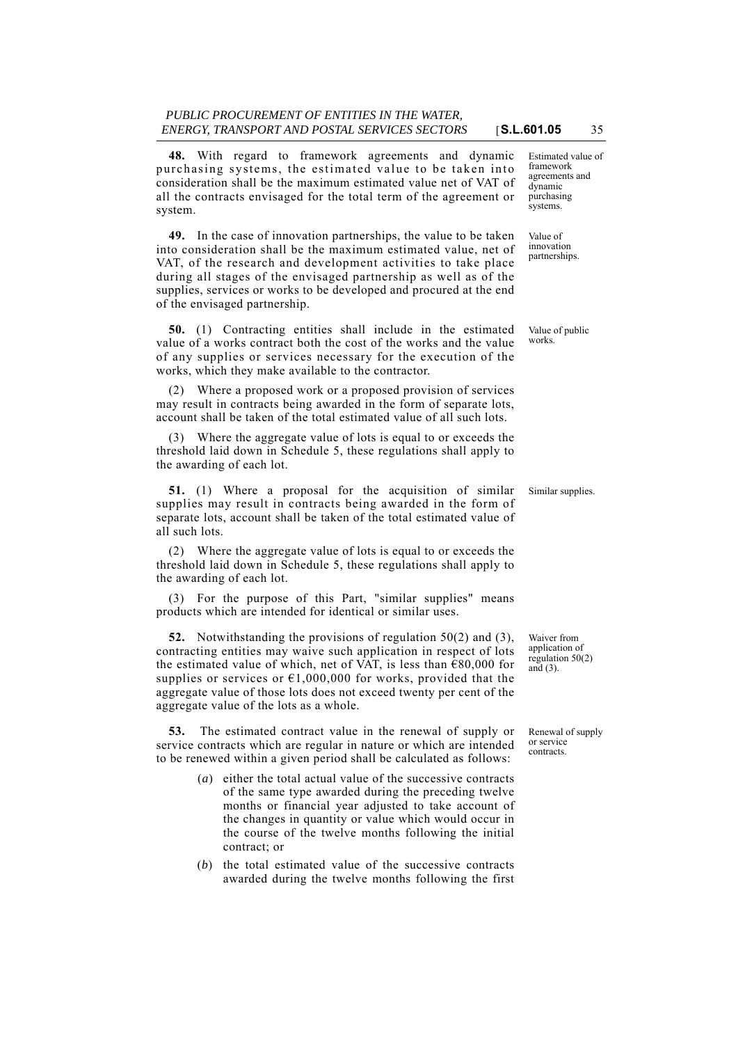**48.** With regard to framework agreements and dynamic purchasing systems, the estimated value to be taken into consideration shall be the maximum estimated value net of VAT of all the contracts envisaged for the total term of the agreement or system.

*Estimated value of framework agreements and dynamic purchasing systems.*

**49.** In the case of innovation partnerships, the value to be taken into consideration shall be the maximum estimated value, net of VAT, of the research and development activities to take place during all stages of the envisaged partnership as well as of the supplies, services or works to be developed and procured at the end of the envisaged partnership.

*Value of innovation partnerships.*

**50.** (1) Contracting entities shall include in the estimated value of a works contract both the cost of the works and the value of any supplies or services necessary for the execution of the works, which they make available to the contractor.

*Value of public works.*

(2) Where a proposed work or a proposed provision of services may result in contracts being awarded in the form of separate lots, account shall be taken of the total estimated value of all such lots.

(3) Where the aggregate value of lots is equal to or exceeds the threshold laid down in Schedule 5, these regulations shall apply to the awarding of each lot.

**51.** (1) Where a proposal for the acquisition of similar supplies may result in contracts being awarded in the form of separate lots, account shall be taken of the total estimated value of all such lots.

*Similar supplies.*

(2) Where the aggregate value of lots is equal to or exceeds the threshold laid down in Schedule 5, these regulations shall apply to the awarding of each lot.

(3) For the purpose of this Part, "similar supplies" means products which are intended for identical or similar uses.

**52.** Notwithstanding the provisions of regulation 50(2) and (3), contracting entities may waive such application in respect of lots the estimated value of which, net of VAT, is less than €80,000 for supplies or services or €1,000,000 for works, provided that the aggregate value of those lots does not exceed twenty per cent of the aggregate value of the lots as a whole.

*Waiver from application of regulation 50(2) and (3).*

**53.** The estimated contract value in the renewal of supply or service contracts which are regular in nature or which are intended to be renewed within a given period shall be calculated as follows:

*Renewal of supply or service contracts.*

(*a*) either the total actual value of the successive contracts of the same type awarded during the preceding twelve months or financial year adjusted to take account of the changes in quantity or value which would occur in the course of the twelve months following the initial contract; or

(*b*) the total estimated value of the successive contracts awarded during the twelve months following the first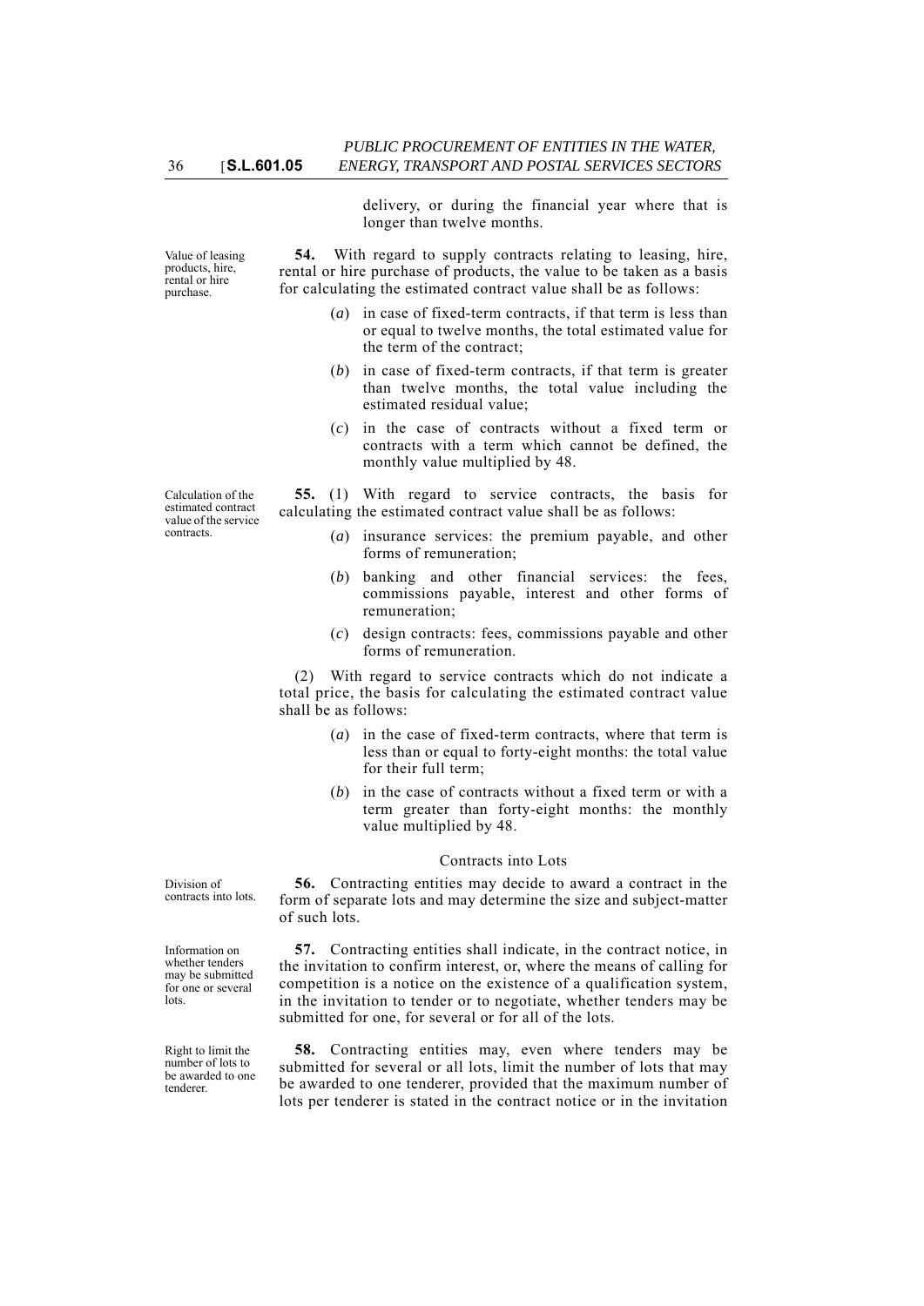delivery, or during the financial year where that is longer than twelve months.

Value of leasing products, hire, rental or hire purchase.

**54.** With regard to supply contracts relating to leasing, hire, rental or hire purchase of products, the value to be taken as a basis for calculating the estimated contract value shall be as follows:

(*a*) in case of fixed-term contracts, if that term is less than or equal to twelve months, the total estimated value for the term of the contract;

(*b*) in case of fixed-term contracts, if that term is greater than twelve months, the total value including the estimated residual value;

(*c*) in the case of contracts without a fixed term or contracts with a term which cannot be defined, the monthly value multiplied by 48.

Calculation of the estimated contract value of the service contracts.

**55.** (1) With regard to service contracts, the basis for calculating the estimated contract value shall be as follows:

(*a*) insurance services: the premium payable, and other forms of remuneration;

(*b*) banking and other financial services: the fees, commissions payable, interest and other forms of remuneration;

(*c*) design contracts: fees, commissions payable and other forms of remuneration.

(2) With regard to service contracts which do not indicate a total price, the basis for calculating the estimated contract value shall be as follows:

(*a*) in the case of fixed-term contracts, where that term is less than or equal to forty-eight months: the total value for their full term;

(*b*) in the case of contracts without a fixed term or with a term greater than forty-eight months: the monthly value multiplied by 48.

## Contracts into Lots

Division of contracts into lots.

**56.** Contracting entities may decide to award a contract in the form of separate lots and may determine the size and subject-matter of such lots.

Information on whether tenders may be submitted for one or several lots.

**57.** Contracting entities shall indicate, in the contract notice, in the invitation to confirm interest, or, where the means of calling for competition is a notice on the existence of a qualification system, in the invitation to tender or to negotiate, whether tenders may be submitted for one, for several or for all of the lots.

Right to limit the number of lots to be awarded to one tenderer.

**58.** Contracting entities may, even where tenders may be submitted for several or all lots, limit the number of lots that may be awarded to one tenderer, provided that the maximum number of lots per tenderer is stated in the contract notice or in the invitation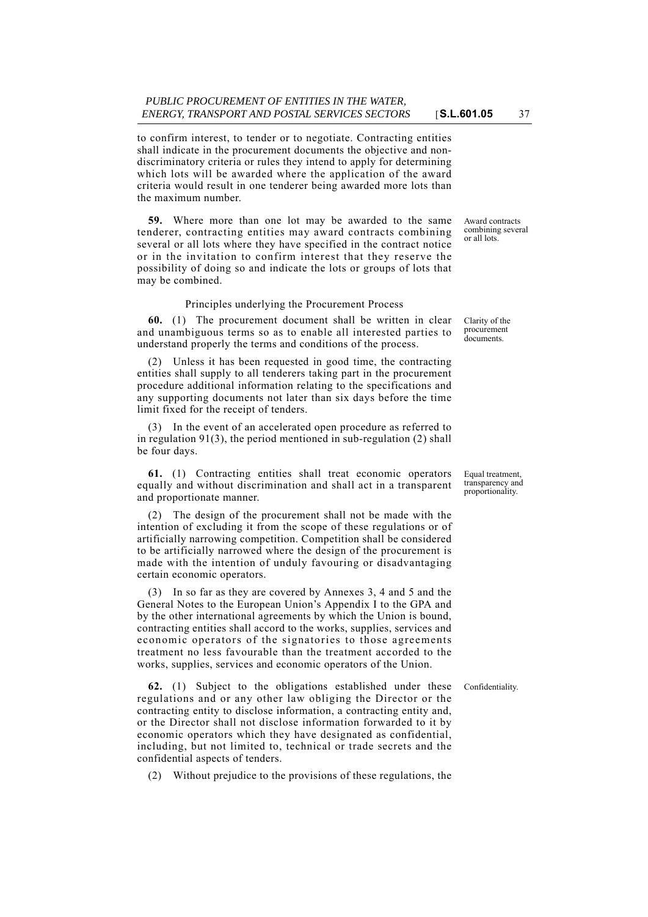to confirm interest, to tender or to negotiate. Contracting entities shall indicate in the procurement documents the objective and non-discriminatory criteria or rules they intend to apply for determining which lots will be awarded where the application of the award criteria would result in one tenderer being awarded more lots than the maximum number.

Award contracts combining several or all lots.

**59.** Where more than one lot may be awarded to the same tenderer, contracting entities may award contracts combining several or all lots where they have specified in the contract notice or in the invitation to confirm interest that they reserve the possibility of doing so and indicate the lots or groups of lots that may be combined.

Principles underlying the Procurement Process

Clarity of the procurement documents.

**60.** (1) The procurement document shall be written in clear and unambiguous terms so as to enable all interested parties to understand properly the terms and conditions of the process.

(2) Unless it has been requested in good time, the contracting entities shall supply to all tenderers taking part in the procurement procedure additional information relating to the specifications and any supporting documents not later than six days before the time limit fixed for the receipt of tenders.

(3) In the event of an accelerated open procedure as referred to in regulation 91(3), the period mentioned in sub-regulation (2) shall be four days.

Equal treatment, transparency and proportionality.

**61.** (1) Contracting entities shall treat economic operators equally and without discrimination and shall act in a transparent and proportionate manner.

(2) The design of the procurement shall not be made with the intention of excluding it from the scope of these regulations or of artificially narrowing competition. Competition shall be considered to be artificially narrowed where the design of the procurement is made with the intention of unduly favouring or disadvantaging certain economic operators.

(3) In so far as they are covered by Annexes 3, 4 and 5 and the General Notes to the European Union's Appendix I to the GPA and by the other international agreements by which the Union is bound, contracting entities shall accord to the works, supplies, services and economic operators of the signatories to those agreements treatment no less favourable than the treatment accorded to the works, supplies, services and economic operators of the Union.

Confidentiality.

**62.** (1) Subject to the obligations established under these regulations and or any other law obliging the Director or the contracting entity to disclose information, a contracting entity and, or the Director shall not disclose information forwarded to it by economic operators which they have designated as confidential, including, but not limited to, technical or trade secrets and the confidential aspects of tenders.

(2) Without prejudice to the provisions of these regulations, the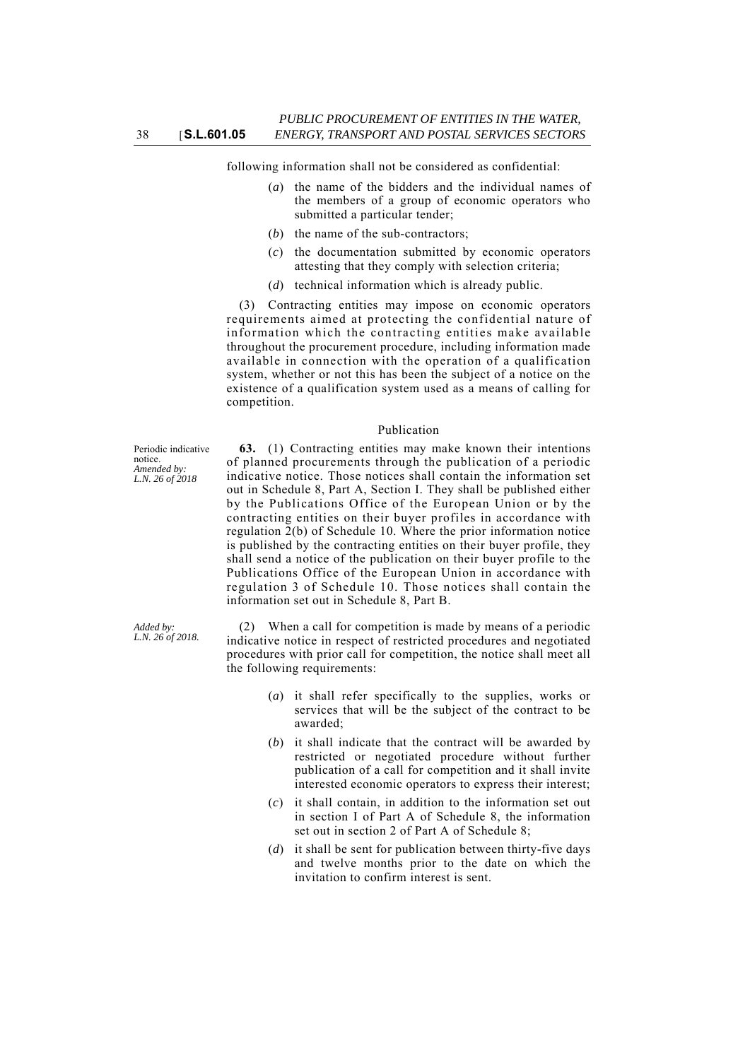following information shall not be considered as confidential:

(*a*) the name of the bidders and the individual names of the members of a group of economic operators who submitted a particular tender;

(*b*) the name of the sub-contractors;

(*c*) the documentation submitted by economic operators attesting that they comply with selection criteria;

(*d*) technical information which is already public.

(3) Contracting entities may impose on economic operators requirements aimed at protecting the confidential nature of information which the contracting entities make available throughout the procurement procedure, including information made available in connection with the operation of a qualification system, whether or not this has been the subject of a notice on the existence of a qualification system used as a means of calling for competition.

Publication

Periodic indicative notice.
*Amended by: L.N. 26 of 2018*

**63.** (1) Contracting entities may make known their intentions of planned procurements through the publication of a periodic indicative notice. Those notices shall contain the information set out in Schedule 8, Part A, Section I. They shall be published either by the Publications Office of the European Union or by the contracting entities on their buyer profiles in accordance with regulation 2(b) of Schedule 10. Where the prior information notice is published by the contracting entities on their buyer profile, they shall send a notice of the publication on their buyer profile to the Publications Office of the European Union in accordance with regulation 3 of Schedule 10. Those notices shall contain the information set out in Schedule 8, Part B.

*Added by: L.N. 26 of 2018.*

(2) When a call for competition is made by means of a periodic indicative notice in respect of restricted procedures and negotiated procedures with prior call for competition, the notice shall meet all the following requirements:

(*a*) it shall refer specifically to the supplies, works or services that will be the subject of the contract to be awarded;

(*b*) it shall indicate that the contract will be awarded by restricted or negotiated procedure without further publication of a call for competition and it shall invite interested economic operators to express their interest;

(*c*) it shall contain, in addition to the information set out in section I of Part A of Schedule 8, the information set out in section 2 of Part A of Schedule 8;

(*d*) it shall be sent for publication between thirty-five days and twelve months prior to the date on which the invitation to confirm interest is sent.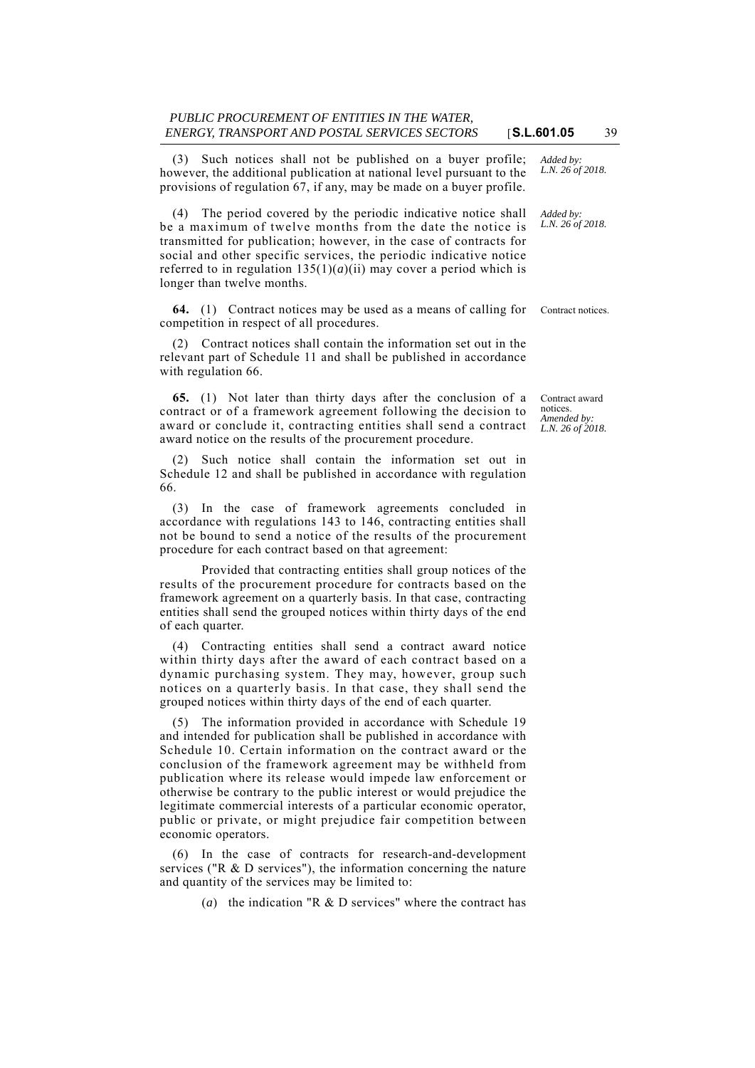(3) Such notices shall not be published on a buyer profile; however, the additional publication at national level pursuant to the provisions of regulation 67, if any, may be made on a buyer profile.

*Added by: L.N. 26 of 2018.*

(4) The period covered by the periodic indicative notice shall be a maximum of twelve months from the date the notice is transmitted for publication; however, in the case of contracts for social and other specific services, the periodic indicative notice referred to in regulation 135(1)(*a*)(ii) may cover a period which is longer than twelve months.

*Added by: L.N. 26 of 2018.*

Contract notices.

**64.** (1) Contract notices may be used as a means of calling for competition in respect of all procedures.

(2) Contract notices shall contain the information set out in the relevant part of Schedule 11 and shall be published in accordance with regulation 66.

Contract award notices. *Amended by: L.N. 26 of 2018.*

**65.** (1) Not later than thirty days after the conclusion of a contract or of a framework agreement following the decision to award or conclude it, contracting entities shall send a contract award notice on the results of the procurement procedure.

(2) Such notice shall contain the information set out in Schedule 12 and shall be published in accordance with regulation 66.

(3) In the case of framework agreements concluded in accordance with regulations 143 to 146, contracting entities shall not be bound to send a notice of the results of the procurement procedure for each contract based on that agreement:

Provided that contracting entities shall group notices of the results of the procurement procedure for contracts based on the framework agreement on a quarterly basis. In that case, contracting entities shall send the grouped notices within thirty days of the end of each quarter.

(4) Contracting entities shall send a contract award notice within thirty days after the award of each contract based on a dynamic purchasing system. They may, however, group such notices on a quarterly basis. In that case, they shall send the grouped notices within thirty days of the end of each quarter.

(5) The information provided in accordance with Schedule 19 and intended for publication shall be published in accordance with Schedule 10. Certain information on the contract award or the conclusion of the framework agreement may be withheld from publication where its release would impede law enforcement or otherwise be contrary to the public interest or would prejudice the legitimate commercial interests of a particular economic operator, public or private, or might prejudice fair competition between economic operators.

(6) In the case of contracts for research-and-development services ("R & D services"), the information concerning the nature and quantity of the services may be limited to:

(*a*) the indication "R & D services" where the contract has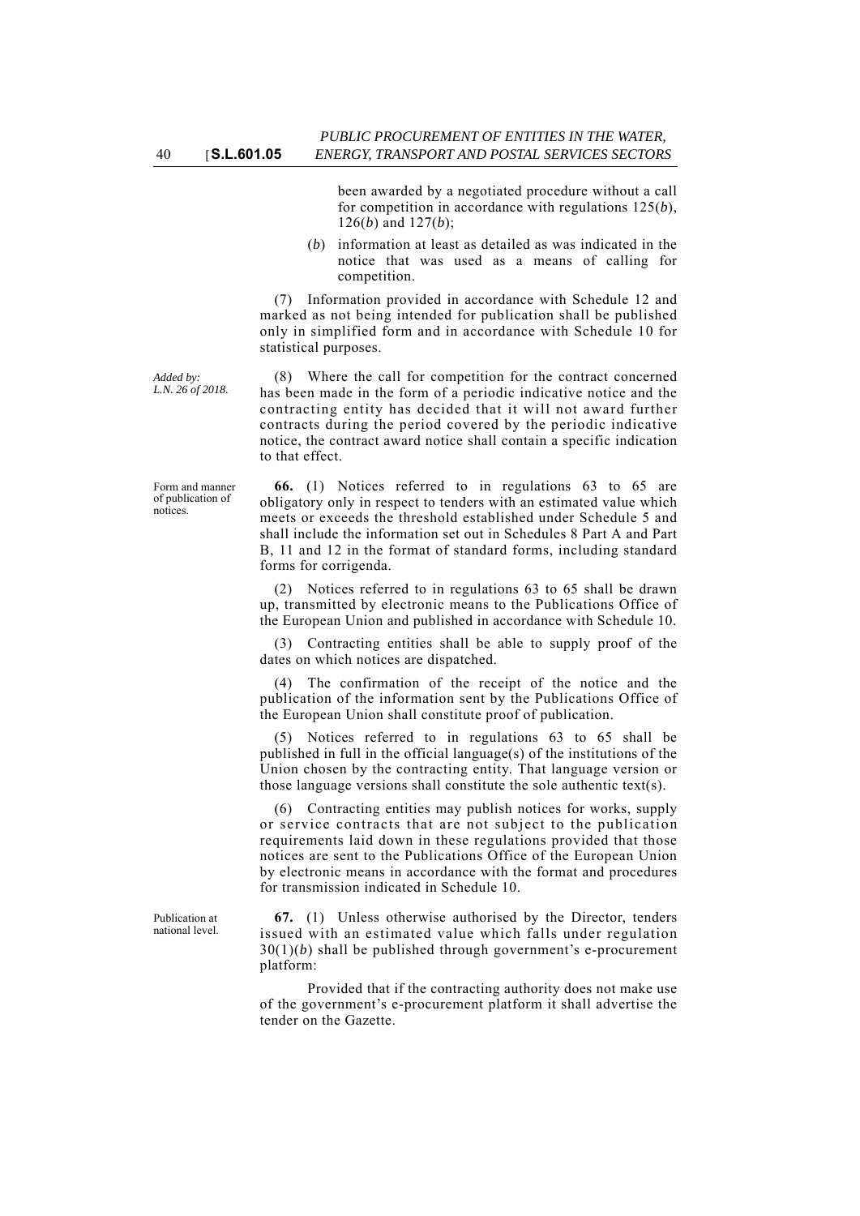been awarded by a negotiated procedure without a call for competition in accordance with regulations 125(*b*), 126(*b*) and 127(*b*);

(*b*) information at least as detailed as was indicated in the notice that was used as a means of calling for competition.

(7) Information provided in accordance with Schedule 12 and marked as not being intended for publication shall be published only in simplified form and in accordance with Schedule 10 for statistical purposes.

*Added by: L.N. 26 of 2018.*

(8) Where the call for competition for the contract concerned has been made in the form of a periodic indicative notice and the contracting entity has decided that it will not award further contracts during the period covered by the periodic indicative notice, the contract award notice shall contain a specific indication to that effect.

Form and manner of publication of notices.

**66.** (1) Notices referred to in regulations 63 to 65 are obligatory only in respect to tenders with an estimated value which meets or exceeds the threshold established under Schedule 5 and shall include the information set out in Schedules 8 Part A and Part B, 11 and 12 in the format of standard forms, including standard forms for corrigenda.

(2) Notices referred to in regulations 63 to 65 shall be drawn up, transmitted by electronic means to the Publications Office of the European Union and published in accordance with Schedule 10.

(3) Contracting entities shall be able to supply proof of the dates on which notices are dispatched.

(4) The confirmation of the receipt of the notice and the publication of the information sent by the Publications Office of the European Union shall constitute proof of publication.

(5) Notices referred to in regulations 63 to 65 shall be published in full in the official language(s) of the institutions of the Union chosen by the contracting entity. That language version or those language versions shall constitute the sole authentic text(s).

(6) Contracting entities may publish notices for works, supply or service contracts that are not subject to the publication requirements laid down in these regulations provided that those notices are sent to the Publications Office of the European Union by electronic means in accordance with the format and procedures for transmission indicated in Schedule 10.

Publication at national level.

**67.** (1) Unless otherwise authorised by the Director, tenders issued with an estimated value which falls under regulation 30(1)(*b*) shall be published through government's e-procurement platform:

Provided that if the contracting authority does not make use of the government's e-procurement platform it shall advertise the tender on the Gazette.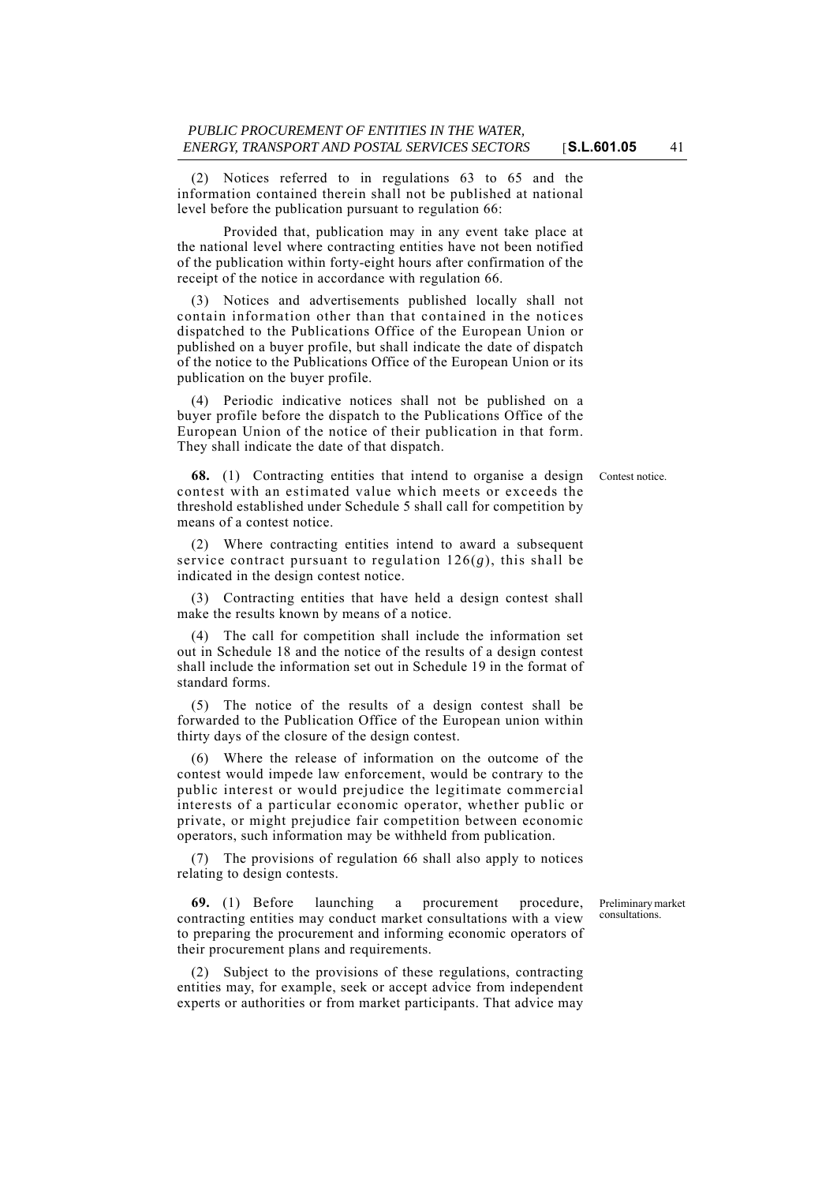(2) Notices referred to in regulations 63 to 65 and the information contained therein shall not be published at national level before the publication pursuant to regulation 66:

Provided that, publication may in any event take place at the national level where contracting entities have not been notified of the publication within forty-eight hours after confirmation of the receipt of the notice in accordance with regulation 66.

(3) Notices and advertisements published locally shall not contain information other than that contained in the notices dispatched to the Publications Office of the European Union or published on a buyer profile, but shall indicate the date of dispatch of the notice to the Publications Office of the European Union or its publication on the buyer profile.

(4) Periodic indicative notices shall not be published on a buyer profile before the dispatch to the Publications Office of the European Union of the notice of their publication in that form. They shall indicate the date of that dispatch.

Contest notice.

**68.** (1) Contracting entities that intend to organise a design contest with an estimated value which meets or exceeds the threshold established under Schedule 5 shall call for competition by means of a contest notice.

(2) Where contracting entities intend to award a subsequent service contract pursuant to regulation 126(*g*), this shall be indicated in the design contest notice.

(3) Contracting entities that have held a design contest shall make the results known by means of a notice.

(4) The call for competition shall include the information set out in Schedule 18 and the notice of the results of a design contest shall include the information set out in Schedule 19 in the format of standard forms.

(5) The notice of the results of a design contest shall be forwarded to the Publication Office of the European union within thirty days of the closure of the design contest.

(6) Where the release of information on the outcome of the contest would impede law enforcement, would be contrary to the public interest or would prejudice the legitimate commercial interests of a particular economic operator, whether public or private, or might prejudice fair competition between economic operators, such information may be withheld from publication.

(7) The provisions of regulation 66 shall also apply to notices relating to design contests.

Preliminary market consultations.

**69.** (1) Before launching a procurement procedure, contracting entities may conduct market consultations with a view to preparing the procurement and informing economic operators of their procurement plans and requirements.

(2) Subject to the provisions of these regulations, contracting entities may, for example, seek or accept advice from independent experts or authorities or from market participants. That advice may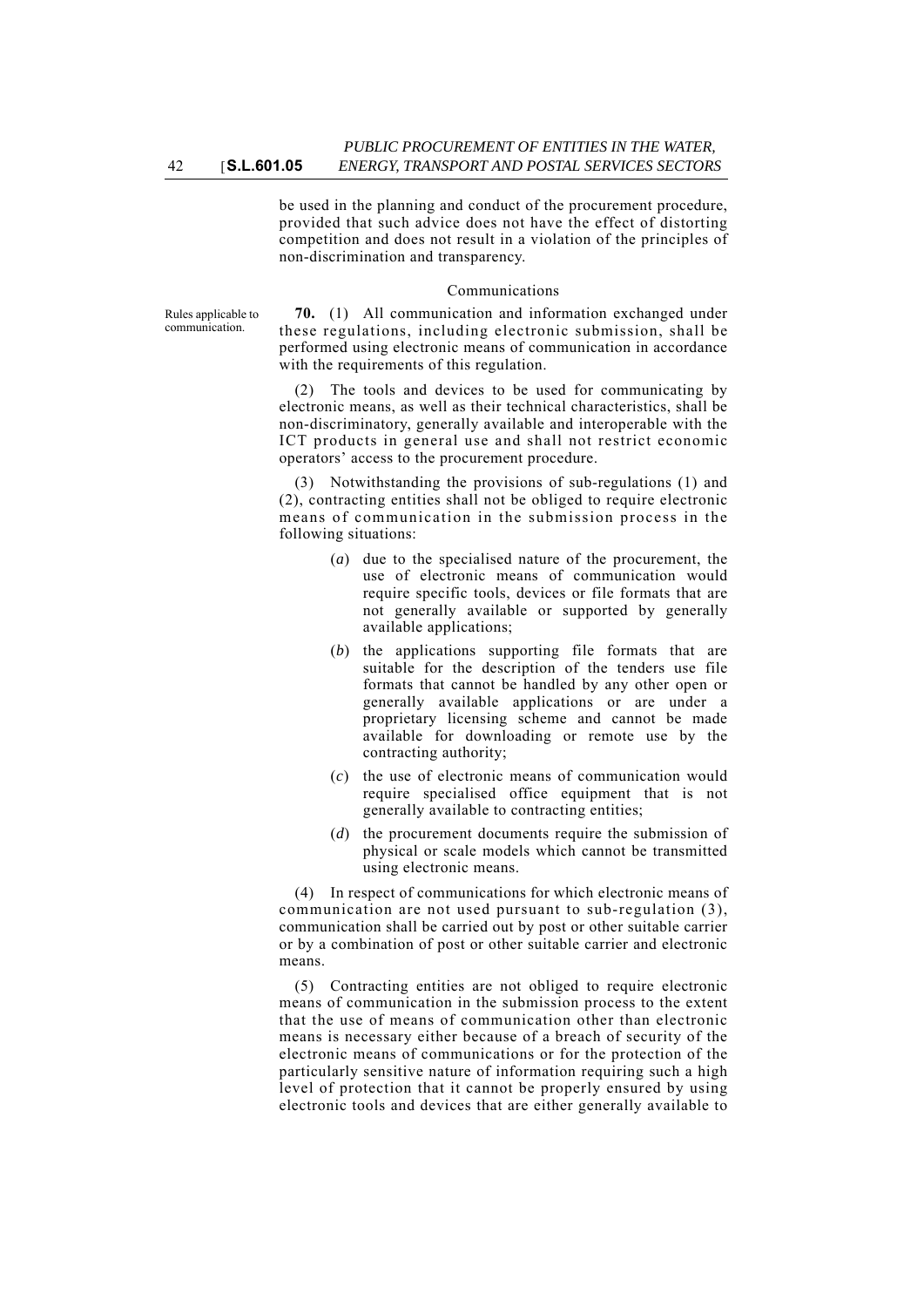be used in the planning and conduct of the procurement procedure, provided that such advice does not have the effect of distorting competition and does not result in a violation of the principles of non-discrimination and transparency.

Communications

Rules applicable to communication.

**70.** (1) All communication and information exchanged under these regulations, including electronic submission, shall be performed using electronic means of communication in accordance with the requirements of this regulation.

(2) The tools and devices to be used for communicating by electronic means, as well as their technical characteristics, shall be non-discriminatory, generally available and interoperable with the ICT products in general use and shall not restrict economic operators' access to the procurement procedure.

(3) Notwithstanding the provisions of sub-regulations (1) and (2), contracting entities shall not be obliged to require electronic means of communication in the submission process in the following situations:

(*a*) due to the specialised nature of the procurement, the use of electronic means of communication would require specific tools, devices or file formats that are not generally available or supported by generally available applications;

(*b*) the applications supporting file formats that are suitable for the description of the tenders use file formats that cannot be handled by any other open or generally available applications or are under a proprietary licensing scheme and cannot be made available for downloading or remote use by the contracting authority;

(*c*) the use of electronic means of communication would require specialised office equipment that is not generally available to contracting entities;

(*d*) the procurement documents require the submission of physical or scale models which cannot be transmitted using electronic means.

(4) In respect of communications for which electronic means of communication are not used pursuant to sub-regulation (3), communication shall be carried out by post or other suitable carrier or by a combination of post or other suitable carrier and electronic means.

(5) Contracting entities are not obliged to require electronic means of communication in the submission process to the extent that the use of means of communication other than electronic means is necessary either because of a breach of security of the electronic means of communications or for the protection of the particularly sensitive nature of information requiring such a high level of protection that it cannot be properly ensured by using electronic tools and devices that are either generally available to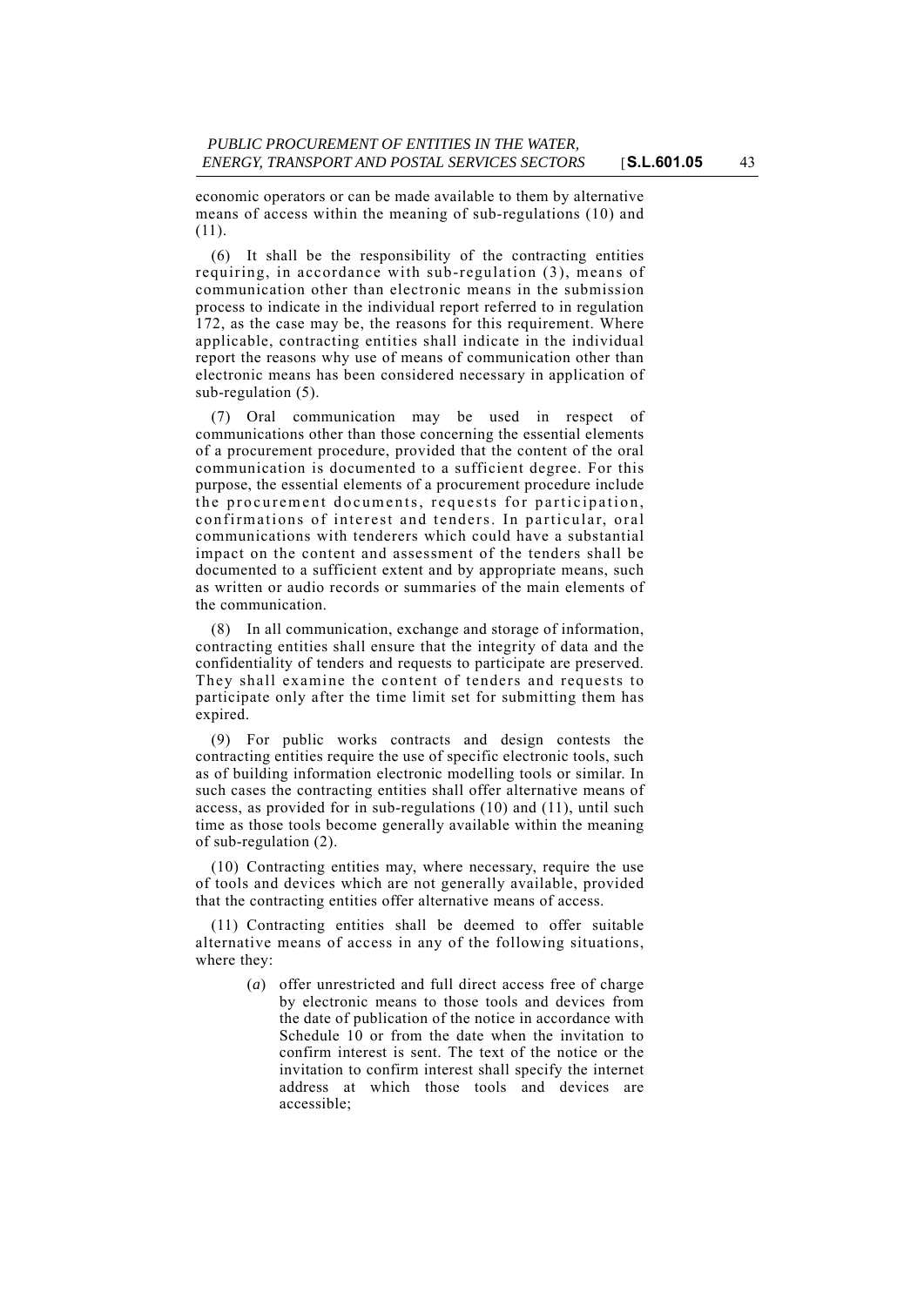economic operators or can be made available to them by alternative means of access within the meaning of sub-regulations (10) and (11).

(6) It shall be the responsibility of the contracting entities requiring, in accordance with sub-regulation (3), means of communication other than electronic means in the submission process to indicate in the individual report referred to in regulation 172, as the case may be, the reasons for this requirement. Where applicable, contracting entities shall indicate in the individual report the reasons why use of means of communication other than electronic means has been considered necessary in application of sub-regulation (5).

(7) Oral communication may be used in respect of communications other than those concerning the essential elements of a procurement procedure, provided that the content of the oral communication is documented to a sufficient degree. For this purpose, the essential elements of a procurement procedure include the procurement documents, requests for participation, confirmations of interest and tenders. In particular, oral communications with tenderers which could have a substantial impact on the content and assessment of the tenders shall be documented to a sufficient extent and by appropriate means, such as written or audio records or summaries of the main elements of the communication.

(8) In all communication, exchange and storage of information, contracting entities shall ensure that the integrity of data and the confidentiality of tenders and requests to participate are preserved. They shall examine the content of tenders and requests to participate only after the time limit set for submitting them has expired.

(9) For public works contracts and design contests the contracting entities require the use of specific electronic tools, such as of building information electronic modelling tools or similar. In such cases the contracting entities shall offer alternative means of access, as provided for in sub-regulations (10) and (11), until such time as those tools become generally available within the meaning of sub-regulation (2).

(10) Contracting entities may, where necessary, require the use of tools and devices which are not generally available, provided that the contracting entities offer alternative means of access.

(11) Contracting entities shall be deemed to offer suitable alternative means of access in any of the following situations, where they:

(*a*) offer unrestricted and full direct access free of charge by electronic means to those tools and devices from the date of publication of the notice in accordance with Schedule 10 or from the date when the invitation to confirm interest is sent. The text of the notice or the invitation to confirm interest shall specify the internet address at which those tools and devices are accessible;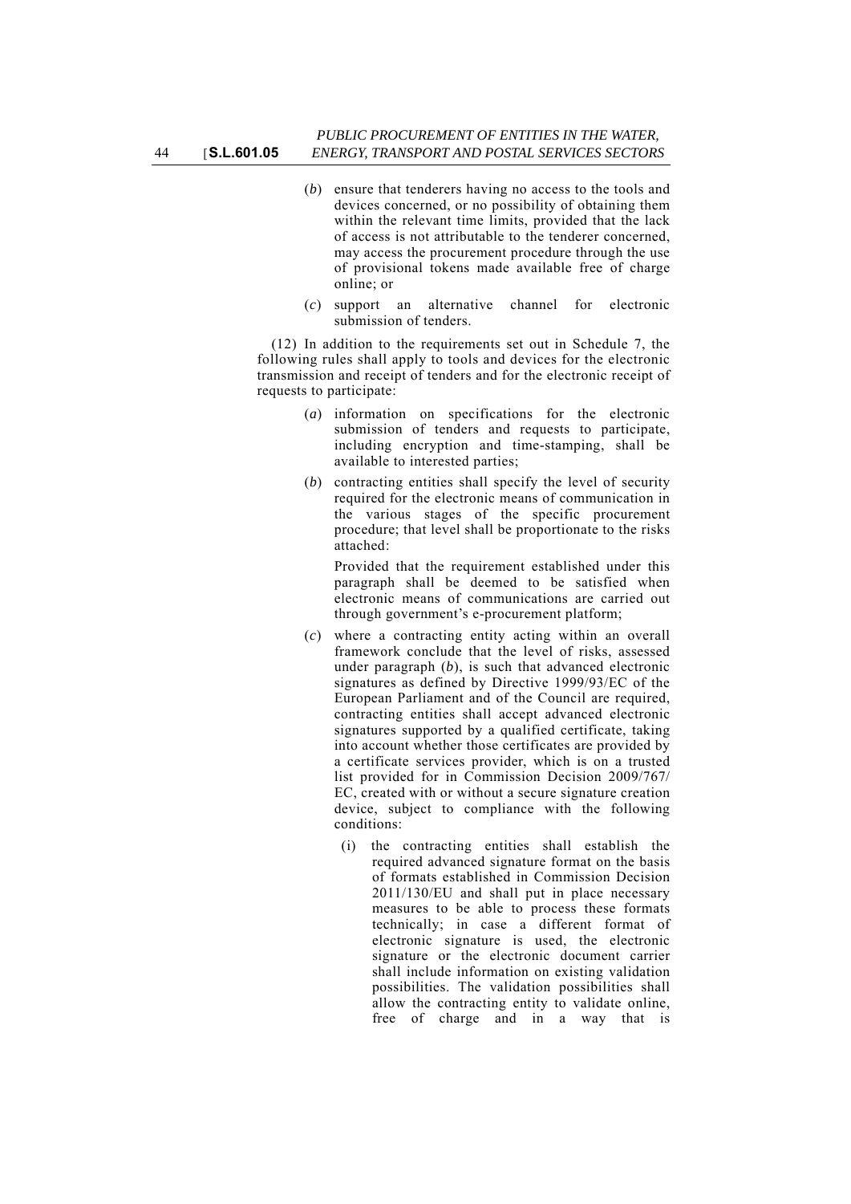(*b*) ensure that tenderers having no access to the tools and devices concerned, or no possibility of obtaining them within the relevant time limits, provided that the lack of access is not attributable to the tenderer concerned, may access the procurement procedure through the use of provisional tokens made available free of charge online; or

(*c*) support an alternative channel for electronic submission of tenders.

(12) In addition to the requirements set out in Schedule 7, the following rules shall apply to tools and devices for the electronic transmission and receipt of tenders and for the electronic receipt of requests to participate:

(*a*) information on specifications for the electronic submission of tenders and requests to participate, including encryption and time-stamping, shall be available to interested parties;

(*b*) contracting entities shall specify the level of security required for the electronic means of communication in the various stages of the specific procurement procedure; that level shall be proportionate to the risks attached:

Provided that the requirement established under this paragraph shall be deemed to be satisfied when electronic means of communications are carried out through government's e-procurement platform;

(*c*) where a contracting entity acting within an overall framework conclude that the level of risks, assessed under paragraph (*b*), is such that advanced electronic signatures as defined by Directive 1999/93/EC of the European Parliament and of the Council are required, contracting entities shall accept advanced electronic signatures supported by a qualified certificate, taking into account whether those certificates are provided by a certificate services provider, which is on a trusted list provided for in Commission Decision 2009/767/EC, created with or without a secure signature creation device, subject to compliance with the following conditions:

(i) the contracting entities shall establish the required advanced signature format on the basis of formats established in Commission Decision 2011/130/EU and shall put in place necessary measures to be able to process these formats technically; in case a different format of electronic signature is used, the electronic signature or the electronic document carrier shall include information on existing validation possibilities. The validation possibilities shall allow the contracting entity to validate online, free of charge and in a way that is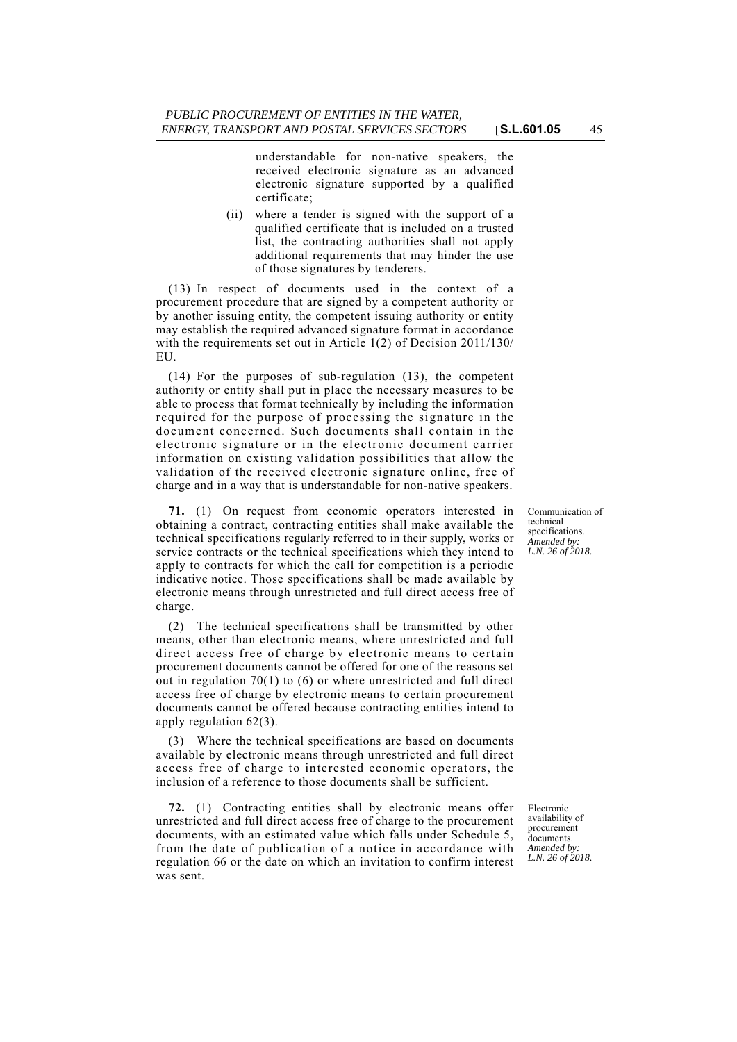understandable for non-native speakers, the received electronic signature as an advanced electronic signature supported by a qualified certificate;

(ii) where a tender is signed with the support of a qualified certificate that is included on a trusted list, the contracting authorities shall not apply additional requirements that may hinder the use of those signatures by tenderers.

(13) In respect of documents used in the context of a procurement procedure that are signed by a competent authority or by another issuing entity, the competent issuing authority or entity may establish the required advanced signature format in accordance with the requirements set out in Article 1(2) of Decision 2011/130/EU.

(14) For the purposes of sub-regulation (13), the competent authority or entity shall put in place the necessary measures to be able to process that format technically by including the information required for the purpose of processing the signature in the document concerned. Such documents shall contain in the electronic signature or in the electronic document carrier information on existing validation possibilities that allow the validation of the received electronic signature online, free of charge and in a way that is understandable for non-native speakers.

Communication of technical specifications.
*Amended by: L.N. 26 of 2018.*

**71.** (1) On request from economic operators interested in obtaining a contract, contracting entities shall make available the technical specifications regularly referred to in their supply, works or service contracts or the technical specifications which they intend to apply to contracts for which the call for competition is a periodic indicative notice. Those specifications shall be made available by electronic means through unrestricted and full direct access free of charge.

(2) The technical specifications shall be transmitted by other means, other than electronic means, where unrestricted and full direct access free of charge by electronic means to certain procurement documents cannot be offered for one of the reasons set out in regulation 70(1) to (6) or where unrestricted and full direct access free of charge by electronic means to certain procurement documents cannot be offered because contracting entities intend to apply regulation 62(3).

(3) Where the technical specifications are based on documents available by electronic means through unrestricted and full direct access free of charge to interested economic operators, the inclusion of a reference to those documents shall be sufficient.

Electronic availability of procurement documents.
*Amended by: L.N. 26 of 2018.*

**72.** (1) Contracting entities shall by electronic means offer unrestricted and full direct access free of charge to the procurement documents, with an estimated value which falls under Schedule 5, from the date of publication of a notice in accordance with regulation 66 or the date on which an invitation to confirm interest was sent.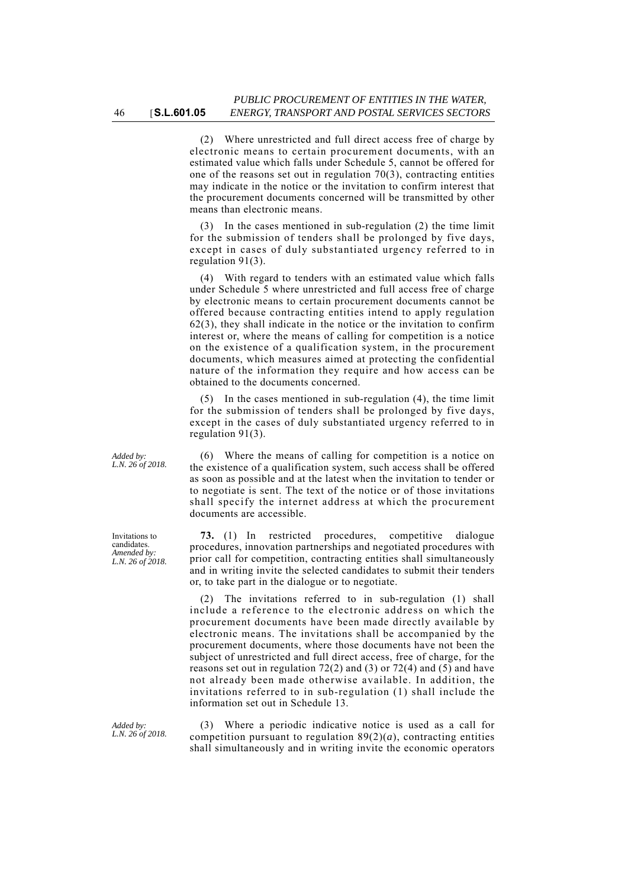(2) Where unrestricted and full direct access free of charge by electronic means to certain procurement documents, with an estimated value which falls under Schedule 5, cannot be offered for one of the reasons set out in regulation 70(3), contracting entities may indicate in the notice or the invitation to confirm interest that the procurement documents concerned will be transmitted by other means than electronic means.

(3) In the cases mentioned in sub-regulation (2) the time limit for the submission of tenders shall be prolonged by five days, except in cases of duly substantiated urgency referred to in regulation 91(3).

(4) With regard to tenders with an estimated value which falls under Schedule 5 where unrestricted and full access free of charge by electronic means to certain procurement documents cannot be offered because contracting entities intend to apply regulation 62(3), they shall indicate in the notice or the invitation to confirm interest or, where the means of calling for competition is a notice on the existence of a qualification system, in the procurement documents, which measures aimed at protecting the confidential nature of the information they require and how access can be obtained to the documents concerned.

(5) In the cases mentioned in sub-regulation (4), the time limit for the submission of tenders shall be prolonged by five days, except in the cases of duly substantiated urgency referred to in regulation 91(3).

*Added by: L.N. 26 of 2018.*

(6) Where the means of calling for competition is a notice on the existence of a qualification system, such access shall be offered as soon as possible and at the latest when the invitation to tender or to negotiate is sent. The text of the notice or of those invitations shall specify the internet address at which the procurement documents are accessible.

Invitations to candidates. *Amended by: L.N. 26 of 2018.*

**73.** (1) In restricted procedures, competitive dialogue procedures, innovation partnerships and negotiated procedures with prior call for competition, contracting entities shall simultaneously and in writing invite the selected candidates to submit their tenders or, to take part in the dialogue or to negotiate.

(2) The invitations referred to in sub-regulation (1) shall include a reference to the electronic address on which the procurement documents have been made directly available by electronic means. The invitations shall be accompanied by the procurement documents, where those documents have not been the subject of unrestricted and full direct access, free of charge, for the reasons set out in regulation 72(2) and (3) or 72(4) and (5) and have not already been made otherwise available. In addition, the invitations referred to in sub-regulation (1) shall include the information set out in Schedule 13.

*Added by: L.N. 26 of 2018.*

(3) Where a periodic indicative notice is used as a call for competition pursuant to regulation 89(2)(*a*), contracting entities shall simultaneously and in writing invite the economic operators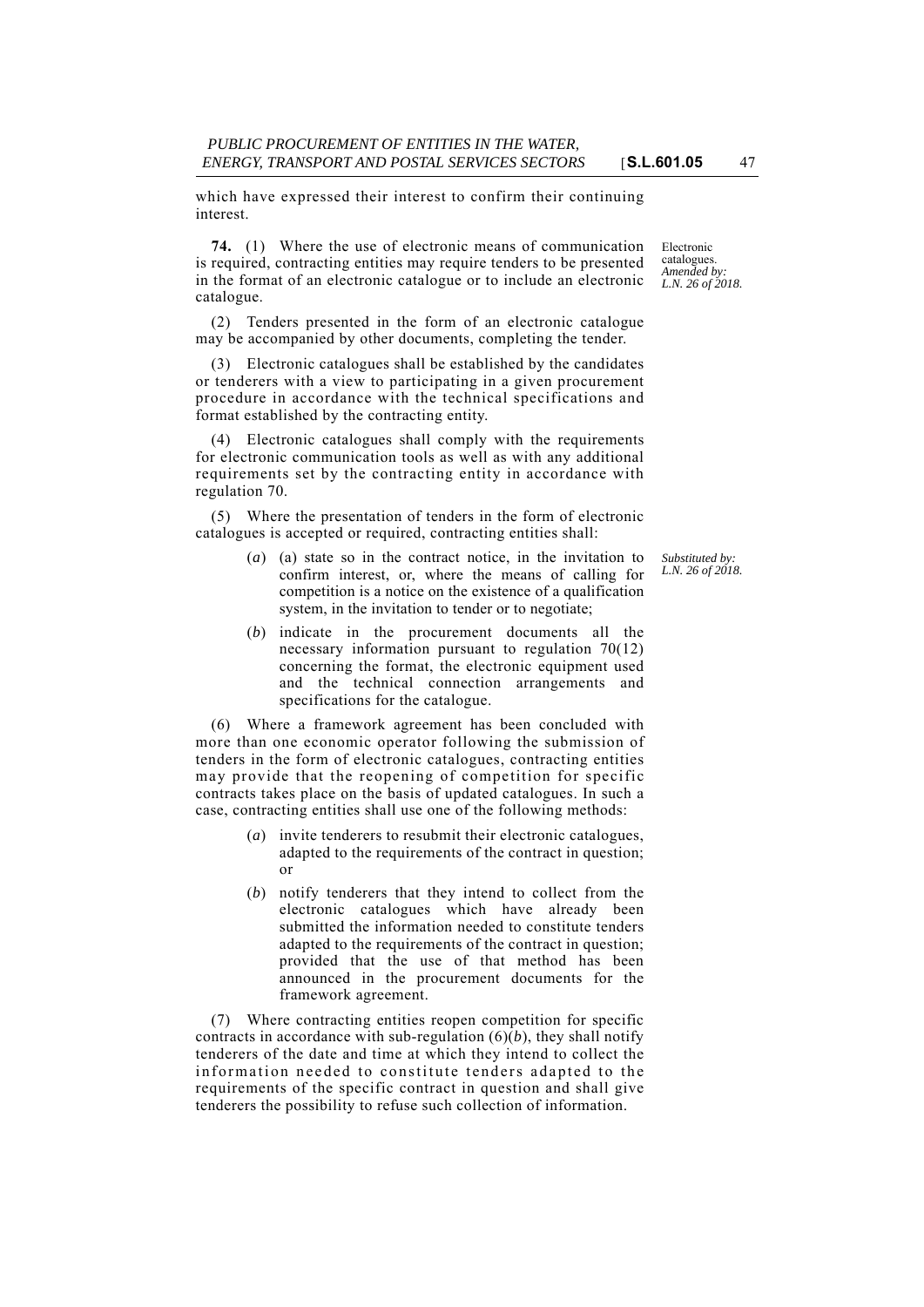which have expressed their interest to confirm their continuing interest.

Electronic catalogues. *Amended by: L.N. 26 of 2018.*

**74.** (1) Where the use of electronic means of communication is required, contracting entities may require tenders to be presented in the format of an electronic catalogue or to include an electronic catalogue.

(2) Tenders presented in the form of an electronic catalogue may be accompanied by other documents, completing the tender.

(3) Electronic catalogues shall be established by the candidates or tenderers with a view to participating in a given procurement procedure in accordance with the technical specifications and format established by the contracting entity.

(4) Electronic catalogues shall comply with the requirements for electronic communication tools as well as with any additional requirements set by the contracting entity in accordance with regulation 70.

(5) Where the presentation of tenders in the form of electronic catalogues is accepted or required, contracting entities shall:

*Substituted by: L.N. 26 of 2018.*

(*a*) (a) state so in the contract notice, in the invitation to confirm interest, or, where the means of calling for competition is a notice on the existence of a qualification system, in the invitation to tender or to negotiate;

(*b*) indicate in the procurement documents all the necessary information pursuant to regulation 70(12) concerning the format, the electronic equipment used and the technical connection arrangements and specifications for the catalogue.

(6) Where a framework agreement has been concluded with more than one economic operator following the submission of tenders in the form of electronic catalogues, contracting entities may provide that the reopening of competition for specific contracts takes place on the basis of updated catalogues. In such a case, contracting entities shall use one of the following methods:

(*a*) invite tenderers to resubmit their electronic catalogues, adapted to the requirements of the contract in question; or

(*b*) notify tenderers that they intend to collect from the electronic catalogues which have already been submitted the information needed to constitute tenders adapted to the requirements of the contract in question; provided that the use of that method has been announced in the procurement documents for the framework agreement.

(7) Where contracting entities reopen competition for specific contracts in accordance with sub-regulation (6)(*b*), they shall notify tenderers of the date and time at which they intend to collect the information needed to constitute tenders adapted to the requirements of the specific contract in question and shall give tenderers the possibility to refuse such collection of information.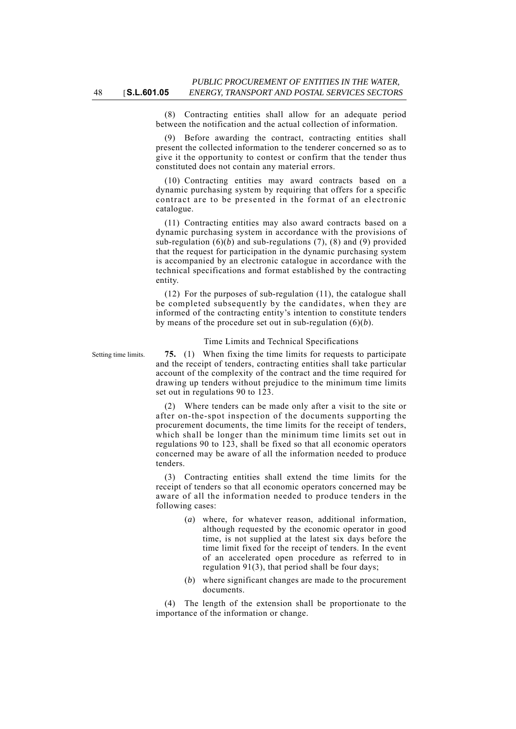(8) Contracting entities shall allow for an adequate period between the notification and the actual collection of information.

(9) Before awarding the contract, contracting entities shall present the collected information to the tenderer concerned so as to give it the opportunity to contest or confirm that the tender thus constituted does not contain any material errors.

(10) Contracting entities may award contracts based on a dynamic purchasing system by requiring that offers for a specific contract are to be presented in the format of an electronic catalogue.

(11) Contracting entities may also award contracts based on a dynamic purchasing system in accordance with the provisions of sub-regulation (6)(*b*) and sub-regulations (7), (8) and (9) provided that the request for participation in the dynamic purchasing system is accompanied by an electronic catalogue in accordance with the technical specifications and format established by the contracting entity.

(12) For the purposes of sub-regulation (11), the catalogue shall be completed subsequently by the candidates, when they are informed of the contracting entity's intention to constitute tenders by means of the procedure set out in sub-regulation (6)(*b*).

### Time Limits and Technical Specifications

Setting time limits.

**75.** (1) When fixing the time limits for requests to participate and the receipt of tenders, contracting entities shall take particular account of the complexity of the contract and the time required for drawing up tenders without prejudice to the minimum time limits set out in regulations 90 to 123.

(2) Where tenders can be made only after a visit to the site or after on-the-spot inspection of the documents supporting the procurement documents, the time limits for the receipt of tenders, which shall be longer than the minimum time limits set out in regulations 90 to 123, shall be fixed so that all economic operators concerned may be aware of all the information needed to produce tenders.

(3) Contracting entities shall extend the time limits for the receipt of tenders so that all economic operators concerned may be aware of all the information needed to produce tenders in the following cases:

(*a*) where, for whatever reason, additional information, although requested by the economic operator in good time, is not supplied at the latest six days before the time limit fixed for the receipt of tenders. In the event of an accelerated open procedure as referred to in regulation 91(3), that period shall be four days;

(*b*) where significant changes are made to the procurement documents.

(4) The length of the extension shall be proportionate to the importance of the information or change.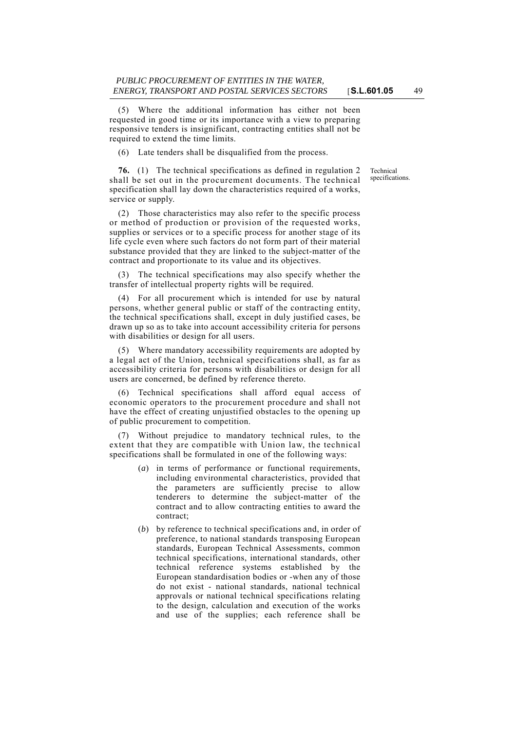(5) Where the additional information has either not been requested in good time or its importance with a view to preparing responsive tenders is insignificant, contracting entities shall not be required to extend the time limits.

(6) Late tenders shall be disqualified from the process.

Technical specifications.

**76.** (1) The technical specifications as defined in regulation 2 shall be set out in the procurement documents. The technical specification shall lay down the characteristics required of a works, service or supply.

(2) Those characteristics may also refer to the specific process or method of production or provision of the requested works, supplies or services or to a specific process for another stage of its life cycle even where such factors do not form part of their material substance provided that they are linked to the subject-matter of the contract and proportionate to its value and its objectives.

(3) The technical specifications may also specify whether the transfer of intellectual property rights will be required.

(4) For all procurement which is intended for use by natural persons, whether general public or staff of the contracting entity, the technical specifications shall, except in duly justified cases, be drawn up so as to take into account accessibility criteria for persons with disabilities or design for all users.

(5) Where mandatory accessibility requirements are adopted by a legal act of the Union, technical specifications shall, as far as accessibility criteria for persons with disabilities or design for all users are concerned, be defined by reference thereto.

(6) Technical specifications shall afford equal access of economic operators to the procurement procedure and shall not have the effect of creating unjustified obstacles to the opening up of public procurement to competition.

(7) Without prejudice to mandatory technical rules, to the extent that they are compatible with Union law, the technical specifications shall be formulated in one of the following ways:

(*a*) in terms of performance or functional requirements, including environmental characteristics, provided that the parameters are sufficiently precise to allow tenderers to determine the subject-matter of the contract and to allow contracting entities to award the contract;

(*b*) by reference to technical specifications and, in order of preference, to national standards transposing European standards, European Technical Assessments, common technical specifications, international standards, other technical reference systems established by the European standardisation bodies or -when any of those do not exist - national standards, national technical approvals or national technical specifications relating to the design, calculation and execution of the works and use of the supplies; each reference shall be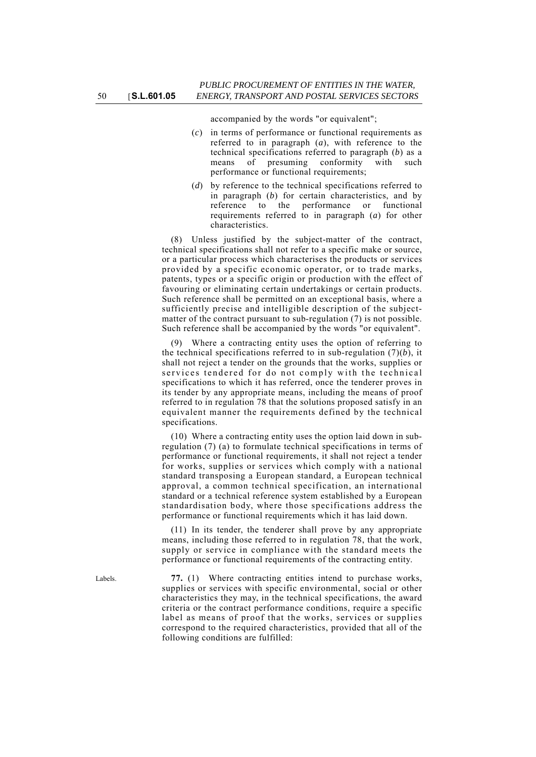accompanied by the words "or equivalent";

(*c*) in terms of performance or functional requirements as referred to in paragraph (*a*), with reference to the technical specifications referred to paragraph (*b*) as a means of presuming conformity with such performance or functional requirements;

(*d*) by reference to the technical specifications referred to in paragraph (*b*) for certain characteristics, and by reference to the performance or functional requirements referred to in paragraph (*a*) for other characteristics.

(8) Unless justified by the subject-matter of the contract, technical specifications shall not refer to a specific make or source, or a particular process which characterises the products or services provided by a specific economic operator, or to trade marks, patents, types or a specific origin or production with the effect of favouring or eliminating certain undertakings or certain products. Such reference shall be permitted on an exceptional basis, where a sufficiently precise and intelligible description of the subject-matter of the contract pursuant to sub-regulation (7) is not possible. Such reference shall be accompanied by the words "or equivalent".

(9) Where a contracting entity uses the option of referring to the technical specifications referred to in sub-regulation (7)(*b*), it shall not reject a tender on the grounds that the works, supplies or services tendered for do not comply with the technical specifications to which it has referred, once the tenderer proves in its tender by any appropriate means, including the means of proof referred to in regulation 78 that the solutions proposed satisfy in an equivalent manner the requirements defined by the technical specifications.

(10) Where a contracting entity uses the option laid down in sub-regulation (7) (a) to formulate technical specifications in terms of performance or functional requirements, it shall not reject a tender for works, supplies or services which comply with a national standard transposing a European standard, a European technical approval, a common technical specification, an international standard or a technical reference system established by a European standardisation body, where those specifications address the performance or functional requirements which it has laid down.

(11) In its tender, the tenderer shall prove by any appropriate means, including those referred to in regulation 78, that the work, supply or service in compliance with the standard meets the performance or functional requirements of the contracting entity.

Labels.

**77.** (1) Where contracting entities intend to purchase works, supplies or services with specific environmental, social or other characteristics they may, in the technical specifications, the award criteria or the contract performance conditions, require a specific label as means of proof that the works, services or supplies correspond to the required characteristics, provided that all of the following conditions are fulfilled: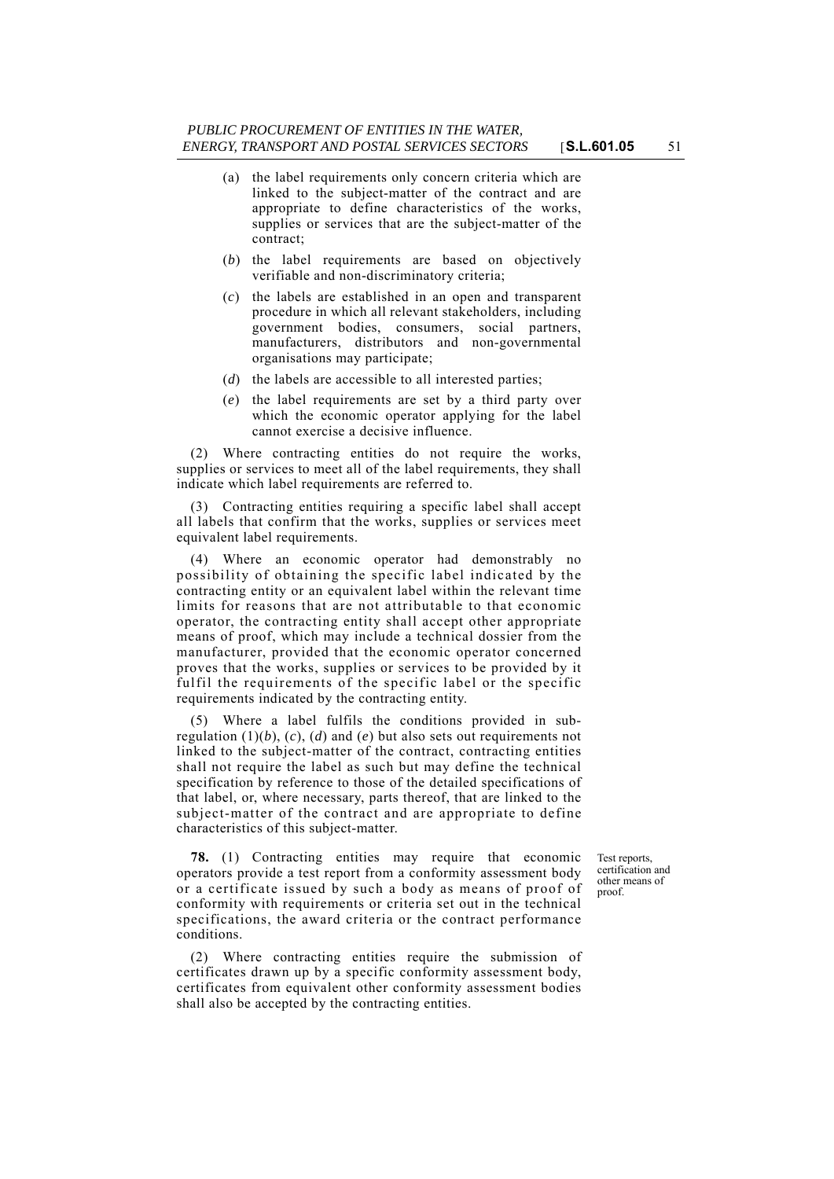(a) the label requirements only concern criteria which are linked to the subject-matter of the contract and are appropriate to define characteristics of the works, supplies or services that are the subject-matter of the contract;

(*b*) the label requirements are based on objectively verifiable and non-discriminatory criteria;

(*c*) the labels are established in an open and transparent procedure in which all relevant stakeholders, including government bodies, consumers, social partners, manufacturers, distributors and non-governmental organisations may participate;

(*d*) the labels are accessible to all interested parties;

(*e*) the label requirements are set by a third party over which the economic operator applying for the label cannot exercise a decisive influence.

(2) Where contracting entities do not require the works, supplies or services to meet all of the label requirements, they shall indicate which label requirements are referred to.

(3) Contracting entities requiring a specific label shall accept all labels that confirm that the works, supplies or services meet equivalent label requirements.

(4) Where an economic operator had demonstrably no possibility of obtaining the specific label indicated by the contracting entity or an equivalent label within the relevant time limits for reasons that are not attributable to that economic operator, the contracting entity shall accept other appropriate means of proof, which may include a technical dossier from the manufacturer, provided that the economic operator concerned proves that the works, supplies or services to be provided by it fulfil the requirements of the specific label or the specific requirements indicated by the contracting entity.

(5) Where a label fulfils the conditions provided in sub-regulation (1)(*b*), (*c*), (*d*) and (*e*) but also sets out requirements not linked to the subject-matter of the contract, contracting entities shall not require the label as such but may define the technical specification by reference to those of the detailed specifications of that label, or, where necessary, parts thereof, that are linked to the subject-matter of the contract and are appropriate to define characteristics of this subject-matter.

Test reports, certification and other means of proof.

**78.** (1) Contracting entities may require that economic operators provide a test report from a conformity assessment body or a certificate issued by such a body as means of proof of conformity with requirements or criteria set out in the technical specifications, the award criteria or the contract performance conditions.

(2) Where contracting entities require the submission of certificates drawn up by a specific conformity assessment body, certificates from equivalent other conformity assessment bodies shall also be accepted by the contracting entities.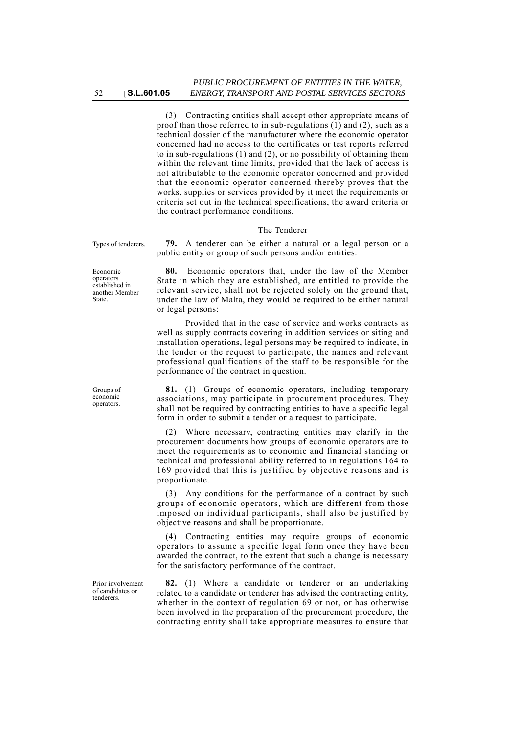(3) Contracting entities shall accept other appropriate means of proof than those referred to in sub-regulations (1) and (2), such as a technical dossier of the manufacturer where the economic operator concerned had no access to the certificates or test reports referred to in sub-regulations (1) and (2), or no possibility of obtaining them within the relevant time limits, provided that the lack of access is not attributable to the economic operator concerned and provided that the economic operator concerned thereby proves that the works, supplies or services provided by it meet the requirements or criteria set out in the technical specifications, the award criteria or the contract performance conditions.

The Tenderer

Types of tenderers.

**79.** A tenderer can be either a natural or a legal person or a public entity or group of such persons and/or entities.

Economic operators established in another Member State.

**80.** Economic operators that, under the law of the Member State in which they are established, are entitled to provide the relevant service, shall not be rejected solely on the ground that, under the law of Malta, they would be required to be either natural or legal persons:

Provided that in the case of service and works contracts as well as supply contracts covering in addition services or siting and installation operations, legal persons may be required to indicate, in the tender or the request to participate, the names and relevant professional qualifications of the staff to be responsible for the performance of the contract in question.

Groups of economic operators.

**81.** (1) Groups of economic operators, including temporary associations, may participate in procurement procedures. They shall not be required by contracting entities to have a specific legal form in order to submit a tender or a request to participate.

(2) Where necessary, contracting entities may clarify in the procurement documents how groups of economic operators are to meet the requirements as to economic and financial standing or technical and professional ability referred to in regulations 164 to 169 provided that this is justified by objective reasons and is proportionate.

(3) Any conditions for the performance of a contract by such groups of economic operators, which are different from those imposed on individual participants, shall also be justified by objective reasons and shall be proportionate.

(4) Contracting entities may require groups of economic operators to assume a specific legal form once they have been awarded the contract, to the extent that such a change is necessary for the satisfactory performance of the contract.

Prior involvement of candidates or tenderers.

**82.** (1) Where a candidate or tenderer or an undertaking related to a candidate or tenderer has advised the contracting entity, whether in the context of regulation 69 or not, or has otherwise been involved in the preparation of the procurement procedure, the contracting entity shall take appropriate measures to ensure that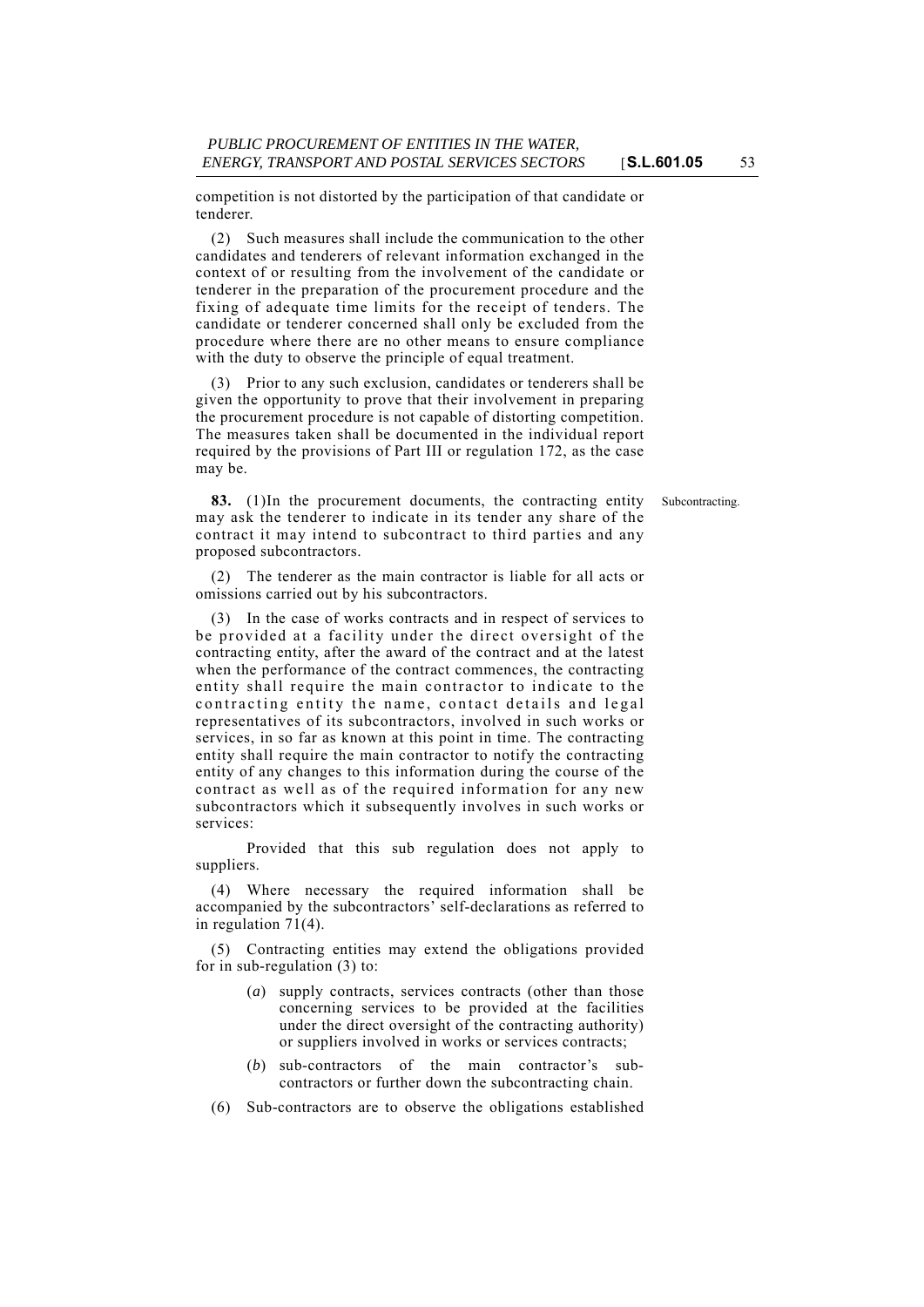competition is not distorted by the participation of that candidate or tenderer.

(2) Such measures shall include the communication to the other candidates and tenderers of relevant information exchanged in the context of or resulting from the involvement of the candidate or tenderer in the preparation of the procurement procedure and the fixing of adequate time limits for the receipt of tenders. The candidate or tenderer concerned shall only be excluded from the procedure where there are no other means to ensure compliance with the duty to observe the principle of equal treatment.

(3) Prior to any such exclusion, candidates or tenderers shall be given the opportunity to prove that their involvement in preparing the procurement procedure is not capable of distorting competition. The measures taken shall be documented in the individual report required by the provisions of Part III or regulation 172, as the case may be.

Subcontracting.

**83.** (1)In the procurement documents, the contracting entity may ask the tenderer to indicate in its tender any share of the contract it may intend to subcontract to third parties and any proposed subcontractors.

(2) The tenderer as the main contractor is liable for all acts or omissions carried out by his subcontractors.

(3) In the case of works contracts and in respect of services to be provided at a facility under the direct oversight of the contracting entity, after the award of the contract and at the latest when the performance of the contract commences, the contracting entity shall require the main contractor to indicate to the contracting entity the name, contact details and legal representatives of its subcontractors, involved in such works or services, in so far as known at this point in time. The contracting entity shall require the main contractor to notify the contracting entity of any changes to this information during the course of the contract as well as of the required information for any new subcontractors which it subsequently involves in such works or services:

Provided that this sub regulation does not apply to suppliers.

(4) Where necessary the required information shall be accompanied by the subcontractors' self-declarations as referred to in regulation 71(4).

(5) Contracting entities may extend the obligations provided for in sub-regulation (3) to:

(*a*) supply contracts, services contracts (other than those concerning services to be provided at the facilities under the direct oversight of the contracting authority) or suppliers involved in works or services contracts;

(*b*) sub-contractors of the main contractor's sub-contractors or further down the subcontracting chain.

(6) Sub-contractors are to observe the obligations established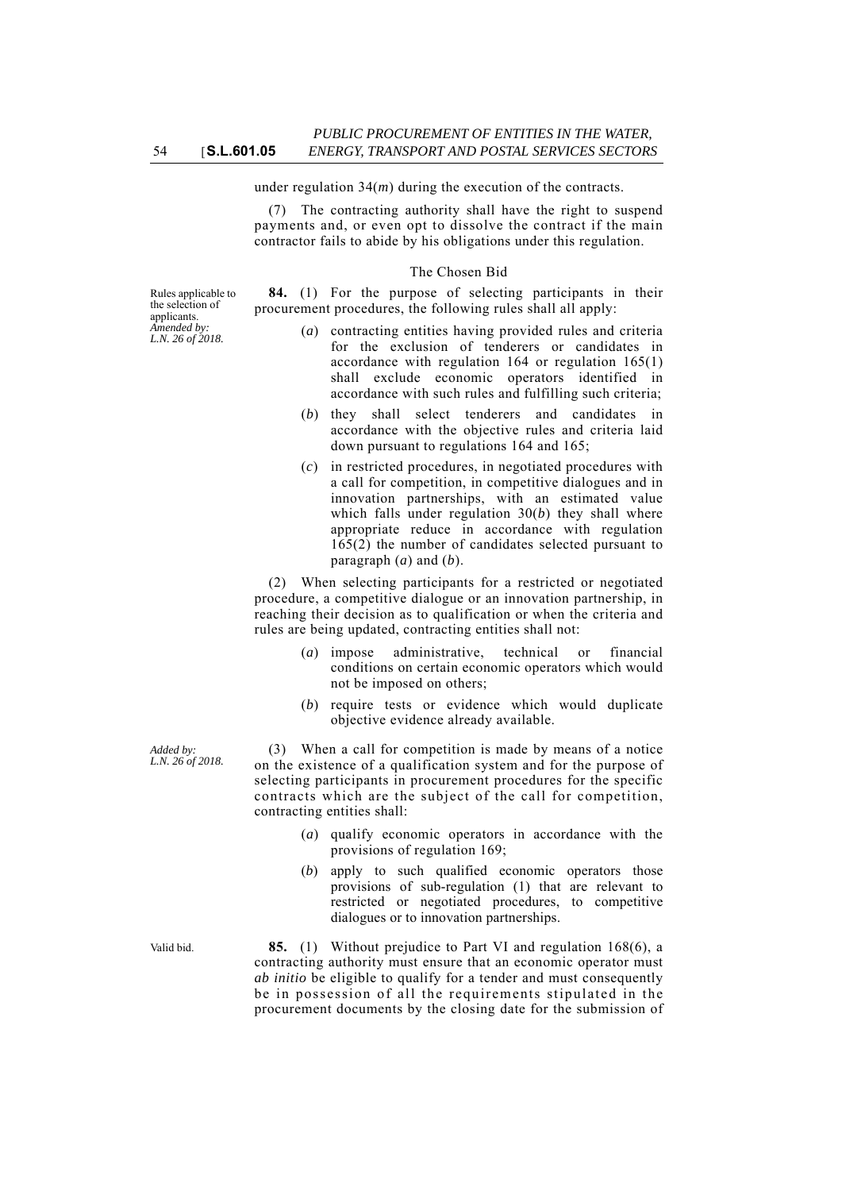under regulation 34(*m*) during the execution of the contracts.

(7) The contracting authority shall have the right to suspend payments and, or even opt to dissolve the contract if the main contractor fails to abide by his obligations under this regulation.

The Chosen Bid

Rules applicable to the selection of applicants.
*Amended by: L.N. 26 of 2018.*

**84.** (1) For the purpose of selecting participants in their procurement procedures, the following rules shall all apply:

(*a*) contracting entities having provided rules and criteria for the exclusion of tenderers or candidates in accordance with regulation 164 or regulation 165(1) shall exclude economic operators identified in accordance with such rules and fulfilling such criteria;

(*b*) they shall select tenderers and candidates in accordance with the objective rules and criteria laid down pursuant to regulations 164 and 165;

(*c*) in restricted procedures, in negotiated procedures with a call for competition, in competitive dialogues and in innovation partnerships, with an estimated value which falls under regulation 30(*b*) they shall where appropriate reduce in accordance with regulation 165(2) the number of candidates selected pursuant to paragraph (*a*) and (*b*).

(2) When selecting participants for a restricted or negotiated procedure, a competitive dialogue or an innovation partnership, in reaching their decision as to qualification or when the criteria and rules are being updated, contracting entities shall not:

(*a*) impose administrative, technical or financial conditions on certain economic operators which would not be imposed on others;

(*b*) require tests or evidence which would duplicate objective evidence already available.

*Added by: L.N. 26 of 2018.*

(3) When a call for competition is made by means of a notice on the existence of a qualification system and for the purpose of selecting participants in procurement procedures for the specific contracts which are the subject of the call for competition, contracting entities shall:

(*a*) qualify economic operators in accordance with the provisions of regulation 169;

(*b*) apply to such qualified economic operators those provisions of sub-regulation (1) that are relevant to restricted or negotiated procedures, to competitive dialogues or to innovation partnerships.

Valid bid.

**85.** (1) Without prejudice to Part VI and regulation 168(6), a contracting authority must ensure that an economic operator must *ab initio* be eligible to qualify for a tender and must consequently be in possession of all the requirements stipulated in the procurement documents by the closing date for the submission of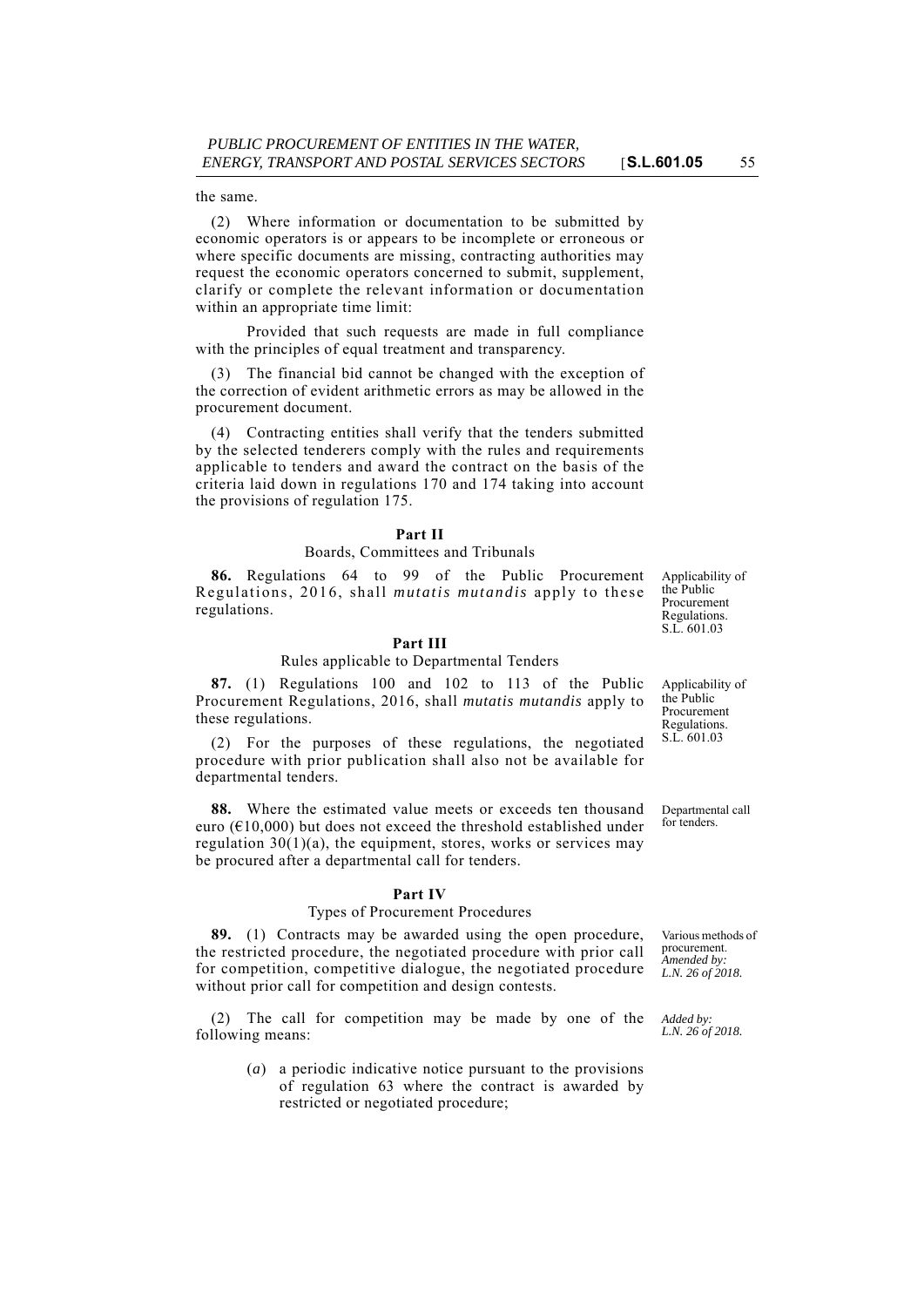the same.

(2) Where information or documentation to be submitted by economic operators is or appears to be incomplete or erroneous or where specific documents are missing, contracting authorities may request the economic operators concerned to submit, supplement, clarify or complete the relevant information or documentation within an appropriate time limit:

Provided that such requests are made in full compliance with the principles of equal treatment and transparency.

(3) The financial bid cannot be changed with the exception of the correction of evident arithmetic errors as may be allowed in the procurement document.

(4) Contracting entities shall verify that the tenders submitted by the selected tenderers comply with the rules and requirements applicable to tenders and award the contract on the basis of the criteria laid down in regulations 170 and 174 taking into account the provisions of regulation 175.

## Part II

### Boards, Committees and Tribunals

*Applicability of the Public Procurement Regulations. S.L. 601.03*

**86.** Regulations 64 to 99 of the Public Procurement Regulations, 2016, shall *mutatis mutandis* apply to these regulations.

## Part III

### Rules applicable to Departmental Tenders

*Applicability of the Public Procurement Regulations. S.L. 601.03*

**87.** (1) Regulations 100 and 102 to 113 of the Public Procurement Regulations, 2016, shall *mutatis mutandis* apply to these regulations.

(2) For the purposes of these regulations, the negotiated procedure with prior publication shall also not be available for departmental tenders.

*Departmental call for tenders.*

**88.** Where the estimated value meets or exceeds ten thousand euro (€10,000) but does not exceed the threshold established under regulation 30(1)(a), the equipment, stores, works or services may be procured after a departmental call for tenders.

## Part IV

### Types of Procurement Procedures

*Various methods of procurement. Amended by: L.N. 26 of 2018.*

**89.** (1) Contracts may be awarded using the open procedure, the restricted procedure, the negotiated procedure with prior call for competition, competitive dialogue, the negotiated procedure without prior call for competition and design contests.

*Added by: L.N. 26 of 2018.*

(2) The call for competition may be made by one of the following means:

(*a*) a periodic indicative notice pursuant to the provisions of regulation 63 where the contract is awarded by restricted or negotiated procedure;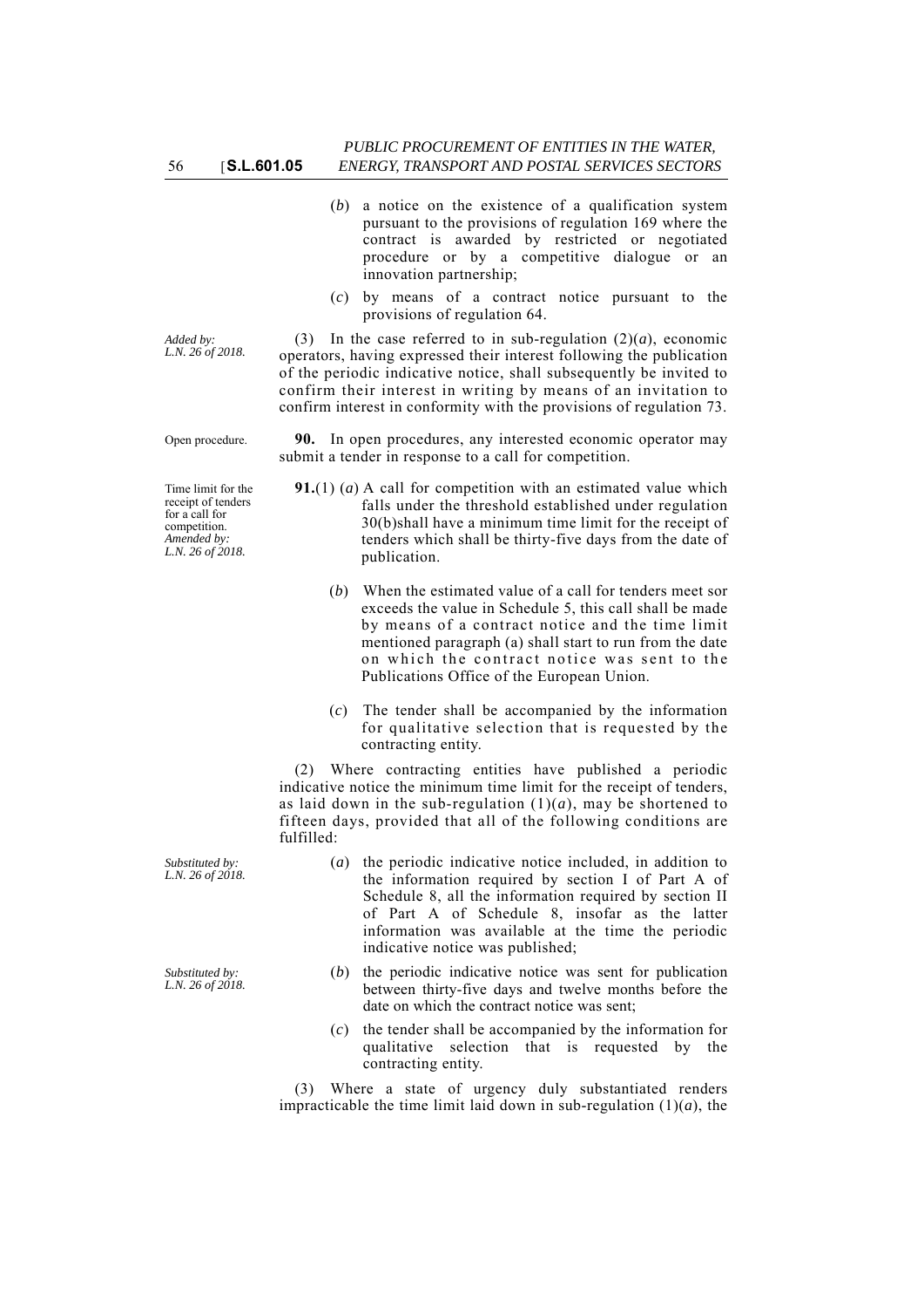(*b*) a notice on the existence of a qualification system pursuant to the provisions of regulation 169 where the contract is awarded by restricted or negotiated procedure or by a competitive dialogue or an innovation partnership;

(*c*) by means of a contract notice pursuant to the provisions of regulation 64.

*Added by: L.N. 26 of 2018.*

(3) In the case referred to in sub-regulation (2)(*a*), economic operators, having expressed their interest following the publication of the periodic indicative notice, shall subsequently be invited to confirm their interest in writing by means of an invitation to confirm interest in conformity with the provisions of regulation 73.

Open procedure.

**90.** In open procedures, any interested economic operator may submit a tender in response to a call for competition.

Time limit for the receipt of tenders for a call for competition. *Amended by: L.N. 26 of 2018.*

**91.**(1) (*a*) A call for competition with an estimated value which falls under the threshold established under regulation 30(b)shall have a minimum time limit for the receipt of tenders which shall be thirty-five days from the date of publication.

(*b*) When the estimated value of a call for tenders meet sor exceeds the value in Schedule 5, this call shall be made by means of a contract notice and the time limit mentioned paragraph (a) shall start to run from the date on which the contract notice was sent to the Publications Office of the European Union.

(*c*) The tender shall be accompanied by the information for qualitative selection that is requested by the contracting entity.

(2) Where contracting entities have published a periodic indicative notice the minimum time limit for the receipt of tenders, as laid down in the sub-regulation (1)(*a*), may be shortened to fifteen days, provided that all of the following conditions are fulfilled:

*Substituted by: L.N. 26 of 2018.*

(*a*) the periodic indicative notice included, in addition to the information required by section I of Part A of Schedule 8, all the information required by section II of Part A of Schedule 8, insofar as the latter information was available at the time the periodic indicative notice was published;

*Substituted by: L.N. 26 of 2018.*

(*b*) the periodic indicative notice was sent for publication between thirty-five days and twelve months before the date on which the contract notice was sent;

(*c*) the tender shall be accompanied by the information for qualitative selection that is requested by the contracting entity.

(3) Where a state of urgency duly substantiated renders impracticable the time limit laid down in sub-regulation (1)(*a*), the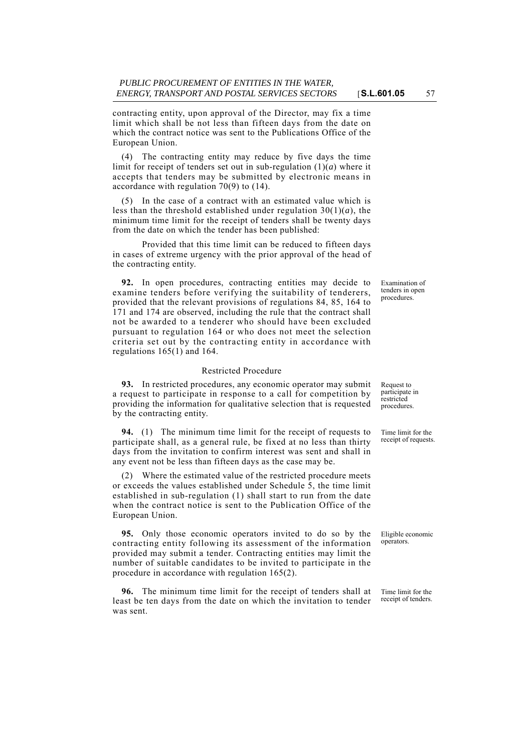contracting entity, upon approval of the Director, may fix a time limit which shall be not less than fifteen days from the date on which the contract notice was sent to the Publications Office of the European Union.

(4) The contracting entity may reduce by five days the time limit for receipt of tenders set out in sub-regulation (1)(*a*) where it accepts that tenders may be submitted by electronic means in accordance with regulation 70(9) to (14).

(5) In the case of a contract with an estimated value which is less than the threshold established under regulation 30(1)(*a*), the minimum time limit for the receipt of tenders shall be twenty days from the date on which the tender has been published:

Provided that this time limit can be reduced to fifteen days in cases of extreme urgency with the prior approval of the head of the contracting entity.

*Examination of tenders in open procedures.*

**92.** In open procedures, contracting entities may decide to examine tenders before verifying the suitability of tenderers, provided that the relevant provisions of regulations 84, 85, 164 to 171 and 174 are observed, including the rule that the contract shall not be awarded to a tenderer who should have been excluded pursuant to regulation 164 or who does not meet the selection criteria set out by the contracting entity in accordance with regulations 165(1) and 164.

## Restricted Procedure

*Request to participate in restricted procedures.*

**93.** In restricted procedures, any economic operator may submit a request to participate in response to a call for competition by providing the information for qualitative selection that is requested by the contracting entity.

*Time limit for the receipt of requests.*

**94.** (1) The minimum time limit for the receipt of requests to participate shall, as a general rule, be fixed at no less than thirty days from the invitation to confirm interest was sent and shall in any event not be less than fifteen days as the case may be.

(2) Where the estimated value of the restricted procedure meets or exceeds the values established under Schedule 5, the time limit established in sub-regulation (1) shall start to run from the date when the contract notice is sent to the Publication Office of the European Union.

*Eligible economic operators.*

**95.** Only those economic operators invited to do so by the contracting entity following its assessment of the information provided may submit a tender. Contracting entities may limit the number of suitable candidates to be invited to participate in the procedure in accordance with regulation 165(2).

*Time limit for the receipt of tenders.*

**96.** The minimum time limit for the receipt of tenders shall at least be ten days from the date on which the invitation to tender was sent.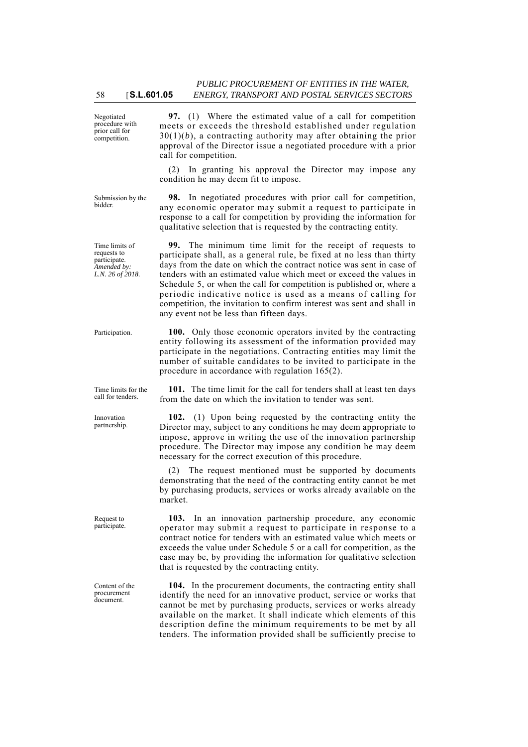Negotiated procedure with prior call for competition.

**97.** (1) Where the estimated value of a call for competition meets or exceeds the threshold established under regulation 30(1)(*b*), a contracting authority may after obtaining the prior approval of the Director issue a negotiated procedure with a prior call for competition.

(2) In granting his approval the Director may impose any condition he may deem fit to impose.

Submission by the bidder.

**98.** In negotiated procedures with prior call for competition, any economic operator may submit a request to participate in response to a call for competition by providing the information for qualitative selection that is requested by the contracting entity.

Time limits of requests to participate. *Amended by: L.N. 26 of 2018.*

**99.** The minimum time limit for the receipt of requests to participate shall, as a general rule, be fixed at no less than thirty days from the date on which the contract notice was sent in case of tenders with an estimated value which meet or exceed the values in Schedule 5, or when the call for competition is published or, where a periodic indicative notice is used as a means of calling for competition, the invitation to confirm interest was sent and shall in any event not be less than fifteen days.

Participation.

**100.** Only those economic operators invited by the contracting entity following its assessment of the information provided may participate in the negotiations. Contracting entities may limit the number of suitable candidates to be invited to participate in the procedure in accordance with regulation 165(2).

Time limits for the call for tenders.

**101.** The time limit for the call for tenders shall at least ten days from the date on which the invitation to tender was sent.

Innovation partnership.

**102.** (1) Upon being requested by the contracting entity the Director may, subject to any conditions he may deem appropriate to impose, approve in writing the use of the innovation partnership procedure. The Director may impose any condition he may deem necessary for the correct execution of this procedure.

(2) The request mentioned must be supported by documents demonstrating that the need of the contracting entity cannot be met by purchasing products, services or works already available on the market.

Request to participate.

**103.** In an innovation partnership procedure, any economic operator may submit a request to participate in response to a contract notice for tenders with an estimated value which meets or exceeds the value under Schedule 5 or a call for competition, as the case may be, by providing the information for qualitative selection that is requested by the contracting entity.

Content of the procurement document.

**104.** In the procurement documents, the contracting entity shall identify the need for an innovative product, service or works that cannot be met by purchasing products, services or works already available on the market. It shall indicate which elements of this description define the minimum requirements to be met by all tenders. The information provided shall be sufficiently precise to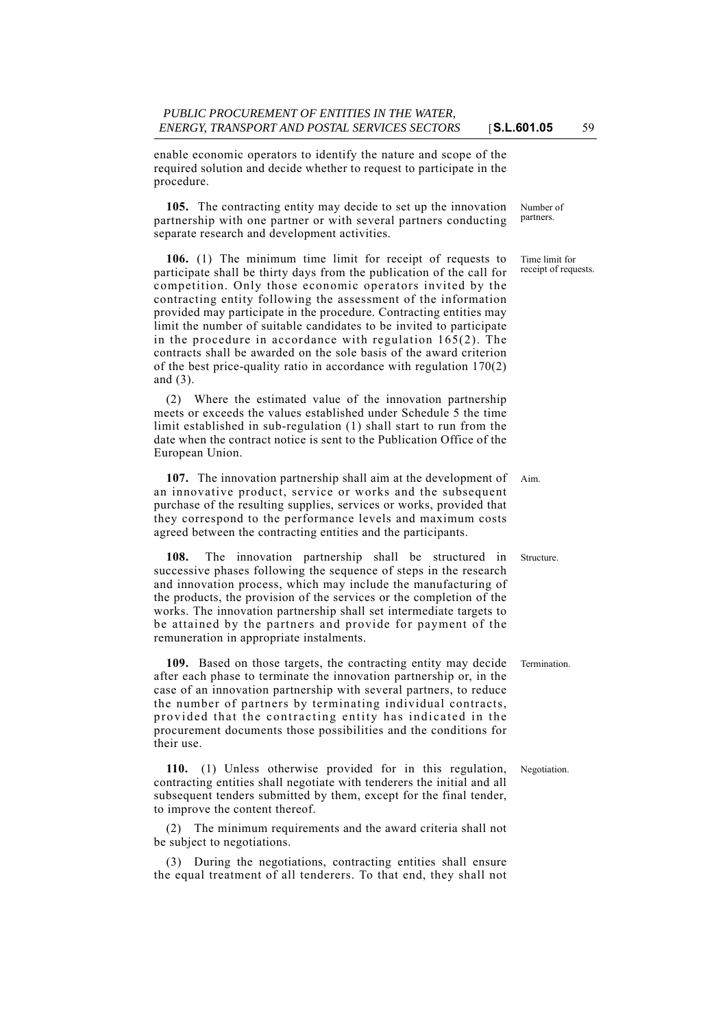enable economic operators to identify the nature and scope of the required solution and decide whether to request to participate in the procedure.

Number of partners.

**105.** The contracting entity may decide to set up the innovation partnership with one partner or with several partners conducting separate research and development activities.

Time limit for receipt of requests.

**106.** (1) The minimum time limit for receipt of requests to participate shall be thirty days from the publication of the call for competition. Only those economic operators invited by the contracting entity following the assessment of the information provided may participate in the procedure. Contracting entities may limit the number of suitable candidates to be invited to participate in the procedure in accordance with regulation 165(2). The contracts shall be awarded on the sole basis of the award criterion of the best price-quality ratio in accordance with regulation 170(2) and (3).

(2) Where the estimated value of the innovation partnership meets or exceeds the values established under Schedule 5 the time limit established in sub-regulation (1) shall start to run from the date when the contract notice is sent to the Publication Office of the European Union.

Aim.

**107.** The innovation partnership shall aim at the development of an innovative product, service or works and the subsequent purchase of the resulting supplies, services or works, provided that they correspond to the performance levels and maximum costs agreed between the contracting entities and the participants.

Structure.

**108.** The innovation partnership shall be structured in successive phases following the sequence of steps in the research and innovation process, which may include the manufacturing of the products, the provision of the services or the completion of the works. The innovation partnership shall set intermediate targets to be attained by the partners and provide for payment of the remuneration in appropriate instalments.

Termination.

**109.** Based on those targets, the contracting entity may decide after each phase to terminate the innovation partnership or, in the case of an innovation partnership with several partners, to reduce the number of partners by terminating individual contracts, provided that the contracting entity has indicated in the procurement documents those possibilities and the conditions for their use.

Negotiation.

**110.** (1) Unless otherwise provided for in this regulation, contracting entities shall negotiate with tenderers the initial and all subsequent tenders submitted by them, except for the final tender, to improve the content thereof.

(2) The minimum requirements and the award criteria shall not be subject to negotiations.

(3) During the negotiations, contracting entities shall ensure the equal treatment of all tenderers. To that end, they shall not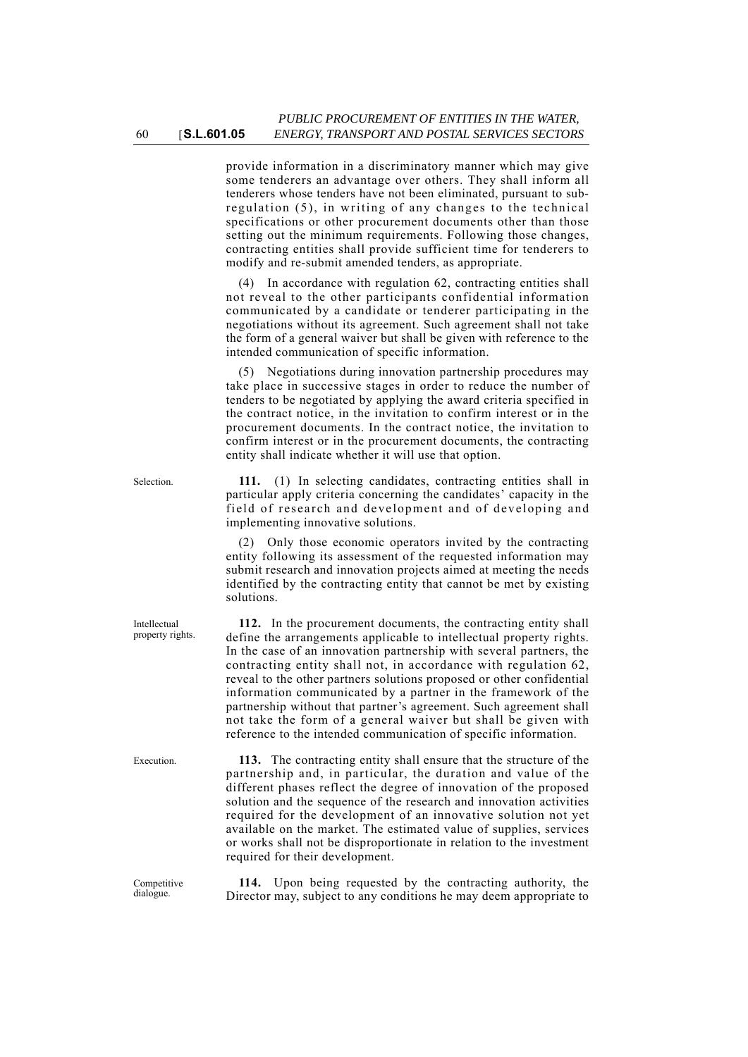provide information in a discriminatory manner which may give some tenderers an advantage over others. They shall inform all tenderers whose tenders have not been eliminated, pursuant to sub-regulation (5), in writing of any changes to the technical specifications or other procurement documents other than those setting out the minimum requirements. Following those changes, contracting entities shall provide sufficient time for tenderers to modify and re-submit amended tenders, as appropriate.

(4) In accordance with regulation 62, contracting entities shall not reveal to the other participants confidential information communicated by a candidate or tenderer participating in the negotiations without its agreement. Such agreement shall not take the form of a general waiver but shall be given with reference to the intended communication of specific information.

(5) Negotiations during innovation partnership procedures may take place in successive stages in order to reduce the number of tenders to be negotiated by applying the award criteria specified in the contract notice, in the invitation to confirm interest or in the procurement documents. In the contract notice, the invitation to confirm interest or in the procurement documents, the contracting entity shall indicate whether it will use that option.

Selection.

**111.** (1) In selecting candidates, contracting entities shall in particular apply criteria concerning the candidates' capacity in the field of research and development and of developing and implementing innovative solutions.

(2) Only those economic operators invited by the contracting entity following its assessment of the requested information may submit research and innovation projects aimed at meeting the needs identified by the contracting entity that cannot be met by existing solutions.

Intellectual property rights.

**112.** In the procurement documents, the contracting entity shall define the arrangements applicable to intellectual property rights. In the case of an innovation partnership with several partners, the contracting entity shall not, in accordance with regulation 62, reveal to the other partners solutions proposed or other confidential information communicated by a partner in the framework of the partnership without that partner's agreement. Such agreement shall not take the form of a general waiver but shall be given with reference to the intended communication of specific information.

Execution.

**113.** The contracting entity shall ensure that the structure of the partnership and, in particular, the duration and value of the different phases reflect the degree of innovation of the proposed solution and the sequence of the research and innovation activities required for the development of an innovative solution not yet available on the market. The estimated value of supplies, services or works shall not be disproportionate in relation to the investment required for their development.

Competitive dialogue.

**114.** Upon being requested by the contracting authority, the Director may, subject to any conditions he may deem appropriate to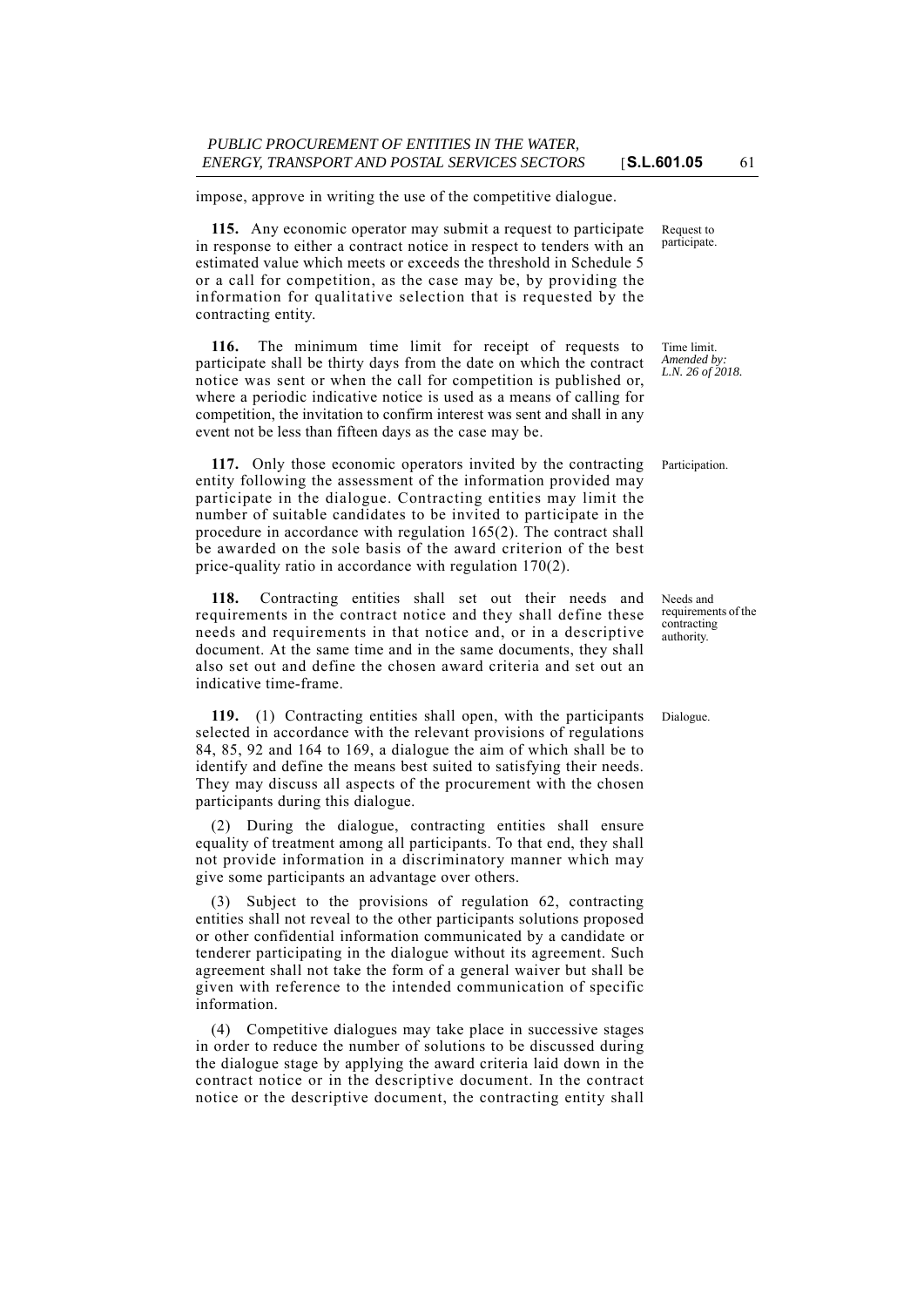impose, approve in writing the use of the competitive dialogue.

Request to participate.

**115.** Any economic operator may submit a request to participate in response to either a contract notice in respect to tenders with an estimated value which meets or exceeds the threshold in Schedule 5 or a call for competition, as the case may be, by providing the information for qualitative selection that is requested by the contracting entity.

Time limit. *Amended by: L.N. 26 of 2018.*

**116.** The minimum time limit for receipt of requests to participate shall be thirty days from the date on which the contract notice was sent or when the call for competition is published or, where a periodic indicative notice is used as a means of calling for competition, the invitation to confirm interest was sent and shall in any event not be less than fifteen days as the case may be.

Participation.

**117.** Only those economic operators invited by the contracting entity following the assessment of the information provided may participate in the dialogue. Contracting entities may limit the number of suitable candidates to be invited to participate in the procedure in accordance with regulation 165(2). The contract shall be awarded on the sole basis of the award criterion of the best price-quality ratio in accordance with regulation 170(2).

Needs and requirements of the contracting authority.

**118.** Contracting entities shall set out their needs and requirements in the contract notice and they shall define these needs and requirements in that notice and, or in a descriptive document. At the same time and in the same documents, they shall also set out and define the chosen award criteria and set out an indicative time-frame.

Dialogue.

**119.** (1) Contracting entities shall open, with the participants selected in accordance with the relevant provisions of regulations 84, 85, 92 and 164 to 169, a dialogue the aim of which shall be to identify and define the means best suited to satisfying their needs. They may discuss all aspects of the procurement with the chosen participants during this dialogue.

(2) During the dialogue, contracting entities shall ensure equality of treatment among all participants. To that end, they shall not provide information in a discriminatory manner which may give some participants an advantage over others.

(3) Subject to the provisions of regulation 62, contracting entities shall not reveal to the other participants solutions proposed or other confidential information communicated by a candidate or tenderer participating in the dialogue without its agreement. Such agreement shall not take the form of a general waiver but shall be given with reference to the intended communication of specific information.

(4) Competitive dialogues may take place in successive stages in order to reduce the number of solutions to be discussed during the dialogue stage by applying the award criteria laid down in the contract notice or in the descriptive document. In the contract notice or the descriptive document, the contracting entity shall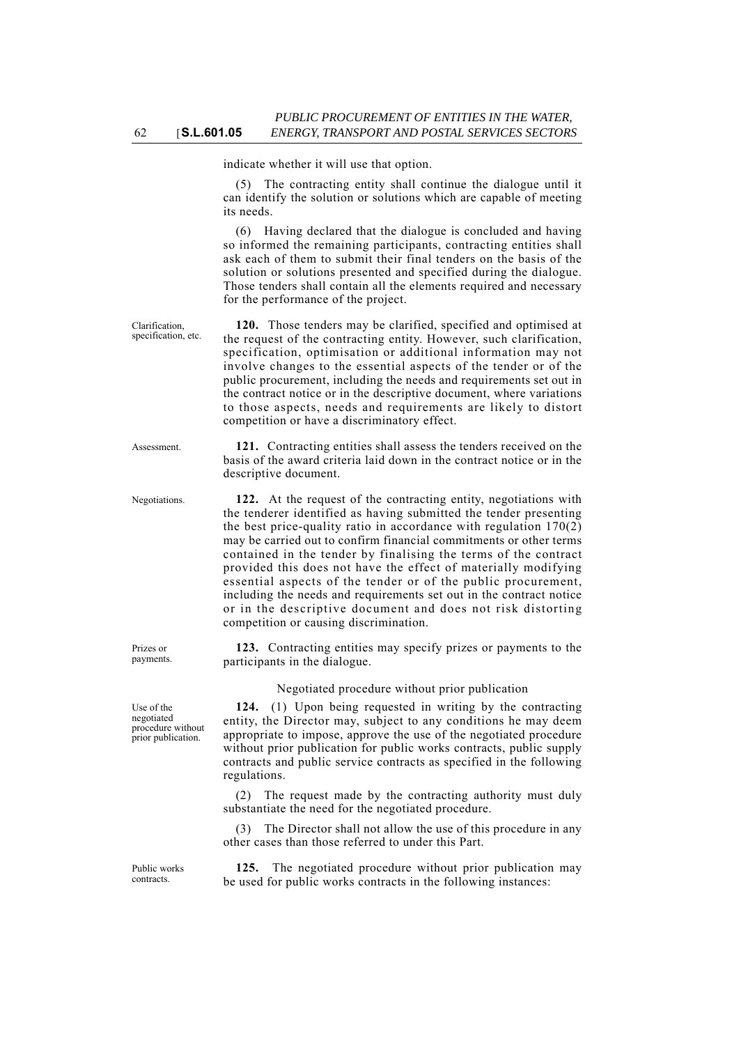indicate whether it will use that option.

(5) The contracting entity shall continue the dialogue until it can identify the solution or solutions which are capable of meeting its needs.

(6) Having declared that the dialogue is concluded and having so informed the remaining participants, contracting entities shall ask each of them to submit their final tenders on the basis of the solution or solutions presented and specified during the dialogue. Those tenders shall contain all the elements required and necessary for the performance of the project.

Clarification, specification, etc.

**120.** Those tenders may be clarified, specified and optimised at the request of the contracting entity. However, such clarification, specification, optimisation or additional information may not involve changes to the essential aspects of the tender or of the public procurement, including the needs and requirements set out in the contract notice or in the descriptive document, where variations to those aspects, needs and requirements are likely to distort competition or have a discriminatory effect.

Assessment.

**121.** Contracting entities shall assess the tenders received on the basis of the award criteria laid down in the contract notice or in the descriptive document.

Negotiations.

**122.** At the request of the contracting entity, negotiations with the tenderer identified as having submitted the tender presenting the best price-quality ratio in accordance with regulation 170(2) may be carried out to confirm financial commitments or other terms contained in the tender by finalising the terms of the contract provided this does not have the effect of materially modifying essential aspects of the tender or of the public procurement, including the needs and requirements set out in the contract notice or in the descriptive document and does not risk distorting competition or causing discrimination.

Prizes or payments.

**123.** Contracting entities may specify prizes or payments to the participants in the dialogue.

Negotiated procedure without prior publication

Use of the negotiated procedure without prior publication.

**124.** (1) Upon being requested in writing by the contracting entity, the Director may, subject to any conditions he may deem appropriate to impose, approve the use of the negotiated procedure without prior publication for public works contracts, public supply contracts and public service contracts as specified in the following regulations.

(2) The request made by the contracting authority must duly substantiate the need for the negotiated procedure.

(3) The Director shall not allow the use of this procedure in any other cases than those referred to under this Part.

Public works contracts.

**125.** The negotiated procedure without prior publication may be used for public works contracts in the following instances: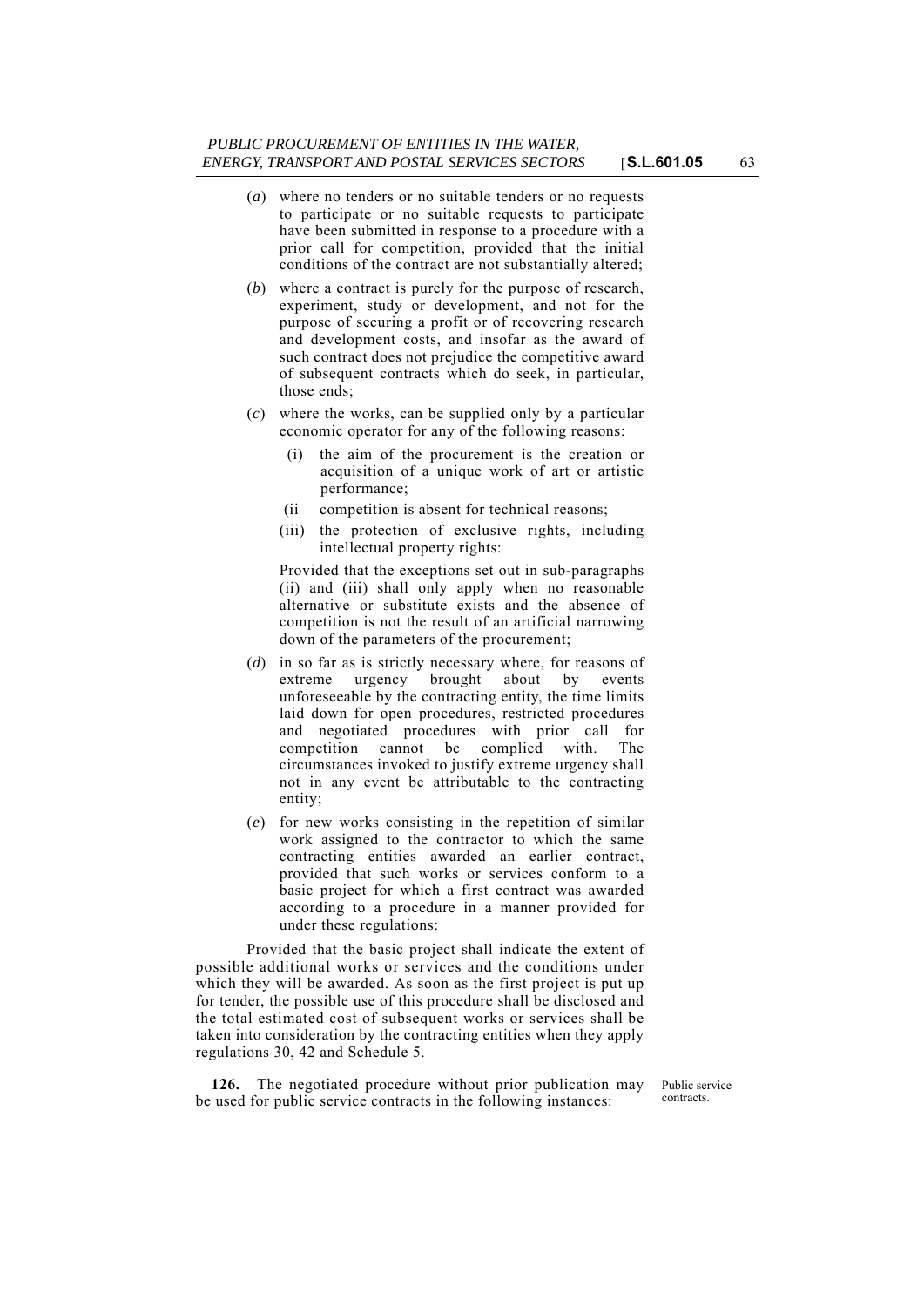(*a*) where no tenders or no suitable tenders or no requests to participate or no suitable requests to participate have been submitted in response to a procedure with a prior call for competition, provided that the initial conditions of the contract are not substantially altered;

(*b*) where a contract is purely for the purpose of research, experiment, study or development, and not for the purpose of securing a profit or of recovering research and development costs, and insofar as the award of such contract does not prejudice the competitive award of subsequent contracts which do seek, in particular, those ends;

(*c*) where the works, can be supplied only by a particular economic operator for any of the following reasons:

(i) the aim of the procurement is the creation or acquisition of a unique work of art or artistic performance;

(ii competition is absent for technical reasons;

(iii) the protection of exclusive rights, including intellectual property rights:

Provided that the exceptions set out in sub-paragraphs (ii) and (iii) shall only apply when no reasonable alternative or substitute exists and the absence of competition is not the result of an artificial narrowing down of the parameters of the procurement;

(*d*) in so far as is strictly necessary where, for reasons of extreme urgency brought about by events unforeseeable by the contracting entity, the time limits laid down for open procedures, restricted procedures and negotiated procedures with prior call for competition cannot be complied with. The circumstances invoked to justify extreme urgency shall not in any event be attributable to the contracting entity;

(*e*) for new works consisting in the repetition of similar work assigned to the contractor to which the same contracting entities awarded an earlier contract, provided that such works or services conform to a basic project for which a first contract was awarded according to a procedure in a manner provided for under these regulations:

Provided that the basic project shall indicate the extent of possible additional works or services and the conditions under which they will be awarded. As soon as the first project is put up for tender, the possible use of this procedure shall be disclosed and the total estimated cost of subsequent works or services shall be taken into consideration by the contracting entities when they apply regulations 30, 42 and Schedule 5.

Public service contracts.

**126.** The negotiated procedure without prior publication may be used for public service contracts in the following instances: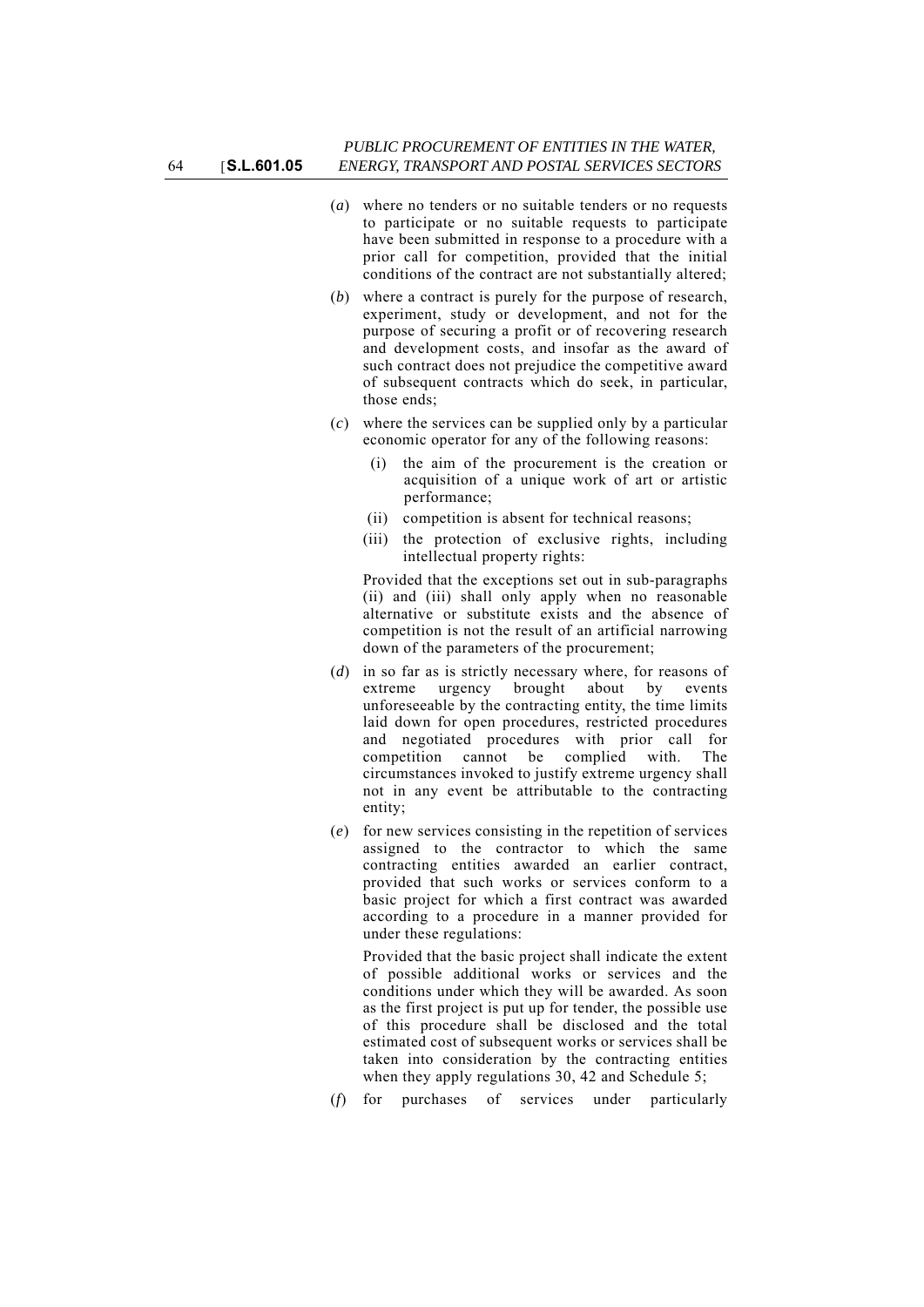(*a*) where no tenders or no suitable tenders or no requests to participate or no suitable requests to participate have been submitted in response to a procedure with a prior call for competition, provided that the initial conditions of the contract are not substantially altered;

(*b*) where a contract is purely for the purpose of research, experiment, study or development, and not for the purpose of securing a profit or of recovering research and development costs, and insofar as the award of such contract does not prejudice the competitive award of subsequent contracts which do seek, in particular, those ends;

(*c*) where the services can be supplied only by a particular economic operator for any of the following reasons:

   (i) the aim of the procurement is the creation or acquisition of a unique work of art or artistic performance;

   (ii) competition is absent for technical reasons;

   (iii) the protection of exclusive rights, including intellectual property rights:

   Provided that the exceptions set out in sub-paragraphs (ii) and (iii) shall only apply when no reasonable alternative or substitute exists and the absence of competition is not the result of an artificial narrowing down of the parameters of the procurement;

(*d*) in so far as is strictly necessary where, for reasons of extreme urgency brought about by events unforeseeable by the contracting entity, the time limits laid down for open procedures, restricted procedures and negotiated procedures with prior call for competition cannot be complied with. The circumstances invoked to justify extreme urgency shall not in any event be attributable to the contracting entity;

(*e*) for new services consisting in the repetition of services assigned to the contractor to which the same contracting entities awarded an earlier contract, provided that such works or services conform to a basic project for which a first contract was awarded according to a procedure in a manner provided for under these regulations:

   Provided that the basic project shall indicate the extent of possible additional works or services and the conditions under which they will be awarded. As soon as the first project is put up for tender, the possible use of this procedure shall be disclosed and the total estimated cost of subsequent works or services shall be taken into consideration by the contracting entities when they apply regulations 30, 42 and Schedule 5;

(*f*) for purchases of services under particularly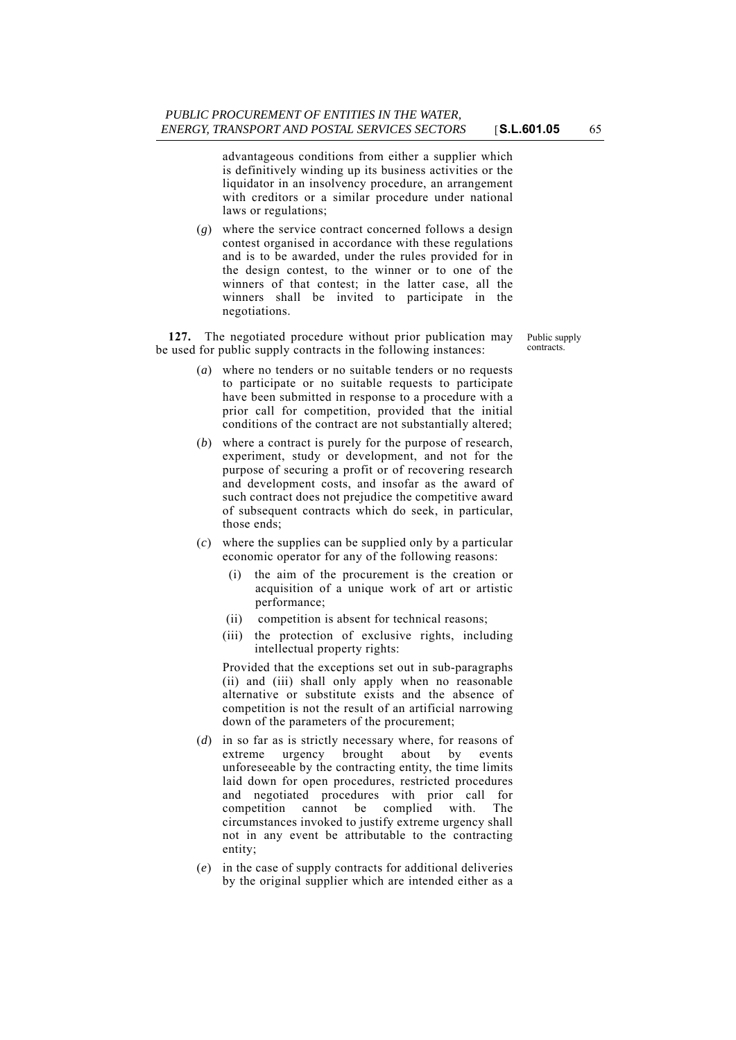advantageous conditions from either a supplier which is definitively winding up its business activities or the liquidator in an insolvency procedure, an arrangement with creditors or a similar procedure under national laws or regulations;

(*g*) where the service contract concerned follows a design contest organised in accordance with these regulations and is to be awarded, under the rules provided for in the design contest, to the winner or to one of the winners of that contest; in the latter case, all the winners shall be invited to participate in the negotiations.

Public supply contracts.

**127.** The negotiated procedure without prior publication may be used for public supply contracts in the following instances:

(*a*) where no tenders or no suitable tenders or no requests to participate or no suitable requests to participate have been submitted in response to a procedure with a prior call for competition, provided that the initial conditions of the contract are not substantially altered;

(*b*) where a contract is purely for the purpose of research, experiment, study or development, and not for the purpose of securing a profit or of recovering research and development costs, and insofar as the award of such contract does not prejudice the competitive award of subsequent contracts which do seek, in particular, those ends;

(*c*) where the supplies can be supplied only by a particular economic operator for any of the following reasons:

(i) the aim of the procurement is the creation or acquisition of a unique work of art or artistic performance;

(ii) competition is absent for technical reasons;

(iii) the protection of exclusive rights, including intellectual property rights:

Provided that the exceptions set out in sub-paragraphs (ii) and (iii) shall only apply when no reasonable alternative or substitute exists and the absence of competition is not the result of an artificial narrowing down of the parameters of the procurement;

(*d*) in so far as is strictly necessary where, for reasons of extreme urgency brought about by events unforeseeable by the contracting entity, the time limits laid down for open procedures, restricted procedures and negotiated procedures with prior call for competition cannot be complied with. The circumstances invoked to justify extreme urgency shall not in any event be attributable to the contracting entity;

(*e*) in the case of supply contracts for additional deliveries by the original supplier which are intended either as a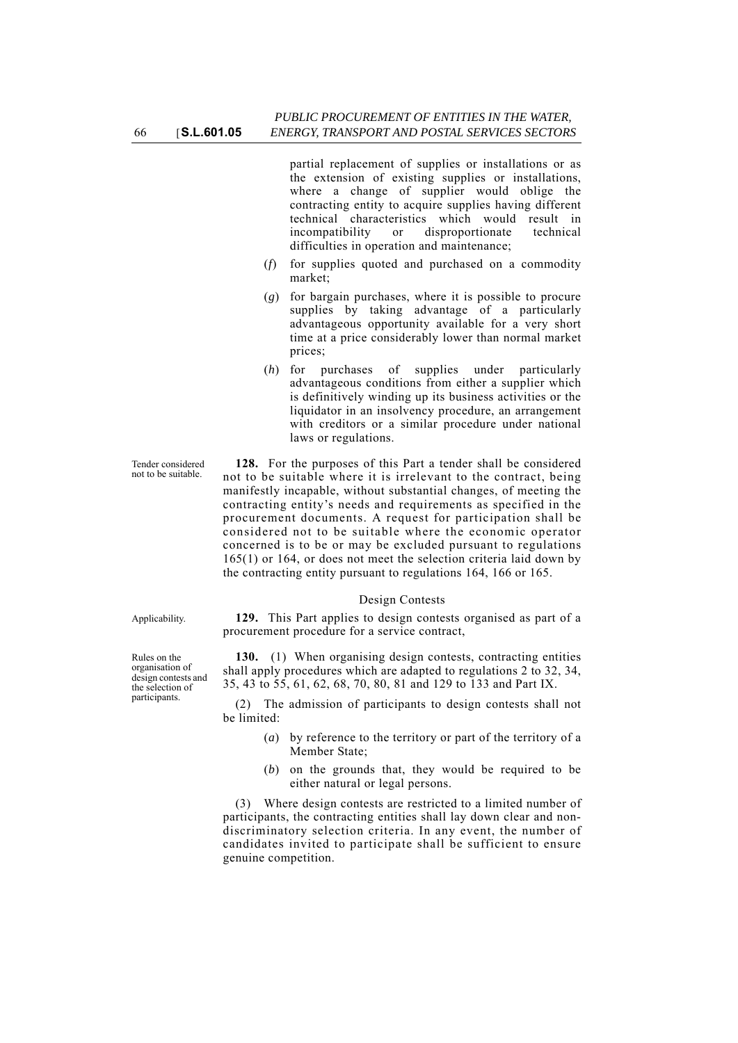partial replacement of supplies or installations or as the extension of existing supplies or installations, where a change of supplier would oblige the contracting entity to acquire supplies having different technical characteristics which would result in incompatibility or disproportionate technical difficulties in operation and maintenance;

(*f*) for supplies quoted and purchased on a commodity market;

(*g*) for bargain purchases, where it is possible to procure supplies by taking advantage of a particularly advantageous opportunity available for a very short time at a price considerably lower than normal market prices;

(*h*) for purchases of supplies under particularly advantageous conditions from either a supplier which is definitively winding up its business activities or the liquidator in an insolvency procedure, an arrangement with creditors or a similar procedure under national laws or regulations.

Tender considered not to be suitable.

**128.** For the purposes of this Part a tender shall be considered not to be suitable where it is irrelevant to the contract, being manifestly incapable, without substantial changes, of meeting the contracting entity's needs and requirements as specified in the procurement documents. A request for participation shall be considered not to be suitable where the economic operator concerned is to be or may be excluded pursuant to regulations 165(1) or 164, or does not meet the selection criteria laid down by the contracting entity pursuant to regulations 164, 166 or 165.

Design Contests

Applicability.

**129.** This Part applies to design contests organised as part of a procurement procedure for a service contract,

Rules on the organisation of design contests and the selection of participants.

**130.** (1) When organising design contests, contracting entities shall apply procedures which are adapted to regulations 2 to 32, 34, 35, 43 to 55, 61, 62, 68, 70, 80, 81 and 129 to 133 and Part IX.

(2) The admission of participants to design contests shall not be limited:

(*a*) by reference to the territory or part of the territory of a Member State;

(*b*) on the grounds that, they would be required to be either natural or legal persons.

(3) Where design contests are restricted to a limited number of participants, the contracting entities shall lay down clear and non-discriminatory selection criteria. In any event, the number of candidates invited to participate shall be sufficient to ensure genuine competition.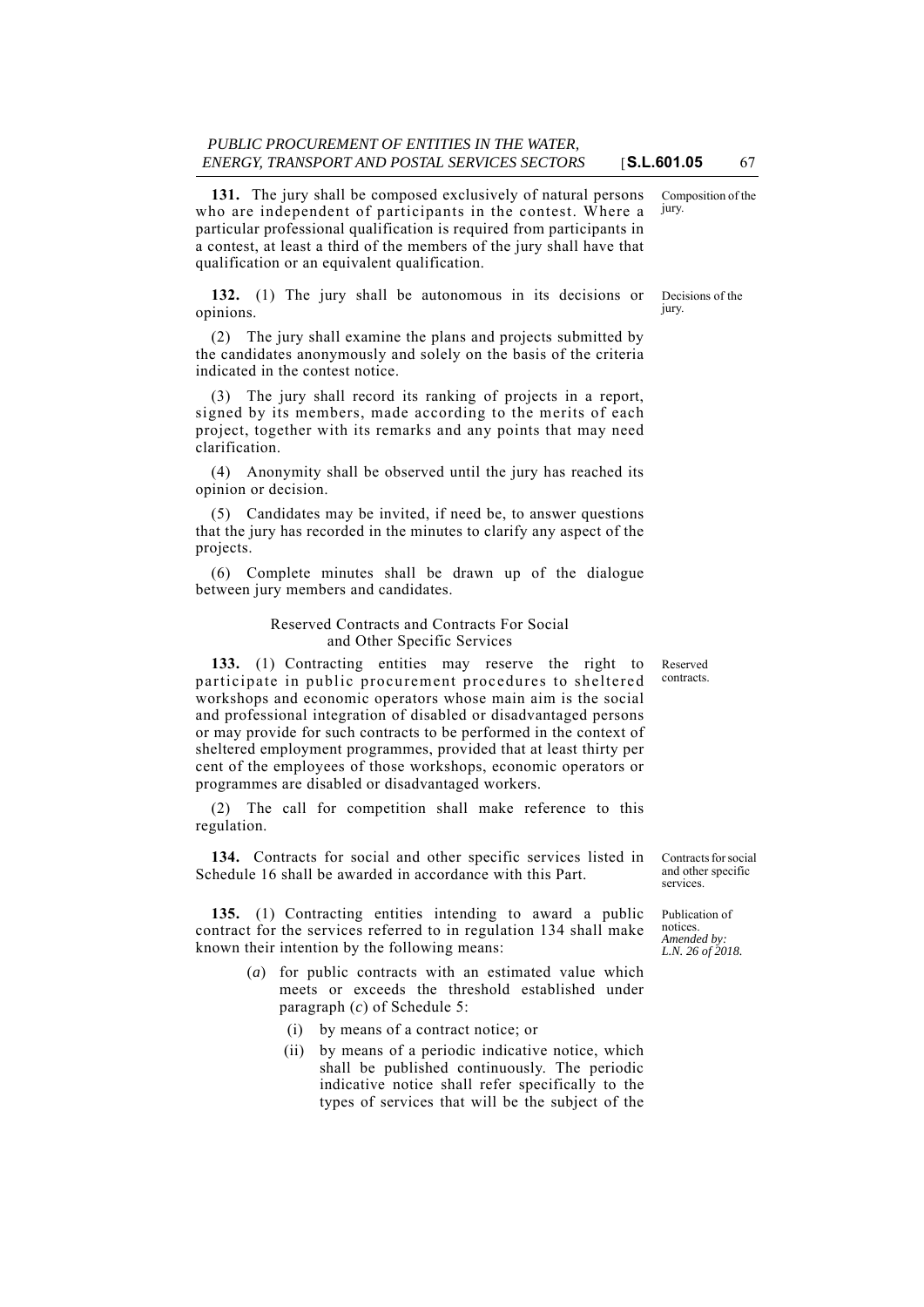**131.** The jury shall be composed exclusively of natural persons who are independent of participants in the contest. Where a particular professional qualification is required from participants in a contest, at least a third of the members of the jury shall have that qualification or an equivalent qualification.

Composition of the jury.

**132.** (1) The jury shall be autonomous in its decisions or opinions.

Decisions of the jury.

(2) The jury shall examine the plans and projects submitted by the candidates anonymously and solely on the basis of the criteria indicated in the contest notice.

(3) The jury shall record its ranking of projects in a report, signed by its members, made according to the merits of each project, together with its remarks and any points that may need clarification.

(4) Anonymity shall be observed until the jury has reached its opinion or decision.

(5) Candidates may be invited, if need be, to answer questions that the jury has recorded in the minutes to clarify any aspect of the projects.

(6) Complete minutes shall be drawn up of the dialogue between jury members and candidates.

Reserved Contracts and Contracts For Social and Other Specific Services

**133.** (1) Contracting entities may reserve the right to participate in public procurement procedures to sheltered workshops and economic operators whose main aim is the social and professional integration of disabled or disadvantaged persons or may provide for such contracts to be performed in the context of sheltered employment programmes, provided that at least thirty per cent of the employees of those workshops, economic operators or programmes are disabled or disadvantaged workers.

Reserved contracts.

(2) The call for competition shall make reference to this regulation.

**134.** Contracts for social and other specific services listed in Schedule 16 shall be awarded in accordance with this Part.

Contracts for social and other specific services.

**135.** (1) Contracting entities intending to award a public contract for the services referred to in regulation 134 shall make known their intention by the following means:

Publication of notices.
*Amended by: L.N. 26 of 2018.*

- (*a*) for public contracts with an estimated value which meets or exceeds the threshold established under paragraph (*c*) of Schedule 5:
  - (i) by means of a contract notice; or
  - (ii) by means of a periodic indicative notice, which shall be published continuously. The periodic indicative notice shall refer specifically to the types of services that will be the subject of the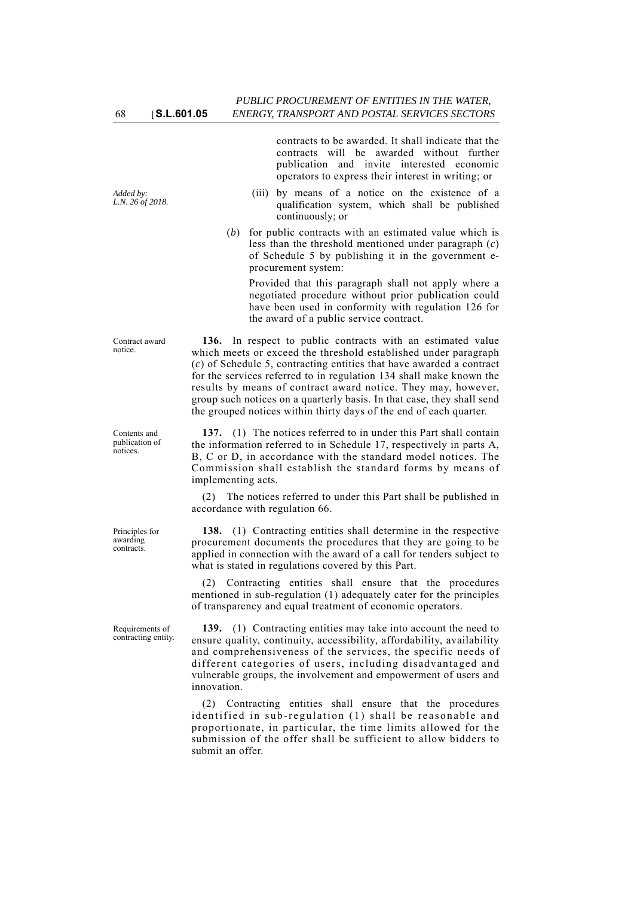contracts to be awarded. It shall indicate that the contracts will be awarded without further publication and invite interested economic operators to express their interest in writing; or

*Added by: L.N. 26 of 2018.*

(iii) by means of a notice on the existence of a qualification system, which shall be published continuously; or

(*b*) for public contracts with an estimated value which is less than the threshold mentioned under paragraph (*c*) of Schedule 5 by publishing it in the government e-procurement system:

Provided that this paragraph shall not apply where a negotiated procedure without prior publication could have been used in conformity with regulation 126 for the award of a public service contract.

*Contract award notice.*

**136.** In respect to public contracts with an estimated value which meets or exceed the threshold established under paragraph (*c*) of Schedule 5, contracting entities that have awarded a contract for the services referred to in regulation 134 shall make known the results by means of contract award notice. They may, however, group such notices on a quarterly basis. In that case, they shall send the grouped notices within thirty days of the end of each quarter.

*Contents and publication of notices.*

**137.** (1) The notices referred to in under this Part shall contain the information referred to in Schedule 17, respectively in parts A, B, C or D, in accordance with the standard model notices. The Commission shall establish the standard forms by means of implementing acts.

(2) The notices referred to under this Part shall be published in accordance with regulation 66.

*Principles for awarding contracts.*

**138.** (1) Contracting entities shall determine in the respective procurement documents the procedures that they are going to be applied in connection with the award of a call for tenders subject to what is stated in regulations covered by this Part.

(2) Contracting entities shall ensure that the procedures mentioned in sub-regulation (1) adequately cater for the principles of transparency and equal treatment of economic operators.

*Requirements of contracting entity.*

**139.** (1) Contracting entities may take into account the need to ensure quality, continuity, accessibility, affordability, availability and comprehensiveness of the services, the specific needs of different categories of users, including disadvantaged and vulnerable groups, the involvement and empowerment of users and innovation.

(2) Contracting entities shall ensure that the procedures identified in sub-regulation (1) shall be reasonable and proportionate, in particular, the time limits allowed for the submission of the offer shall be sufficient to allow bidders to submit an offer.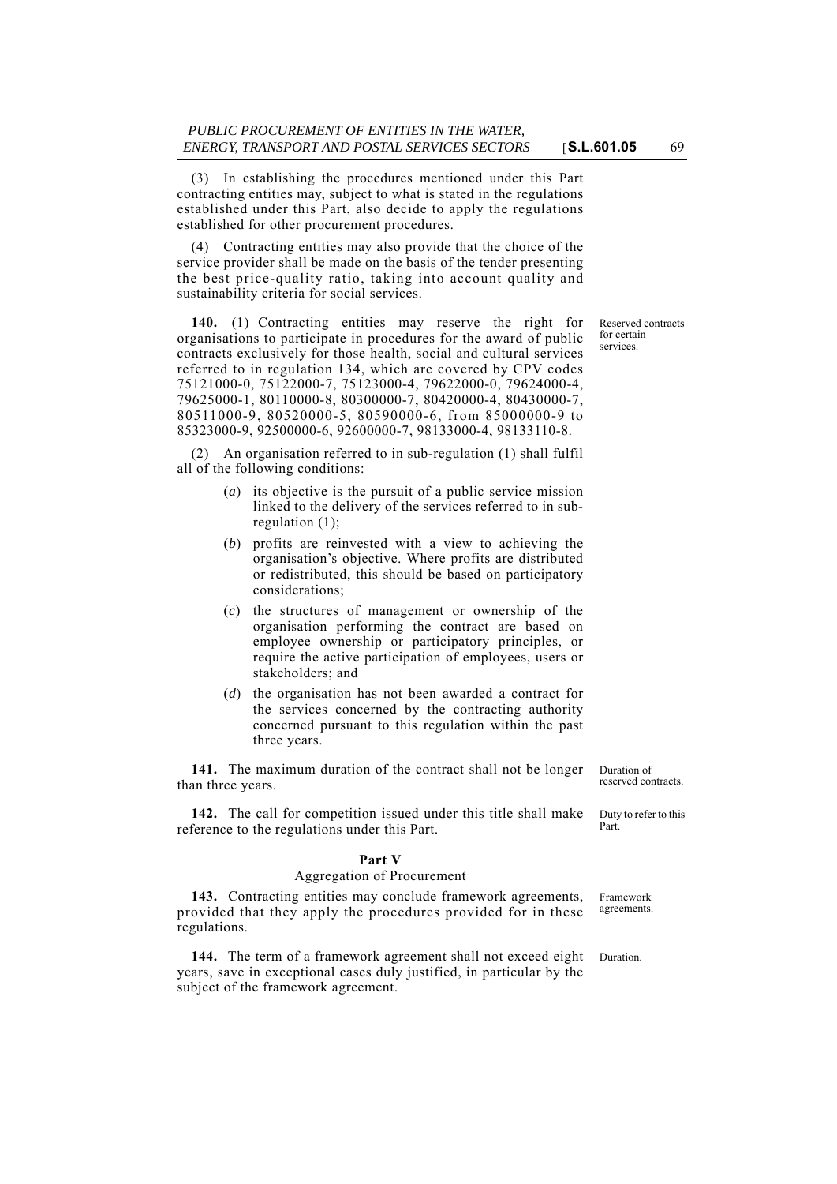(3) In establishing the procedures mentioned under this Part contracting entities may, subject to what is stated in the regulations established under this Part, also decide to apply the regulations established for other procurement procedures.

(4) Contracting entities may also provide that the choice of the service provider shall be made on the basis of the tender presenting the best price-quality ratio, taking into account quality and sustainability criteria for social services.

Reserved contracts for certain services.

**140.** (1) Contracting entities may reserve the right for organisations to participate in procedures for the award of public contracts exclusively for those health, social and cultural services referred to in regulation 134, which are covered by CPV codes 75121000-0, 75122000-7, 75123000-4, 79622000-0, 79624000-4, 79625000-1, 80110000-8, 80300000-7, 80420000-4, 80430000-7, 80511000-9, 80520000-5, 80590000-6, from 85000000-9 to 85323000-9, 92500000-6, 92600000-7, 98133000-4, 98133110-8.

(2) An organisation referred to in sub-regulation (1) shall fulfil all of the following conditions:

(*a*) its objective is the pursuit of a public service mission linked to the delivery of the services referred to in sub-regulation (1);

(*b*) profits are reinvested with a view to achieving the organisation's objective. Where profits are distributed or redistributed, this should be based on participatory considerations;

(*c*) the structures of management or ownership of the organisation performing the contract are based on employee ownership or participatory principles, or require the active participation of employees, users or stakeholders; and

(*d*) the organisation has not been awarded a contract for the services concerned by the contracting authority concerned pursuant to this regulation within the past three years.

Duration of reserved contracts.

**141.** The maximum duration of the contract shall not be longer than three years.

Duty to refer to this Part.

**142.** The call for competition issued under this title shall make reference to the regulations under this Part.

## Part V
### Aggregation of Procurement

Framework agreements.

**143.** Contracting entities may conclude framework agreements, provided that they apply the procedures provided for in these regulations.

Duration.

**144.** The term of a framework agreement shall not exceed eight years, save in exceptional cases duly justified, in particular by the subject of the framework agreement.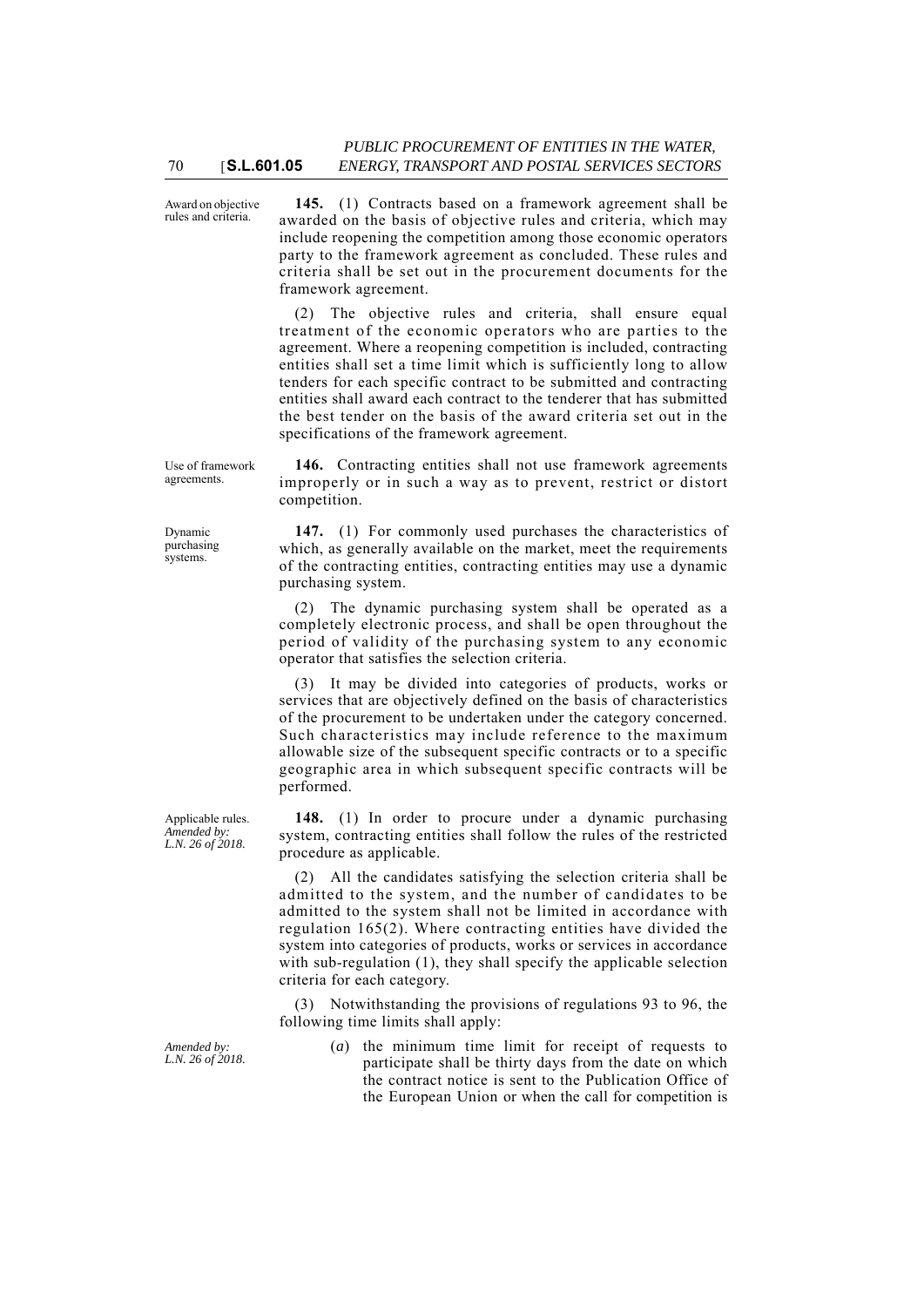Award on objective rules and criteria.

**145.** (1) Contracts based on a framework agreement shall be awarded on the basis of objective rules and criteria, which may include reopening the competition among those economic operators party to the framework agreement as concluded. These rules and criteria shall be set out in the procurement documents for the framework agreement.

(2) The objective rules and criteria, shall ensure equal treatment of the economic operators who are parties to the agreement. Where a reopening competition is included, contracting entities shall set a time limit which is sufficiently long to allow tenders for each specific contract to be submitted and contracting entities shall award each contract to the tenderer that has submitted the best tender on the basis of the award criteria set out in the specifications of the framework agreement.

Use of framework agreements.

**146.** Contracting entities shall not use framework agreements improperly or in such a way as to prevent, restrict or distort competition.

Dynamic purchasing systems.

**147.** (1) For commonly used purchases the characteristics of which, as generally available on the market, meet the requirements of the contracting entities, contracting entities may use a dynamic purchasing system.

(2) The dynamic purchasing system shall be operated as a completely electronic process, and shall be open throughout the period of validity of the purchasing system to any economic operator that satisfies the selection criteria.

(3) It may be divided into categories of products, works or services that are objectively defined on the basis of characteristics of the procurement to be undertaken under the category concerned. Such characteristics may include reference to the maximum allowable size of the subsequent specific contracts or to a specific geographic area in which subsequent specific contracts will be performed.

Applicable rules. *Amended by: L.N. 26 of 2018.*

**148.** (1) In order to procure under a dynamic purchasing system, contracting entities shall follow the rules of the restricted procedure as applicable.

(2) All the candidates satisfying the selection criteria shall be admitted to the system, and the number of candidates to be admitted to the system shall not be limited in accordance with regulation 165(2). Where contracting entities have divided the system into categories of products, works or services in accordance with sub-regulation (1), they shall specify the applicable selection criteria for each category.

(3) Notwithstanding the provisions of regulations 93 to 96, the following time limits shall apply:

*Amended by: L.N. 26 of 2018.*

(*a*) the minimum time limit for receipt of requests to participate shall be thirty days from the date on which the contract notice is sent to the Publication Office of the European Union or when the call for competition is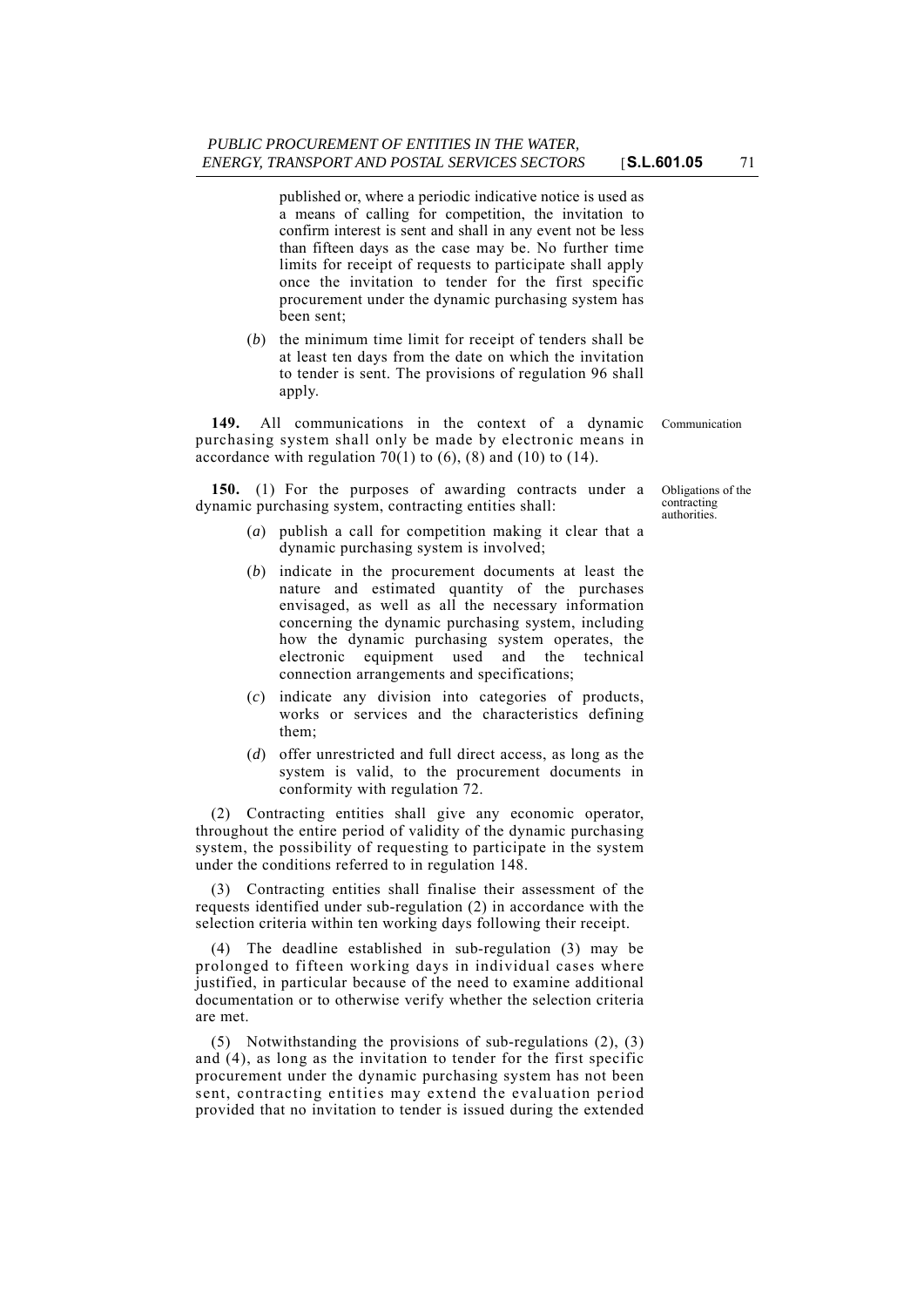published or, where a periodic indicative notice is used as a means of calling for competition, the invitation to confirm interest is sent and shall in any event not be less than fifteen days as the case may be. No further time limits for receipt of requests to participate shall apply once the invitation to tender for the first specific procurement under the dynamic purchasing system has been sent;

(*b*) the minimum time limit for receipt of tenders shall be at least ten days from the date on which the invitation to tender is sent. The provisions of regulation 96 shall apply.

Communication

**149.** All communications in the context of a dynamic purchasing system shall only be made by electronic means in accordance with regulation 70(1) to (6), (8) and (10) to (14).

Obligations of the contracting authorities.

**150.** (1) For the purposes of awarding contracts under a dynamic purchasing system, contracting entities shall:

(*a*) publish a call for competition making it clear that a dynamic purchasing system is involved;

(*b*) indicate in the procurement documents at least the nature and estimated quantity of the purchases envisaged, as well as all the necessary information concerning the dynamic purchasing system, including how the dynamic purchasing system operates, the electronic equipment used and the technical connection arrangements and specifications;

(*c*) indicate any division into categories of products, works or services and the characteristics defining them;

(*d*) offer unrestricted and full direct access, as long as the system is valid, to the procurement documents in conformity with regulation 72.

(2) Contracting entities shall give any economic operator, throughout the entire period of validity of the dynamic purchasing system, the possibility of requesting to participate in the system under the conditions referred to in regulation 148.

(3) Contracting entities shall finalise their assessment of the requests identified under sub-regulation (2) in accordance with the selection criteria within ten working days following their receipt.

(4) The deadline established in sub-regulation (3) may be prolonged to fifteen working days in individual cases where justified, in particular because of the need to examine additional documentation or to otherwise verify whether the selection criteria are met.

(5) Notwithstanding the provisions of sub-regulations (2), (3) and (4), as long as the invitation to tender for the first specific procurement under the dynamic purchasing system has not been sent, contracting entities may extend the evaluation period provided that no invitation to tender is issued during the extended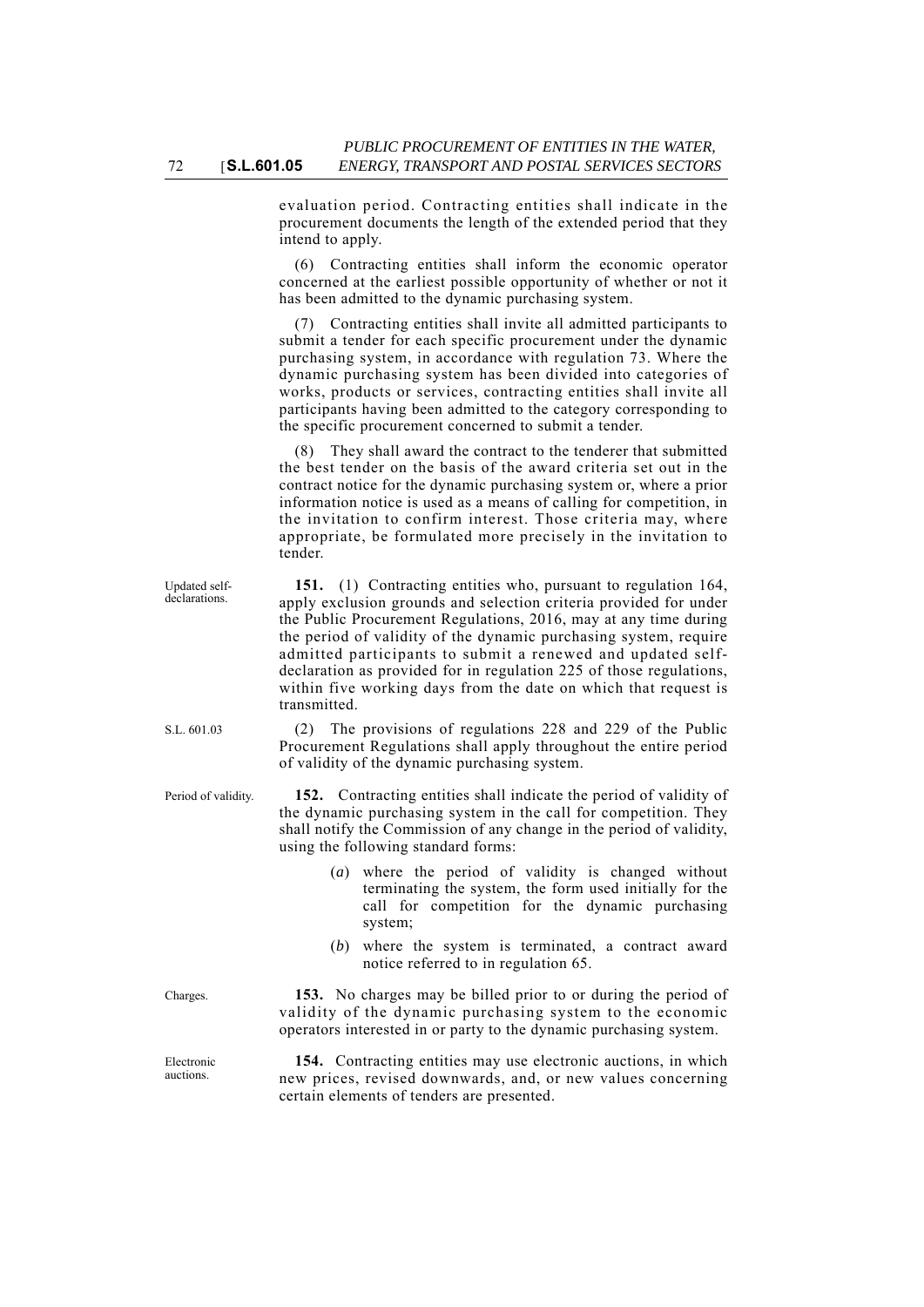evaluation period. Contracting entities shall indicate in the procurement documents the length of the extended period that they intend to apply.

(6) Contracting entities shall inform the economic operator concerned at the earliest possible opportunity of whether or not it has been admitted to the dynamic purchasing system.

(7) Contracting entities shall invite all admitted participants to submit a tender for each specific procurement under the dynamic purchasing system, in accordance with regulation 73. Where the dynamic purchasing system has been divided into categories of works, products or services, contracting entities shall invite all participants having been admitted to the category corresponding to the specific procurement concerned to submit a tender.

(8) They shall award the contract to the tenderer that submitted the best tender on the basis of the award criteria set out in the contract notice for the dynamic purchasing system or, where a prior information notice is used as a means of calling for competition, in the invitation to confirm interest. Those criteria may, where appropriate, be formulated more precisely in the invitation to tender.

Updated self-declarations.

**151.** (1) Contracting entities who, pursuant to regulation 164, apply exclusion grounds and selection criteria provided for under the Public Procurement Regulations, 2016, may at any time during the period of validity of the dynamic purchasing system, require admitted participants to submit a renewed and updated self-declaration as provided for in regulation 225 of those regulations, within five working days from the date on which that request is transmitted.

S.L. 601.03

(2) The provisions of regulations 228 and 229 of the Public Procurement Regulations shall apply throughout the entire period of validity of the dynamic purchasing system.

Period of validity.

**152.** Contracting entities shall indicate the period of validity of the dynamic purchasing system in the call for competition. They shall notify the Commission of any change in the period of validity, using the following standard forms:

(*a*) where the period of validity is changed without terminating the system, the form used initially for the call for competition for the dynamic purchasing system;

(*b*) where the system is terminated, a contract award notice referred to in regulation 65.

Charges.

**153.** No charges may be billed prior to or during the period of validity of the dynamic purchasing system to the economic operators interested in or party to the dynamic purchasing system.

Electronic auctions.

**154.** Contracting entities may use electronic auctions, in which new prices, revised downwards, and, or new values concerning certain elements of tenders are presented.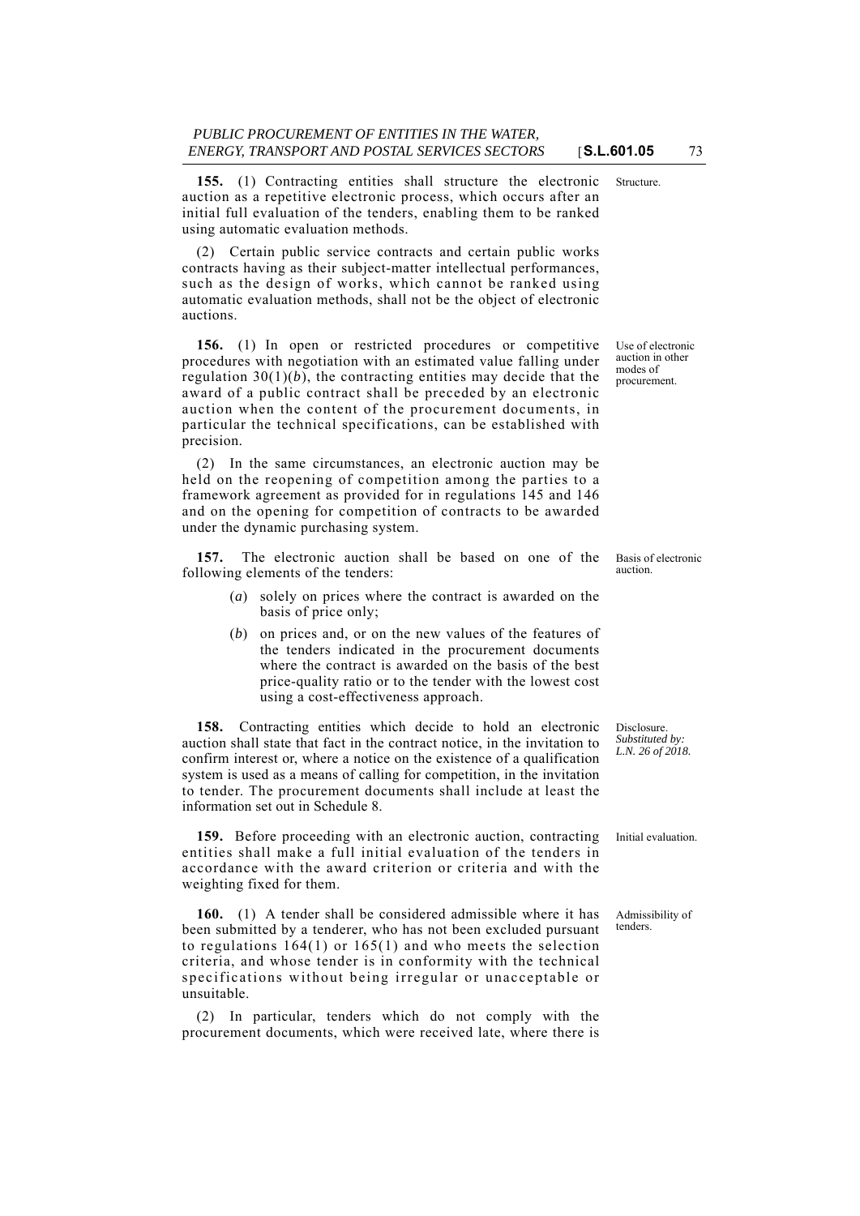**155.** (1) Contracting entities shall structure the electronic auction as a repetitive electronic process, which occurs after an initial full evaluation of the tenders, enabling them to be ranked using automatic evaluation methods.

Structure.

(2) Certain public service contracts and certain public works contracts having as their subject-matter intellectual performances, such as the design of works, which cannot be ranked using automatic evaluation methods, shall not be the object of electronic auctions.

**156.** (1) In open or restricted procedures or competitive procedures with negotiation with an estimated value falling under regulation 30(1)(*b*), the contracting entities may decide that the award of a public contract shall be preceded by an electronic auction when the content of the procurement documents, in particular the technical specifications, can be established with precision.

Use of electronic auction in other modes of procurement.

(2) In the same circumstances, an electronic auction may be held on the reopening of competition among the parties to a framework agreement as provided for in regulations 145 and 146 and on the opening for competition of contracts to be awarded under the dynamic purchasing system.

**157.** The electronic auction shall be based on one of the following elements of the tenders:

Basis of electronic auction.

(*a*) solely on prices where the contract is awarded on the basis of price only;

(*b*) on prices and, or on the new values of the features of the tenders indicated in the procurement documents where the contract is awarded on the basis of the best price-quality ratio or to the tender with the lowest cost using a cost-effectiveness approach.

**158.** Contracting entities which decide to hold an electronic auction shall state that fact in the contract notice, in the invitation to confirm interest or, where a notice on the existence of a qualification system is used as a means of calling for competition, in the invitation to tender. The procurement documents shall include at least the information set out in Schedule 8.

Disclosure.
*Substituted by: L.N. 26 of 2018.*

**159.** Before proceeding with an electronic auction, contracting entities shall make a full initial evaluation of the tenders in accordance with the award criterion or criteria and with the weighting fixed for them.

Initial evaluation.

**160.** (1) A tender shall be considered admissible where it has been submitted by a tenderer, who has not been excluded pursuant to regulations 164(1) or 165(1) and who meets the selection criteria, and whose tender is in conformity with the technical specifications without being irregular or unacceptable or unsuitable.

Admissibility of tenders.

(2) In particular, tenders which do not comply with the procurement documents, which were received late, where there is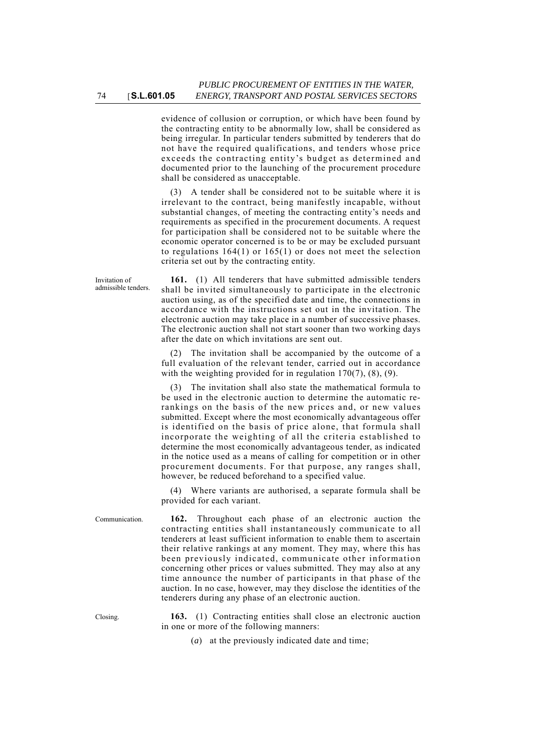evidence of collusion or corruption, or which have been found by the contracting entity to be abnormally low, shall be considered as being irregular. In particular tenders submitted by tenderers that do not have the required qualifications, and tenders whose price exceeds the contracting entity's budget as determined and documented prior to the launching of the procurement procedure shall be considered as unacceptable.

(3) A tender shall be considered not to be suitable where it is irrelevant to the contract, being manifestly incapable, without substantial changes, of meeting the contracting entity's needs and requirements as specified in the procurement documents. A request for participation shall be considered not to be suitable where the economic operator concerned is to be or may be excluded pursuant to regulations 164(1) or 165(1) or does not meet the selection criteria set out by the contracting entity.

Invitation of admissible tenders.

**161.** (1) All tenderers that have submitted admissible tenders shall be invited simultaneously to participate in the electronic auction using, as of the specified date and time, the connections in accordance with the instructions set out in the invitation. The electronic auction may take place in a number of successive phases. The electronic auction shall not start sooner than two working days after the date on which invitations are sent out.

(2) The invitation shall be accompanied by the outcome of a full evaluation of the relevant tender, carried out in accordance with the weighting provided for in regulation 170(7), (8), (9).

(3) The invitation shall also state the mathematical formula to be used in the electronic auction to determine the automatic re-rankings on the basis of the new prices and, or new values submitted. Except where the most economically advantageous offer is identified on the basis of price alone, that formula shall incorporate the weighting of all the criteria established to determine the most economically advantageous tender, as indicated in the notice used as a means of calling for competition or in other procurement documents. For that purpose, any ranges shall, however, be reduced beforehand to a specified value.

(4) Where variants are authorised, a separate formula shall be provided for each variant.

Communication.

**162.** Throughout each phase of an electronic auction the contracting entities shall instantaneously communicate to all tenderers at least sufficient information to enable them to ascertain their relative rankings at any moment. They may, where this has been previously indicated, communicate other information concerning other prices or values submitted. They may also at any time announce the number of participants in that phase of the auction. In no case, however, may they disclose the identities of the tenderers during any phase of an electronic auction.

Closing.

**163.** (1) Contracting entities shall close an electronic auction in one or more of the following manners:

(*a*) at the previously indicated date and time;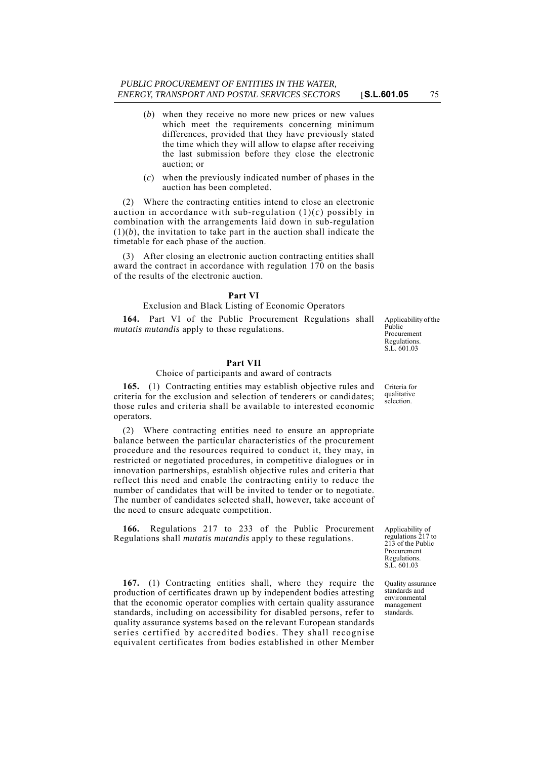(*b*) when they receive no more new prices or new values which meet the requirements concerning minimum differences, provided that they have previously stated the time which they will allow to elapse after receiving the last submission before they close the electronic auction; or

(*c*) when the previously indicated number of phases in the auction has been completed.

(2) Where the contracting entities intend to close an electronic auction in accordance with sub-regulation (1)(*c*) possibly in combination with the arrangements laid down in sub-regulation (1)(*b*), the invitation to take part in the auction shall indicate the timetable for each phase of the auction.

(3) After closing an electronic auction contracting entities shall award the contract in accordance with regulation 170 on the basis of the results of the electronic auction.

## Part VI

Exclusion and Black Listing of Economic Operators

Applicability of the Public Procurement Regulations. S.L. 601.03

**164.** Part VI of the Public Procurement Regulations shall *mutatis mutandis* apply to these regulations.

## Part VII

Choice of participants and award of contracts

Criteria for qualitative selection.

**165.** (1) Contracting entities may establish objective rules and criteria for the exclusion and selection of tenderers or candidates; those rules and criteria shall be available to interested economic operators.

(2) Where contracting entities need to ensure an appropriate balance between the particular characteristics of the procurement procedure and the resources required to conduct it, they may, in restricted or negotiated procedures, in competitive dialogues or in innovation partnerships, establish objective rules and criteria that reflect this need and enable the contracting entity to reduce the number of candidates that will be invited to tender or to negotiate. The number of candidates selected shall, however, take account of the need to ensure adequate competition.

Applicability of regulations 217 to 213 of the Public Procurement Regulations. S.L. 601.03

**166.** Regulations 217 to 233 of the Public Procurement Regulations shall *mutatis mutandis* apply to these regulations.

Quality assurance standards and environmental management standards.

**167.** (1) Contracting entities shall, where they require the production of certificates drawn up by independent bodies attesting that the economic operator complies with certain quality assurance standards, including on accessibility for disabled persons, refer to quality assurance systems based on the relevant European standards series certified by accredited bodies. They shall recognise equivalent certificates from bodies established in other Member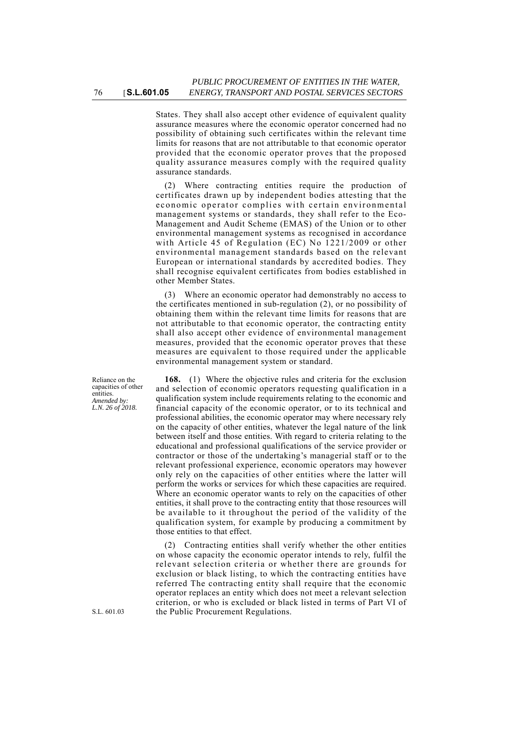States. They shall also accept other evidence of equivalent quality assurance measures where the economic operator concerned had no possibility of obtaining such certificates within the relevant time limits for reasons that are not attributable to that economic operator provided that the economic operator proves that the proposed quality assurance measures comply with the required quality assurance standards.

(2) Where contracting entities require the production of certificates drawn up by independent bodies attesting that the economic operator complies with certain environmental management systems or standards, they shall refer to the Eco-Management and Audit Scheme (EMAS) of the Union or to other environmental management systems as recognised in accordance with Article 45 of Regulation (EC) No 1221/2009 or other environmental management standards based on the relevant European or international standards by accredited bodies. They shall recognise equivalent certificates from bodies established in other Member States.

(3) Where an economic operator had demonstrably no access to the certificates mentioned in sub-regulation (2), or no possibility of obtaining them within the relevant time limits for reasons that are not attributable to that economic operator, the contracting entity shall also accept other evidence of environmental management measures, provided that the economic operator proves that these measures are equivalent to those required under the applicable environmental management system or standard.

Reliance on the capacities of other entities.
*Amended by: L.N. 26 of 2018.*

**168.** (1) Where the objective rules and criteria for the exclusion and selection of economic operators requesting qualification in a qualification system include requirements relating to the economic and financial capacity of the economic operator, or to its technical and professional abilities, the economic operator may where necessary rely on the capacity of other entities, whatever the legal nature of the link between itself and those entities. With regard to criteria relating to the educational and professional qualifications of the service provider or contractor or those of the undertaking's managerial staff or to the relevant professional experience, economic operators may however only rely on the capacities of other entities where the latter will perform the works or services for which these capacities are required. Where an economic operator wants to rely on the capacities of other entities, it shall prove to the contracting entity that those resources will be available to it throughout the period of the validity of the qualification system, for example by producing a commitment by those entities to that effect.

(2) Contracting entities shall verify whether the other entities on whose capacity the economic operator intends to rely, fulfil the relevant selection criteria or whether there are grounds for exclusion or black listing, to which the contracting entities have referred The contracting entity shall require that the economic operator replaces an entity which does not meet a relevant selection criterion, or who is excluded or black listed in terms of Part VI of the Public Procurement Regulations.

S.L. 601.03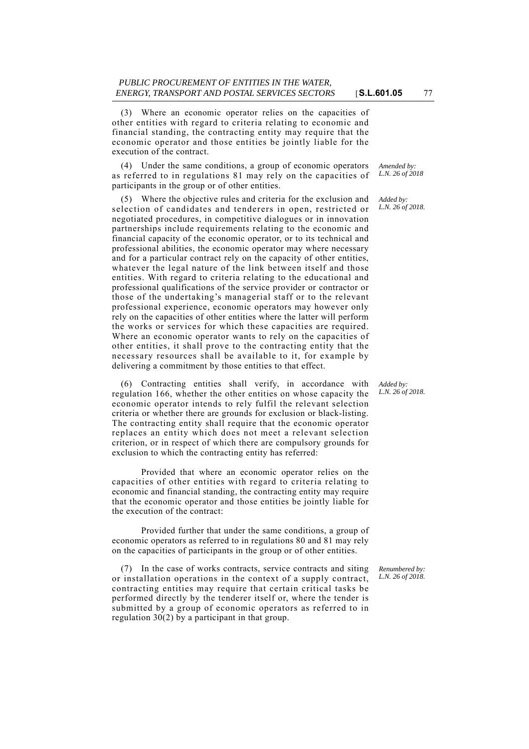(3) Where an economic operator relies on the capacities of other entities with regard to criteria relating to economic and financial standing, the contracting entity may require that the economic operator and those entities be jointly liable for the execution of the contract.

(4) Under the same conditions, a group of economic operators as referred to in regulations 81 may rely on the capacities of participants in the group or of other entities.

*Amended by: L.N. 26 of 2018*

(5) Where the objective rules and criteria for the exclusion and selection of candidates and tenderers in open, restricted or negotiated procedures, in competitive dialogues or in innovation partnerships include requirements relating to the economic and financial capacity of the economic operator, or to its technical and professional abilities, the economic operator may where necessary and for a particular contract rely on the capacity of other entities, whatever the legal nature of the link between itself and those entities. With regard to criteria relating to the educational and professional qualifications of the service provider or contractor or those of the undertaking's managerial staff or to the relevant professional experience, economic operators may however only rely on the capacities of other entities where the latter will perform the works or services for which these capacities are required. Where an economic operator wants to rely on the capacities of other entities, it shall prove to the contracting entity that the necessary resources shall be available to it, for example by delivering a commitment by those entities to that effect.

*Added by: L.N. 26 of 2018.*

(6) Contracting entities shall verify, in accordance with regulation 166, whether the other entities on whose capacity the economic operator intends to rely fulfil the relevant selection criteria or whether there are grounds for exclusion or black-listing. The contracting entity shall require that the economic operator replaces an entity which does not meet a relevant selection criterion, or in respect of which there are compulsory grounds for exclusion to which the contracting entity has referred:

*Added by: L.N. 26 of 2018.*

Provided that where an economic operator relies on the capacities of other entities with regard to criteria relating to economic and financial standing, the contracting entity may require that the economic operator and those entities be jointly liable for the execution of the contract:

Provided further that under the same conditions, a group of economic operators as referred to in regulations 80 and 81 may rely on the capacities of participants in the group or of other entities.

(7) In the case of works contracts, service contracts and siting or installation operations in the context of a supply contract, contracting entities may require that certain critical tasks be performed directly by the tenderer itself or, where the tender is submitted by a group of economic operators as referred to in regulation 30(2) by a participant in that group.

*Renumbered by: L.N. 26 of 2018.*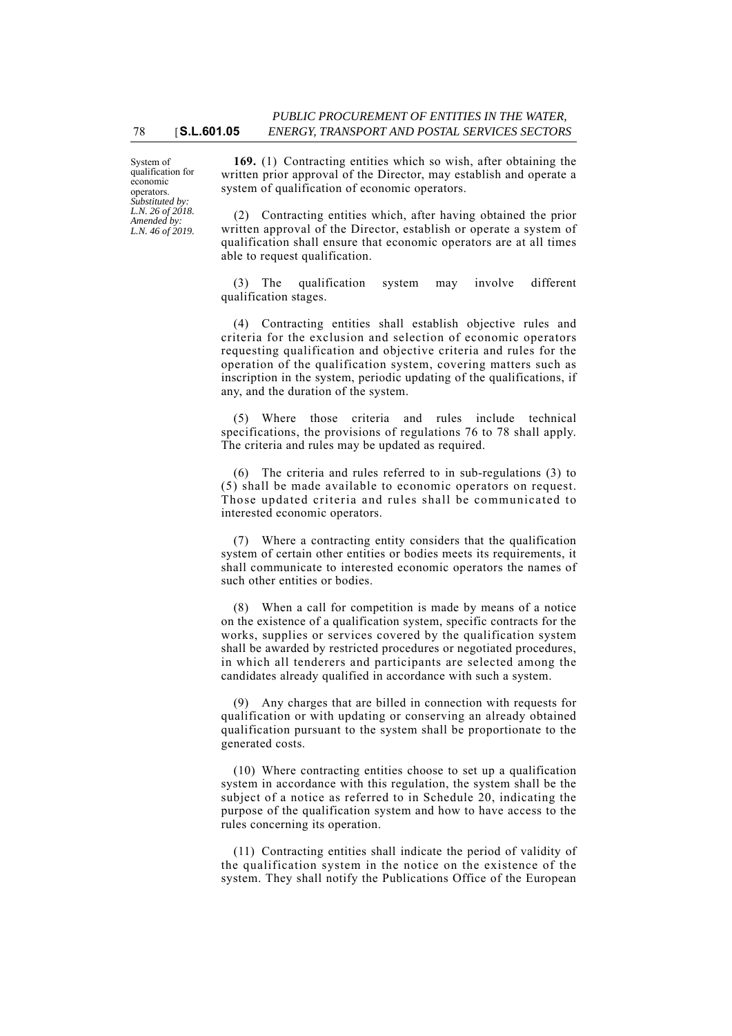System of qualification for economic operators.
*Substituted by: L.N. 26 of 2018. Amended by: L.N. 46 of 2019.*

**169.** (1) Contracting entities which so wish, after obtaining the written prior approval of the Director, may establish and operate a system of qualification of economic operators.

(2) Contracting entities which, after having obtained the prior written approval of the Director, establish or operate a system of qualification shall ensure that economic operators are at all times able to request qualification.

(3) The qualification system may involve different qualification stages.

(4) Contracting entities shall establish objective rules and criteria for the exclusion and selection of economic operators requesting qualification and objective criteria and rules for the operation of the qualification system, covering matters such as inscription in the system, periodic updating of the qualifications, if any, and the duration of the system.

(5) Where those criteria and rules include technical specifications, the provisions of regulations 76 to 78 shall apply. The criteria and rules may be updated as required.

(6) The criteria and rules referred to in sub-regulations (3) to (5) shall be made available to economic operators on request. Those updated criteria and rules shall be communicated to interested economic operators.

(7) Where a contracting entity considers that the qualification system of certain other entities or bodies meets its requirements, it shall communicate to interested economic operators the names of such other entities or bodies.

(8) When a call for competition is made by means of a notice on the existence of a qualification system, specific contracts for the works, supplies or services covered by the qualification system shall be awarded by restricted procedures or negotiated procedures, in which all tenderers and participants are selected among the candidates already qualified in accordance with such a system.

(9) Any charges that are billed in connection with requests for qualification or with updating or conserving an already obtained qualification pursuant to the system shall be proportionate to the generated costs.

(10) Where contracting entities choose to set up a qualification system in accordance with this regulation, the system shall be the subject of a notice as referred to in Schedule 20, indicating the purpose of the qualification system and how to have access to the rules concerning its operation.

(11) Contracting entities shall indicate the period of validity of the qualification system in the notice on the existence of the system. They shall notify the Publications Office of the European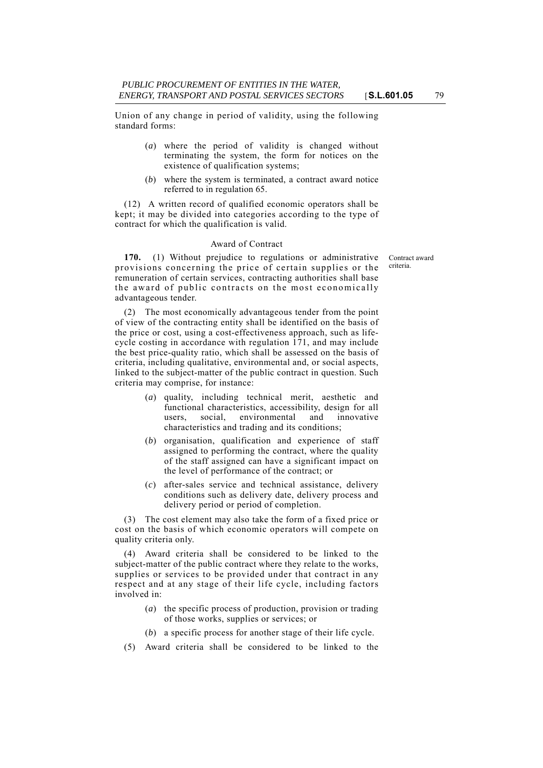Union of any change in period of validity, using the following standard forms:

(*a*) where the period of validity is changed without terminating the system, the form for notices on the existence of qualification systems;

(*b*) where the system is terminated, a contract award notice referred to in regulation 65.

(12) A written record of qualified economic operators shall be kept; it may be divided into categories according to the type of contract for which the qualification is valid.

Award of Contract

Contract award criteria.

**170.** (1) Without prejudice to regulations or administrative provisions concerning the price of certain supplies or the remuneration of certain services, contracting authorities shall base the award of public contracts on the most economically advantageous tender.

(2) The most economically advantageous tender from the point of view of the contracting entity shall be identified on the basis of the price or cost, using a cost-effectiveness approach, such as life-cycle costing in accordance with regulation 171, and may include the best price-quality ratio, which shall be assessed on the basis of criteria, including qualitative, environmental and, or social aspects, linked to the subject-matter of the public contract in question. Such criteria may comprise, for instance:

(*a*) quality, including technical merit, aesthetic and functional characteristics, accessibility, design for all users, social, environmental and innovative characteristics and trading and its conditions;

(*b*) organisation, qualification and experience of staff assigned to performing the contract, where the quality of the staff assigned can have a significant impact on the level of performance of the contract; or

(*c*) after-sales service and technical assistance, delivery conditions such as delivery date, delivery process and delivery period or period of completion.

(3) The cost element may also take the form of a fixed price or cost on the basis of which economic operators will compete on quality criteria only.

(4) Award criteria shall be considered to be linked to the subject-matter of the public contract where they relate to the works, supplies or services to be provided under that contract in any respect and at any stage of their life cycle, including factors involved in:

(*a*) the specific process of production, provision or trading of those works, supplies or services; or

(*b*) a specific process for another stage of their life cycle.

(5) Award criteria shall be considered to be linked to the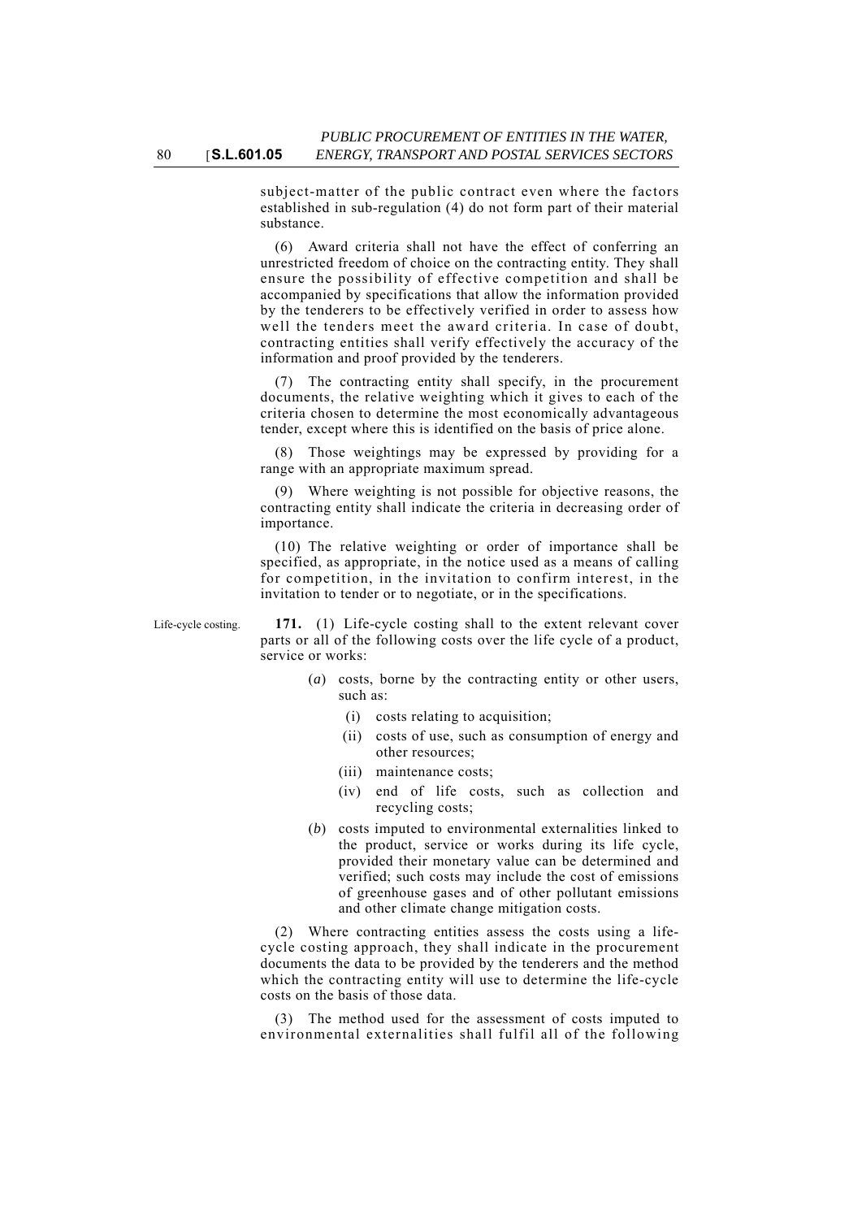subject-matter of the public contract even where the factors established in sub-regulation (4) do not form part of their material substance.

(6) Award criteria shall not have the effect of conferring an unrestricted freedom of choice on the contracting entity. They shall ensure the possibility of effective competition and shall be accompanied by specifications that allow the information provided by the tenderers to be effectively verified in order to assess how well the tenders meet the award criteria. In case of doubt, contracting entities shall verify effectively the accuracy of the information and proof provided by the tenderers.

(7) The contracting entity shall specify, in the procurement documents, the relative weighting which it gives to each of the criteria chosen to determine the most economically advantageous tender, except where this is identified on the basis of price alone.

(8) Those weightings may be expressed by providing for a range with an appropriate maximum spread.

(9) Where weighting is not possible for objective reasons, the contracting entity shall indicate the criteria in decreasing order of importance.

(10) The relative weighting or order of importance shall be specified, as appropriate, in the notice used as a means of calling for competition, in the invitation to confirm interest, in the invitation to tender or to negotiate, or in the specifications.

Life-cycle costing.

**171.** (1) Life-cycle costing shall to the extent relevant cover parts or all of the following costs over the life cycle of a product, service or works:

- (*a*) costs, borne by the contracting entity or other users, such as:
  - (i) costs relating to acquisition;
  - (ii) costs of use, such as consumption of energy and other resources;
  - (iii) maintenance costs;
  - (iv) end of life costs, such as collection and recycling costs;
- (*b*) costs imputed to environmental externalities linked to the product, service or works during its life cycle, provided their monetary value can be determined and verified; such costs may include the cost of emissions of greenhouse gases and of other pollutant emissions and other climate change mitigation costs.

(2) Where contracting entities assess the costs using a life-cycle costing approach, they shall indicate in the procurement documents the data to be provided by the tenderers and the method which the contracting entity will use to determine the life-cycle costs on the basis of those data.

(3) The method used for the assessment of costs imputed to environmental externalities shall fulfil all of the following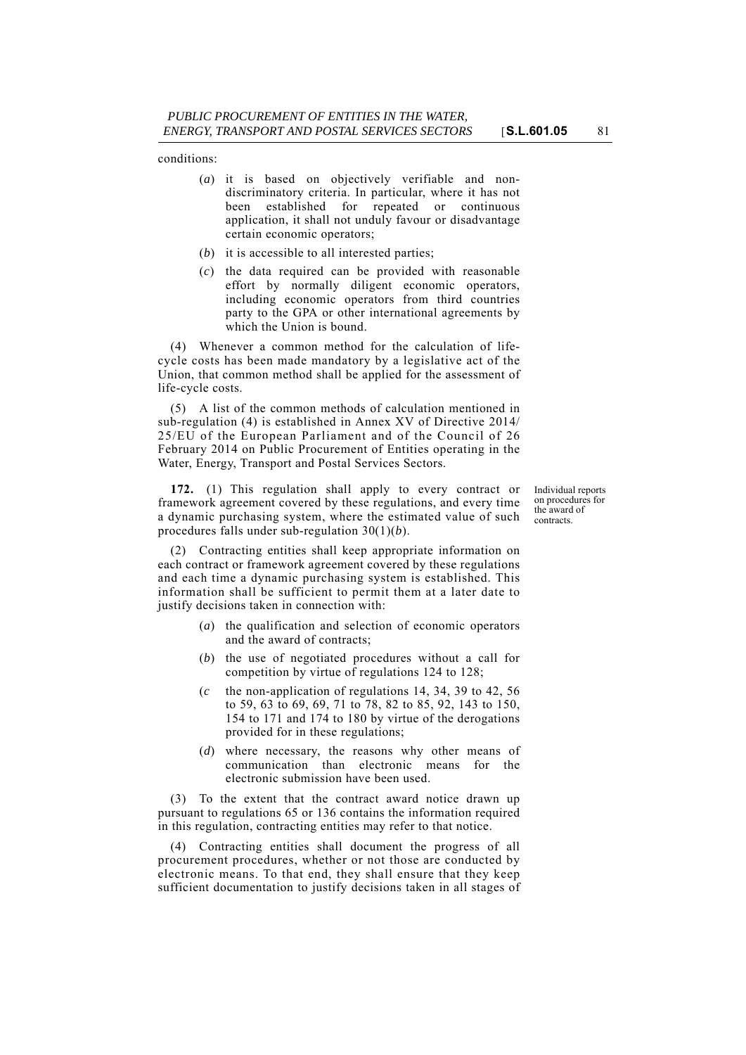conditions:

(*a*) it is based on objectively verifiable and non-discriminatory criteria. In particular, where it has not been established for repeated or continuous application, it shall not unduly favour or disadvantage certain economic operators;

(*b*) it is accessible to all interested parties;

(*c*) the data required can be provided with reasonable effort by normally diligent economic operators, including economic operators from third countries party to the GPA or other international agreements by which the Union is bound.

(4) Whenever a common method for the calculation of life-cycle costs has been made mandatory by a legislative act of the Union, that common method shall be applied for the assessment of life-cycle costs.

(5) A list of the common methods of calculation mentioned in sub-regulation (4) is established in Annex XV of Directive 2014/25/EU of the European Parliament and of the Council of 26 February 2014 on Public Procurement of Entities operating in the Water, Energy, Transport and Postal Services Sectors.

Individual reports on procedures for the award of contracts.

**172.** (1) This regulation shall apply to every contract or framework agreement covered by these regulations, and every time a dynamic purchasing system, where the estimated value of such procedures falls under sub-regulation 30(1)(*b*).

(2) Contracting entities shall keep appropriate information on each contract or framework agreement covered by these regulations and each time a dynamic purchasing system is established. This information shall be sufficient to permit them at a later date to justify decisions taken in connection with:

(*a*) the qualification and selection of economic operators and the award of contracts;

(*b*) the use of negotiated procedures without a call for competition by virtue of regulations 124 to 128;

(*c* the non-application of regulations 14, 34, 39 to 42, 56 to 59, 63 to 69, 69, 71 to 78, 82 to 85, 92, 143 to 150, 154 to 171 and 174 to 180 by virtue of the derogations provided for in these regulations;

(*d*) where necessary, the reasons why other means of communication than electronic means for the electronic submission have been used.

(3) To the extent that the contract award notice drawn up pursuant to regulations 65 or 136 contains the information required in this regulation, contracting entities may refer to that notice.

(4) Contracting entities shall document the progress of all procurement procedures, whether or not those are conducted by electronic means. To that end, they shall ensure that they keep sufficient documentation to justify decisions taken in all stages of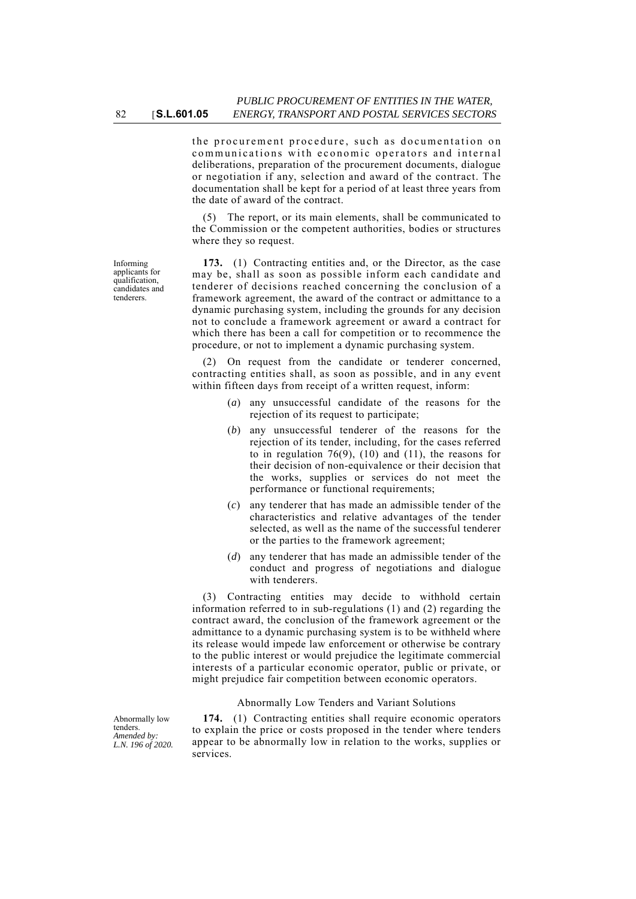the procurement procedure, such as documentation on communications with economic operators and internal deliberations, preparation of the procurement documents, dialogue or negotiation if any, selection and award of the contract. The documentation shall be kept for a period of at least three years from the date of award of the contract.

(5) The report, or its main elements, shall be communicated to the Commission or the competent authorities, bodies or structures where they so request.

Informing applicants for qualification, candidates and tenderers.

**173.** (1) Contracting entities and, or the Director, as the case may be, shall as soon as possible inform each candidate and tenderer of decisions reached concerning the conclusion of a framework agreement, the award of the contract or admittance to a dynamic purchasing system, including the grounds for any decision not to conclude a framework agreement or award a contract for which there has been a call for competition or to recommence the procedure, or not to implement a dynamic purchasing system.

(2) On request from the candidate or tenderer concerned, contracting entities shall, as soon as possible, and in any event within fifteen days from receipt of a written request, inform:

(*a*) any unsuccessful candidate of the reasons for the rejection of its request to participate;

(*b*) any unsuccessful tenderer of the reasons for the rejection of its tender, including, for the cases referred to in regulation 76(9), (10) and (11), the reasons for their decision of non-equivalence or their decision that the works, supplies or services do not meet the performance or functional requirements;

(*c*) any tenderer that has made an admissible tender of the characteristics and relative advantages of the tender selected, as well as the name of the successful tenderer or the parties to the framework agreement;

(*d*) any tenderer that has made an admissible tender of the conduct and progress of negotiations and dialogue with tenderers.

(3) Contracting entities may decide to withhold certain information referred to in sub-regulations (1) and (2) regarding the contract award, the conclusion of the framework agreement or the admittance to a dynamic purchasing system is to be withheld where its release would impede law enforcement or otherwise be contrary to the public interest or would prejudice the legitimate commercial interests of a particular economic operator, public or private, or might prejudice fair competition between economic operators.

Abnormally Low Tenders and Variant Solutions

Abnormally low tenders.
*Amended by: L.N. 196 of 2020.*

**174.** (1) Contracting entities shall require economic operators to explain the price or costs proposed in the tender where tenders appear to be abnormally low in relation to the works, supplies or services.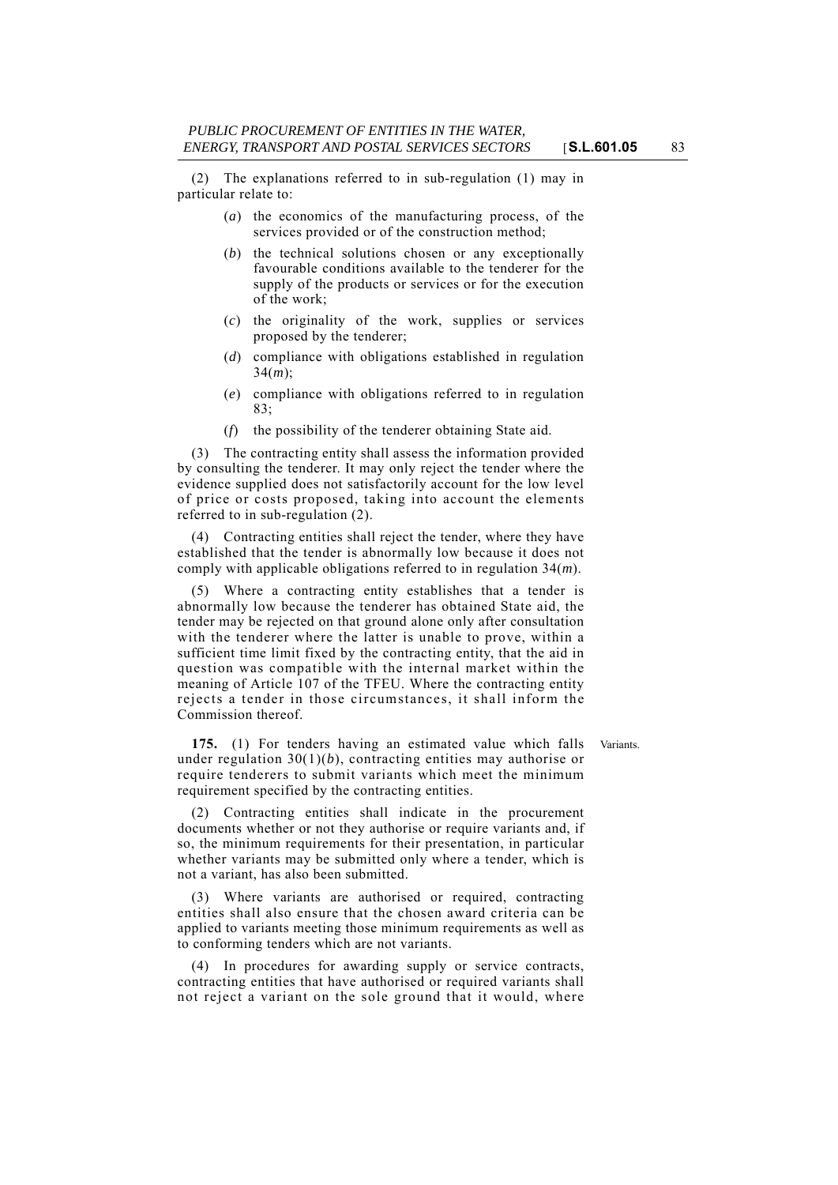(2) The explanations referred to in sub-regulation (1) may in particular relate to:

(*a*) the economics of the manufacturing process, of the services provided or of the construction method;

(*b*) the technical solutions chosen or any exceptionally favourable conditions available to the tenderer for the supply of the products or services or for the execution of the work;

(*c*) the originality of the work, supplies or services proposed by the tenderer;

(*d*) compliance with obligations established in regulation 34(*m*);

(*e*) compliance with obligations referred to in regulation 83;

(*f*) the possibility of the tenderer obtaining State aid.

(3) The contracting entity shall assess the information provided by consulting the tenderer. It may only reject the tender where the evidence supplied does not satisfactorily account for the low level of price or costs proposed, taking into account the elements referred to in sub-regulation (2).

(4) Contracting entities shall reject the tender, where they have established that the tender is abnormally low because it does not comply with applicable obligations referred to in regulation 34(*m*).

(5) Where a contracting entity establishes that a tender is abnormally low because the tenderer has obtained State aid, the tender may be rejected on that ground alone only after consultation with the tenderer where the latter is unable to prove, within a sufficient time limit fixed by the contracting entity, that the aid in question was compatible with the internal market within the meaning of Article 107 of the TFEU. Where the contracting entity rejects a tender in those circumstances, it shall inform the Commission thereof.

Variants.

**175.** (1) For tenders having an estimated value which falls under regulation 30(1)(*b*), contracting entities may authorise or require tenderers to submit variants which meet the minimum requirement specified by the contracting entities.

(2) Contracting entities shall indicate in the procurement documents whether or not they authorise or require variants and, if so, the minimum requirements for their presentation, in particular whether variants may be submitted only where a tender, which is not a variant, has also been submitted.

(3) Where variants are authorised or required, contracting entities shall also ensure that the chosen award criteria can be applied to variants meeting those minimum requirements as well as to conforming tenders which are not variants.

(4) In procedures for awarding supply or service contracts, contracting entities that have authorised or required variants shall not reject a variant on the sole ground that it would, where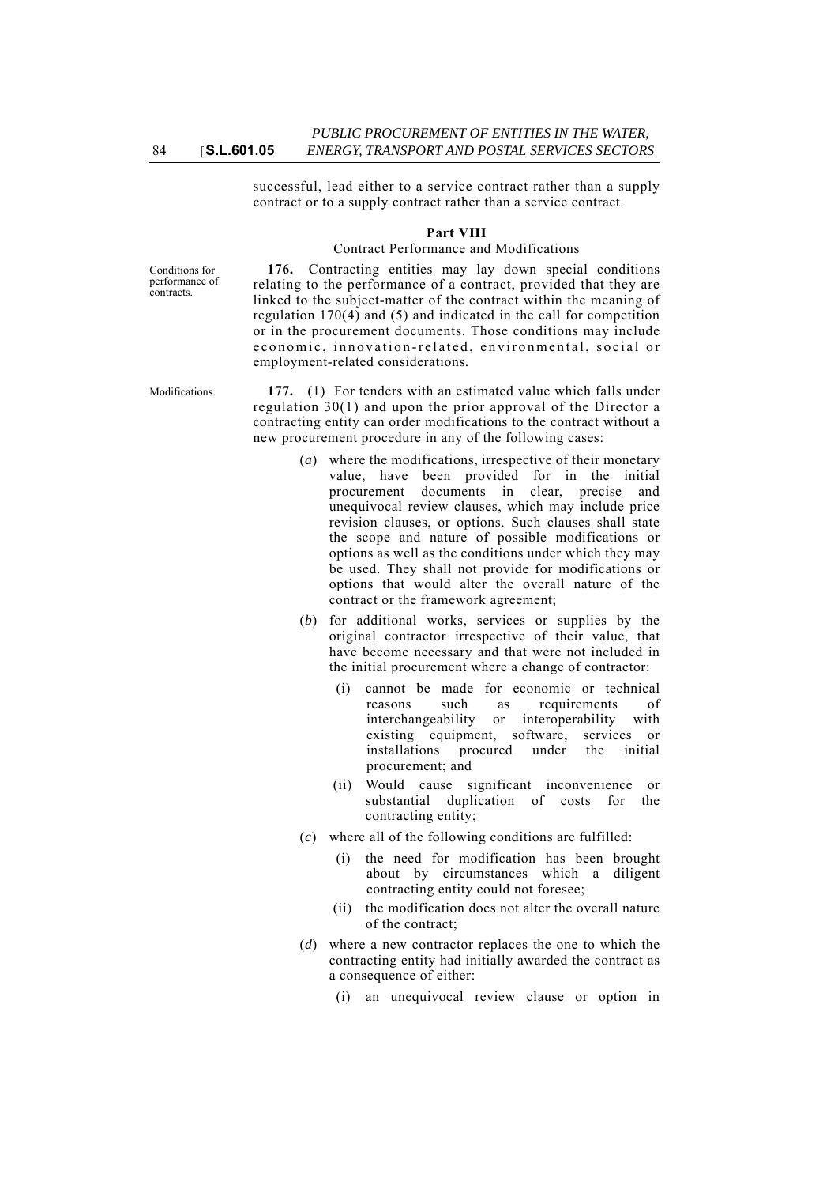successful, lead either to a service contract rather than a supply contract or to a supply contract rather than a service contract.

## Part VIII

### Contract Performance and Modifications

Conditions for performance of contracts.

**176.** Contracting entities may lay down special conditions relating to the performance of a contract, provided that they are linked to the subject-matter of the contract within the meaning of regulation 170(4) and (5) and indicated in the call for competition or in the procurement documents. Those conditions may include economic, innovation-related, environmental, social or employment-related considerations.

Modifications.

**177.** (1) For tenders with an estimated value which falls under regulation 30(1) and upon the prior approval of the Director a contracting entity can order modifications to the contract without a new procurement procedure in any of the following cases:

(*a*) where the modifications, irrespective of their monetary value, have been provided for in the initial procurement documents in clear, precise and unequivocal review clauses, which may include price revision clauses, or options. Such clauses shall state the scope and nature of possible modifications or options as well as the conditions under which they may be used. They shall not provide for modifications or options that would alter the overall nature of the contract or the framework agreement;

(*b*) for additional works, services or supplies by the original contractor irrespective of their value, that have become necessary and that were not included in the initial procurement where a change of contractor:

(i) cannot be made for economic or technical reasons such as requirements of interchangeability or interoperability with existing equipment, software, services or installations procured under the initial procurement; and

(ii) Would cause significant inconvenience or substantial duplication of costs for the contracting entity;

(*c*) where all of the following conditions are fulfilled:

(i) the need for modification has been brought about by circumstances which a diligent contracting entity could not foresee;

(ii) the modification does not alter the overall nature of the contract;

(*d*) where a new contractor replaces the one to which the contracting entity had initially awarded the contract as a consequence of either:

(i) an unequivocal review clause or option in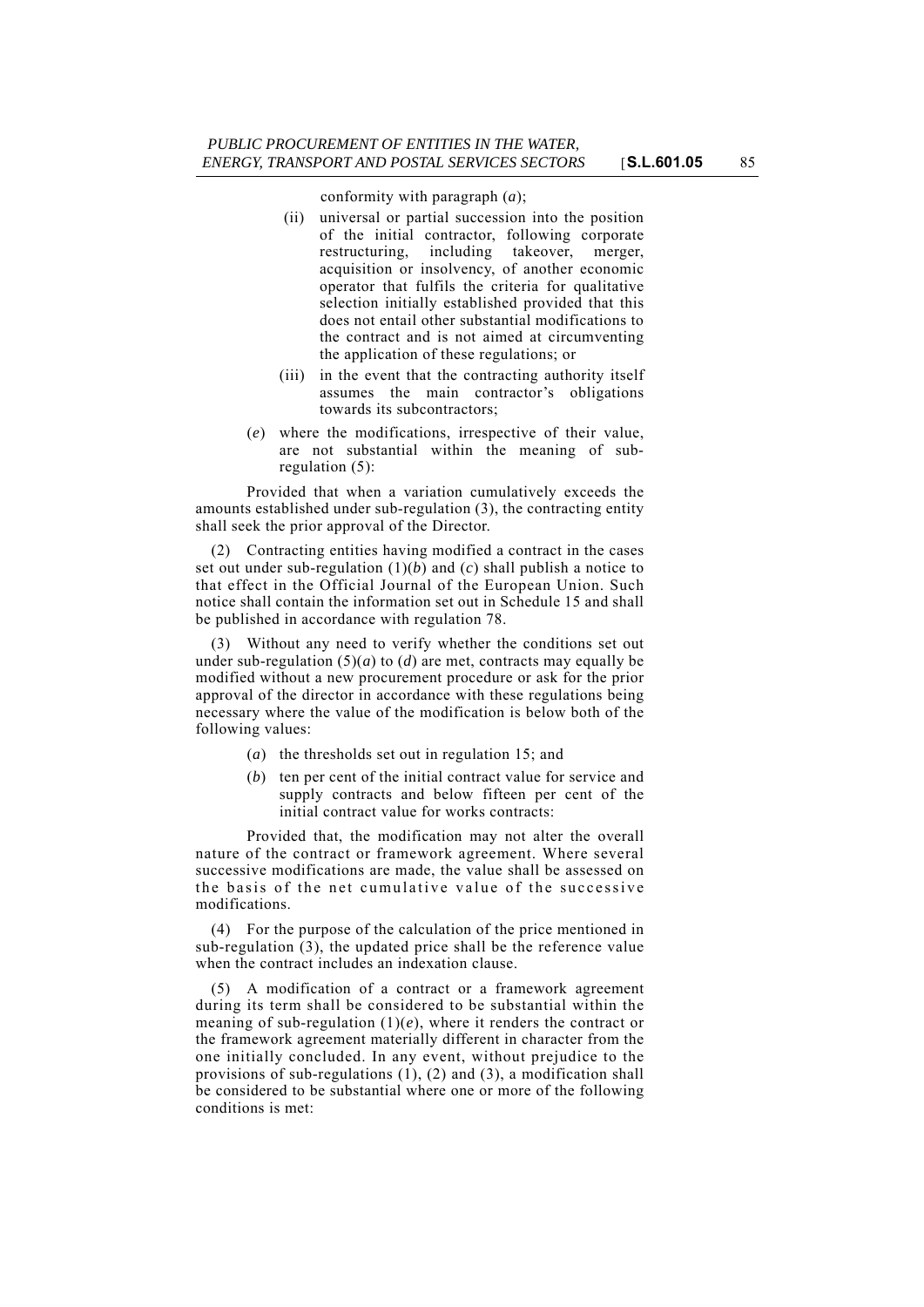conformity with paragraph (*a*);

(ii) universal or partial succession into the position of the initial contractor, following corporate restructuring, including takeover, merger, acquisition or insolvency, of another economic operator that fulfils the criteria for qualitative selection initially established provided that this does not entail other substantial modifications to the contract and is not aimed at circumventing the application of these regulations; or

(iii) in the event that the contracting authority itself assumes the main contractor's obligations towards its subcontractors;

(*e*) where the modifications, irrespective of their value, are not substantial within the meaning of sub-regulation (5):

Provided that when a variation cumulatively exceeds the amounts established under sub-regulation (3), the contracting entity shall seek the prior approval of the Director.

(2) Contracting entities having modified a contract in the cases set out under sub-regulation (1)(*b*) and (*c*) shall publish a notice to that effect in the Official Journal of the European Union. Such notice shall contain the information set out in Schedule 15 and shall be published in accordance with regulation 78.

(3) Without any need to verify whether the conditions set out under sub-regulation (5)(*a*) to (*d*) are met, contracts may equally be modified without a new procurement procedure or ask for the prior approval of the director in accordance with these regulations being necessary where the value of the modification is below both of the following values:

(*a*) the thresholds set out in regulation 15; and

(*b*) ten per cent of the initial contract value for service and supply contracts and below fifteen per cent of the initial contract value for works contracts:

Provided that, the modification may not alter the overall nature of the contract or framework agreement. Where several successive modifications are made, the value shall be assessed on the basis of the net cumulative value of the successive modifications.

(4) For the purpose of the calculation of the price mentioned in sub-regulation (3), the updated price shall be the reference value when the contract includes an indexation clause.

(5) A modification of a contract or a framework agreement during its term shall be considered to be substantial within the meaning of sub-regulation (1)(*e*), where it renders the contract or the framework agreement materially different in character from the one initially concluded. In any event, without prejudice to the provisions of sub-regulations (1), (2) and (3), a modification shall be considered to be substantial where one or more of the following conditions is met: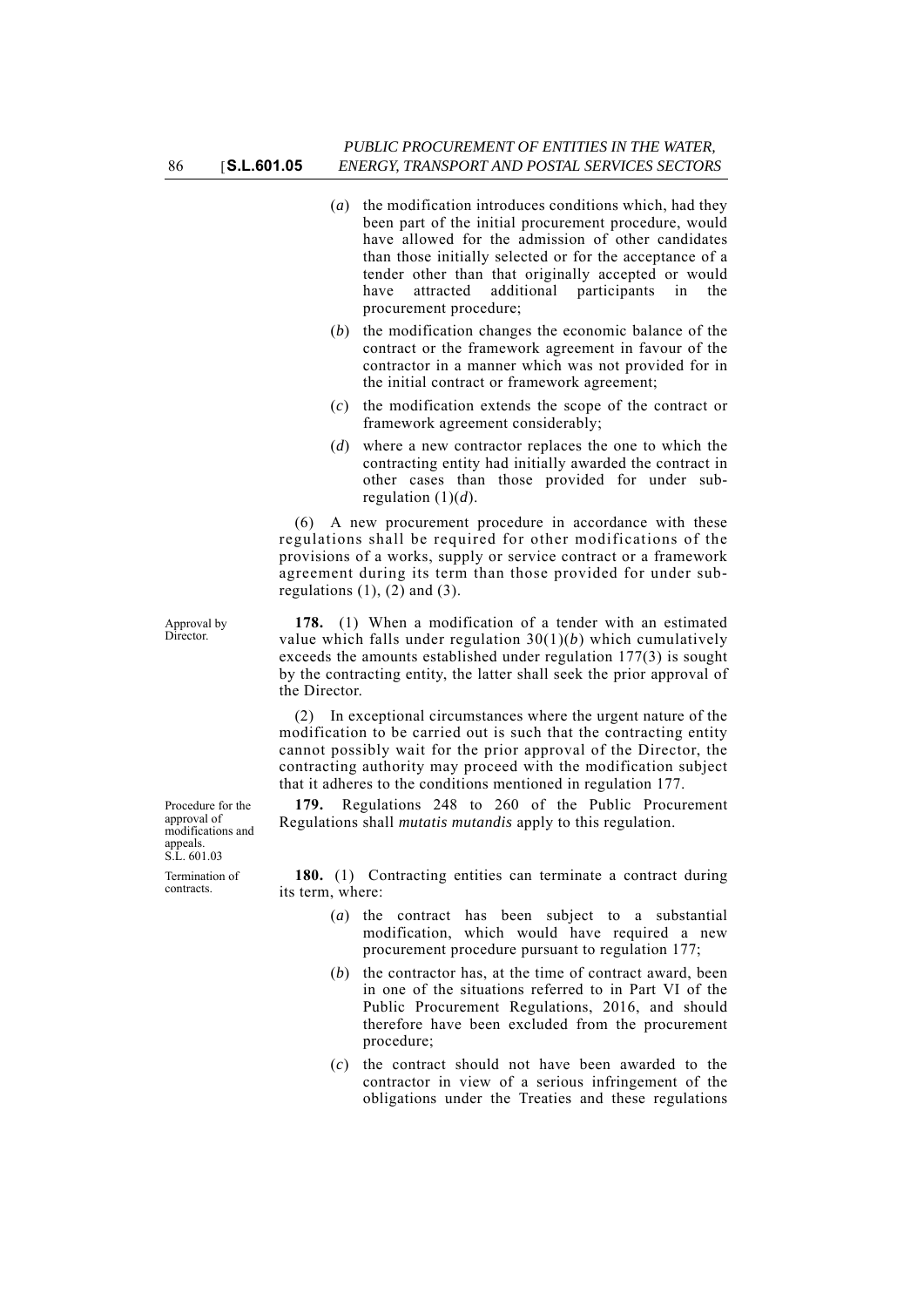(*a*) the modification introduces conditions which, had they been part of the initial procurement procedure, would have allowed for the admission of other candidates than those initially selected or for the acceptance of a tender other than that originally accepted or would have attracted additional participants in the procurement procedure;

(*b*) the modification changes the economic balance of the contract or the framework agreement in favour of the contractor in a manner which was not provided for in the initial contract or framework agreement;

(*c*) the modification extends the scope of the contract or framework agreement considerably;

(*d*) where a new contractor replaces the one to which the contracting entity had initially awarded the contract in other cases than those provided for under sub-regulation (1)(*d*).

(6) A new procurement procedure in accordance with these regulations shall be required for other modifications of the provisions of a works, supply or service contract or a framework agreement during its term than those provided for under sub-regulations (1), (2) and (3).

Approval by Director.

**178.** (1) When a modification of a tender with an estimated value which falls under regulation 30(1)(*b*) which cumulatively exceeds the amounts established under regulation 177(3) is sought by the contracting entity, the latter shall seek the prior approval of the Director.

(2) In exceptional circumstances where the urgent nature of the modification to be carried out is such that the contracting entity cannot possibly wait for the prior approval of the Director, the contracting authority may proceed with the modification subject that it adheres to the conditions mentioned in regulation 177.

Procedure for the approval of modifications and appeals. S.L. 601.03

**179.** Regulations 248 to 260 of the Public Procurement Regulations shall *mutatis mutandis* apply to this regulation.

Termination of contracts.

**180.** (1) Contracting entities can terminate a contract during its term, where:

(*a*) the contract has been subject to a substantial modification, which would have required a new procurement procedure pursuant to regulation 177;

(*b*) the contractor has, at the time of contract award, been in one of the situations referred to in Part VI of the Public Procurement Regulations, 2016, and should therefore have been excluded from the procurement procedure;

(*c*) the contract should not have been awarded to the contractor in view of a serious infringement of the obligations under the Treaties and these regulations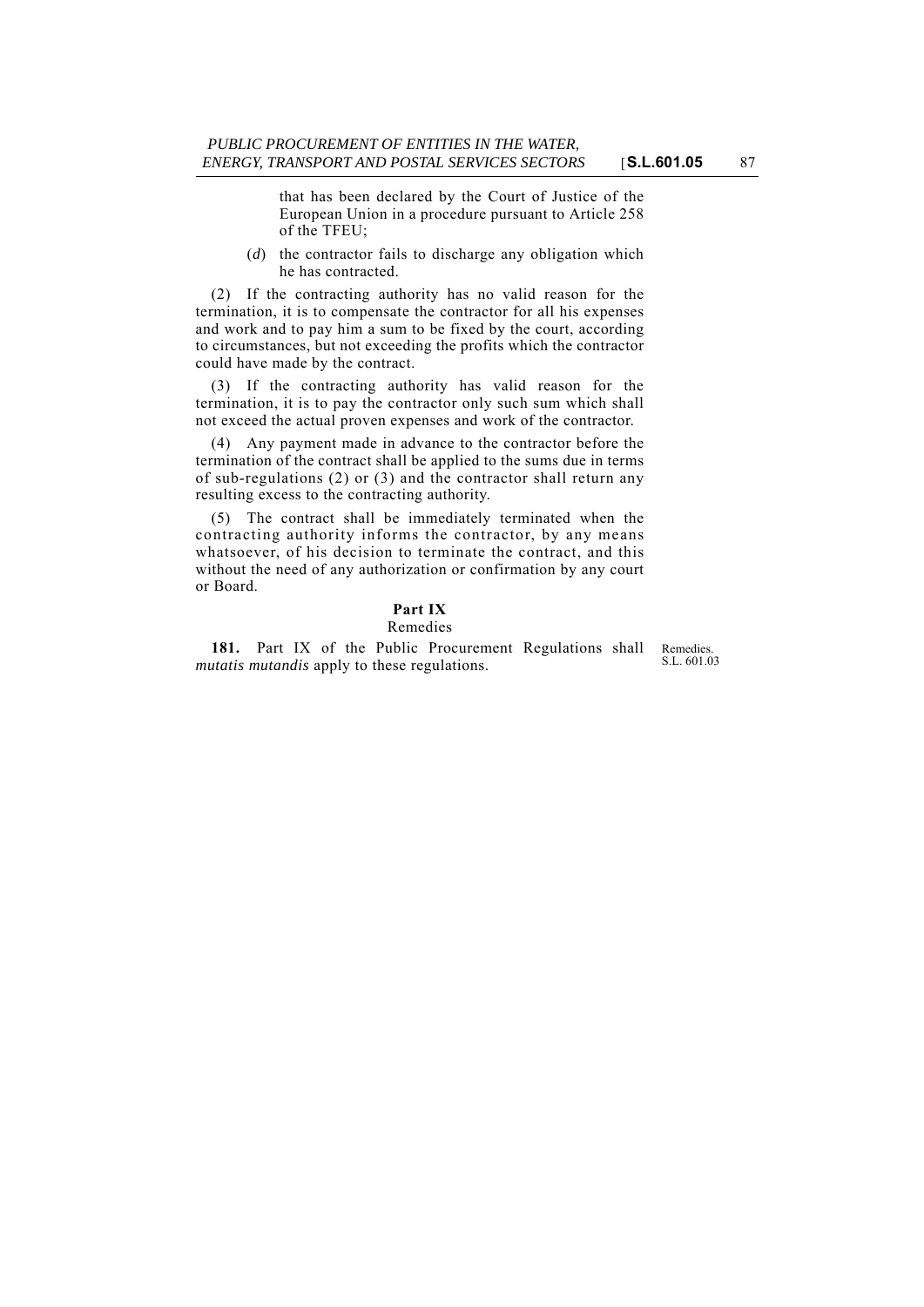that has been declared by the Court of Justice of the European Union in a procedure pursuant to Article 258 of the TFEU;

(*d*) the contractor fails to discharge any obligation which he has contracted.

(2) If the contracting authority has no valid reason for the termination, it is to compensate the contractor for all his expenses and work and to pay him a sum to be fixed by the court, according to circumstances, but not exceeding the profits which the contractor could have made by the contract.

(3) If the contracting authority has valid reason for the termination, it is to pay the contractor only such sum which shall not exceed the actual proven expenses and work of the contractor.

(4) Any payment made in advance to the contractor before the termination of the contract shall be applied to the sums due in terms of sub-regulations (2) or (3) and the contractor shall return any resulting excess to the contracting authority.

(5) The contract shall be immediately terminated when the contracting authority informs the contractor, by any means whatsoever, of his decision to terminate the contract, and this without the need of any authorization or confirmation by any court or Board.

## Part IX

### Remedies

Remedies.
S.L. 601.03

**181.** Part IX of the Public Procurement Regulations shall *mutatis mutandis* apply to these regulations.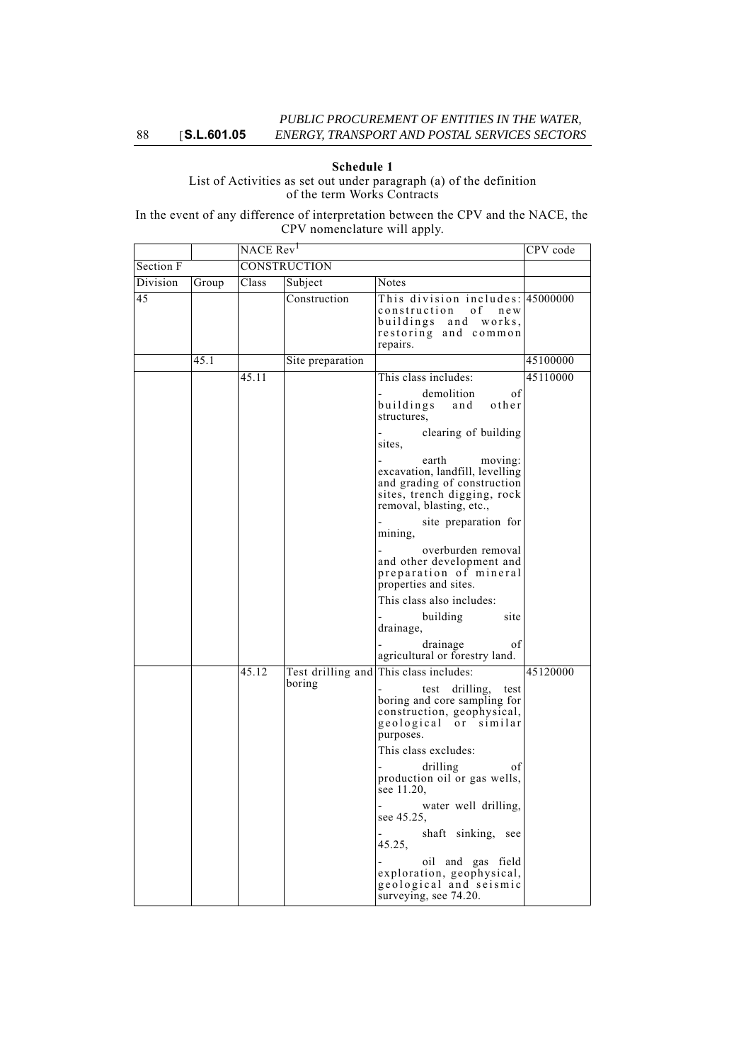**Schedule 1**

List of Activities as set out under paragraph (a) of the definition of the term Works Contracts

In the event of any difference of interpretation between the CPV and the NACE, the CPV nomenclature will apply.

| | | NACE Rev[1] | | | CPV code |
|---|---|---|---|---|---|
| Section F | | CONSTRUCTION | | | |
| Division | Group | Class | Subject | Notes | |
| 45 | | | Construction | This division includes: construction of new buildings and works, restoring and common repairs. | 45000000 |
| | 45.1 | | Site preparation | | 45100000 |
| | | 45.11 | | This class includes:<br>- demolition of buildings and other structures,<br>- clearing of building sites,<br>- earth moving: excavation, landfill, levelling and grading of construction sites, trench digging, rock removal, blasting, etc.,<br>- site preparation for mining,<br>- overburden removal and other development and preparation of mineral properties and sites.<br>This class also includes:<br>- building site drainage,<br>- drainage of agricultural or forestry land. | 45110000 |
| | | 45.12 | Test drilling and boring | This class includes:<br>- test drilling, test boring and core sampling for construction, geophysical, geological or similar purposes.<br>This class excludes:<br>- drilling of production oil or gas wells, see 11.20,<br>- water well drilling, see 45.25,<br>- shaft sinking, see 45.25,<br>- oil and gas field exploration, geophysical, geological and seismic surveying, see 74.20. | 45120000 |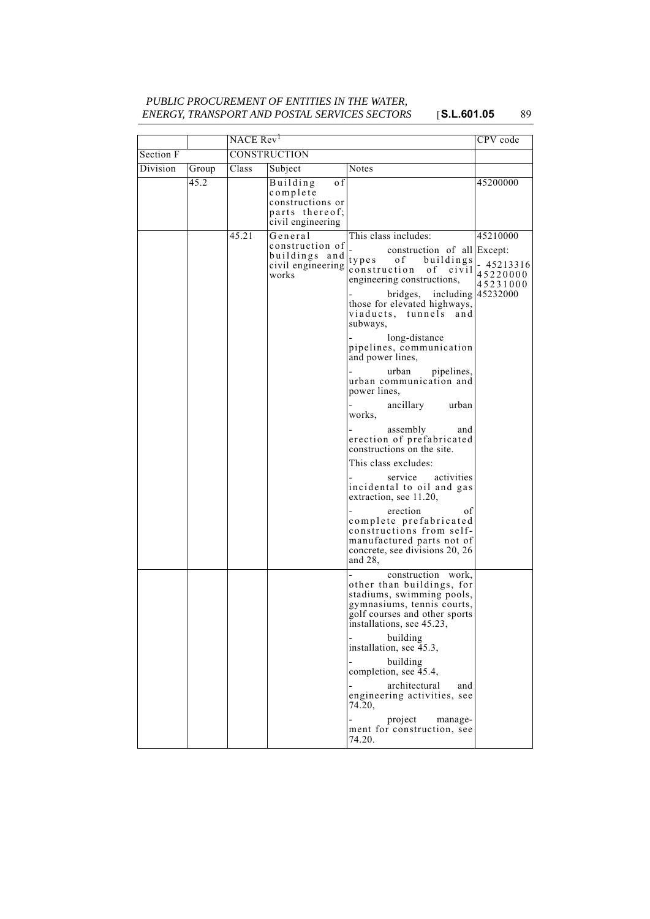|  |  | NACE Rev[1] |  |  | CPV code |
|---|---|---|---|---|---|
| Section F |  | CONSTRUCTION |  |  |  |
| Division | Group | Class | Subject | Notes |  |
|  | 45.2 |  | Building of complete constructions or parts thereof; civil engineering |  | 45200000 |
|  |  | 45.21 | General construction of buildings and civil engineering works | This class includes:<br>- construction of all types of buildings construction of civil engineering constructions,<br>- bridges, including those for elevated highways, viaducts, tunnels and subways,<br>- long-distance pipelines, communication and power lines,<br>- urban pipelines, urban communication and power lines,<br>- ancillary urban works,<br>- assembly and erection of prefabricated constructions on the site.<br>This class excludes:<br>- service activities incidental to oil and gas extraction, see 11.20,<br>- erection of complete prefabricated constructions from self-manufactured parts not of concrete, see divisions 20, 26 and 28, | 45210000<br>Except:<br>- 45213316<br>45220000<br>45231000<br>45232000 |
|  |  |  |  | - construction work, other than buildings, for stadiums, swimming pools, gymnasiums, tennis courts, golf courses and other sports installations, see 45.23,<br>- building installation, see 45.3,<br>- building completion, see 45.4,<br>- architectural and engineering activities, see 74.20,<br>- project management for construction, see 74.20. |  |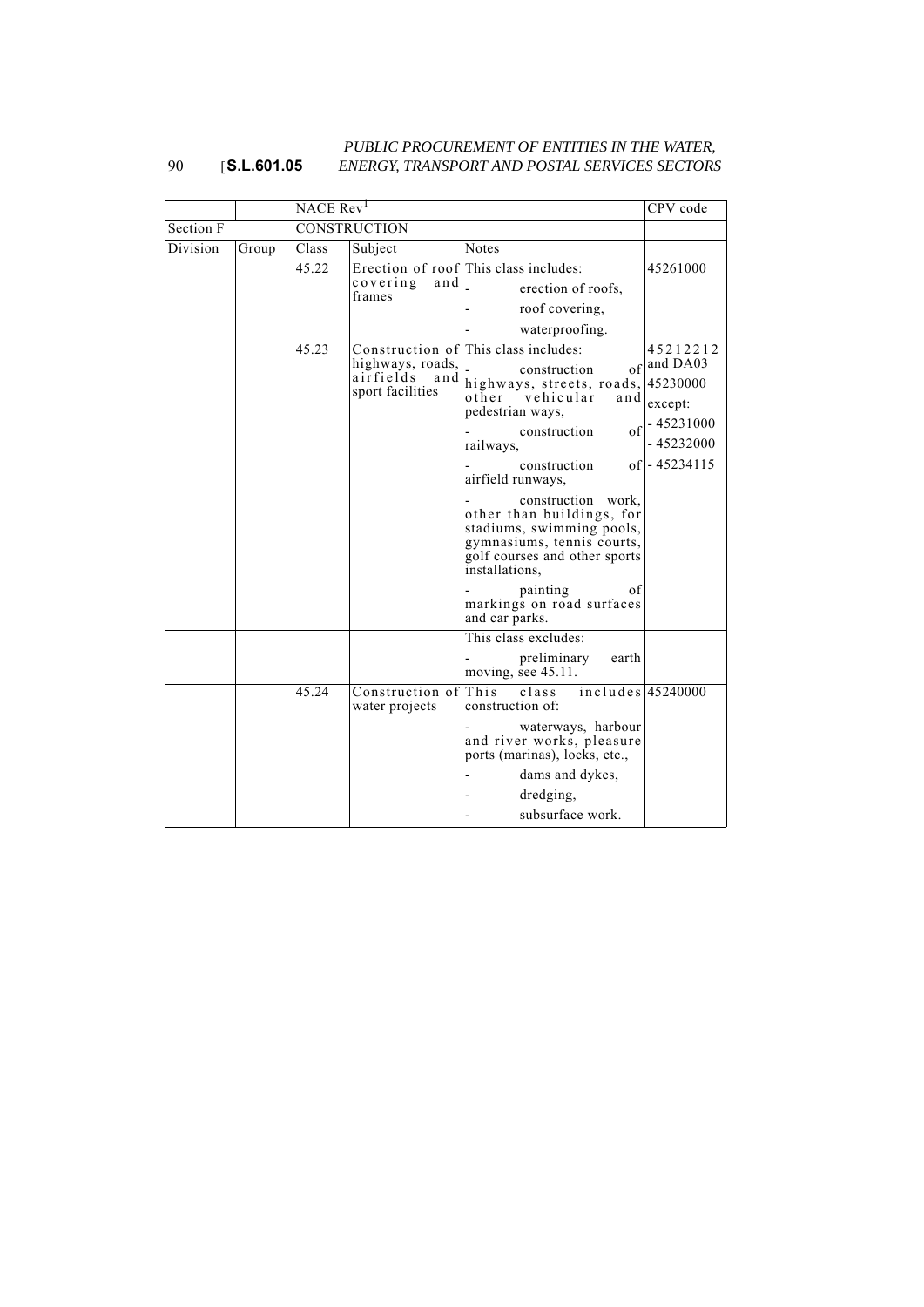| | | NACE Rev[1] | | | CPV code |
|---|---|---|---|---|---|
| Section F | | CONSTRUCTION | | | |
| Division | Group | Class | Subject | Notes | |
| | | 45.22 | Erection of roof covering and frames | This class includes:<br>- erection of roofs,<br>- roof covering,<br>- waterproofing. | 45261000 |
| | | 45.23 | Construction of highways, roads, airfields and sport facilities | This class includes:<br>- construction of highways, streets, roads, other vehicular and pedestrian ways,<br>- construction of railways,<br>- construction of airfield runways,<br>- construction work, other than buildings, for stadiums, swimming pools, gymnasiums, tennis courts, golf courses and other sports installations,<br>- painting of markings on road surfaces and car parks. | 45212212 and DA03<br>45230000<br>except:<br>- 45231000<br>- 45232000<br>- 45234115 |
| | | | | This class excludes:<br>- preliminary earth moving, see 45.11. | |
| | | 45.24 | Construction of water projects | This class includes construction of:<br>- waterways, harbour and river works, pleasure ports (marinas), locks, etc.,<br>- dams and dykes,<br>- dredging,<br>- subsurface work. | 45240000 |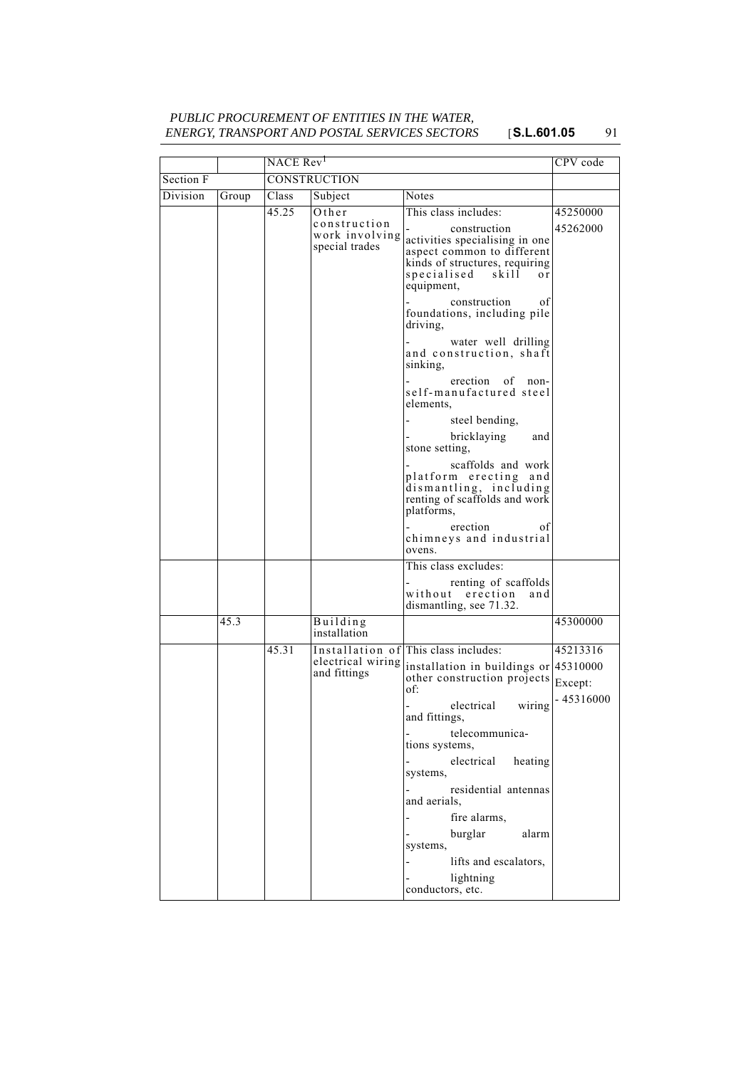| | | NACE Rev[1] | | | CPV code |
|---|---|---|---|---|---|
| Section F | | CONSTRUCTION | | | |
| Division | Group | Class | Subject | Notes | |
| | | 45.25 | Other construction work involving special trades | This class includes:<br>- construction activities specialising in one aspect common to different kinds of structures, requiring specialised skill or equipment,<br>- construction of foundations, including pile driving,<br>- water well drilling and construction, shaft sinking,<br>- erection of non-self-manufactured steel elements,<br>- steel bending,<br>- bricklaying and stone setting,<br>- scaffolds and work platform erecting and dismantling, including renting of scaffolds and work platforms,<br>- erection of chimneys and industrial ovens. | 45250000<br>45262000 |
| | | | | This class excludes:<br>- renting of scaffolds without erection and dismantling, see 71.32. | |
| | 45.3 | | Building installation | | 45300000 |
| | | 45.31 | Installation of electrical wiring and fittings | This class includes:<br>installation in buildings or other construction projects of:<br>- electrical wiring and fittings,<br>- telecommunications systems,<br>- electrical heating systems,<br>- residential antennas and aerials,<br>- fire alarms,<br>- burglar alarm systems,<br>- lifts and escalators,<br>- lightning conductors, etc. | 45213316<br>45310000<br>Except:<br>- 45316000 |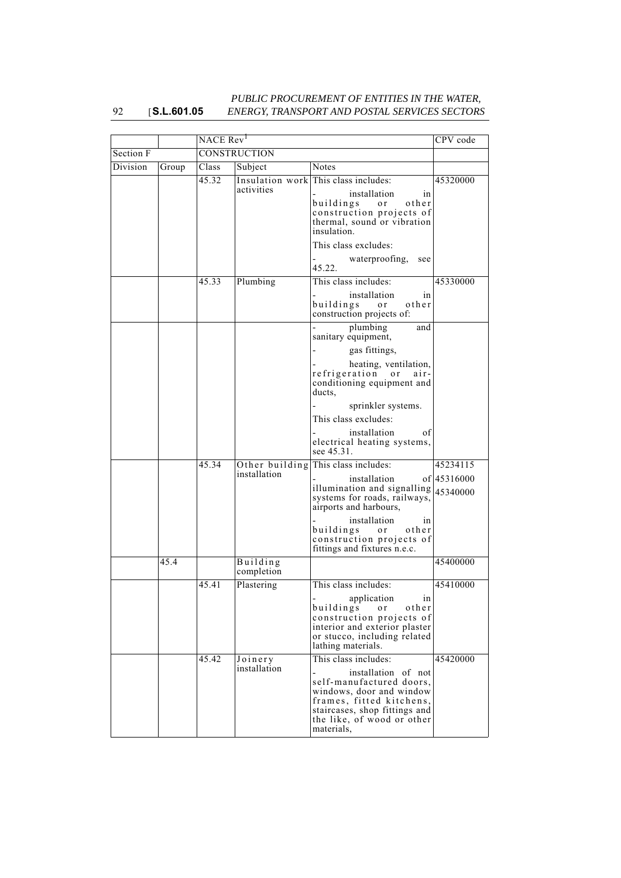| | | NACE Rev[1] | | | CPV code |
|---|---|---|---|---|---|
| Section F | | CONSTRUCTION | | | |
| Division | Group | Class | Subject | Notes | |
| | | 45.32 | Insulation work activities | This class includes:<br>- installation in buildings or other construction projects of thermal, sound or vibration insulation.<br>This class excludes:<br>- waterproofing, see 45.22. | 45320000 |
| | | 45.33 | Plumbing | This class includes:<br>- installation in buildings or other construction projects of:<br>- plumbing and sanitary equipment,<br>- gas fittings,<br>- heating, ventilation, refrigeration or air-conditioning equipment and ducts,<br>- sprinkler systems.<br>This class excludes:<br>- installation of electrical heating systems, see 45.31. | 45330000 |
| | | 45.34 | Other building installation | This class includes:<br>- installation of illumination and signalling systems for roads, railways, airports and harbours,<br>- installation in buildings or other construction projects of fittings and fixtures n.e.c. | 45234115<br>45316000<br>45340000 |
| | 45.4 | | Building completion | | 45400000 |
| | | 45.41 | Plastering | This class includes:<br>- application in buildings or other construction projects of interior and exterior plaster or stucco, including related lathing materials. | 45410000 |
| | | 45.42 | Joinery installation | This class includes:<br>- installation of not self-manufactured doors, windows, door and window frames, fitted kitchens, staircases, shop fittings and the like, of wood or other materials, | 45420000 |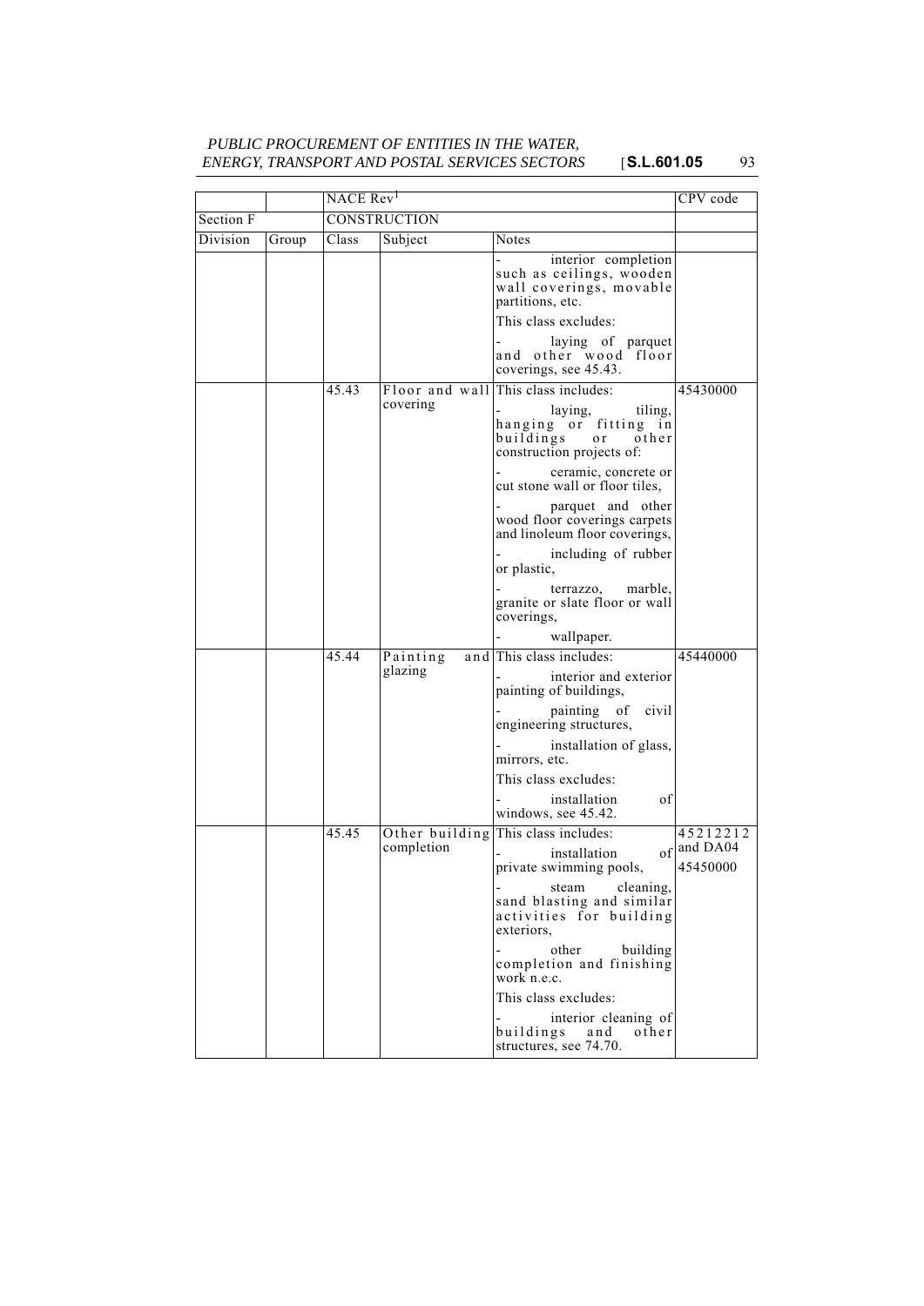| | | NACE Rev[1] | | | CPV code |
|---|---|---|---|---|---|
| Section F | | CONSTRUCTION | | | |
| Division | Group | Class | Subject | Notes | |
| | | | | - interior completion such as ceilings, wooden wall coverings, movable partitions, etc.<br>This class excludes:<br>- laying of parquet and other wood floor coverings, see 45.43. | |
| | | 45.43 | Floor and wall covering | This class includes:<br>- laying, tiling, hanging or fitting in buildings or other construction projects of:<br>- ceramic, concrete or cut stone wall or floor tiles,<br>- parquet and other wood floor coverings carpets and linoleum floor coverings,<br>- including of rubber or plastic,<br>- terrazzo, marble, granite or slate floor or wall coverings,<br>- wallpaper. | 45430000 |
| | | 45.44 | Painting and glazing | This class includes:<br>- interior and exterior painting of buildings,<br>- painting of civil engineering structures,<br>- installation of glass, mirrors, etc.<br>This class excludes:<br>- installation of windows, see 45.42. | 45440000 |
| | | 45.45 | Other building completion | This class includes:<br>- installation of private swimming pools,<br>- steam cleaning, sand blasting and similar activities for building exteriors,<br>- other building completion and finishing work n.e.c.<br>This class excludes:<br>- interior cleaning of buildings and other structures, see 74.70. | 45212212 and DA04<br>45450000 |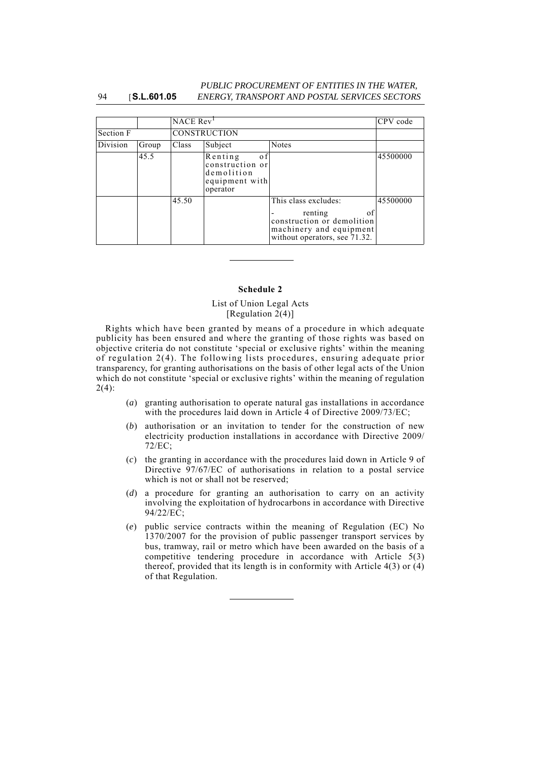| | | NACE Rev[1] | | | CPV code |
|---|---|---|---|---|---|
| Section F | | CONSTRUCTION | | | |
| Division | Group | Class | Subject | Notes | |
| | 45.5 | | Renting of construction or demolition equipment with operator | | 45500000 |
| | | 45.50 | | This class excludes: - renting of construction or demolition machinery and equipment without operators, see 71.32. | 45500000 |

## Schedule 2

List of Union Legal Acts
[Regulation 2(4)]

Rights which have been granted by means of a procedure in which adequate publicity has been ensured and where the granting of those rights was based on objective criteria do not constitute 'special or exclusive rights' within the meaning of regulation 2(4). The following lists procedures, ensuring adequate prior transparency, for granting authorisations on the basis of other legal acts of the Union which do not constitute 'special or exclusive rights' within the meaning of regulation 2(4):

(*a*) granting authorisation to operate natural gas installations in accordance with the procedures laid down in Article 4 of Directive 2009/73/EC;

(*b*) authorisation or an invitation to tender for the construction of new electricity production installations in accordance with Directive 2009/72/EC;

(*c*) the granting in accordance with the procedures laid down in Article 9 of Directive 97/67/EC of authorisations in relation to a postal service which is not or shall not be reserved;

(*d*) a procedure for granting an authorisation to carry on an activity involving the exploitation of hydrocarbons in accordance with Directive 94/22/EC;

(*e*) public service contracts within the meaning of Regulation (EC) No 1370/2007 for the provision of public passenger transport services by bus, tramway, rail or metro which have been awarded on the basis of a competitive tendering procedure in accordance with Article 5(3) thereof, provided that its length is in conformity with Article 4(3) or (4) of that Regulation.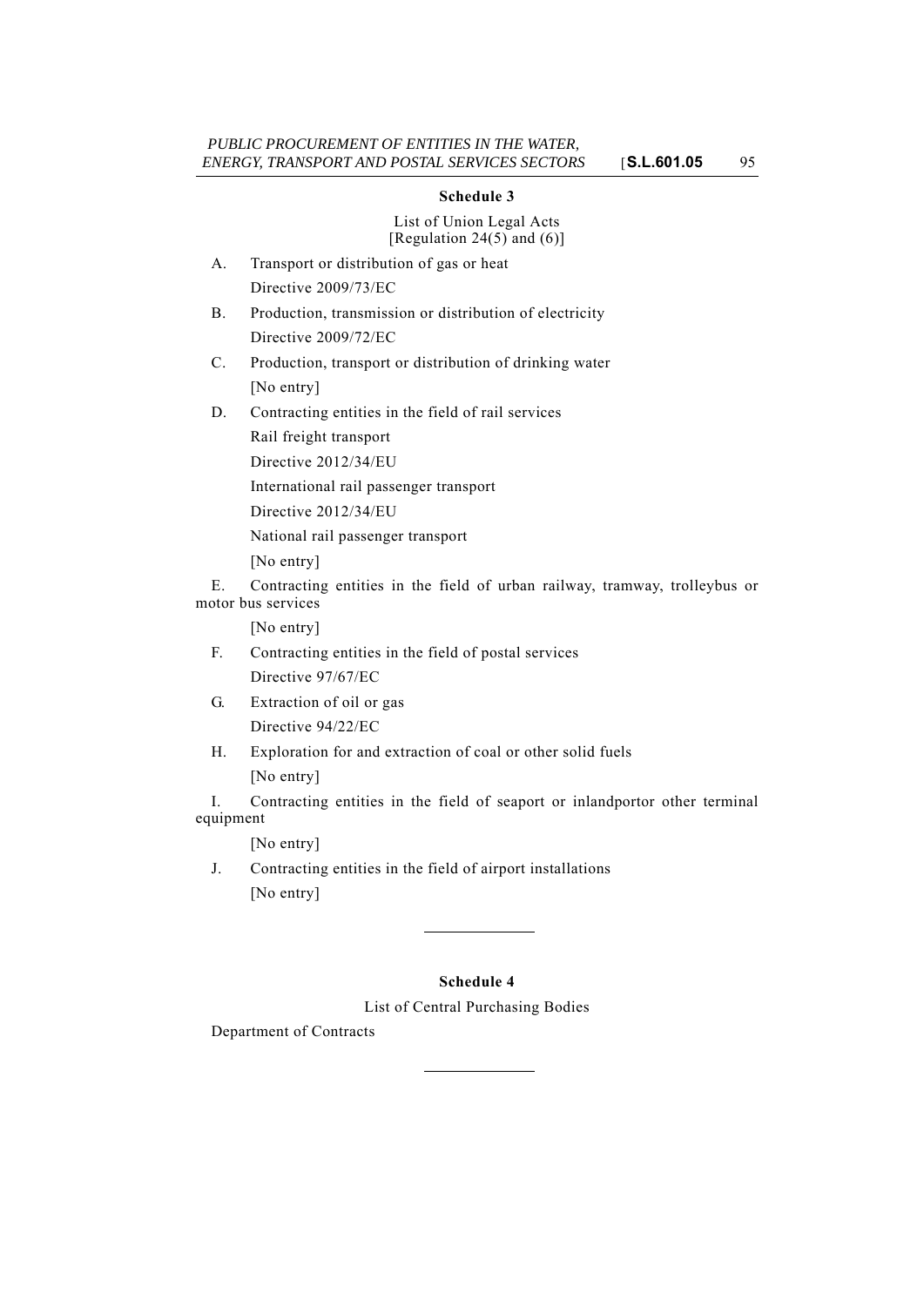## Schedule 3

List of Union Legal Acts
[Regulation 24(5) and (6)]

A. Transport or distribution of gas or heat

Directive 2009/73/EC

B. Production, transmission or distribution of electricity

Directive 2009/72/EC

C. Production, transport or distribution of drinking water

[No entry]

D. Contracting entities in the field of rail services

Rail freight transport

Directive 2012/34/EU

International rail passenger transport

Directive 2012/34/EU

National rail passenger transport

[No entry]

E. Contracting entities in the field of urban railway, tramway, trolleybus or motor bus services

[No entry]

F. Contracting entities in the field of postal services

Directive 97/67/EC

G. Extraction of oil or gas

Directive 94/22/EC

H. Exploration for and extraction of coal or other solid fuels

[No entry]

I. Contracting entities in the field of seaport or inlandportor other terminal equipment

[No entry]

J. Contracting entities in the field of airport installations

[No entry]

---

## Schedule 4

List of Central Purchasing Bodies

Department of Contracts

---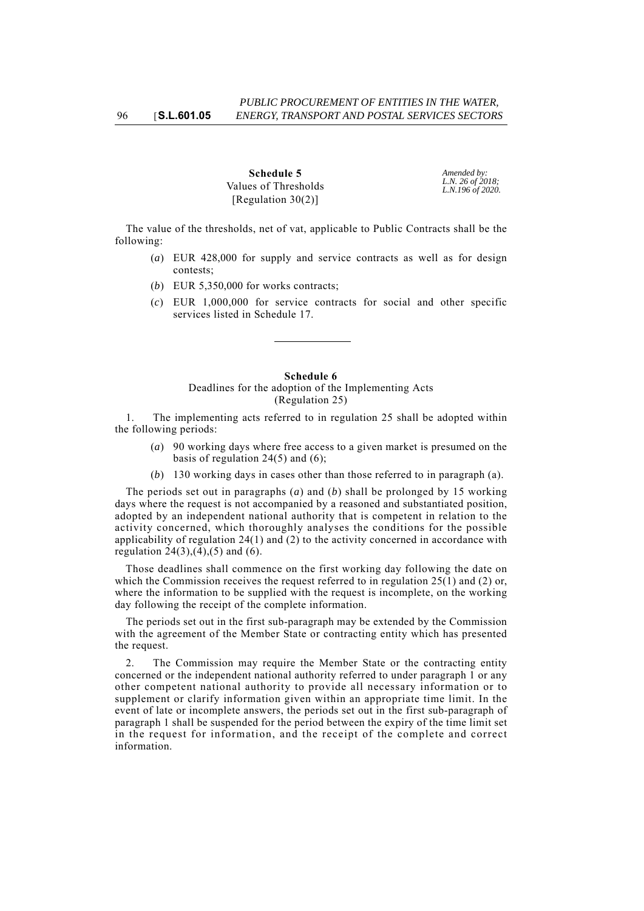**Schedule 5**

Values of Thresholds
[Regulation 30(2)]

*Amended by: L.N. 26 of 2018; L.N.196 of 2020.*

The value of the thresholds, net of vat, applicable to Public Contracts shall be the following:

(*a*) EUR 428,000 for supply and service contracts as well as for design contests;

(*b*) EUR 5,350,000 for works contracts;

(*c*) EUR 1,000,000 for service contracts for social and other specific services listed in Schedule 17.

---

**Schedule 6**

Deadlines for the adoption of the Implementing Acts
(Regulation 25)

1. The implementing acts referred to in regulation 25 shall be adopted within the following periods:

(*a*) 90 working days where free access to a given market is presumed on the basis of regulation 24(5) and (6);

(*b*) 130 working days in cases other than those referred to in paragraph (a).

The periods set out in paragraphs (*a*) and (*b*) shall be prolonged by 15 working days where the request is not accompanied by a reasoned and substantiated position, adopted by an independent national authority that is competent in relation to the activity concerned, which thoroughly analyses the conditions for the possible applicability of regulation 24(1) and (2) to the activity concerned in accordance with regulation 24(3),(4),(5) and (6).

Those deadlines shall commence on the first working day following the date on which the Commission receives the request referred to in regulation 25(1) and (2) or, where the information to be supplied with the request is incomplete, on the working day following the receipt of the complete information.

The periods set out in the first sub-paragraph may be extended by the Commission with the agreement of the Member State or contracting entity which has presented the request.

2. The Commission may require the Member State or the contracting entity concerned or the independent national authority referred to under paragraph 1 or any other competent national authority to provide all necessary information or to supplement or clarify information given within an appropriate time limit. In the event of late or incomplete answers, the periods set out in the first sub-paragraph of paragraph 1 shall be suspended for the period between the expiry of the time limit set in the request for information, and the receipt of the complete and correct information.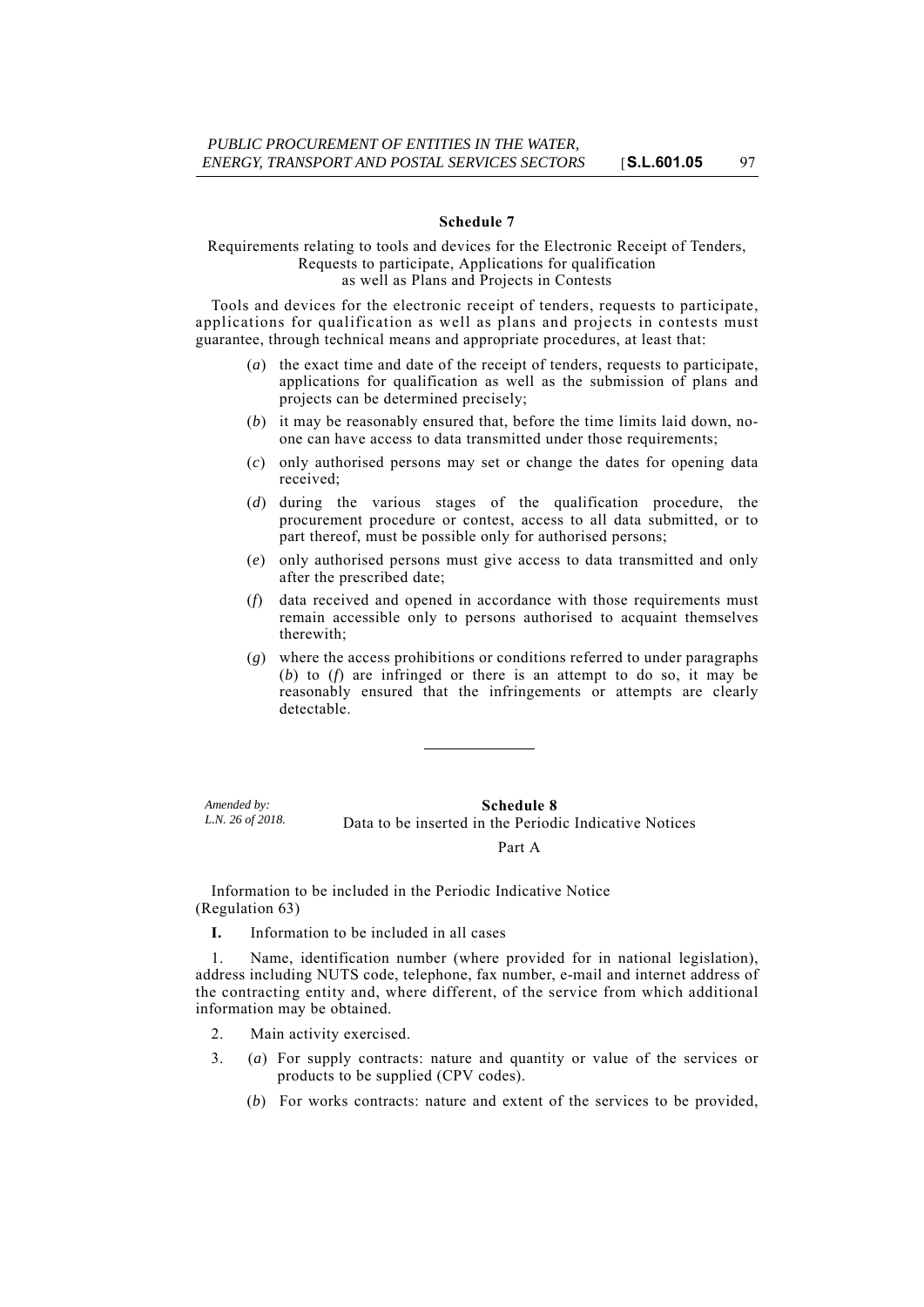## Schedule 7

Requirements relating to tools and devices for the Electronic Receipt of Tenders, Requests to participate, Applications for qualification as well as Plans and Projects in Contests

Tools and devices for the electronic receipt of tenders, requests to participate, applications for qualification as well as plans and projects in contests must guarantee, through technical means and appropriate procedures, at least that:

(*a*) the exact time and date of the receipt of tenders, requests to participate, applications for qualification as well as the submission of plans and projects can be determined precisely;

(*b*) it may be reasonably ensured that, before the time limits laid down, no-one can have access to data transmitted under those requirements;

(*c*) only authorised persons may set or change the dates for opening data received;

(*d*) during the various stages of the qualification procedure, the procurement procedure or contest, access to all data submitted, or to part thereof, must be possible only for authorised persons;

(*e*) only authorised persons must give access to data transmitted and only after the prescribed date;

(*f*) data received and opened in accordance with those requirements must remain accessible only to persons authorised to acquaint themselves therewith;

(*g*) where the access prohibitions or conditions referred to under paragraphs (*b*) to (*f*) are infringed or there is an attempt to do so, it may be reasonably ensured that the infringements or attempts are clearly detectable.

---

*Amended by: L.N. 26 of 2018.*

## Schedule 8

Data to be inserted in the Periodic Indicative Notices

Part A

Information to be included in the Periodic Indicative Notice (Regulation 63)

**I.** Information to be included in all cases

1. Name, identification number (where provided for in national legislation), address including NUTS code, telephone, fax number, e-mail and internet address of the contracting entity and, where different, of the service from which additional information may be obtained.

2. Main activity exercised.

3. (*a*) For supply contracts: nature and quantity or value of the services or products to be supplied (CPV codes).

(*b*) For works contracts: nature and extent of the services to be provided,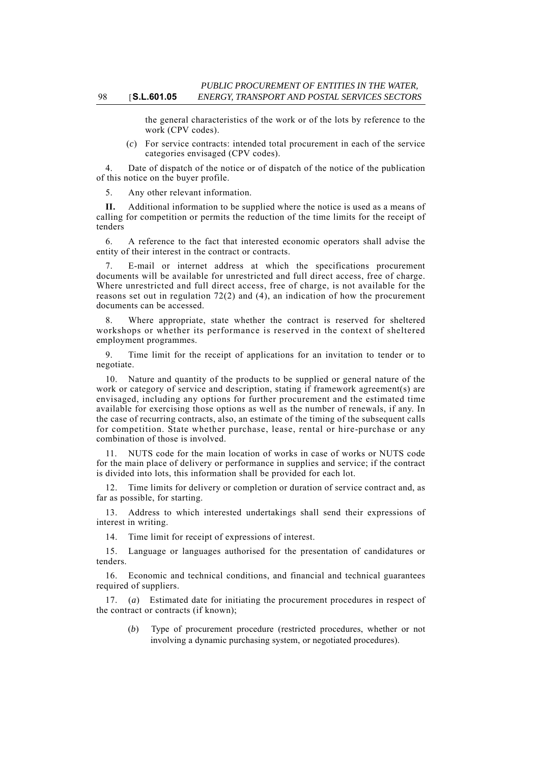the general characteristics of the work or of the lots by reference to the work (CPV codes).

(*c*) For service contracts: intended total procurement in each of the service categories envisaged (CPV codes).

4. Date of dispatch of the notice or of dispatch of the notice of the publication of this notice on the buyer profile.

5. Any other relevant information.

**II.** Additional information to be supplied where the notice is used as a means of calling for competition or permits the reduction of the time limits for the receipt of tenders

6. A reference to the fact that interested economic operators shall advise the entity of their interest in the contract or contracts.

7. E-mail or internet address at which the specifications procurement documents will be available for unrestricted and full direct access, free of charge. Where unrestricted and full direct access, free of charge, is not available for the reasons set out in regulation 72(2) and (4), an indication of how the procurement documents can be accessed.

8. Where appropriate, state whether the contract is reserved for sheltered workshops or whether its performance is reserved in the context of sheltered employment programmes.

9. Time limit for the receipt of applications for an invitation to tender or to negotiate.

10. Nature and quantity of the products to be supplied or general nature of the work or category of service and description, stating if framework agreement(s) are envisaged, including any options for further procurement and the estimated time available for exercising those options as well as the number of renewals, if any. In the case of recurring contracts, also, an estimate of the timing of the subsequent calls for competition. State whether purchase, lease, rental or hire-purchase or any combination of those is involved.

11. NUTS code for the main location of works in case of works or NUTS code for the main place of delivery or performance in supplies and service; if the contract is divided into lots, this information shall be provided for each lot.

12. Time limits for delivery or completion or duration of service contract and, as far as possible, for starting.

13. Address to which interested undertakings shall send their expressions of interest in writing.

14. Time limit for receipt of expressions of interest.

15. Language or languages authorised for the presentation of candidatures or tenders.

16. Economic and technical conditions, and financial and technical guarantees required of suppliers.

17. (*a*) Estimated date for initiating the procurement procedures in respect of the contract or contracts (if known);

(*b*) Type of procurement procedure (restricted procedures, whether or not involving a dynamic purchasing system, or negotiated procedures).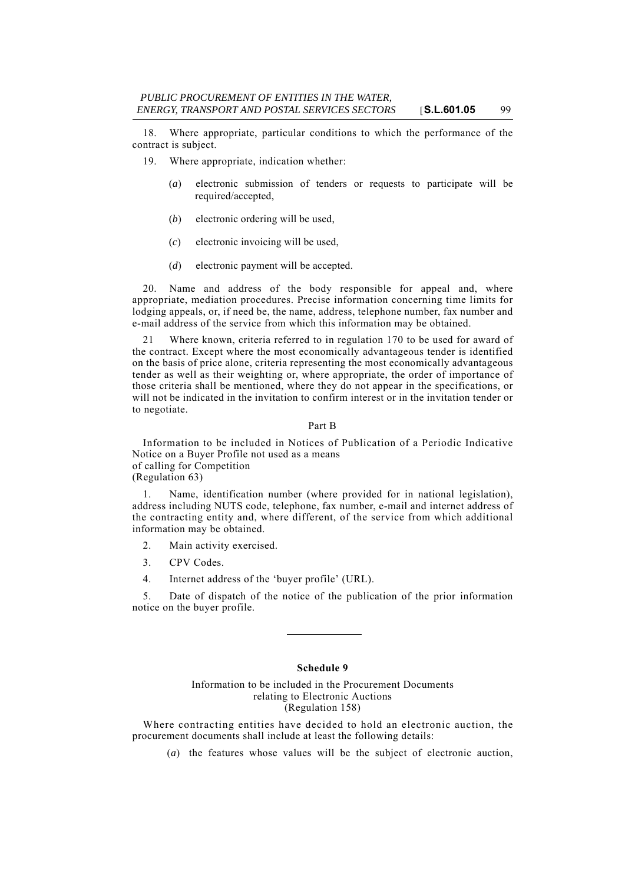18. Where appropriate, particular conditions to which the performance of the contract is subject.

19. Where appropriate, indication whether:

(*a*) electronic submission of tenders or requests to participate will be required/accepted,

(*b*) electronic ordering will be used,

(*c*) electronic invoicing will be used,

(*d*) electronic payment will be accepted.

20. Name and address of the body responsible for appeal and, where appropriate, mediation procedures. Precise information concerning time limits for lodging appeals, or, if need be, the name, address, telephone number, fax number and e-mail address of the service from which this information may be obtained.

21 Where known, criteria referred to in regulation 170 to be used for award of the contract. Except where the most economically advantageous tender is identified on the basis of price alone, criteria representing the most economically advantageous tender as well as their weighting or, where appropriate, the order of importance of those criteria shall be mentioned, where they do not appear in the specifications, or will not be indicated in the invitation to confirm interest or in the invitation tender or to negotiate.

Part B

Information to be included in Notices of Publication of a Periodic Indicative Notice on a Buyer Profile not used as a means of calling for Competition
(Regulation 63)

1. Name, identification number (where provided for in national legislation), address including NUTS code, telephone, fax number, e-mail and internet address of the contracting entity and, where different, of the service from which additional information may be obtained.

2. Main activity exercised.

3. CPV Codes.

4. Internet address of the 'buyer profile' (URL).

5. Date of dispatch of the notice of the publication of the prior information notice on the buyer profile.

---

**Schedule 9**

Information to be included in the Procurement Documents relating to Electronic Auctions
(Regulation 158)

Where contracting entities have decided to hold an electronic auction, the procurement documents shall include at least the following details:

(*a*) the features whose values will be the subject of electronic auction,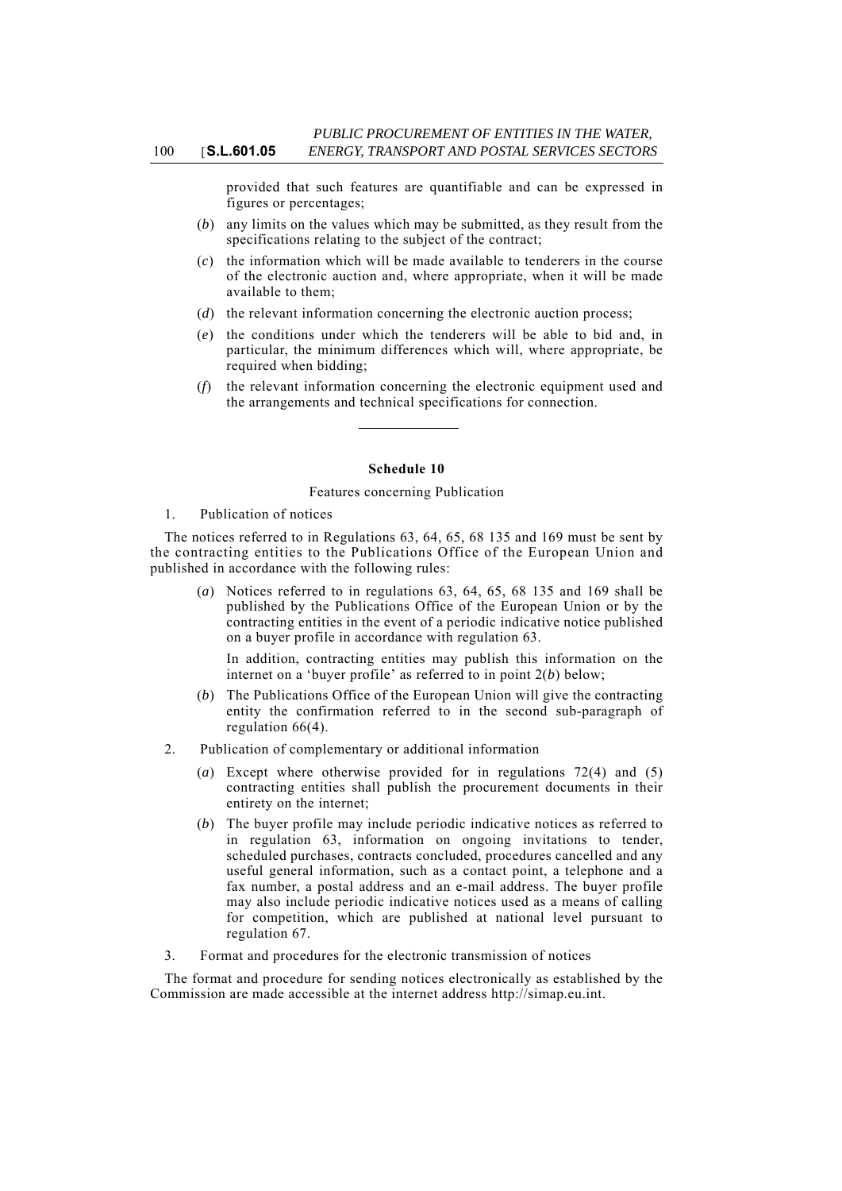provided that such features are quantifiable and can be expressed in figures or percentages;

(*b*) any limits on the values which may be submitted, as they result from the specifications relating to the subject of the contract;

(*c*) the information which will be made available to tenderers in the course of the electronic auction and, where appropriate, when it will be made available to them;

(*d*) the relevant information concerning the electronic auction process;

(*e*) the conditions under which the tenderers will be able to bid and, in particular, the minimum differences which will, where appropriate, be required when bidding;

(*f*) the relevant information concerning the electronic equipment used and the arrangements and technical specifications for connection.

---

**Schedule 10**

Features concerning Publication

1. Publication of notices

The notices referred to in Regulations 63, 64, 65, 68 135 and 169 must be sent by the contracting entities to the Publications Office of the European Union and published in accordance with the following rules:

(*a*) Notices referred to in regulations 63, 64, 65, 68 135 and 169 shall be published by the Publications Office of the European Union or by the contracting entities in the event of a periodic indicative notice published on a buyer profile in accordance with regulation 63.

In addition, contracting entities may publish this information on the internet on a 'buyer profile' as referred to in point 2(*b*) below;

(*b*) The Publications Office of the European Union will give the contracting entity the confirmation referred to in the second sub-paragraph of regulation 66(4).

2. Publication of complementary or additional information

(*a*) Except where otherwise provided for in regulations 72(4) and (5) contracting entities shall publish the procurement documents in their entirety on the internet;

(*b*) The buyer profile may include periodic indicative notices as referred to in regulation 63, information on ongoing invitations to tender, scheduled purchases, contracts concluded, procedures cancelled and any useful general information, such as a contact point, a telephone and a fax number, a postal address and an e-mail address. The buyer profile may also include periodic indicative notices used as a means of calling for competition, which are published at national level pursuant to regulation 67.

3. Format and procedures for the electronic transmission of notices

The format and procedure for sending notices electronically as established by the Commission are made accessible at the internet address http://simap.eu.int.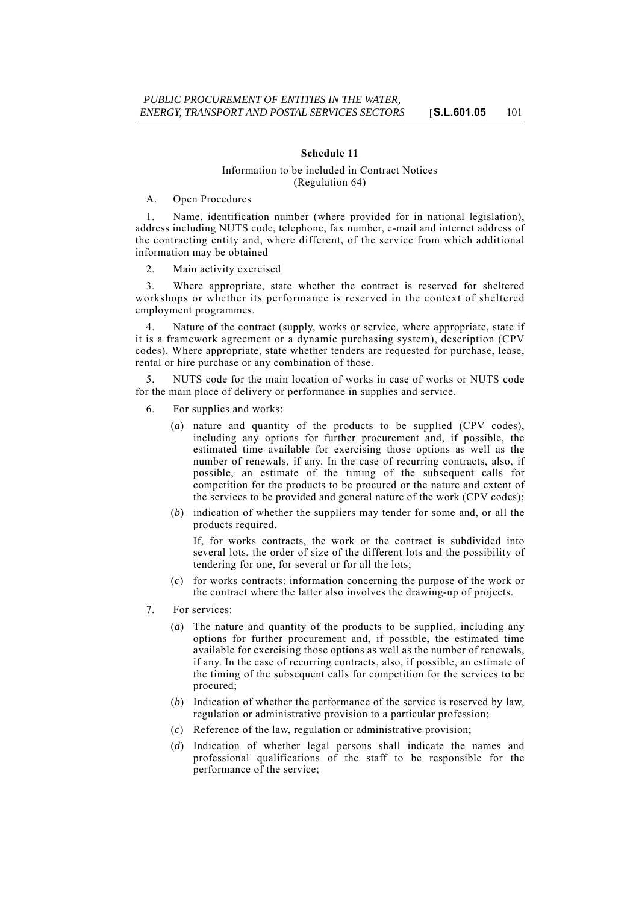## Schedule 11

Information to be included in Contract Notices
(Regulation 64)

A. Open Procedures

1. Name, identification number (where provided for in national legislation), address including NUTS code, telephone, fax number, e-mail and internet address of the contracting entity and, where different, of the service from which additional information may be obtained

2. Main activity exercised

3. Where appropriate, state whether the contract is reserved for sheltered workshops or whether its performance is reserved in the context of sheltered employment programmes.

4. Nature of the contract (supply, works or service, where appropriate, state if it is a framework agreement or a dynamic purchasing system), description (CPV codes). Where appropriate, state whether tenders are requested for purchase, lease, rental or hire purchase or any combination of those.

5. NUTS code for the main location of works in case of works or NUTS code for the main place of delivery or performance in supplies and service.

6. For supplies and works:

   (*a*) nature and quantity of the products to be supplied (CPV codes), including any options for further procurement and, if possible, the estimated time available for exercising those options as well as the number of renewals, if any. In the case of recurring contracts, also, if possible, an estimate of the timing of the subsequent calls for competition for the products to be procured or the nature and extent of the services to be provided and general nature of the work (CPV codes);

   (*b*) indication of whether the suppliers may tender for some and, or all the products required.

   If, for works contracts, the work or the contract is subdivided into several lots, the order of size of the different lots and the possibility of tendering for one, for several or for all the lots;

   (*c*) for works contracts: information concerning the purpose of the work or the contract where the latter also involves the drawing-up of projects.

7. For services:

   (*a*) The nature and quantity of the products to be supplied, including any options for further procurement and, if possible, the estimated time available for exercising those options as well as the number of renewals, if any. In the case of recurring contracts, also, if possible, an estimate of the timing of the subsequent calls for competition for the services to be procured;

   (*b*) Indication of whether the performance of the service is reserved by law, regulation or administrative provision to a particular profession;

   (*c*) Reference of the law, regulation or administrative provision;

   (*d*) Indication of whether legal persons shall indicate the names and professional qualifications of the staff to be responsible for the performance of the service;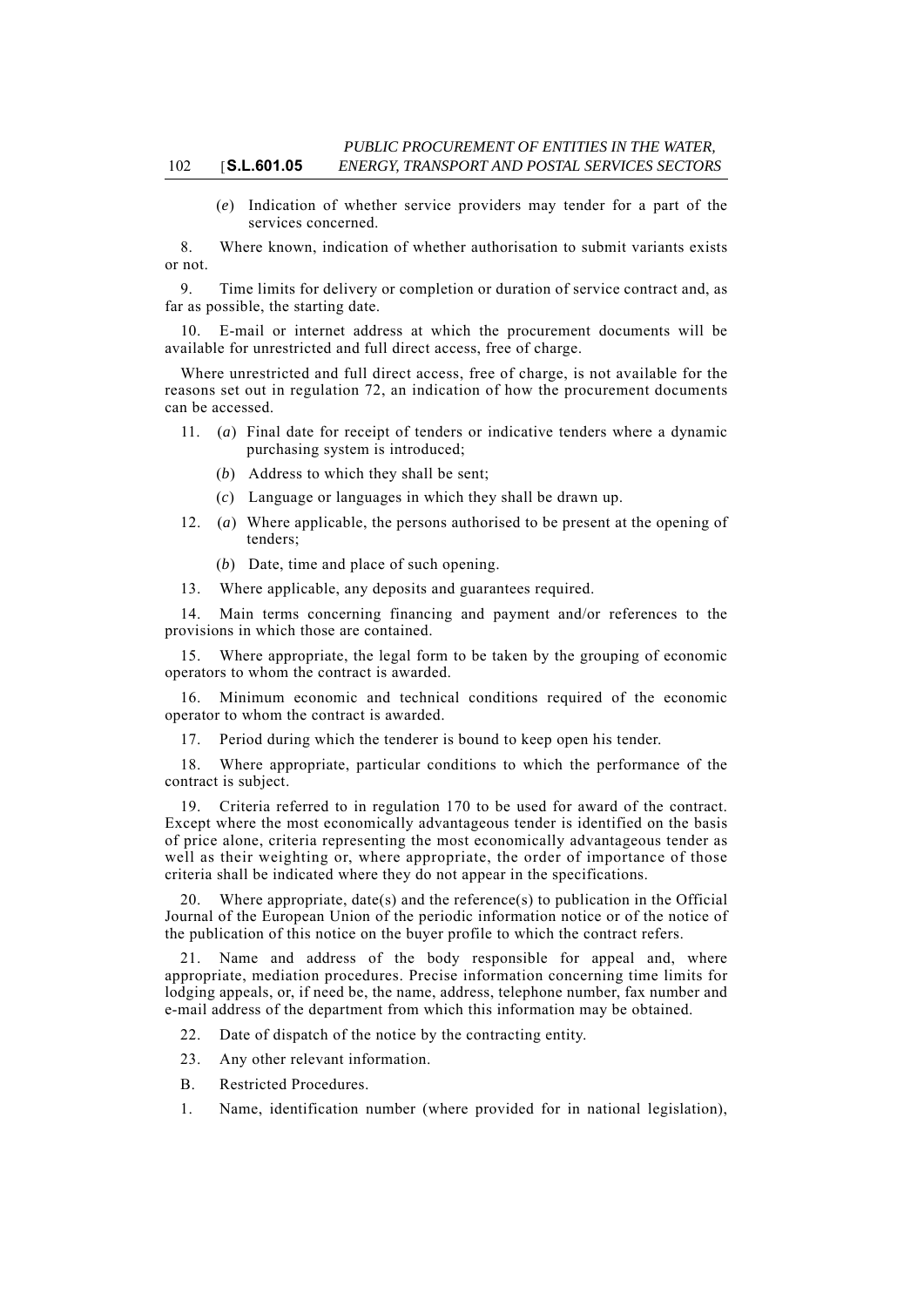(*e*) Indication of whether service providers may tender for a part of the services concerned.

8. Where known, indication of whether authorisation to submit variants exists or not.

9. Time limits for delivery or completion or duration of service contract and, as far as possible, the starting date.

10. E-mail or internet address at which the procurement documents will be available for unrestricted and full direct access, free of charge.

Where unrestricted and full direct access, free of charge, is not available for the reasons set out in regulation 72, an indication of how the procurement documents can be accessed.

11. (*a*) Final date for receipt of tenders or indicative tenders where a dynamic purchasing system is introduced;

(*b*) Address to which they shall be sent;

(*c*) Language or languages in which they shall be drawn up.

12. (*a*) Where applicable, the persons authorised to be present at the opening of tenders;

(*b*) Date, time and place of such opening.

13. Where applicable, any deposits and guarantees required.

14. Main terms concerning financing and payment and/or references to the provisions in which those are contained.

15. Where appropriate, the legal form to be taken by the grouping of economic operators to whom the contract is awarded.

16. Minimum economic and technical conditions required of the economic operator to whom the contract is awarded.

17. Period during which the tenderer is bound to keep open his tender.

18. Where appropriate, particular conditions to which the performance of the contract is subject.

19. Criteria referred to in regulation 170 to be used for award of the contract. Except where the most economically advantageous tender is identified on the basis of price alone, criteria representing the most economically advantageous tender as well as their weighting or, where appropriate, the order of importance of those criteria shall be indicated where they do not appear in the specifications.

20. Where appropriate, date(s) and the reference(s) to publication in the Official Journal of the European Union of the periodic information notice or of the notice of the publication of this notice on the buyer profile to which the contract refers.

21. Name and address of the body responsible for appeal and, where appropriate, mediation procedures. Precise information concerning time limits for lodging appeals, or, if need be, the name, address, telephone number, fax number and e-mail address of the department from which this information may be obtained.

22. Date of dispatch of the notice by the contracting entity.

23. Any other relevant information.

B. Restricted Procedures.

1. Name, identification number (where provided for in national legislation),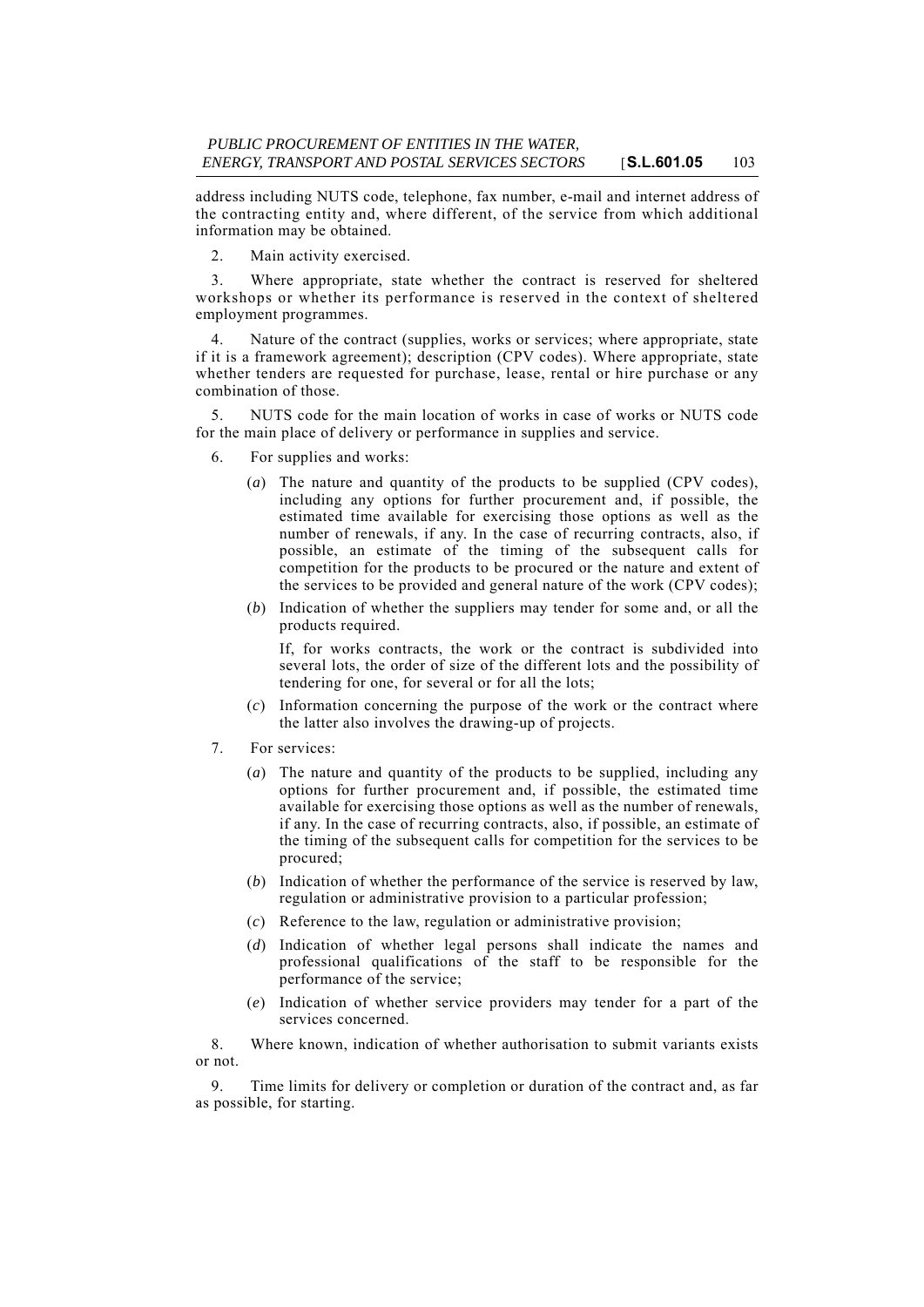address including NUTS code, telephone, fax number, e-mail and internet address of the contracting entity and, where different, of the service from which additional information may be obtained.

2. Main activity exercised.

3. Where appropriate, state whether the contract is reserved for sheltered workshops or whether its performance is reserved in the context of sheltered employment programmes.

4. Nature of the contract (supplies, works or services; where appropriate, state if it is a framework agreement); description (CPV codes). Where appropriate, state whether tenders are requested for purchase, lease, rental or hire purchase or any combination of those.

5. NUTS code for the main location of works in case of works or NUTS code for the main place of delivery or performance in supplies and service.

6. For supplies and works:

   (*a*) The nature and quantity of the products to be supplied (CPV codes), including any options for further procurement and, if possible, the estimated time available for exercising those options as well as the number of renewals, if any. In the case of recurring contracts, also, if possible, an estimate of the timing of the subsequent calls for competition for the products to be procured or the nature and extent of the services to be provided and general nature of the work (CPV codes);

   (*b*) Indication of whether the suppliers may tender for some and, or all the products required.

   If, for works contracts, the work or the contract is subdivided into several lots, the order of size of the different lots and the possibility of tendering for one, for several or for all the lots;

   (*c*) Information concerning the purpose of the work or the contract where the latter also involves the drawing-up of projects.

7. For services:

   (*a*) The nature and quantity of the products to be supplied, including any options for further procurement and, if possible, the estimated time available for exercising those options as well as the number of renewals, if any. In the case of recurring contracts, also, if possible, an estimate of the timing of the subsequent calls for competition for the services to be procured;

   (*b*) Indication of whether the performance of the service is reserved by law, regulation or administrative provision to a particular profession;

   (*c*) Reference to the law, regulation or administrative provision;

   (*d*) Indication of whether legal persons shall indicate the names and professional qualifications of the staff to be responsible for the performance of the service;

   (*e*) Indication of whether service providers may tender for a part of the services concerned.

8. Where known, indication of whether authorisation to submit variants exists or not.

9. Time limits for delivery or completion or duration of the contract and, as far as possible, for starting.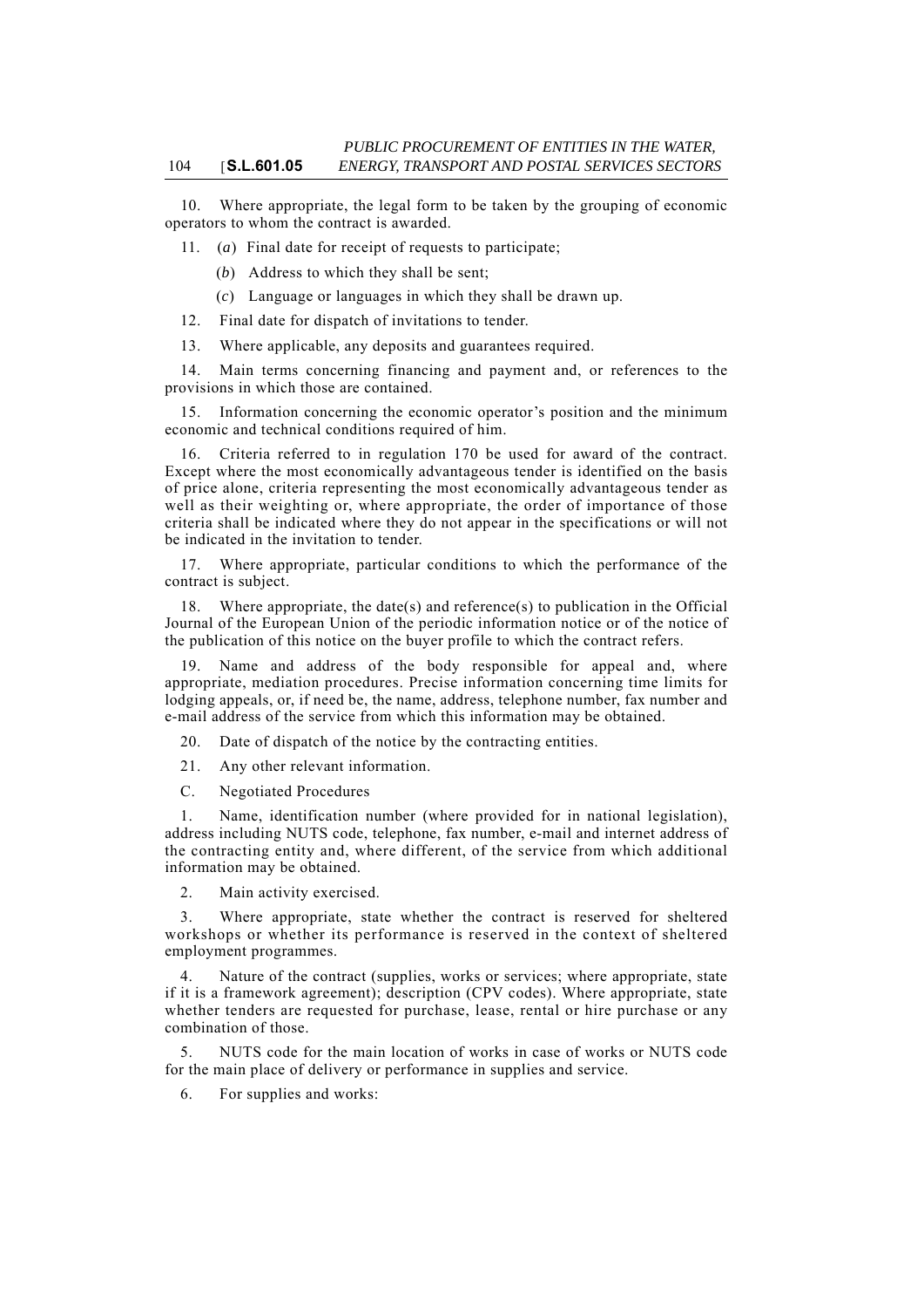10. Where appropriate, the legal form to be taken by the grouping of economic operators to whom the contract is awarded.

11. (*a*) Final date for receipt of requests to participate;

(*b*) Address to which they shall be sent;

(*c*) Language or languages in which they shall be drawn up.

12. Final date for dispatch of invitations to tender.

13. Where applicable, any deposits and guarantees required.

14. Main terms concerning financing and payment and, or references to the provisions in which those are contained.

15. Information concerning the economic operator's position and the minimum economic and technical conditions required of him.

16. Criteria referred to in regulation 170 be used for award of the contract. Except where the most economically advantageous tender is identified on the basis of price alone, criteria representing the most economically advantageous tender as well as their weighting or, where appropriate, the order of importance of those criteria shall be indicated where they do not appear in the specifications or will not be indicated in the invitation to tender.

17. Where appropriate, particular conditions to which the performance of the contract is subject.

18. Where appropriate, the date(s) and reference(s) to publication in the Official Journal of the European Union of the periodic information notice or of the notice of the publication of this notice on the buyer profile to which the contract refers.

19. Name and address of the body responsible for appeal and, where appropriate, mediation procedures. Precise information concerning time limits for lodging appeals, or, if need be, the name, address, telephone number, fax number and e-mail address of the service from which this information may be obtained.

20. Date of dispatch of the notice by the contracting entities.

21. Any other relevant information.

C. Negotiated Procedures

1. Name, identification number (where provided for in national legislation), address including NUTS code, telephone, fax number, e-mail and internet address of the contracting entity and, where different, of the service from which additional information may be obtained.

2. Main activity exercised.

3. Where appropriate, state whether the contract is reserved for sheltered workshops or whether its performance is reserved in the context of sheltered employment programmes.

4. Nature of the contract (supplies, works or services; where appropriate, state if it is a framework agreement); description (CPV codes). Where appropriate, state whether tenders are requested for purchase, lease, rental or hire purchase or any combination of those.

5. NUTS code for the main location of works in case of works or NUTS code for the main place of delivery or performance in supplies and service.

6. For supplies and works: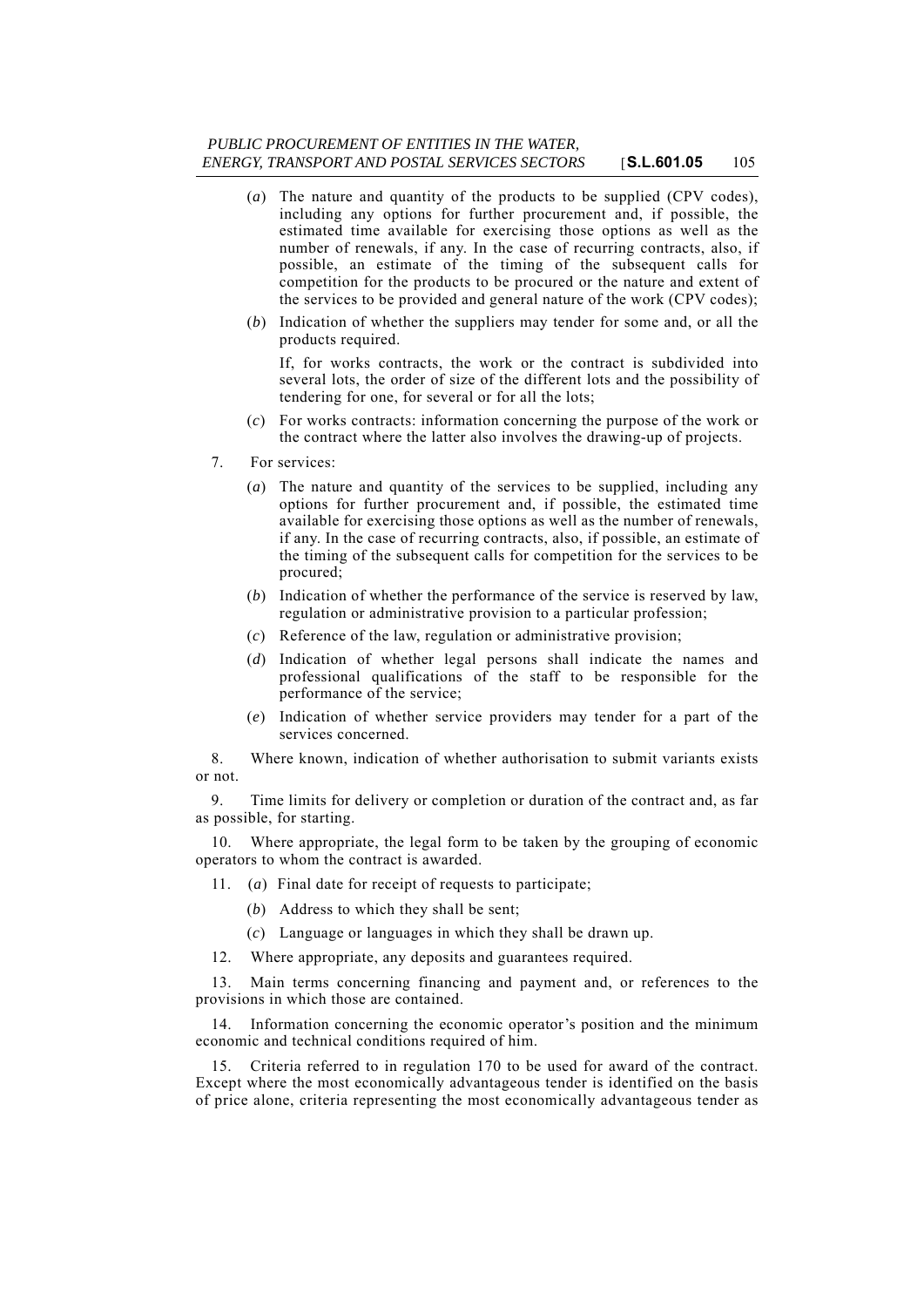(*a*) The nature and quantity of the products to be supplied (CPV codes), including any options for further procurement and, if possible, the estimated time available for exercising those options as well as the number of renewals, if any. In the case of recurring contracts, also, if possible, an estimate of the timing of the subsequent calls for competition for the products to be procured or the nature and extent of the services to be provided and general nature of the work (CPV codes);

(*b*) Indication of whether the suppliers may tender for some and, or all the products required.

If, for works contracts, the work or the contract is subdivided into several lots, the order of size of the different lots and the possibility of tendering for one, for several or for all the lots;

(*c*) For works contracts: information concerning the purpose of the work or the contract where the latter also involves the drawing-up of projects.

7. For services:

(*a*) The nature and quantity of the services to be supplied, including any options for further procurement and, if possible, the estimated time available for exercising those options as well as the number of renewals, if any. In the case of recurring contracts, also, if possible, an estimate of the timing of the subsequent calls for competition for the services to be procured;

(*b*) Indication of whether the performance of the service is reserved by law, regulation or administrative provision to a particular profession;

(*c*) Reference of the law, regulation or administrative provision;

(*d*) Indication of whether legal persons shall indicate the names and professional qualifications of the staff to be responsible for the performance of the service;

(*e*) Indication of whether service providers may tender for a part of the services concerned.

8. Where known, indication of whether authorisation to submit variants exists or not.

9. Time limits for delivery or completion or duration of the contract and, as far as possible, for starting.

10. Where appropriate, the legal form to be taken by the grouping of economic operators to whom the contract is awarded.

11. (*a*) Final date for receipt of requests to participate;

(*b*) Address to which they shall be sent;

(*c*) Language or languages in which they shall be drawn up.

12. Where appropriate, any deposits and guarantees required.

13. Main terms concerning financing and payment and, or references to the provisions in which those are contained.

14. Information concerning the economic operator's position and the minimum economic and technical conditions required of him.

15. Criteria referred to in regulation 170 to be used for award of the contract. Except where the most economically advantageous tender is identified on the basis of price alone, criteria representing the most economically advantageous tender as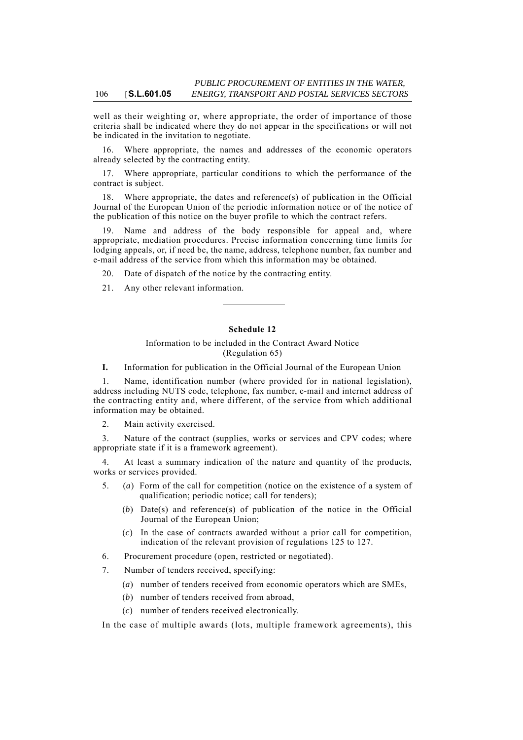well as their weighting or, where appropriate, the order of importance of those criteria shall be indicated where they do not appear in the specifications or will not be indicated in the invitation to negotiate.

16. Where appropriate, the names and addresses of the economic operators already selected by the contracting entity.

17. Where appropriate, particular conditions to which the performance of the contract is subject.

18. Where appropriate, the dates and reference(s) of publication in the Official Journal of the European Union of the periodic information notice or of the notice of the publication of this notice on the buyer profile to which the contract refers.

19. Name and address of the body responsible for appeal and, where appropriate, mediation procedures. Precise information concerning time limits for lodging appeals, or, if need be, the name, address, telephone number, fax number and e-mail address of the service from which this information may be obtained.

20. Date of dispatch of the notice by the contracting entity.

21. Any other relevant information.

---

## Schedule 12

Information to be included in the Contract Award Notice
(Regulation 65)

**I.** Information for publication in the Official Journal of the European Union

1. Name, identification number (where provided for in national legislation), address including NUTS code, telephone, fax number, e-mail and internet address of the contracting entity and, where different, of the service from which additional information may be obtained.

2. Main activity exercised.

3. Nature of the contract (supplies, works or services and CPV codes; where appropriate state if it is a framework agreement).

4. At least a summary indication of the nature and quantity of the products, works or services provided.

5. (*a*) Form of the call for competition (notice on the existence of a system of qualification; periodic notice; call for tenders);

   (*b*) Date(s) and reference(s) of publication of the notice in the Official Journal of the European Union;

   (*c*) In the case of contracts awarded without a prior call for competition, indication of the relevant provision of regulations 125 to 127.

6. Procurement procedure (open, restricted or negotiated).

7. Number of tenders received, specifying:

   (*a*) number of tenders received from economic operators which are SMEs,

   (*b*) number of tenders received from abroad,

   (*c*) number of tenders received electronically.

In the case of multiple awards (lots, multiple framework agreements), this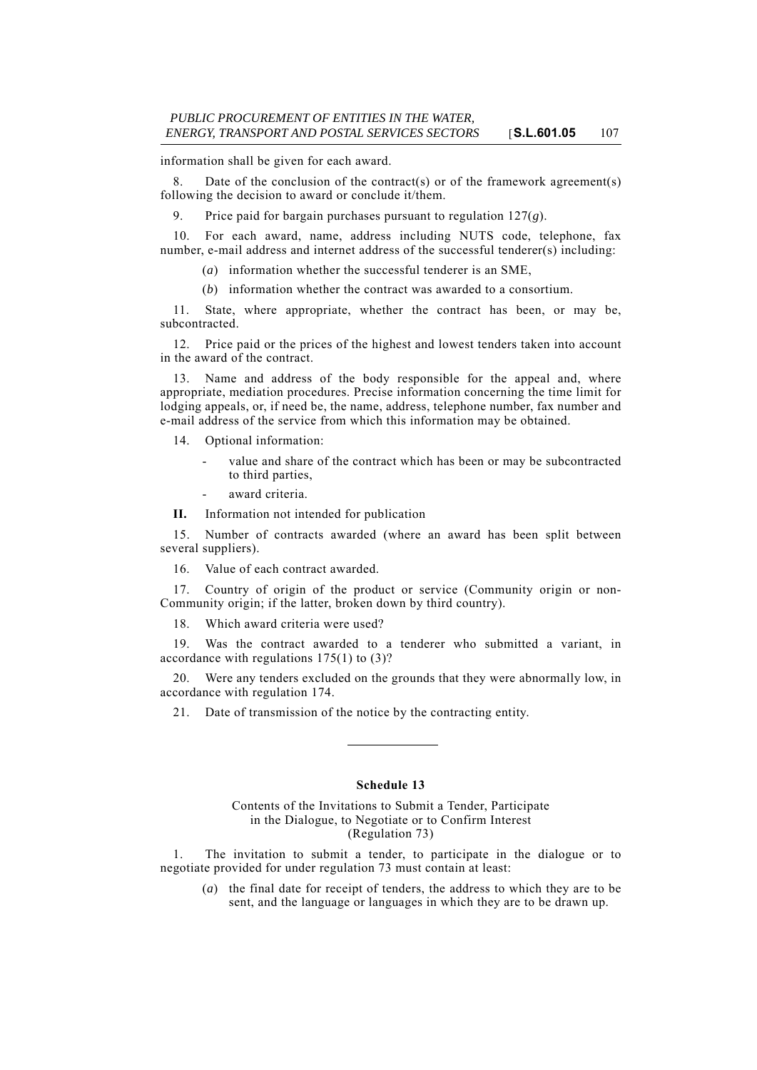information shall be given for each award.

8. Date of the conclusion of the contract(s) or of the framework agreement(s) following the decision to award or conclude it/them.

9. Price paid for bargain purchases pursuant to regulation 127(*g*).

10. For each award, name, address including NUTS code, telephone, fax number, e-mail address and internet address of the successful tenderer(s) including:

(*a*) information whether the successful tenderer is an SME,

(*b*) information whether the contract was awarded to a consortium.

11. State, where appropriate, whether the contract has been, or may be, subcontracted.

12. Price paid or the prices of the highest and lowest tenders taken into account in the award of the contract.

13. Name and address of the body responsible for the appeal and, where appropriate, mediation procedures. Precise information concerning the time limit for lodging appeals, or, if need be, the name, address, telephone number, fax number and e-mail address of the service from which this information may be obtained.

14. Optional information:

- value and share of the contract which has been or may be subcontracted to third parties,
- award criteria.

**II.** Information not intended for publication

15. Number of contracts awarded (where an award has been split between several suppliers).

16. Value of each contract awarded.

17. Country of origin of the product or service (Community origin or non-Community origin; if the latter, broken down by third country).

18. Which award criteria were used?

19. Was the contract awarded to a tenderer who submitted a variant, in accordance with regulations 175(1) to (3)?

20. Were any tenders excluded on the grounds that they were abnormally low, in accordance with regulation 174.

21. Date of transmission of the notice by the contracting entity.

---

## Schedule 13

Contents of the Invitations to Submit a Tender, Participate in the Dialogue, to Negotiate or to Confirm Interest
(Regulation 73)

1. The invitation to submit a tender, to participate in the dialogue or to negotiate provided for under regulation 73 must contain at least:

(*a*) the final date for receipt of tenders, the address to which they are to be sent, and the language or languages in which they are to be drawn up.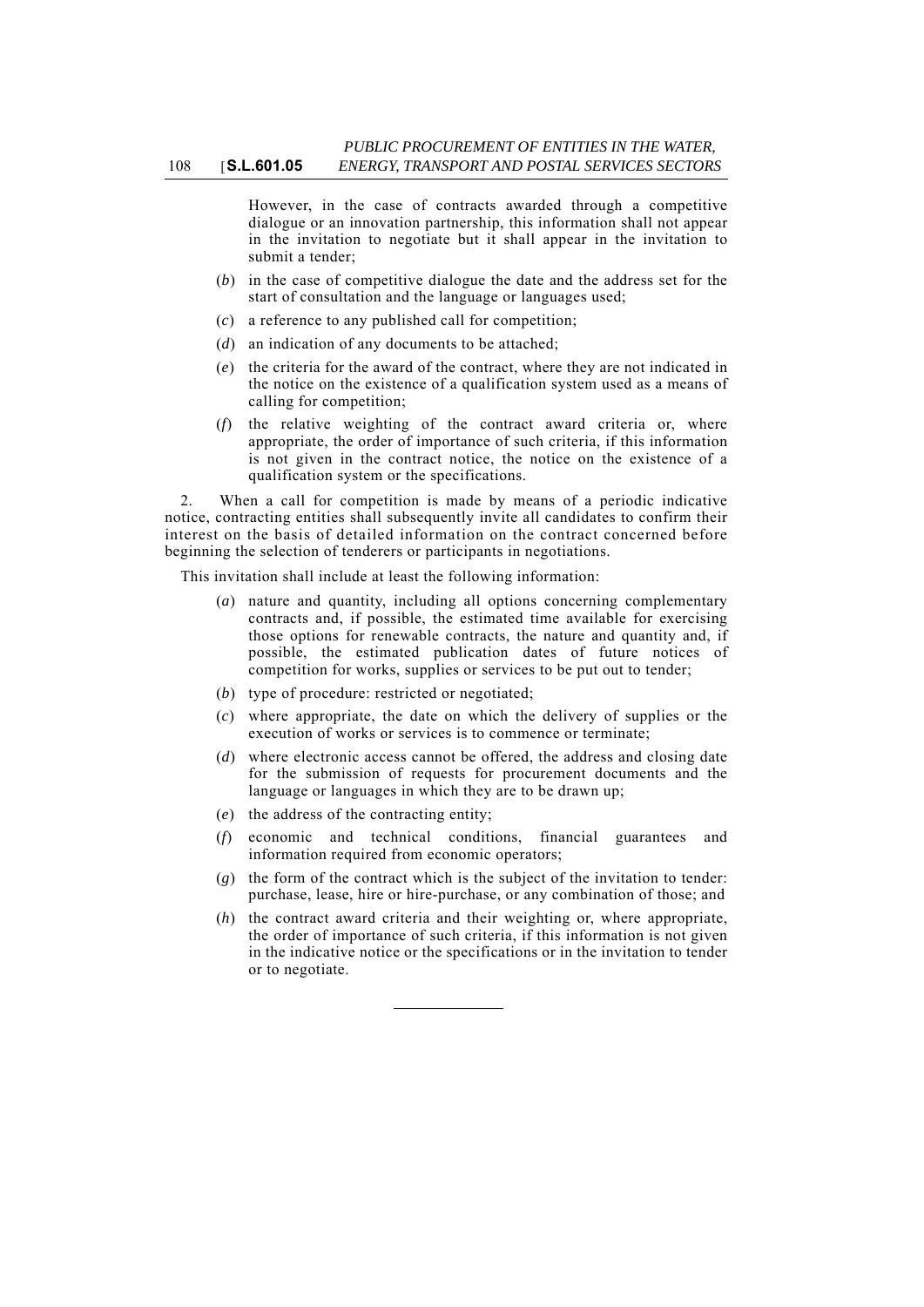However, in the case of contracts awarded through a competitive dialogue or an innovation partnership, this information shall not appear in the invitation to negotiate but it shall appear in the invitation to submit a tender;

(*b*) in the case of competitive dialogue the date and the address set for the start of consultation and the language or languages used;

(*c*) a reference to any published call for competition;

(*d*) an indication of any documents to be attached;

(*e*) the criteria for the award of the contract, where they are not indicated in the notice on the existence of a qualification system used as a means of calling for competition;

(*f*) the relative weighting of the contract award criteria or, where appropriate, the order of importance of such criteria, if this information is not given in the contract notice, the notice on the existence of a qualification system or the specifications.

2. When a call for competition is made by means of a periodic indicative notice, contracting entities shall subsequently invite all candidates to confirm their interest on the basis of detailed information on the contract concerned before beginning the selection of tenderers or participants in negotiations.

This invitation shall include at least the following information:

(*a*) nature and quantity, including all options concerning complementary contracts and, if possible, the estimated time available for exercising those options for renewable contracts, the nature and quantity and, if possible, the estimated publication dates of future notices of competition for works, supplies or services to be put out to tender;

(*b*) type of procedure: restricted or negotiated;

(*c*) where appropriate, the date on which the delivery of supplies or the execution of works or services is to commence or terminate;

(*d*) where electronic access cannot be offered, the address and closing date for the submission of requests for procurement documents and the language or languages in which they are to be drawn up;

(*e*) the address of the contracting entity;

(*f*) economic and technical conditions, financial guarantees and information required from economic operators;

(*g*) the form of the contract which is the subject of the invitation to tender: purchase, lease, hire or hire-purchase, or any combination of those; and

(*h*) the contract award criteria and their weighting or, where appropriate, the order of importance of such criteria, if this information is not given in the indicative notice or the specifications or in the invitation to tender or to negotiate.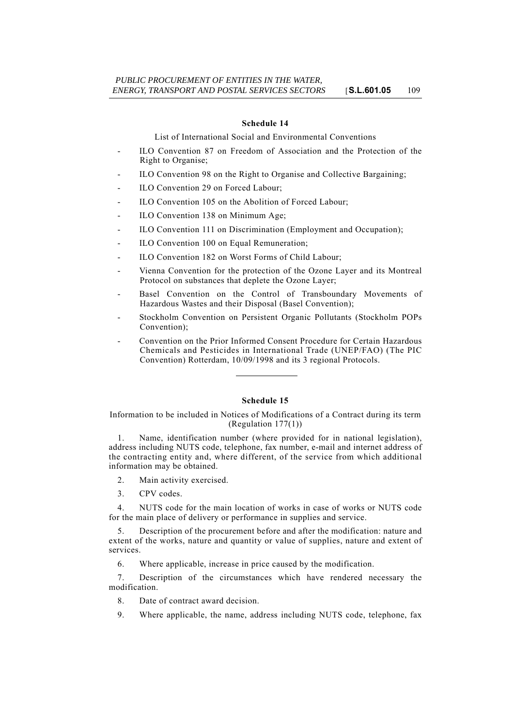## Schedule 14

List of International Social and Environmental Conventions

- ILO Convention 87 on Freedom of Association and the Protection of the Right to Organise;
- ILO Convention 98 on the Right to Organise and Collective Bargaining;
- ILO Convention 29 on Forced Labour;
- ILO Convention 105 on the Abolition of Forced Labour;
- ILO Convention 138 on Minimum Age;
- ILO Convention 111 on Discrimination (Employment and Occupation);
- ILO Convention 100 on Equal Remuneration;
- ILO Convention 182 on Worst Forms of Child Labour;
- Vienna Convention for the protection of the Ozone Layer and its Montreal Protocol on substances that deplete the Ozone Layer;
- Basel Convention on the Control of Transboundary Movements of Hazardous Wastes and their Disposal (Basel Convention);
- Stockholm Convention on Persistent Organic Pollutants (Stockholm POPs Convention);
- Convention on the Prior Informed Consent Procedure for Certain Hazardous Chemicals and Pesticides in International Trade (UNEP/FAO) (The PIC Convention) Rotterdam, 10/09/1998 and its 3 regional Protocols.

---

## Schedule 15

Information to be included in Notices of Modifications of a Contract during its term (Regulation 177(1))

1. Name, identification number (where provided for in national legislation), address including NUTS code, telephone, fax number, e-mail and internet address of the contracting entity and, where different, of the service from which additional information may be obtained.

2. Main activity exercised.

3. CPV codes.

4. NUTS code for the main location of works in case of works or NUTS code for the main place of delivery or performance in supplies and service.

5. Description of the procurement before and after the modification: nature and extent of the works, nature and quantity or value of supplies, nature and extent of services.

6. Where applicable, increase in price caused by the modification.

7. Description of the circumstances which have rendered necessary the modification.

8. Date of contract award decision.

9. Where applicable, the name, address including NUTS code, telephone, fax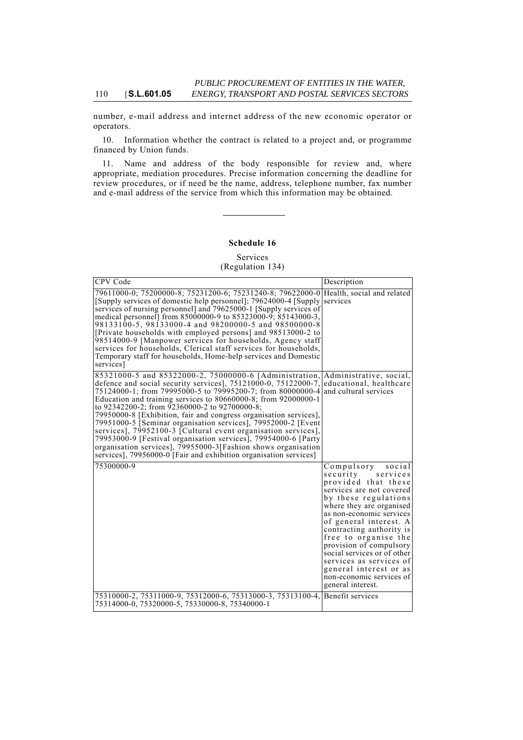number, e-mail address and internet address of the new economic operator or operators.

10. Information whether the contract is related to a project and, or programme financed by Union funds.

11. Name and address of the body responsible for review and, where appropriate, mediation procedures. Precise information concerning the deadline for review procedures, or if need be the name, address, telephone number, fax number and e-mail address of the service from which this information may be obtained.

## Schedule 16

Services
(Regulation 134)

| CPV Code | Description |
|---|---|
| 79611000-0; 75200000-8; 75231200-6; 75231240-8; 79622000-0 [Supply services of domestic help personnel]; 79624000-4 [Supply services of nursing personnel] and 79625000-1 [Supply services of medical personnel] from 85000000-9 to 85323000-9; 85143000-3, 98133100-5, 98133000-4 and 98200000-5 and 98500000-8 [Private households with employed persons] and 98513000-2 to 98514000-9 [Manpower services for households, Agency staff services for households, Clerical staff services for households, Temporary staff for households, Home-help services and Domestic services] | Health, social and related services |
| 85321000-5 and 85322000-2, 75000000-6 [Administration, defence and social security services], 75121000-0, 75122000-7, 75124000-1; from 79995000-5 to 79995200-7; from 80000000-4 Education and training services to 80660000-8; from 92000000-1 to 92342200-2; from 92360000-2 to 92700000-8; 79950000-8 [Exhibition, fair and congress organisation services], 79951000-5 [Seminar organisation services], 79952000-2 [Event services], 79952100-3 [Cultural event organisation services], 79953000-9 [Festival organisation services], 79954000-6 [Party organisation services], 79955000-3[Fashion shows organisation services], 79956000-0 [Fair and exhibition organisation services] | Administrative, social, educational, healthcare and cultural services |
| 75300000-9 | Compulsory social security services provided that these services are not covered by these regulations where they are organised as non-economic services of general interest. A contracting authority is free to organise the provision of compulsory social services or of other services as services of general interest or as non-economic services of general interest. |
| 75310000-2, 75311000-9, 75312000-6, 75313000-3, 75313100-4, 75314000-0, 75320000-5, 75330000-8, 75340000-1 | Benefit services |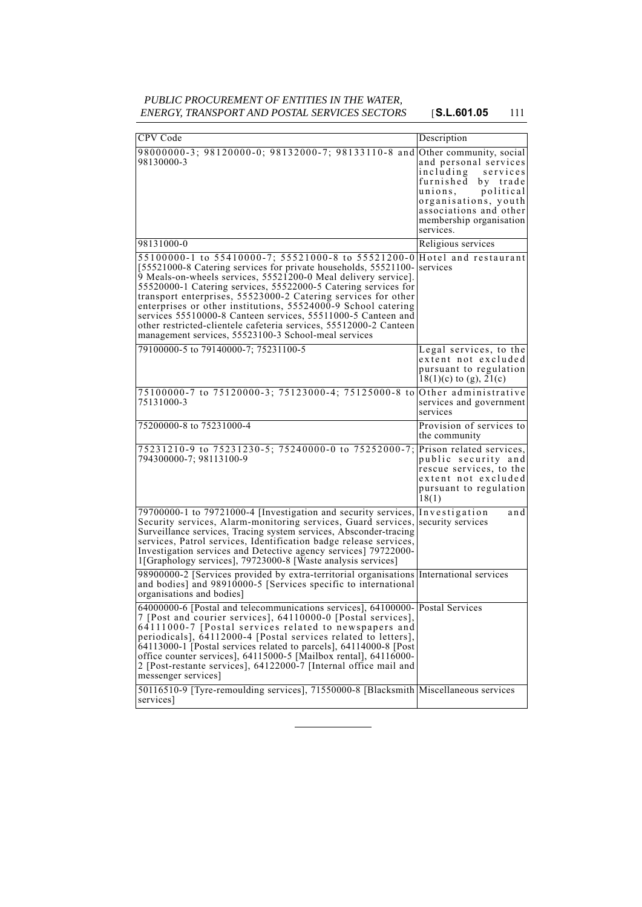| CPV Code | Description |
|---|---|
| 98000000-3; 98120000-0; 98132000-7; 98133110-8 and 98130000-3 | Other community, social and personal services including services furnished by trade unions, political organisations, youth associations and other membership organisation services. |
| 98131000-0 | Religious services |
| 55100000-1 to 55410000-7; 55521000-8 to 55521200-0 [55521000-8 Catering services for private households, 55521100-9 Meals-on-wheels services, 55521200-0 Meal delivery service]. 55520000-1 Catering services, 55522000-5 Catering services for transport enterprises, 55523000-2 Catering services for other enterprises or other institutions, 55524000-9 School catering services 55510000-8 Canteen services, 55511000-5 Canteen and other restricted-clientele cafeteria services, 55512000-2 Canteen management services, 55523100-3 School-meal services | Hotel and restaurant services |
| 79100000-5 to 79140000-7; 75231100-5 | Legal services, to the extent not excluded pursuant to regulation 18(1)(c) to (g), 21(c) |
| 75100000-7 to 75120000-3; 75123000-4; 75125000-8 to 75131000-3 | Other administrative services and government services |
| 75200000-8 to 75231000-4 | Provision of services to the community |
| 75231210-9 to 75231230-5; 75240000-0 to 75252000-7; 794300000-7; 98113100-9 | Prison related services, public security and rescue services, to the extent not excluded pursuant to regulation 18(1) |
| 79700000-1 to 79721000-4 [Investigation and security services, Security services, Alarm-monitoring services, Guard services, Surveillance services, Tracing system services, Absconder-tracing services, Patrol services, Identification badge release services, Investigation services and Detective agency services] 79722000-1[Graphology services], 79723000-8 [Waste analysis services] | Investigation and security services |
| 98900000-2 [Services provided by extra-territorial organisations and bodies] and 98910000-5 [Services specific to international organisations and bodies] | International services |
| 64000000-6 [Postal and telecommunications services], 64100000-7 [Post and courier services], 64110000-0 [Postal services], 64111000-7 [Postal services related to newspapers and periodicals], 64112000-4 [Postal services related to letters], 64113000-1 [Postal services related to parcels], 64114000-8 [Post office counter services], 64115000-5 [Mailbox rental], 64116000-2 [Post-restante services], 64122000-7 [Internal office mail and messenger services] | Postal Services |
| 50116510-9 [Tyre-remoulding services], 71550000-8 [Blacksmith services] | Miscellaneous services |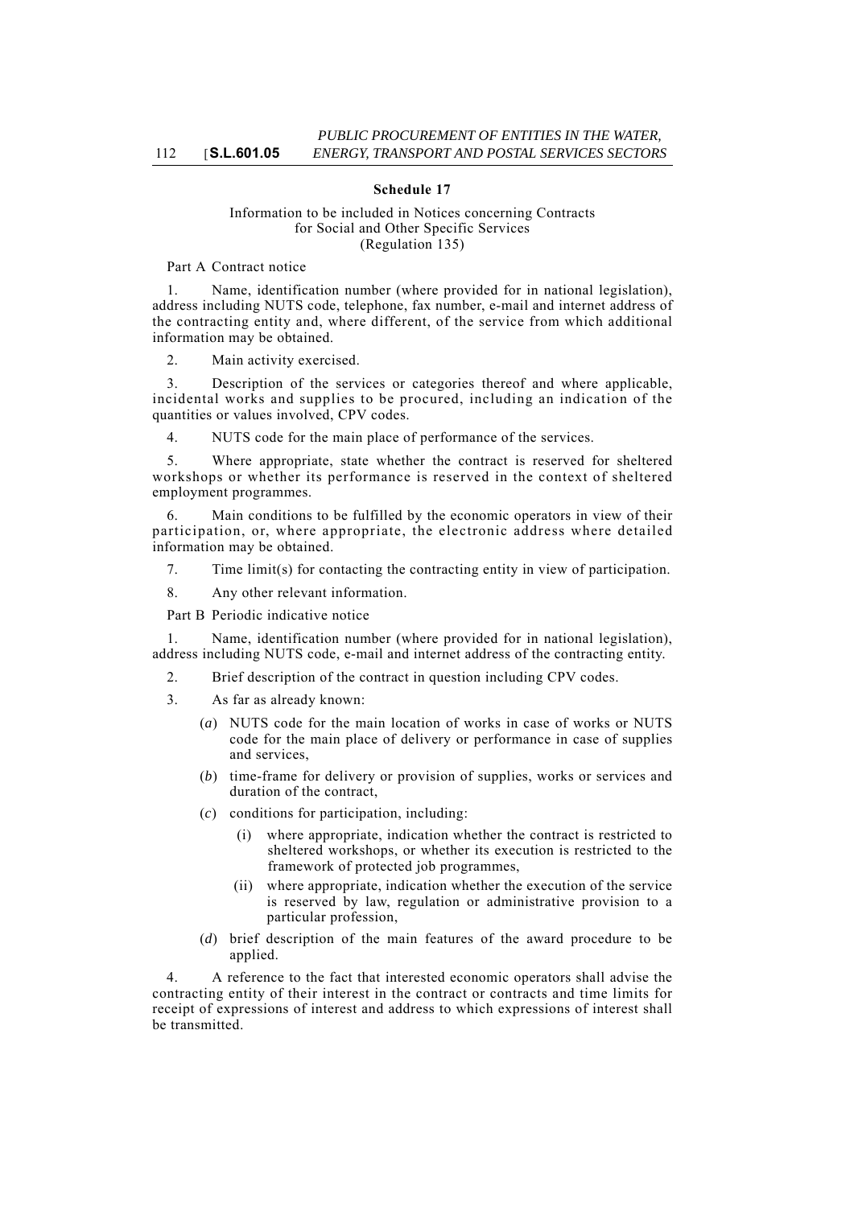## Schedule 17

Information to be included in Notices concerning Contracts for Social and Other Specific Services
(Regulation 135)

Part A Contract notice

1. Name, identification number (where provided for in national legislation), address including NUTS code, telephone, fax number, e-mail and internet address of the contracting entity and, where different, of the service from which additional information may be obtained.

2. Main activity exercised.

3. Description of the services or categories thereof and where applicable, incidental works and supplies to be procured, including an indication of the quantities or values involved, CPV codes.

4. NUTS code for the main place of performance of the services.

5. Where appropriate, state whether the contract is reserved for sheltered workshops or whether its performance is reserved in the context of sheltered employment programmes.

6. Main conditions to be fulfilled by the economic operators in view of their participation, or, where appropriate, the electronic address where detailed information may be obtained.

7. Time limit(s) for contacting the contracting entity in view of participation.

8. Any other relevant information.

Part B Periodic indicative notice

1. Name, identification number (where provided for in national legislation), address including NUTS code, e-mail and internet address of the contracting entity.

2. Brief description of the contract in question including CPV codes.

3. As far as already known:

(*a*) NUTS code for the main location of works in case of works or NUTS code for the main place of delivery or performance in case of supplies and services,

(*b*) time-frame for delivery or provision of supplies, works or services and duration of the contract,

(*c*) conditions for participation, including:

(i) where appropriate, indication whether the contract is restricted to sheltered workshops, or whether its execution is restricted to the framework of protected job programmes,

(ii) where appropriate, indication whether the execution of the service is reserved by law, regulation or administrative provision to a particular profession,

(*d*) brief description of the main features of the award procedure to be applied.

4. A reference to the fact that interested economic operators shall advise the contracting entity of their interest in the contract or contracts and time limits for receipt of expressions of interest and address to which expressions of interest shall be transmitted.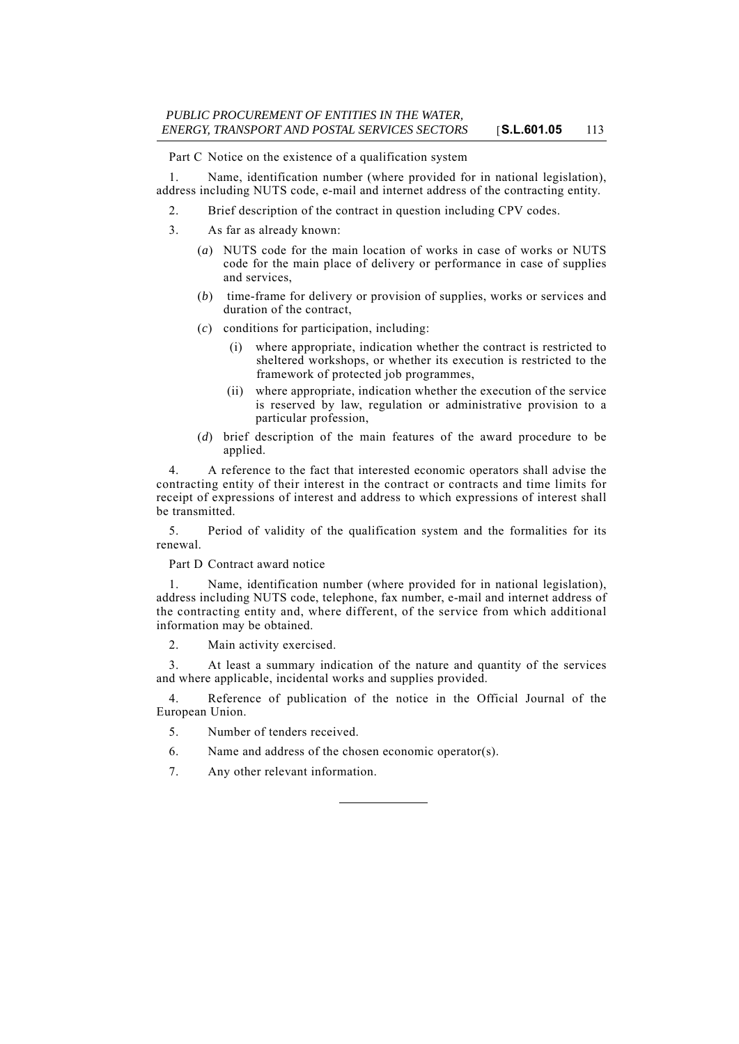Part C Notice on the existence of a qualification system

1. Name, identification number (where provided for in national legislation), address including NUTS code, e-mail and internet address of the contracting entity.

2. Brief description of the contract in question including CPV codes.

3. As far as already known:

   (*a*) NUTS code for the main location of works in case of works or NUTS code for the main place of delivery or performance in case of supplies and services,

   (*b*) time-frame for delivery or provision of supplies, works or services and duration of the contract,

   (*c*) conditions for participation, including:

      (i) where appropriate, indication whether the contract is restricted to sheltered workshops, or whether its execution is restricted to the framework of protected job programmes,

      (ii) where appropriate, indication whether the execution of the service is reserved by law, regulation or administrative provision to a particular profession,

   (*d*) brief description of the main features of the award procedure to be applied.

4. A reference to the fact that interested economic operators shall advise the contracting entity of their interest in the contract or contracts and time limits for receipt of expressions of interest and address to which expressions of interest shall be transmitted.

5. Period of validity of the qualification system and the formalities for its renewal.

Part D Contract award notice

1. Name, identification number (where provided for in national legislation), address including NUTS code, telephone, fax number, e-mail and internet address of the contracting entity and, where different, of the service from which additional information may be obtained.

2. Main activity exercised.

3. At least a summary indication of the nature and quantity of the services and where applicable, incidental works and supplies provided.

4. Reference of publication of the notice in the Official Journal of the European Union.

5. Number of tenders received.

6. Name and address of the chosen economic operator(s).

7. Any other relevant information.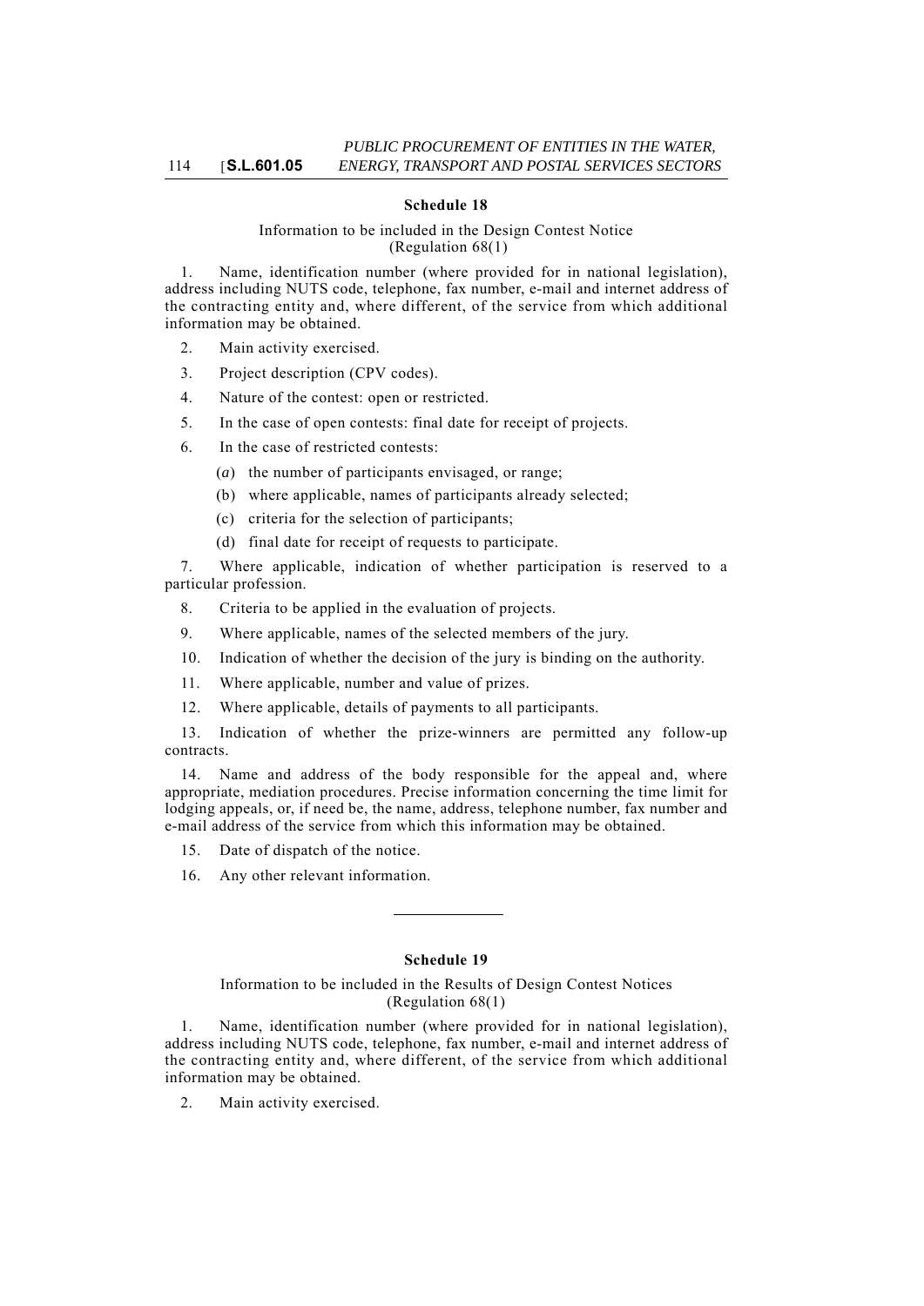## Schedule 18

Information to be included in the Design Contest Notice
(Regulation 68(1)

1. Name, identification number (where provided for in national legislation), address including NUTS code, telephone, fax number, e-mail and internet address of the contracting entity and, where different, of the service from which additional information may be obtained.

2. Main activity exercised.

3. Project description (CPV codes).

4. Nature of the contest: open or restricted.

5. In the case of open contests: final date for receipt of projects.

6. In the case of restricted contests:

   (*a*) the number of participants envisaged, or range;

   (b) where applicable, names of participants already selected;

   (c) criteria for the selection of participants;

   (d) final date for receipt of requests to participate.

7. Where applicable, indication of whether participation is reserved to a particular profession.

8. Criteria to be applied in the evaluation of projects.

9. Where applicable, names of the selected members of the jury.

10. Indication of whether the decision of the jury is binding on the authority.

11. Where applicable, number and value of prizes.

12. Where applicable, details of payments to all participants.

13. Indication of whether the prize-winners are permitted any follow-up contracts.

14. Name and address of the body responsible for the appeal and, where appropriate, mediation procedures. Precise information concerning the time limit for lodging appeals, or, if need be, the name, address, telephone number, fax number and e-mail address of the service from which this information may be obtained.

15. Date of dispatch of the notice.

16. Any other relevant information.

---

## Schedule 19

Information to be included in the Results of Design Contest Notices
(Regulation 68(1)

1. Name, identification number (where provided for in national legislation), address including NUTS code, telephone, fax number, e-mail and internet address of the contracting entity and, where different, of the service from which additional information may be obtained.

2. Main activity exercised.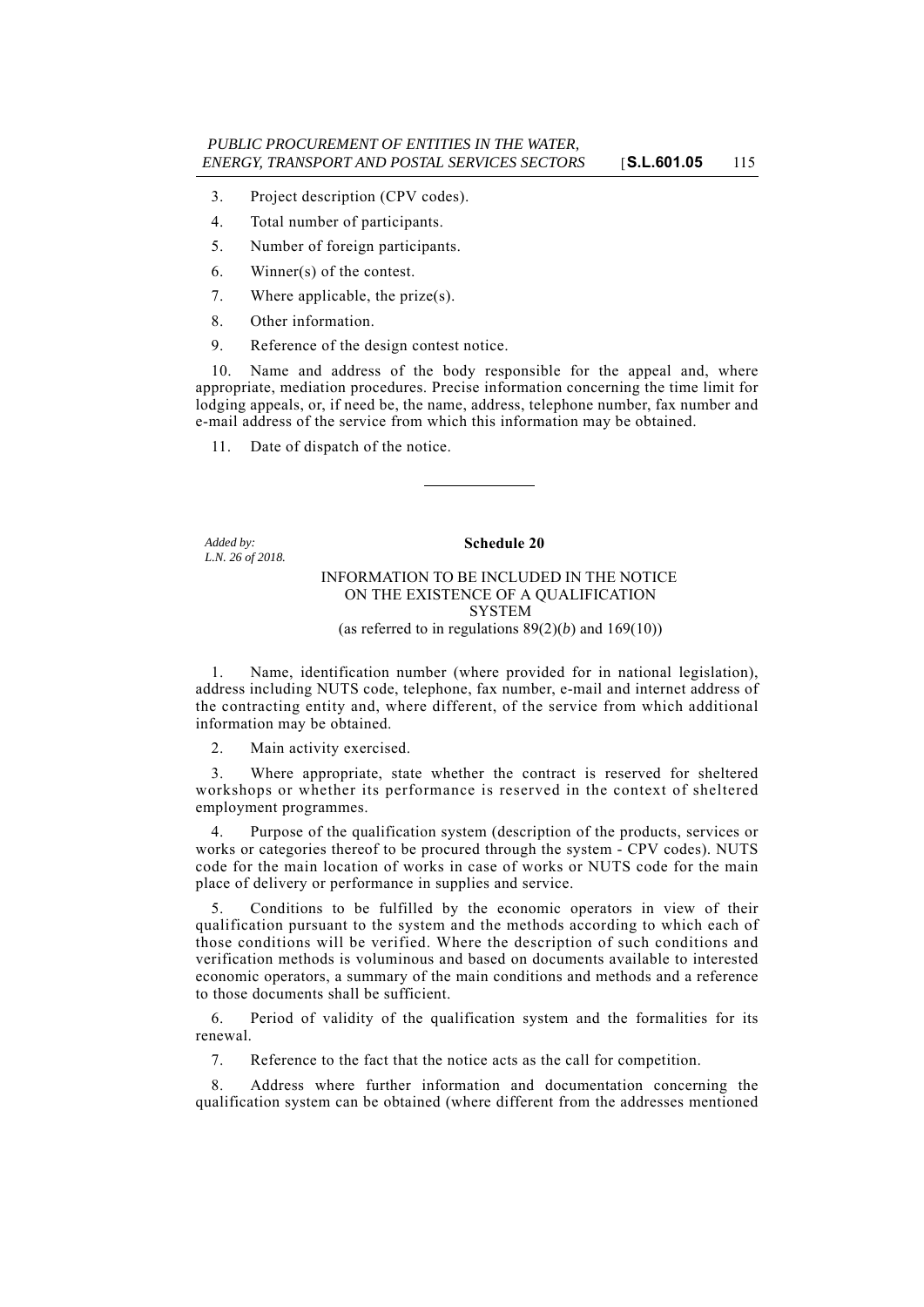3. Project description (CPV codes).

4. Total number of participants.

5. Number of foreign participants.

6. Winner(s) of the contest.

7. Where applicable, the prize(s).

8. Other information.

9. Reference of the design contest notice.

10. Name and address of the body responsible for the appeal and, where appropriate, mediation procedures. Precise information concerning the time limit for lodging appeals, or, if need be, the name, address, telephone number, fax number and e-mail address of the service from which this information may be obtained.

11. Date of dispatch of the notice.

---

*Added by: L.N. 26 of 2018.*

## Schedule 20

### INFORMATION TO BE INCLUDED IN THE NOTICE ON THE EXISTENCE OF A QUALIFICATION SYSTEM

(as referred to in regulations 89(2)(*b*) and 169(10))

1. Name, identification number (where provided for in national legislation), address including NUTS code, telephone, fax number, e-mail and internet address of the contracting entity and, where different, of the service from which additional information may be obtained.

2. Main activity exercised.

3. Where appropriate, state whether the contract is reserved for sheltered workshops or whether its performance is reserved in the context of sheltered employment programmes.

4. Purpose of the qualification system (description of the products, services or works or categories thereof to be procured through the system - CPV codes). NUTS code for the main location of works in case of works or NUTS code for the main place of delivery or performance in supplies and service.

5. Conditions to be fulfilled by the economic operators in view of their qualification pursuant to the system and the methods according to which each of those conditions will be verified. Where the description of such conditions and verification methods is voluminous and based on documents available to interested economic operators, a summary of the main conditions and methods and a reference to those documents shall be sufficient.

6. Period of validity of the qualification system and the formalities for its renewal.

7. Reference to the fact that the notice acts as the call for competition.

8. Address where further information and documentation concerning the qualification system can be obtained (where different from the addresses mentioned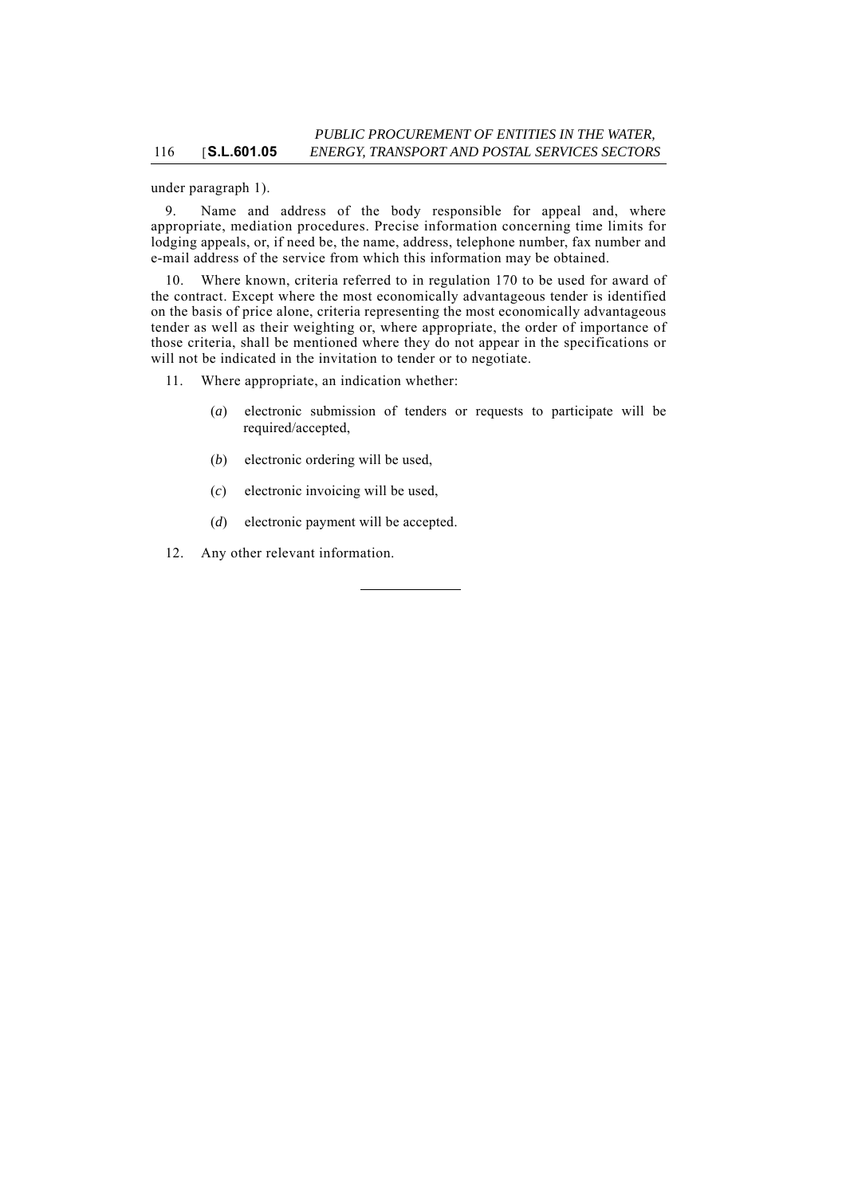under paragraph 1).

9. Name and address of the body responsible for appeal and, where appropriate, mediation procedures. Precise information concerning time limits for lodging appeals, or, if need be, the name, address, telephone number, fax number and e-mail address of the service from which this information may be obtained.

10. Where known, criteria referred to in regulation 170 to be used for award of the contract. Except where the most economically advantageous tender is identified on the basis of price alone, criteria representing the most economically advantageous tender as well as their weighting or, where appropriate, the order of importance of those criteria, shall be mentioned where they do not appear in the specifications or will not be indicated in the invitation to tender or to negotiate.

11. Where appropriate, an indication whether:

(*a*) electronic submission of tenders or requests to participate will be required/accepted,

(*b*) electronic ordering will be used,

(*c*) electronic invoicing will be used,

(*d*) electronic payment will be accepted.

12. Any other relevant information.